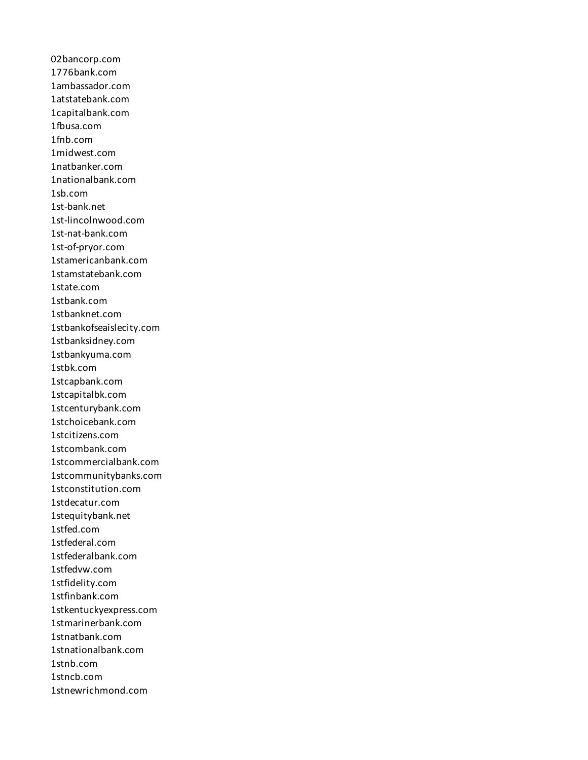02bancorp.com
1776bank.com
1ambassador.com
1atstatebank.com
1capitalbank.com
1fbusa.com
1fnb.com
1midwest.com
1natbanker.com
1nationalbank.com
1sb.com
1st-bank.net
1st-lincolnwood.com
1st-nat-bank.com
1st-of-pryor.com
1stamericanbank.com
1stamstatebank.com
1state.com
1stbank.com
1stbanknet.com
1stbankofseaislecity.com
1stbanksidney.com
1stbankyuma.com
1stbk.com
1stcapbank.com
1stcapitalbk.com
1stcenturybank.com
1stchoicebank.com
1stcitizens.com
1stcombank.com
1stcommercialbank.com
1stcommunitybanks.com
1stconstitution.com
1stdecatur.com
1stequitybank.net
1stfed.com
1stfederal.com
1stfederalbank.com
1stfedvw.com
1stfidelity.com
1stfinbank.com
1stkentuckyexpress.com
1stmarinerbank.com
1stnatbank.com
1stnationalbank.com
1stnb.com
1stncb.com
1stnewrichmond.com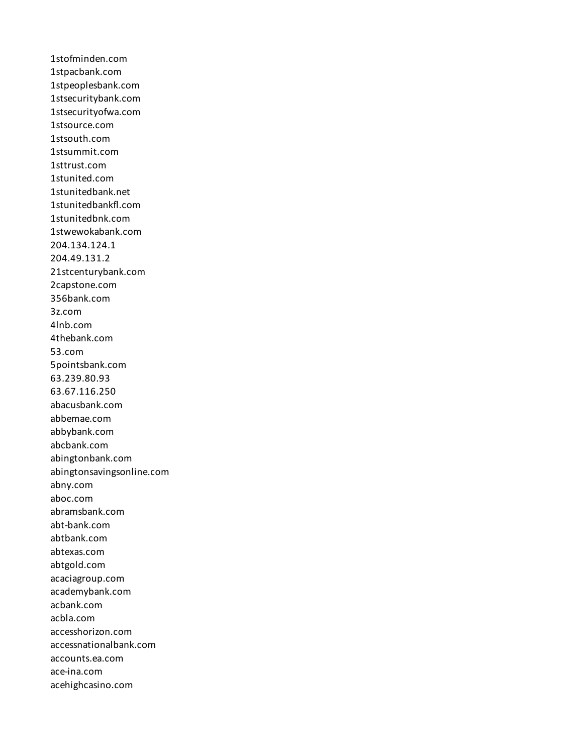1stofminden.com
1stpacbank.com
1stpeoplesbank.com
1stsecuritybank.com
1stsecurityofwa.com
1stsource.com
1stsouth.com
1stsummit.com
1sttrust.com
1stunited.com
1stunitedbank.net
1stunitedbankfl.com
1stunitedbnk.com
1stwewokabank.com
204.134.124.1
204.49.131.2
21stcenturybank.com
2capstone.com
356bank.com
3z.com
4lnb.com
4thebank.com
53.com
5pointsbank.com
63.239.80.93
63.67.116.250
abacusbank.com
abbemae.com
abbybank.com
abcbank.com
abingtonbank.com
abingtonsavingsonline.com
abny.com
aboc.com
abramsbank.com
abt-bank.com
abtbank.com
abtexas.com
abtgold.com
acaciagroup.com
academybank.com
acbank.com
acbla.com
accesshorizon.com
accessnationalbank.com
accounts.ea.com
ace-ina.com
acehighcasino.com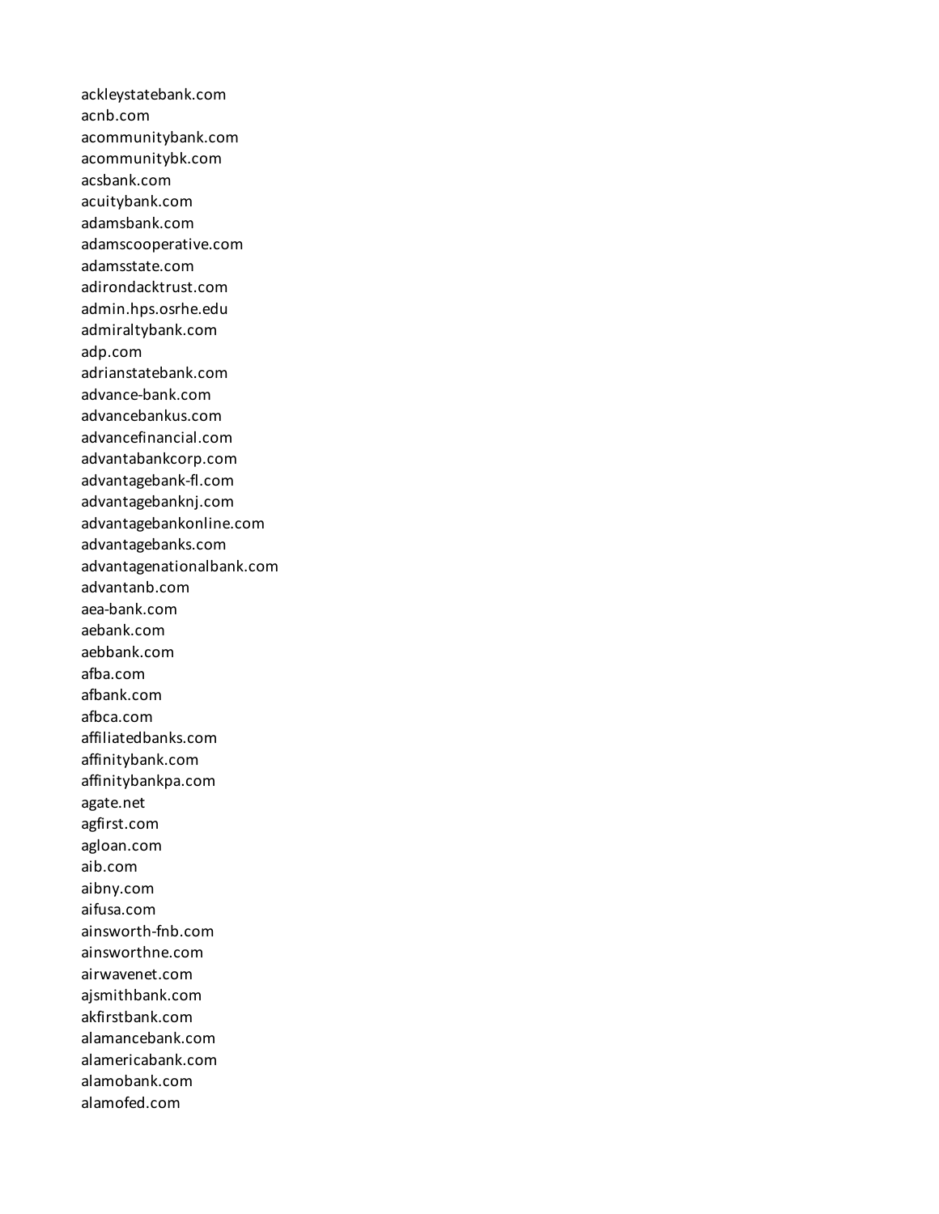ackleystatebank.com
acnb.com
acommunitybank.com
acommunitybk.com
acsbank.com
acuitybank.com
adamsbank.com
adamscooperative.com
adamsstate.com
adirondacktrust.com
admin.hps.osrhe.edu
admiraltybank.com
adp.com
adrianstatebank.com
advance-bank.com
advancebankus.com
advancefinancial.com
advantabankcorp.com
advantagebank-fl.com
advantagebanknj.com
advantagebankonline.com
advantagebanks.com
advantagenationalbank.com
advantanb.com
aea-bank.com
aebank.com
aebbank.com
afba.com
afbank.com
afbca.com
affiliatedbanks.com
affinitybank.com
affinitybankpa.com
agate.net
agfirst.com
agloan.com
aib.com
aibny.com
aifusa.com
ainsworth-fnb.com
ainsworthne.com
airwavenet.com
ajsmithbank.com
akfirstbank.com
alamancebank.com
alamericabank.com
alamobank.com
alamofed.com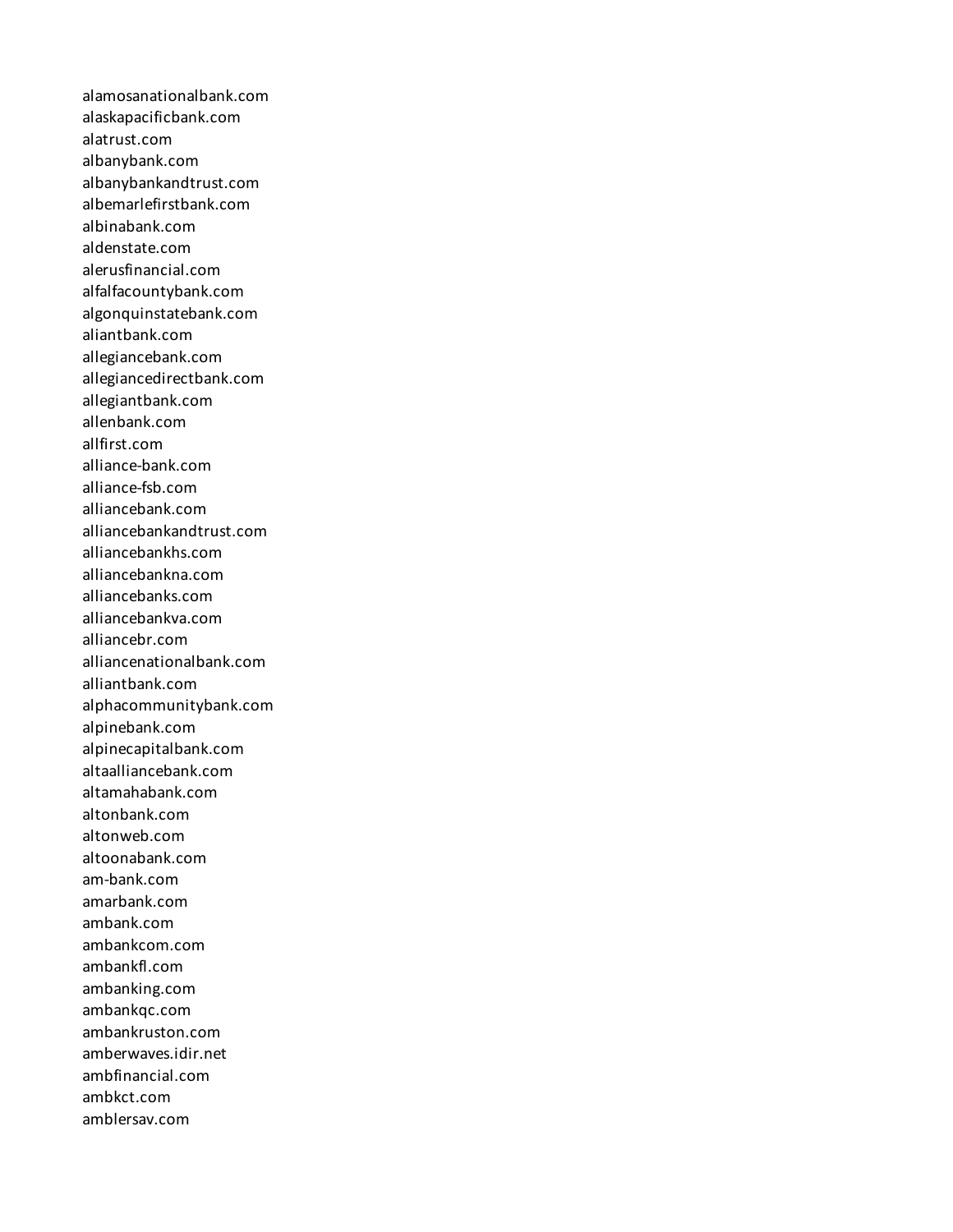alamosanationalbank.com
alaskapacificbank.com
alatrust.com
albanybank.com
albanybankandtrust.com
albemarlefirstbank.com
albinabank.com
aldenstate.com
alerusfinancial.com
alfalfacountybank.com
algonquinstatebank.com
aliantbank.com
allegiancebank.com
allegiancedirectbank.com
allegiantbank.com
allenbank.com
allfirst.com
alliance-bank.com
alliance-fsb.com
alliancebank.com
alliancebankandtrust.com
alliancebankhs.com
alliancebankna.com
alliancebanks.com
alliancebankva.com
alliancebr.com
alliancenationalbank.com
alliantbank.com
alphacommunitybank.com
alpinebank.com
alpinecapitalbank.com
altaalliancebank.com
altamahabank.com
altonbank.com
altonweb.com
altoonabank.com
am-bank.com
amarbank.com
ambank.com
ambankcom.com
ambankfl.com
ambanking.com
ambankqc.com
ambankruston.com
amberwaves.idir.net
ambfinancial.com
ambkct.com
amblersav.com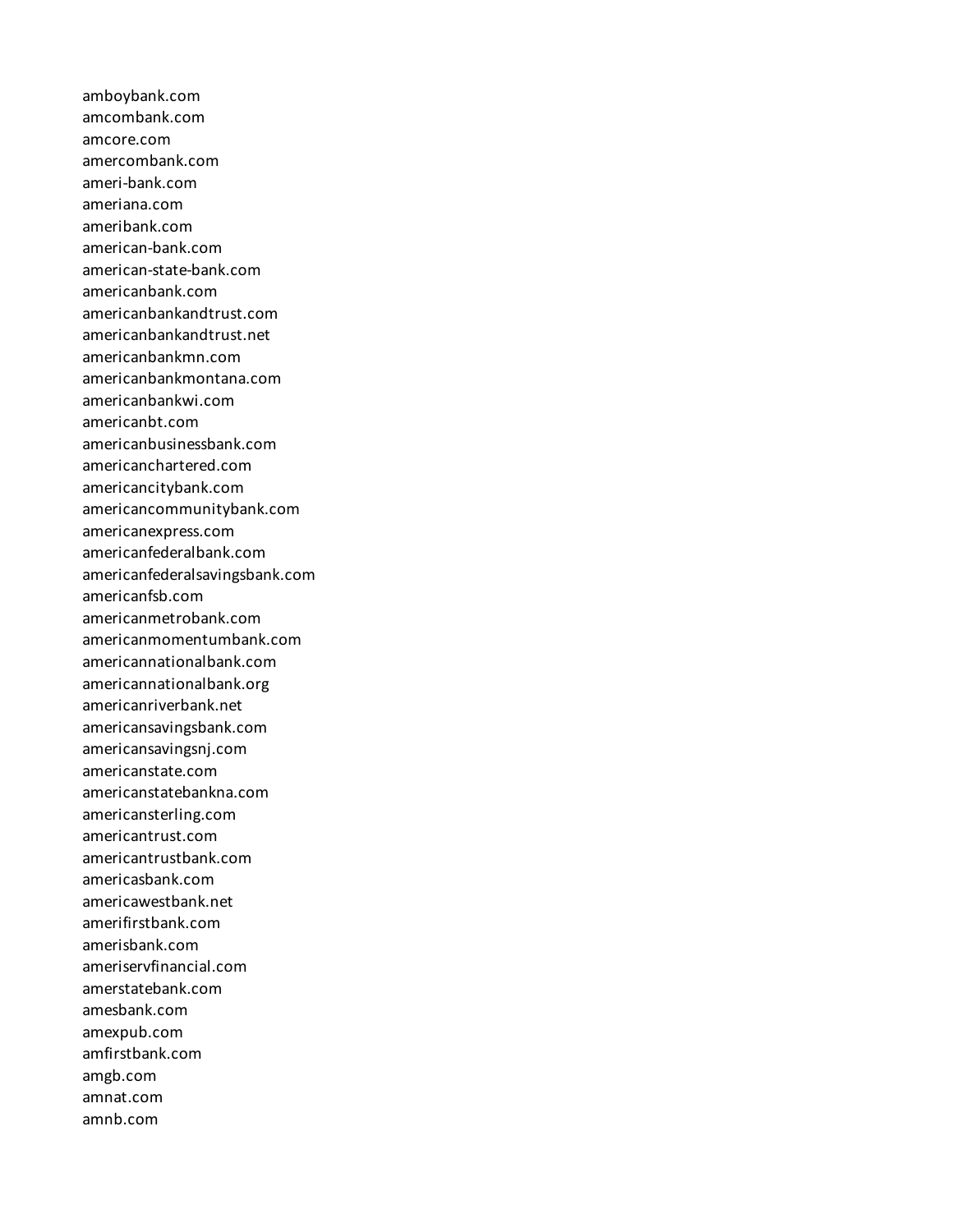amboybank.com
amcombank.com
amcore.com
amercombank.com
ameri-bank.com
ameriana.com
ameribank.com
american-bank.com
american-state-bank.com
americanbank.com
americanbankandtrust.com
americanbankandtrust.net
americanbankmn.com
americanbankmontana.com
americanbankwi.com
americanbt.com
americanbusinessbank.com
americanchartered.com
americancitybank.com
americancommunitybank.com
americanexpress.com
americanfederalbank.com
americanfederalsavingsbank.com
americanfsb.com
americanmetrobank.com
americanmomentumbank.com
americannationalbank.com
americannationalbank.org
americanriverbank.net
americansavingsbank.com
americansavingsnj.com
americanstate.com
americanstatebankna.com
americansterling.com
americantrust.com
americantrustbank.com
americasbank.com
americawestbank.net
amerifirstbank.com
amerisbank.com
ameriservfinancial.com
amerstatebank.com
amesbank.com
amexpub.com
amfirstbank.com
amgb.com
amnat.com
amnb.com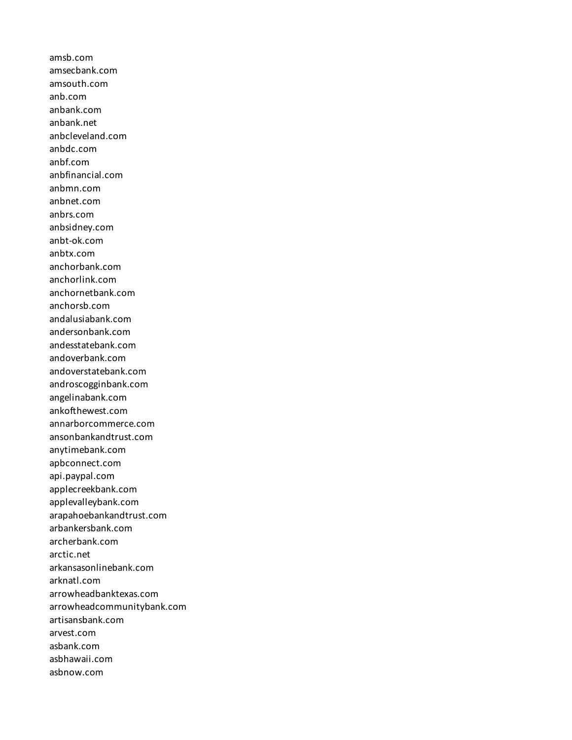amsb.com
amsecbank.com
amsouth.com
anb.com
anbank.com
anbank.net
anbcleveland.com
anbdc.com
anbf.com
anbfinancial.com
anbmn.com
anbnet.com
anbrs.com
anbsidney.com
anbt-ok.com
anbtx.com
anchorbank.com
anchorlink.com
anchornetbank.com
anchorsb.com
andalusiabank.com
andersonbank.com
andesstatebank.com
andoverbank.com
andoverstatebank.com
androscogginbank.com
angelinabank.com
ankofthewest.com
annarborcommerce.com
ansonbankandtrust.com
anytimebank.com
apbconnect.com
api.paypal.com
applecreekbank.com
applevalleybank.com
arapahoebankandtrust.com
arbankersbank.com
archerbank.com
arctic.net
arkansasonlinebank.com
arknatl.com
arrowheadbanktexas.com
arrowheadcommunitybank.com
artisansbank.com
arvest.com
asbank.com
asbhawaii.com
asbnow.com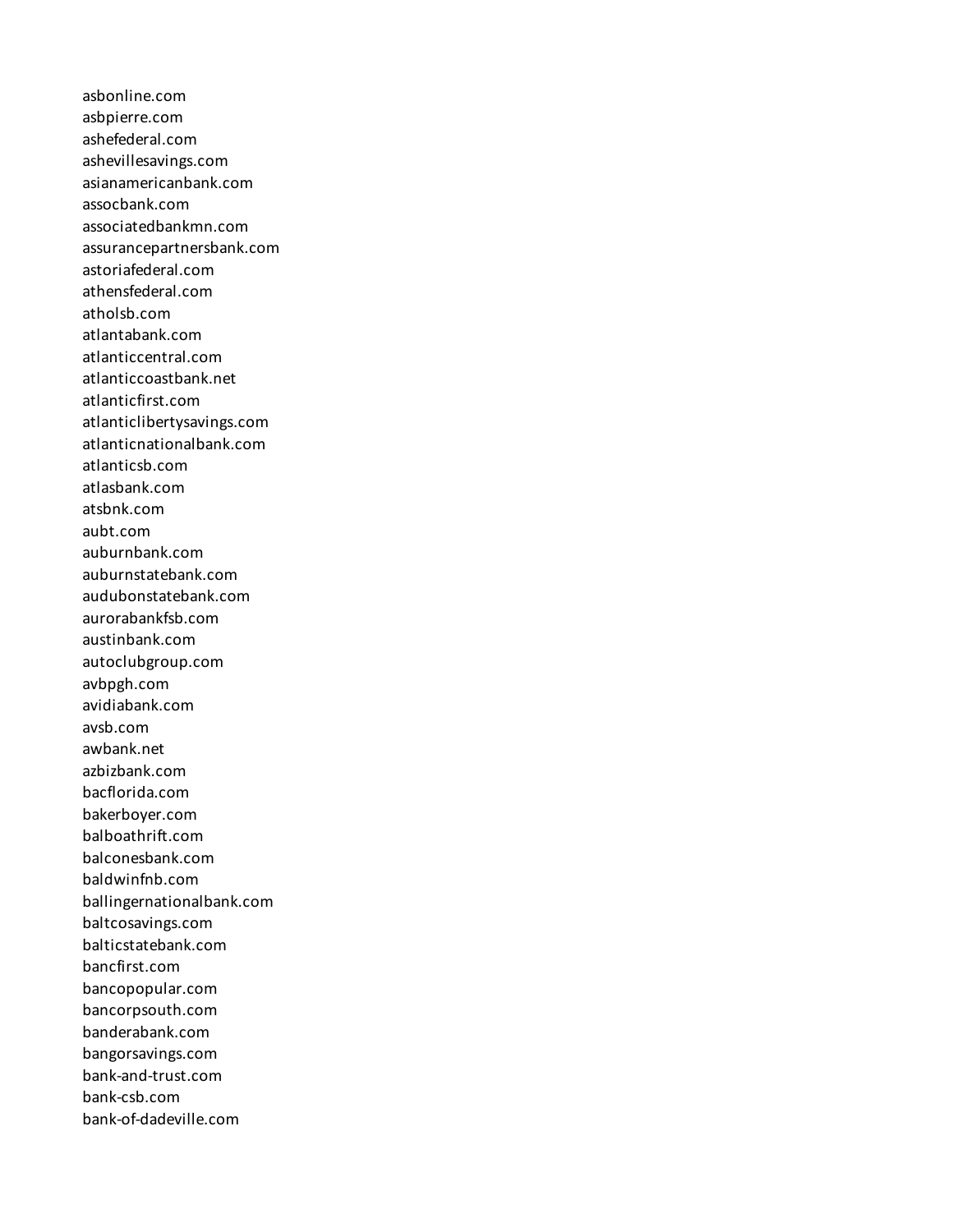asbonline.com
asbpierre.com
ashefederal.com
ashevillesavings.com
asianamericanbank.com
assocbank.com
associatedbankmn.com
assurancepartnersbank.com
astoriafederal.com
athensfederal.com
atholsb.com
atlantabank.com
atlanticcentral.com
atlanticcoastbank.net
atlanticfirst.com
atlanticlibertysavings.com
atlanticnationalbank.com
atlanticsb.com
atlasbank.com
atsbnk.com
aubt.com
auburnbank.com
auburnstatebank.com
audubonstatebank.com
aurorabankfsb.com
austinbank.com
autoclubgroup.com
avbpgh.com
avidiabank.com
avsb.com
awbank.net
azbizbank.com
bacflorida.com
bakerboyer.com
balboathrift.com
balconesbank.com
baldwinfnb.com
ballingernationalbank.com
baltcosavings.com
balticstatebank.com
bancfirst.com
bancopopular.com
bancorpsouth.com
banderabank.com
bangorsavings.com
bank-and-trust.com
bank-csb.com
bank-of-dadeville.com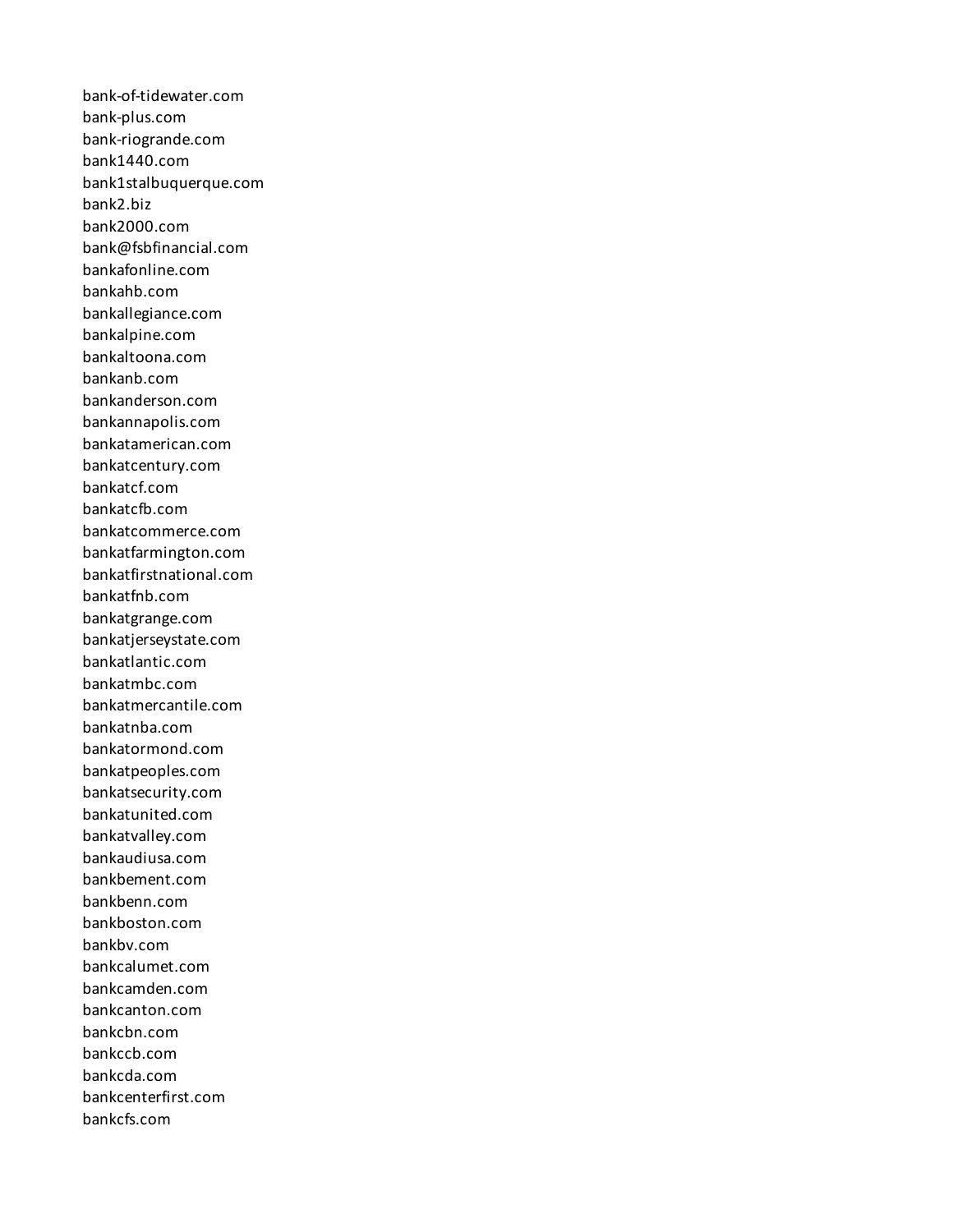bank-of-tidewater.com
bank-plus.com
bank-riogrande.com
bank1440.com
bank1stalbuquerque.com
bank2.biz
bank2000.com
bank@fsbfinancial.com
bankafonline.com
bankahb.com
bankallegiance.com
bankalpine.com
bankaltoona.com
bankanb.com
bankanderson.com
bankannapolis.com
bankatamerican.com
bankatcentury.com
bankatcf.com
bankatcfb.com
bankatcommerce.com
bankatfarmington.com
bankatfirstnational.com
bankatfnb.com
bankatgrange.com
bankatjerseystate.com
bankatlantic.com
bankatmbc.com
bankatmercantile.com
bankatnba.com
bankatormond.com
bankatpeoples.com
bankatsecurity.com
bankatunited.com
bankatvalley.com
bankaudiusa.com
bankbement.com
bankbenn.com
bankboston.com
bankbv.com
bankcalumet.com
bankcamden.com
bankcanton.com
bankcbn.com
bankccb.com
bankcda.com
bankcenterfirst.com
bankcfs.com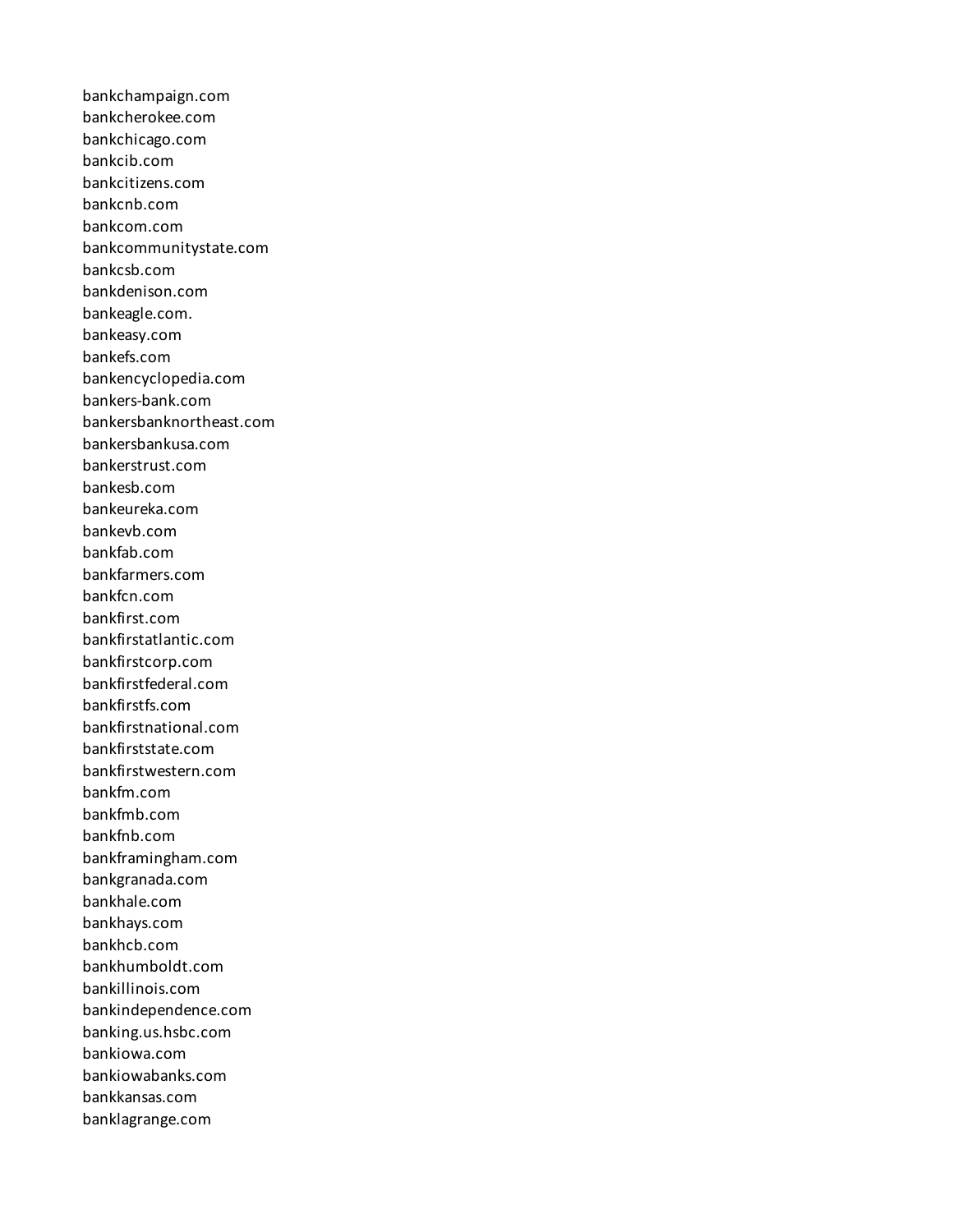bankchampaign.com
bankcherokee.com
bankchicago.com
bankcib.com
bankcitizens.com
bankcnb.com
bankcom.com
bankcommunitystate.com
bankcsb.com
bankdenison.com
bankeagle.com.
bankeasy.com
bankefs.com
bankencyclopedia.com
bankers-bank.com
bankersbanknortheast.com
bankersbankusa.com
bankerstrust.com
bankesb.com
bankeureka.com
bankevb.com
bankfab.com
bankfarmers.com
bankfcn.com
bankfirst.com
bankfirstatlantic.com
bankfirstcorp.com
bankfirstfederal.com
bankfirstfs.com
bankfirstnational.com
bankfirststate.com
bankfirstwestern.com
bankfm.com
bankfmb.com
bankfnb.com
bankframingham.com
bankgranada.com
bankhale.com
bankhays.com
bankhcb.com
bankhumboldt.com
bankillinois.com
bankindependence.com
banking.us.hsbc.com
bankiowa.com
bankiowabanks.com
bankkansas.com
banklagrange.com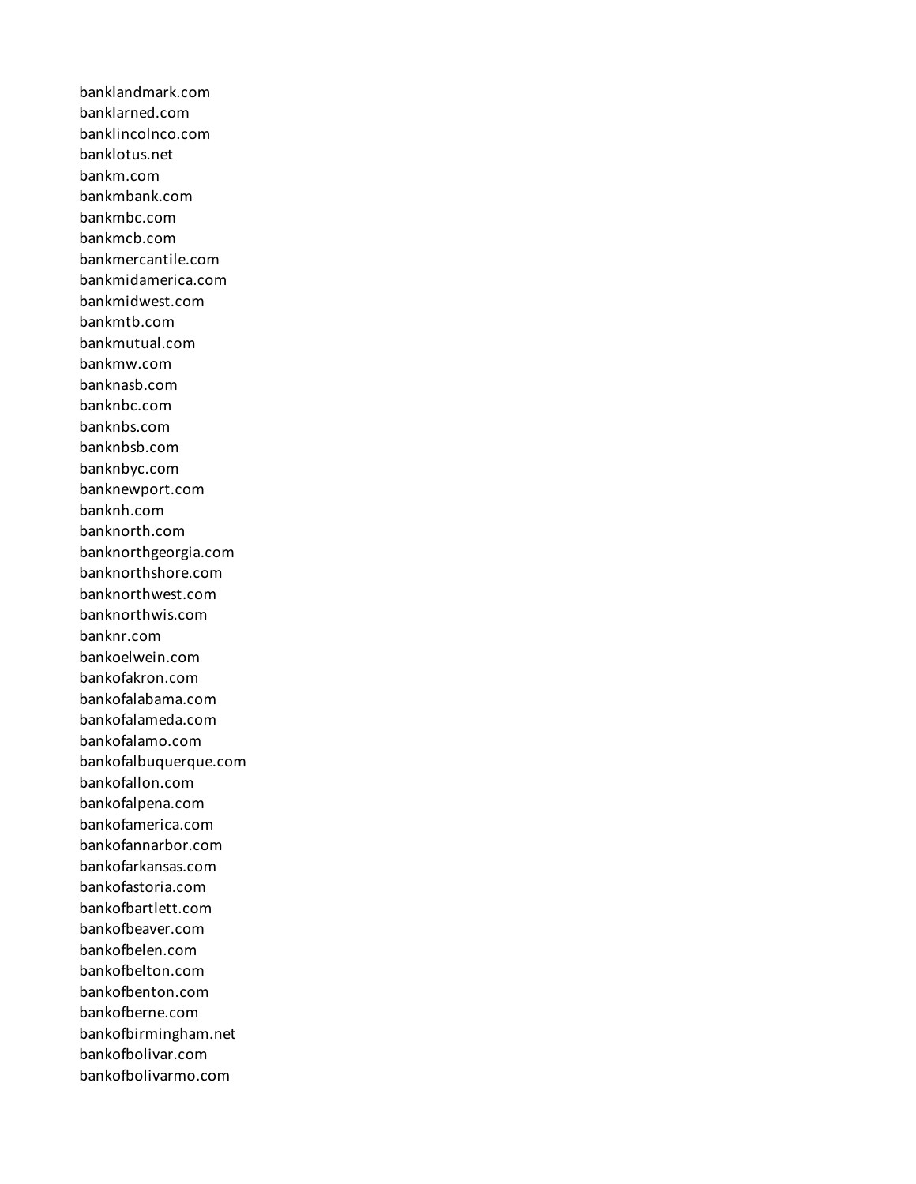banklandmark.com
banklarned.com
banklincolnco.com
banklotus.net
bankm.com
bankmbank.com
bankmbc.com
bankmcb.com
bankmercantile.com
bankmidamerica.com
bankmidwest.com
bankmtb.com
bankmutual.com
bankmw.com
banknasb.com
banknbc.com
banknbs.com
banknbsb.com
banknbyc.com
banknewport.com
banknh.com
banknorth.com
banknorthgeorgia.com
banknorthshore.com
banknorthwest.com
banknorthwis.com
banknr.com
bankoelwein.com
bankofakron.com
bankofalabama.com
bankofalameda.com
bankofalamo.com
bankofalbuquerque.com
bankofallon.com
bankofalpena.com
bankofamerica.com
bankofannarbor.com
bankofarkansas.com
bankofastoria.com
bankofbartlett.com
bankofbeaver.com
bankofbelen.com
bankofbelton.com
bankofbenton.com
bankofberne.com
bankofbirmingham.net
bankofbolivar.com
bankofbolivarmo.com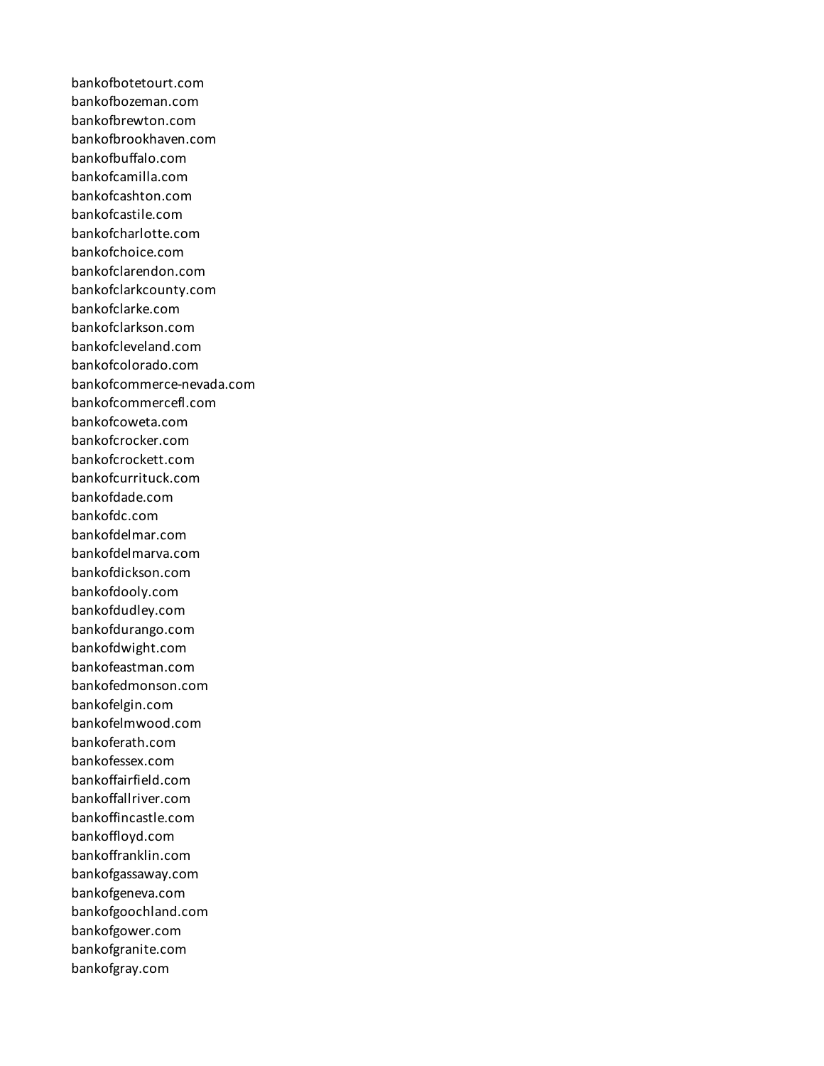bankofbotetourt.com
bankofbozeman.com
bankofbrewton.com
bankofbrookhaven.com
bankofbuffalo.com
bankofcamilla.com
bankofcashton.com
bankofcastile.com
bankofcharlotte.com
bankofchoice.com
bankofclarendon.com
bankofclarkcounty.com
bankofclarke.com
bankofclarkson.com
bankofcleveland.com
bankofcolorado.com
bankofcommerce-nevada.com
bankofcommercefl.com
bankofcoweta.com
bankofcrocker.com
bankofcrockett.com
bankofcurrituck.com
bankofdade.com
bankofdc.com
bankofdelmar.com
bankofdelmarva.com
bankofdickson.com
bankofdooly.com
bankofdudley.com
bankofdurango.com
bankofdwight.com
bankofeastman.com
bankofedmonson.com
bankofelgin.com
bankofelmwood.com
bankoferath.com
bankofessex.com
bankoffairfield.com
bankoffallriver.com
bankoffincastle.com
bankoffloyd.com
bankoffranklin.com
bankofgassaway.com
bankofgeneva.com
bankofgoochland.com
bankofgower.com
bankofgranite.com
bankofgray.com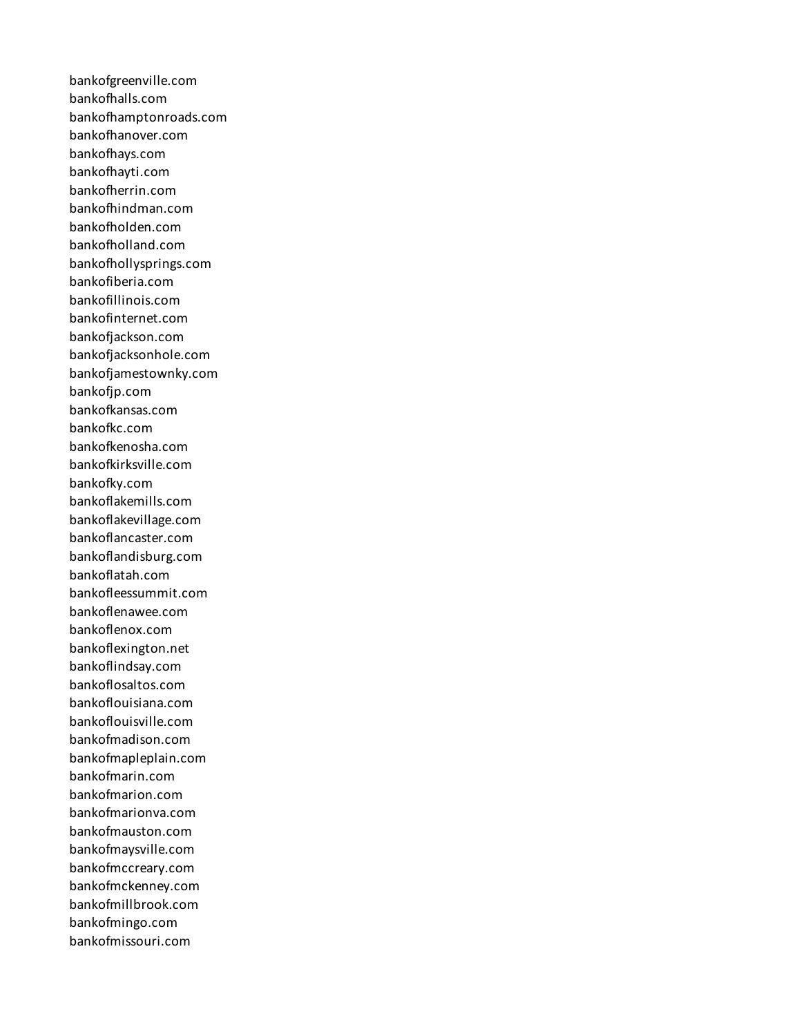bankofgreenville.com
bankofhalls.com
bankofhamptonroads.com
bankofhanover.com
bankofhays.com
bankofhayti.com
bankofherrin.com
bankofhindman.com
bankofholden.com
bankofholland.com
bankofhollysprings.com
bankofiberia.com
bankofillinois.com
bankofinternet.com
bankofjackson.com
bankofjacksonhole.com
bankofjamestownky.com
bankofjp.com
bankofkansas.com
bankofkc.com
bankofkenosha.com
bankofkirksville.com
bankofky.com
bankoflakemills.com
bankoflakevillage.com
bankoflancaster.com
bankoflandisburg.com
bankoflatah.com
bankofleessummit.com
bankoflenawee.com
bankoflenox.com
bankoflexington.net
bankoflindsay.com
bankoflosaltos.com
bankoflouisiana.com
bankoflouisville.com
bankofmadison.com
bankofmapleplain.com
bankofmarin.com
bankofmarion.com
bankofmarionva.com
bankofmauston.com
bankofmaysville.com
bankofmccreary.com
bankofmckenney.com
bankofmillbrook.com
bankofmingo.com
bankofmissouri.com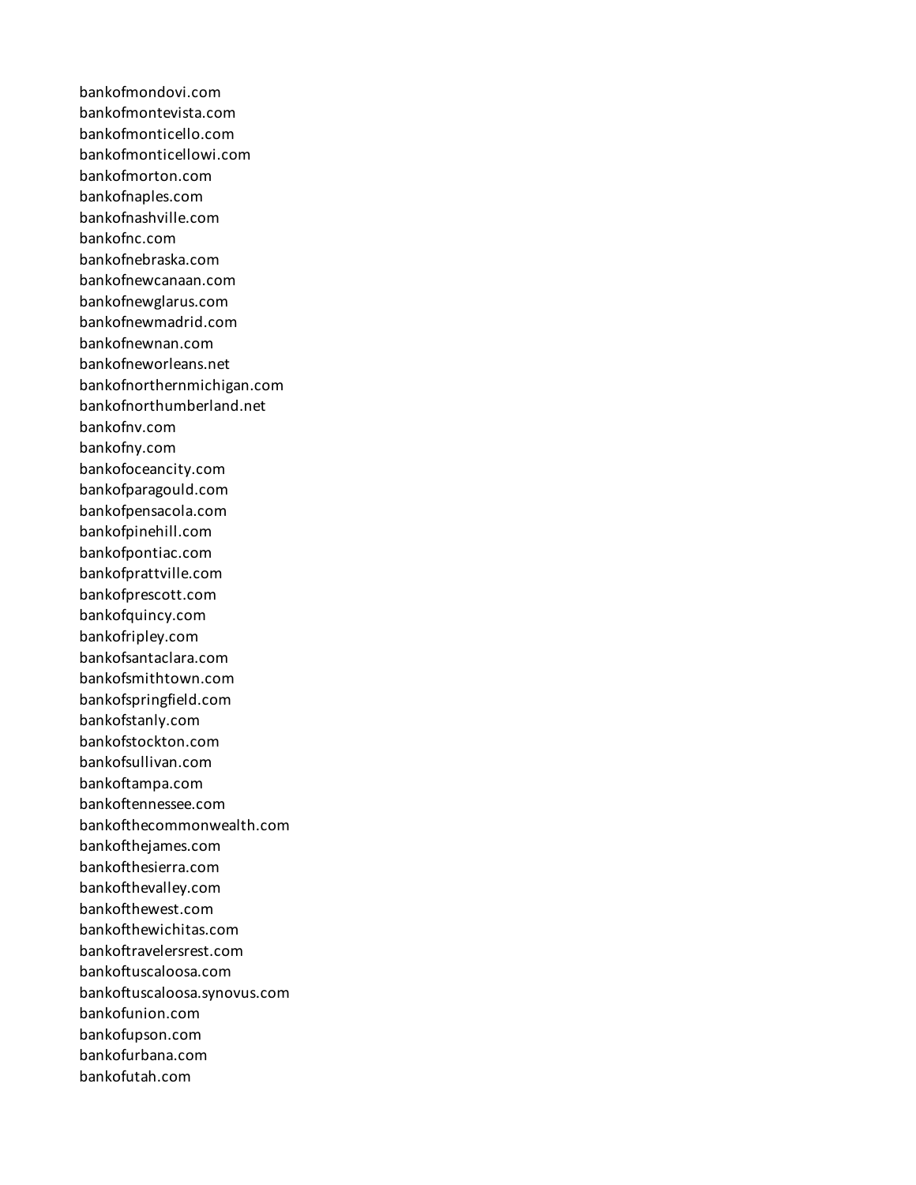bankofmondovi.com
bankofmontevista.com
bankofmonticello.com
bankofmonticellowi.com
bankofmorton.com
bankofnaples.com
bankofnashville.com
bankofnc.com
bankofnebraska.com
bankofnewcanaan.com
bankofnewglarus.com
bankofnewmadrid.com
bankofnewnan.com
bankofneworleans.net
bankofnorthernmichigan.com
bankofnorthumberland.net
bankofnv.com
bankofny.com
bankofoceancity.com
bankofparagould.com
bankofpensacola.com
bankofpinehill.com
bankofpontiac.com
bankofprattville.com
bankofprescott.com
bankofquincy.com
bankofripley.com
bankofsantaclara.com
bankofsmithtown.com
bankofspringfield.com
bankofstanly.com
bankofstockton.com
bankofsullivan.com
bankoftampa.com
bankoftennessee.com
bankofthecommonwealth.com
bankofthejames.com
bankofthesierra.com
bankofthevalley.com
bankofthewest.com
bankofthewichitas.com
bankoftravelersrest.com
bankoftuscaloosa.com
bankoftuscaloosa.synovus.com
bankofunion.com
bankofupson.com
bankofurbana.com
bankofutah.com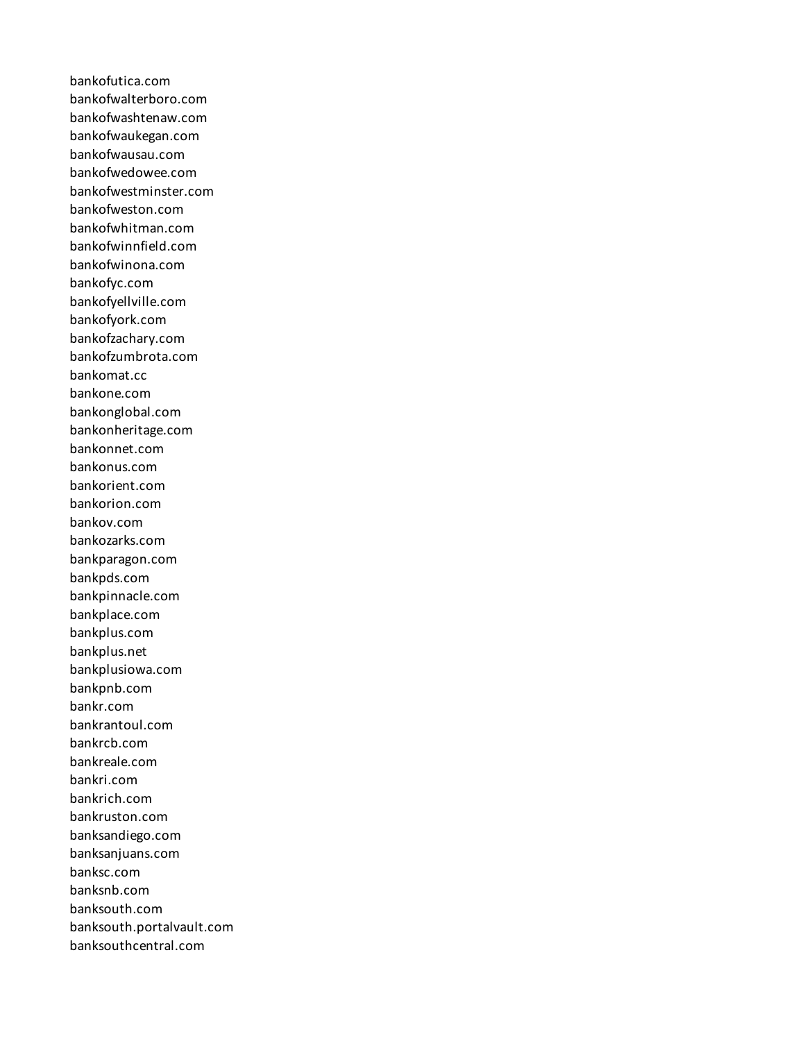bankofutica.com
bankofwalterboro.com
bankofwashtenaw.com
bankofwaukegan.com
bankofwausau.com
bankofwedowee.com
bankofwestminster.com
bankofweston.com
bankofwhitman.com
bankofwinnfield.com
bankofwinona.com
bankofyc.com
bankofyellville.com
bankofyork.com
bankofzachary.com
bankofzumbrota.com
bankomat.cc
bankone.com
bankonglobal.com
bankonheritage.com
bankonnet.com
bankonus.com
bankorient.com
bankorion.com
bankov.com
bankozarks.com
bankparagon.com
bankpds.com
bankpinnacle.com
bankplace.com
bankplus.com
bankplus.net
bankplusiowa.com
bankpnb.com
bankr.com
bankrantoul.com
bankrcb.com
bankreale.com
bankri.com
bankrich.com
bankruston.com
banksandiego.com
banksanjuans.com
banksc.com
banksnb.com
banksouth.com
banksouth.portalvault.com
banksouthcentral.com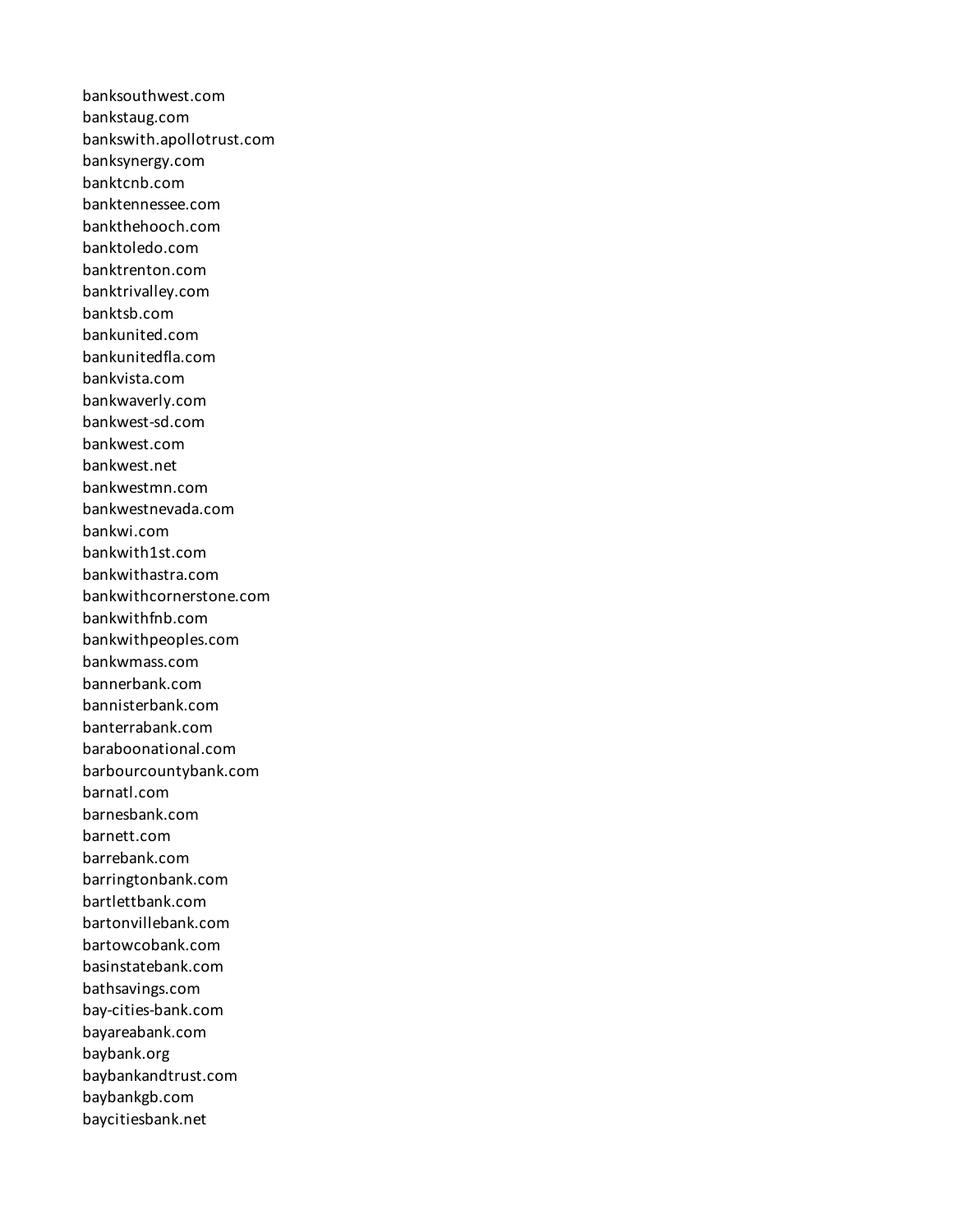banksouthwest.com
bankstaug.com
bankswith.apollotrust.com
banksynergy.com
banktcnb.com
banktennessee.com
bankthehooch.com
banktoledo.com
banktrenton.com
banktrivalley.com
banktsb.com
bankunited.com
bankunitedfla.com
bankvista.com
bankwaverly.com
bankwest-sd.com
bankwest.com
bankwest.net
bankwestmn.com
bankwestnevada.com
bankwi.com
bankwith1st.com
bankwithastra.com
bankwithcornerstone.com
bankwithfnb.com
bankwithpeoples.com
bankwmass.com
bannerbank.com
bannisterbank.com
banterrabank.com
baraboonational.com
barbourcountybank.com
barnatl.com
barnesbank.com
barnett.com
barrebank.com
barringtonbank.com
bartlettbank.com
bartonvillebank.com
bartowcobank.com
basinstatebank.com
bathsavings.com
bay-cities-bank.com
bayareabank.com
baybank.org
baybankandtrust.com
baybankgb.com
baycitiesbank.net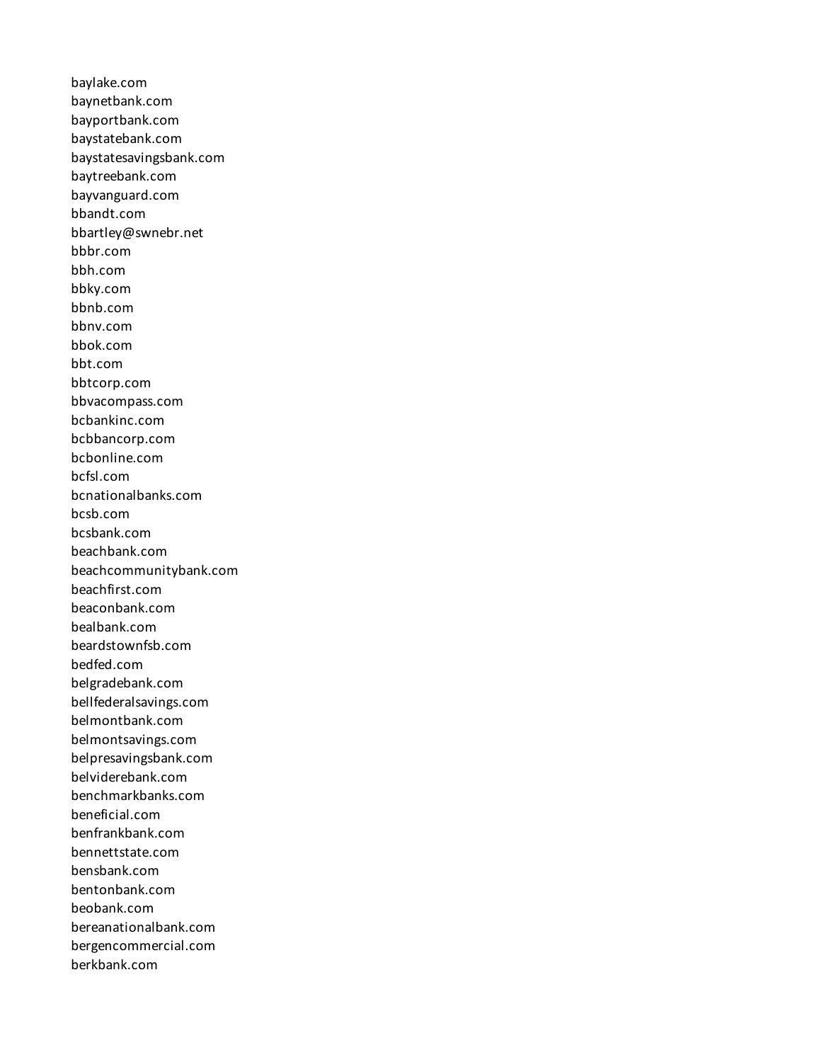baylake.com
baynetbank.com
bayportbank.com
baystatebank.com
baystatesavingsbank.com
baytreebank.com
bayvanguard.com
bbandt.com
bbartley@swnebr.net
bbbr.com
bbh.com
bbky.com
bbnb.com
bbnv.com
bbok.com
bbt.com
bbtcorp.com
bbvacompass.com
bcbankinc.com
bcbbancorp.com
bcbonline.com
bcfsl.com
bcnationalbanks.com
bcsb.com
bcsbank.com
beachbank.com
beachcommunitybank.com
beachfirst.com
beaconbank.com
bealbank.com
beardstownfsb.com
bedfed.com
belgradebank.com
bellfederalsavings.com
belmontbank.com
belmontsavings.com
belpresavingsbank.com
belviderebank.com
benchmarkbanks.com
beneficial.com
benfrankbank.com
bennettstate.com
bensbank.com
bentonbank.com
beobank.com
bereanationalbank.com
bergencommercial.com
berkbank.com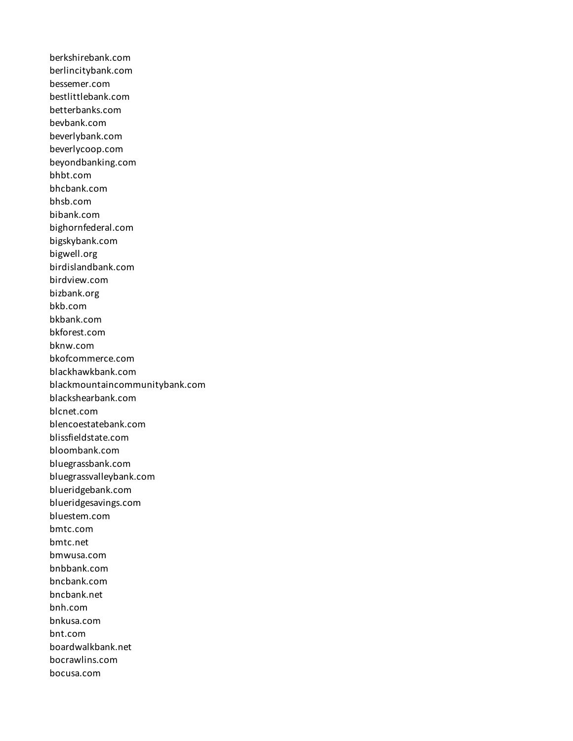berkshirebank.com
berlincitybank.com
bessemer.com
bestlittlebank.com
betterbanks.com
bevbank.com
beverlybank.com
beverlycoop.com
beyondbanking.com
bhbt.com
bhcbank.com
bhsb.com
bibank.com
bighornfederal.com
bigskybank.com
bigwell.org
birdislandbank.com
birdview.com
bizbank.org
bkb.com
bkbank.com
bkforest.com
bknw.com
bkofcommerce.com
blackhawkbank.com
blackmountaincommunitybank.com
blackshearbank.com
blcnet.com
blencoestatebank.com
blissfieldstate.com
bloombank.com
bluegrassbank.com
bluegrassvalleybank.com
blueridgebank.com
blueridgesavings.com
bluestem.com
bmtc.com
bmtc.net
bmwusa.com
bnbbank.com
bncbank.com
bncbank.net
bnh.com
bnkusa.com
bnt.com
boardwalkbank.net
bocrawlins.com
bocusa.com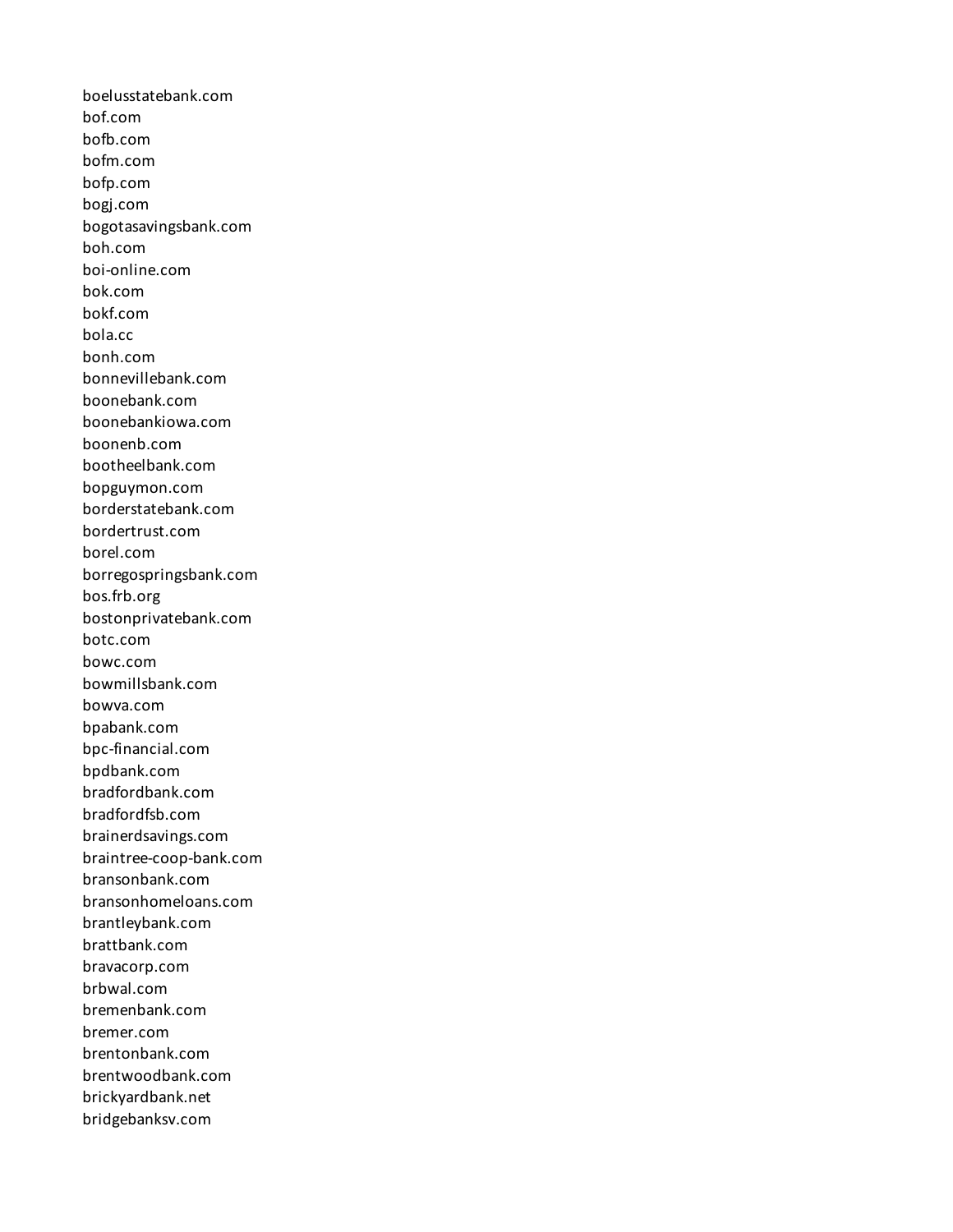boelusstatebank.com
bof.com
bofb.com
bofm.com
bofp.com
bogj.com
bogotasavingsbank.com
boh.com
boi-online.com
bok.com
bokf.com
bola.cc
bonh.com
bonnevillebank.com
boonebank.com
boonebankiowa.com
boonenb.com
bootheelbank.com
bopguymon.com
borderstatebank.com
bordertrust.com
borel.com
borregospringsbank.com
bos.frb.org
bostonprivatebank.com
botc.com
bowc.com
bowmillsbank.com
bowva.com
bpabank.com
bpc-financial.com
bpdbank.com
bradfordbank.com
bradfordfsb.com
brainerdsavings.com
braintree-coop-bank.com
bransonbank.com
bransonhomeloans.com
brantleybank.com
brattbank.com
bravacorp.com
brbwal.com
bremenbank.com
bremer.com
brentonbank.com
brentwoodbank.com
brickyardbank.net
bridgebanksv.com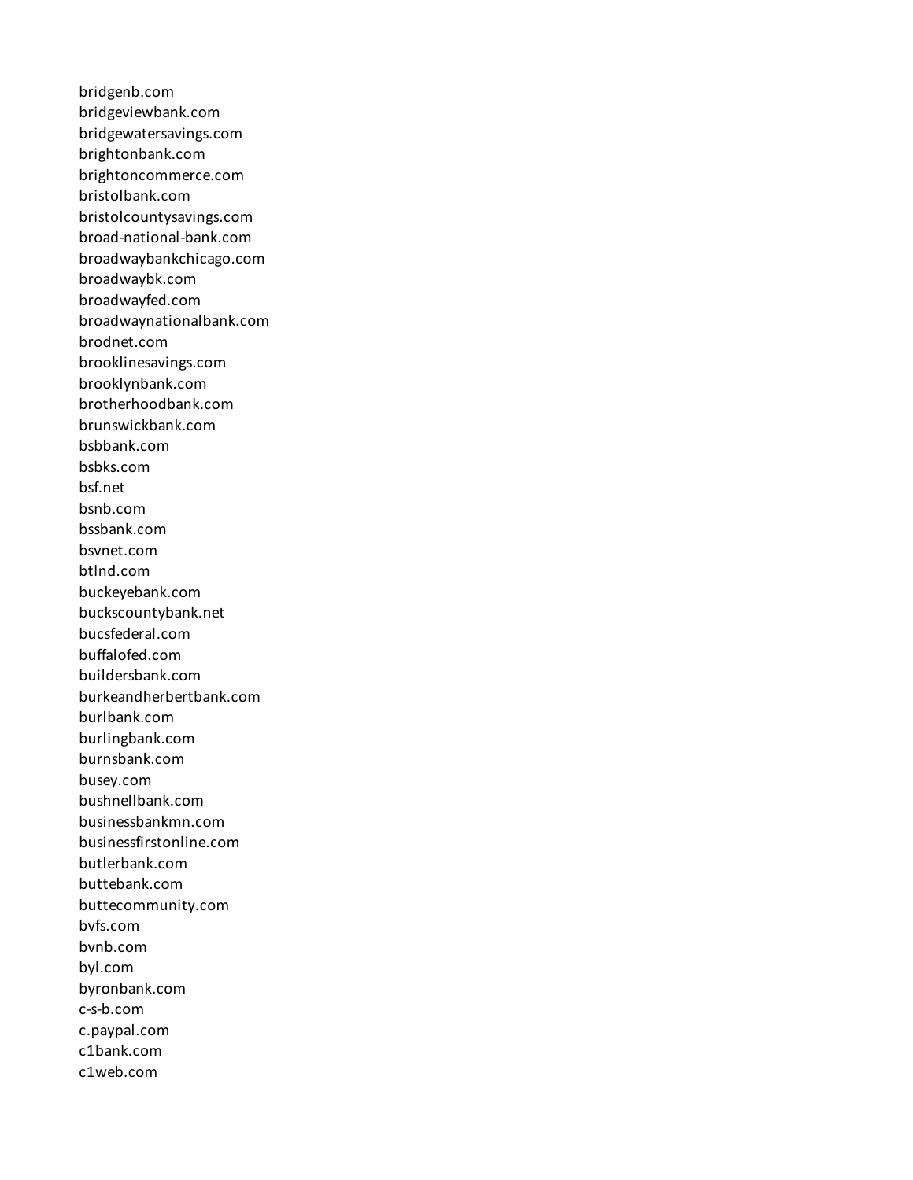bridgenb.com
bridgeviewbank.com
bridgewatersavings.com
brightonbank.com
brightoncommerce.com
bristolbank.com
bristolcountysavings.com
broad-national-bank.com
broadwaybankchicago.com
broadwaybk.com
broadwayfed.com
broadwaynationalbank.com
brodnet.com
brooklinesavings.com
brooklynbank.com
brotherhoodbank.com
brunswickbank.com
bsbbank.com
bsbks.com
bsf.net
bsnb.com
bssbank.com
bsvnet.com
btlnd.com
buckeyebank.com
buckscountybank.net
bucsfederal.com
buffalofed.com
buildersbank.com
burkeandherbertbank.com
burlbank.com
burlingbank.com
burnsbank.com
busey.com
bushnellbank.com
businessbankmn.com
businessfirstonline.com
butlerbank.com
buttebank.com
buttecommunity.com
bvfs.com
bvnb.com
byl.com
byronbank.com
c-s-b.com
c.paypal.com
c1bank.com
c1web.com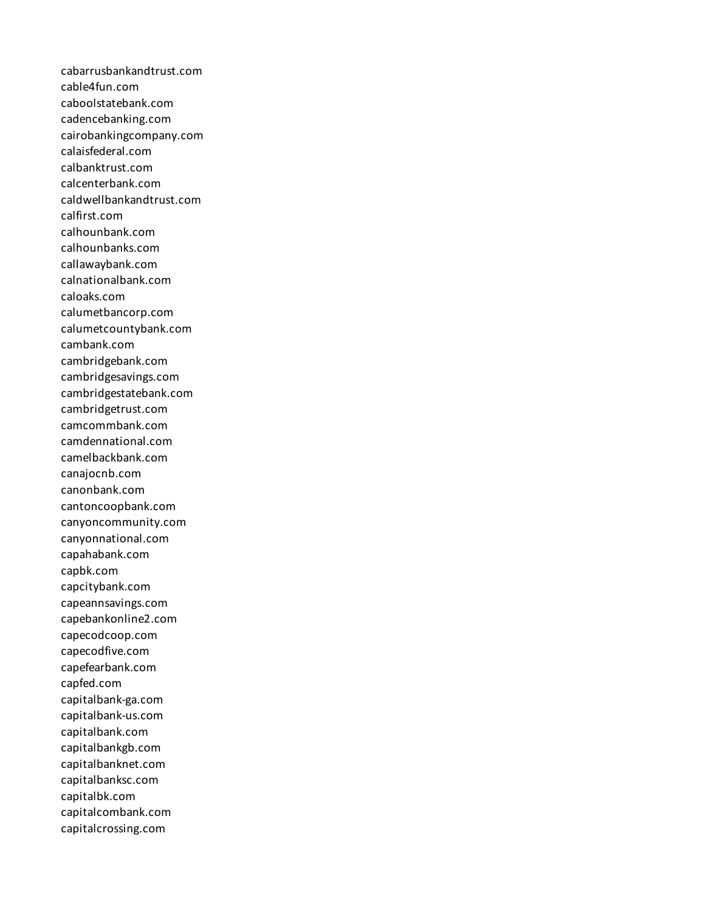cabarrusbankandtrust.com
cable4fun.com
caboolstatebank.com
cadencebanking.com
cairobankingcompany.com
calaisfederal.com
calbanktrust.com
calcenterbank.com
caldwellbankandtrust.com
calfirst.com
calhounbank.com
calhounbanks.com
callawaybank.com
calnationalbank.com
caloaks.com
calumetbancorp.com
calumetcountybank.com
cambank.com
cambridgebank.com
cambridgesavings.com
cambridgestatebank.com
cambridgetrust.com
camcommbank.com
camdennational.com
camelbackbank.com
canajocnb.com
canonbank.com
cantoncoopbank.com
canyoncommunity.com
canyonnational.com
capahabank.com
capbk.com
capcitybank.com
capeannsavings.com
capebankonline2.com
capecodcoop.com
capecodfive.com
capefearbank.com
capfed.com
capitalbank-ga.com
capitalbank-us.com
capitalbank.com
capitalbankgb.com
capitalbanknet.com
capitalbanksc.com
capitalbk.com
capitalcombank.com
capitalcrossing.com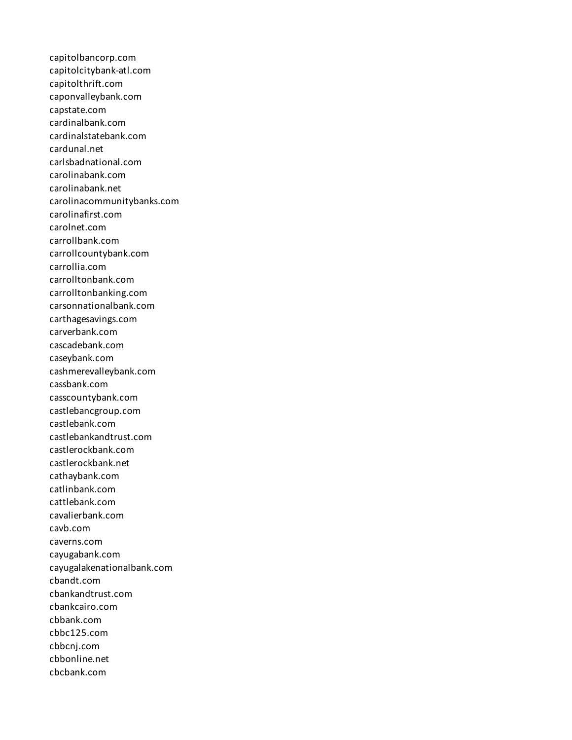capitolbancorp.com
capitolcitybank-atl.com
capitolthrift.com
caponvalleybank.com
capstate.com
cardinalbank.com
cardinalstatebank.com
cardunal.net
carlsbadnational.com
carolinabank.com
carolinabank.net
carolinacommunitybanks.com
carolinafirst.com
carolnet.com
carrollbank.com
carrollcountybank.com
carrollia.com
carrolltonbank.com
carrolltonbanking.com
carsonnationalbank.com
carthagesavings.com
carverbank.com
cascadebank.com
caseybank.com
cashmerevalleybank.com
cassbank.com
casscountybank.com
castlebancgroup.com
castlebank.com
castlebankandtrust.com
castlerockbank.com
castlerockbank.net
cathaybank.com
catlinbank.com
cattlebank.com
cavalierbank.com
cavb.com
caverns.com
cayugabank.com
cayugalakenationalbank.com
cbandt.com
cbankandtrust.com
cbankcairo.com
cbbank.com
cbbc125.com
cbbcnj.com
cbbonline.net
cbcbank.com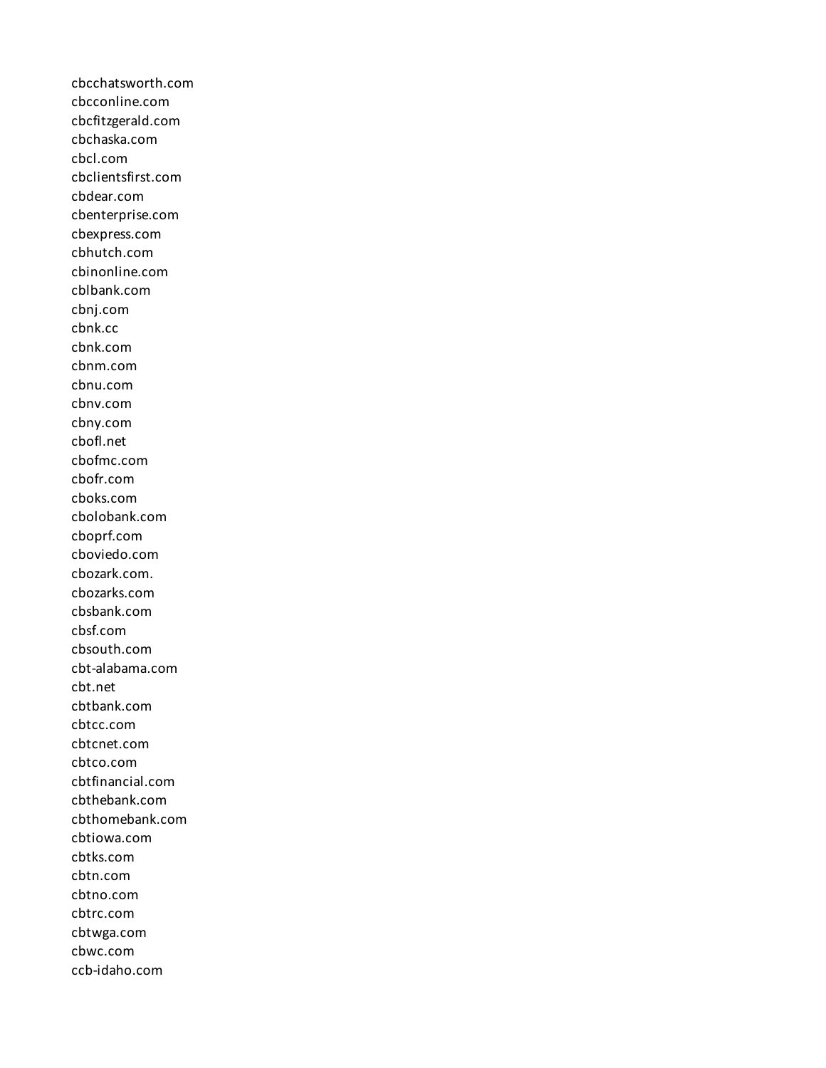cbcchatsworth.com
cbcconline.com
cbcfitzgerald.com
cbchaska.com
cbcl.com
cbclientsfirst.com
cbdear.com
cbenterprise.com
cbexpress.com
cbhutch.com
cbinonline.com
cblbank.com
cbnj.com
cbnk.cc
cbnk.com
cbnm.com
cbnu.com
cbnv.com
cbny.com
cbofl.net
cbofmc.com
cbofr.com
cboks.com
cbolobank.com
cboprf.com
cboviedo.com
cbozark.com.
cbozarks.com
cbsbank.com
cbsf.com
cbsouth.com
cbt-alabama.com
cbt.net
cbtbank.com
cbtcc.com
cbtcnet.com
cbtco.com
cbtfinancial.com
cbthebank.com
cbthomebank.com
cbtiowa.com
cbtks.com
cbtn.com
cbtno.com
cbtrc.com
cbtwga.com
cbwc.com
ccb-idaho.com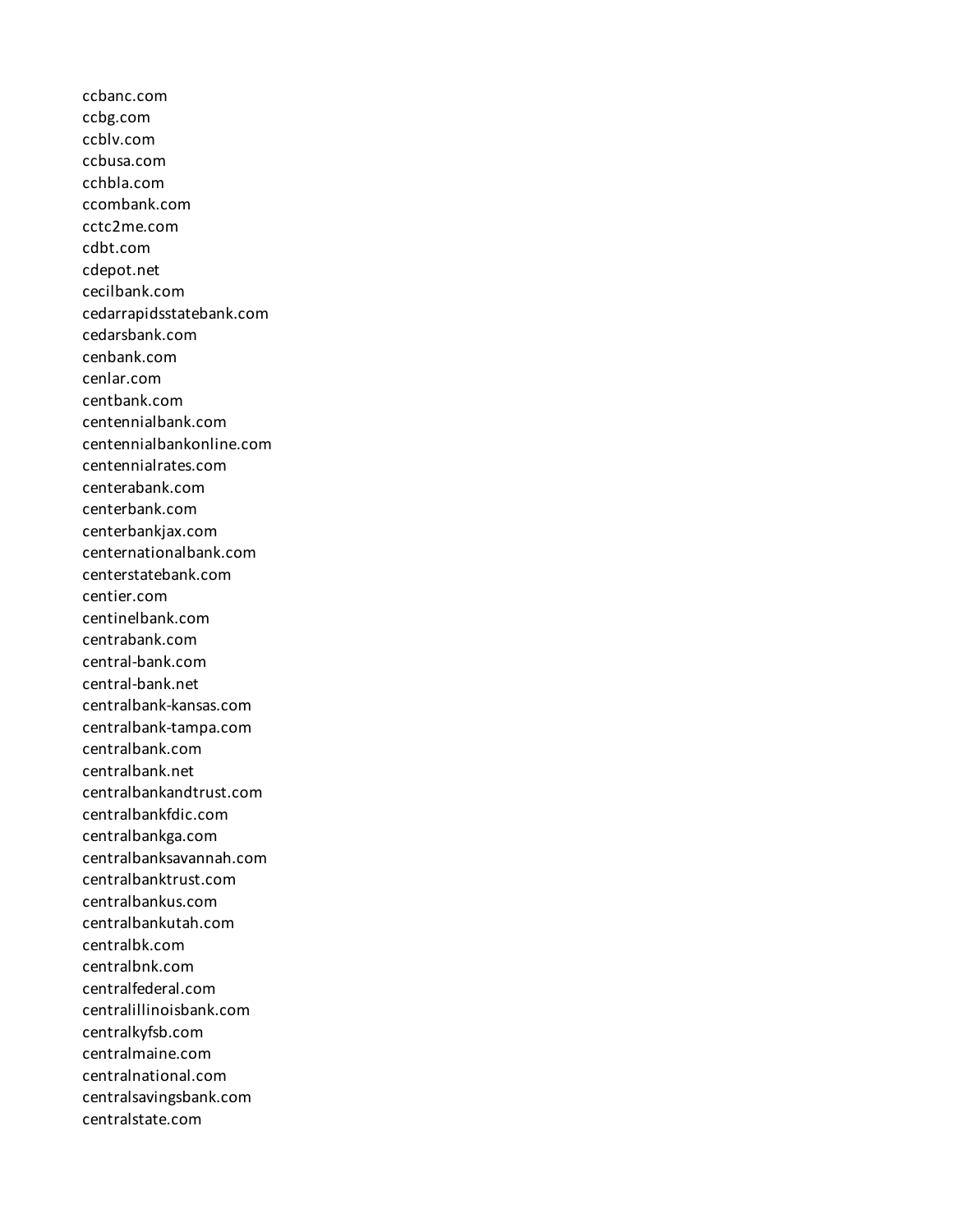ccbanc.com
ccbg.com
ccblv.com
ccbusa.com
cchbla.com
ccombank.com
cctc2me.com
cdbt.com
cdepot.net
cecilbank.com
cedarrapidsstatebank.com
cedarsbank.com
cenbank.com
cenlar.com
centbank.com
centennialbank.com
centennialbankonline.com
centennialrates.com
centerabank.com
centerbank.com
centerbankjax.com
centernationalbank.com
centerstatebank.com
centier.com
centinelbank.com
centrabank.com
central-bank.com
central-bank.net
centralbank-kansas.com
centralbank-tampa.com
centralbank.com
centralbank.net
centralbankandtrust.com
centralbankfdic.com
centralbankga.com
centralbanksavannah.com
centralbanktrust.com
centralbankus.com
centralbankutah.com
centralbk.com
centralbnk.com
centralfederal.com
centralillinoisbank.com
centralkyfsb.com
centralmaine.com
centralnational.com
centralsavingsbank.com
centralstate.com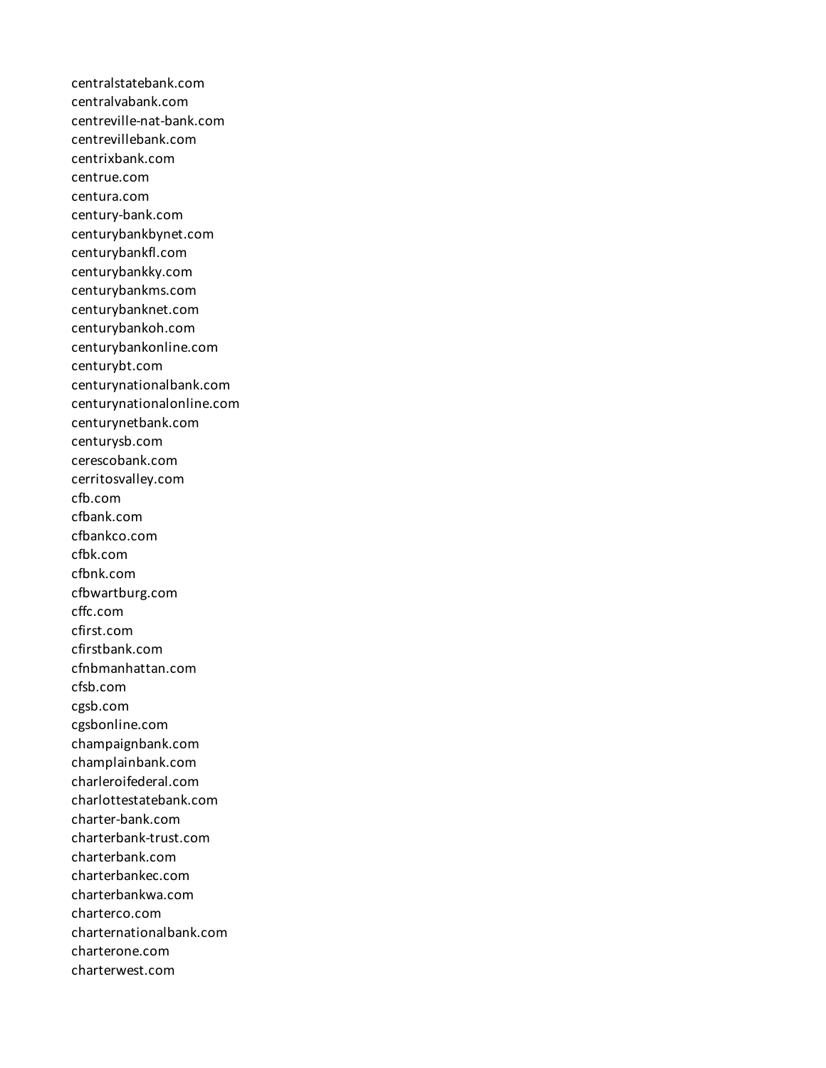centralstatebank.com
centralvabank.com
centreville-nat-bank.com
centrevillebank.com
centrixbank.com
centrue.com
centura.com
century-bank.com
centurybankbynet.com
centurybankfl.com
centurybankky.com
centurybankms.com
centurybanknet.com
centurybankoh.com
centurybankonline.com
centurybt.com
centurynationalbank.com
centurynationalonline.com
centurynetbank.com
centurysb.com
cerescobank.com
cerritosvalley.com
cfb.com
cfbank.com
cfbankco.com
cfbk.com
cfbnk.com
cfbwartburg.com
cffc.com
cfirst.com
cfirstbank.com
cfnbmanhattan.com
cfsb.com
cgsb.com
cgsbonline.com
champaignbank.com
champlainbank.com
charleroifederal.com
charlottestatebank.com
charter-bank.com
charterbank-trust.com
charterbank.com
charterbankec.com
charterbankwa.com
charterco.com
charternationalbank.com
charterone.com
charterwest.com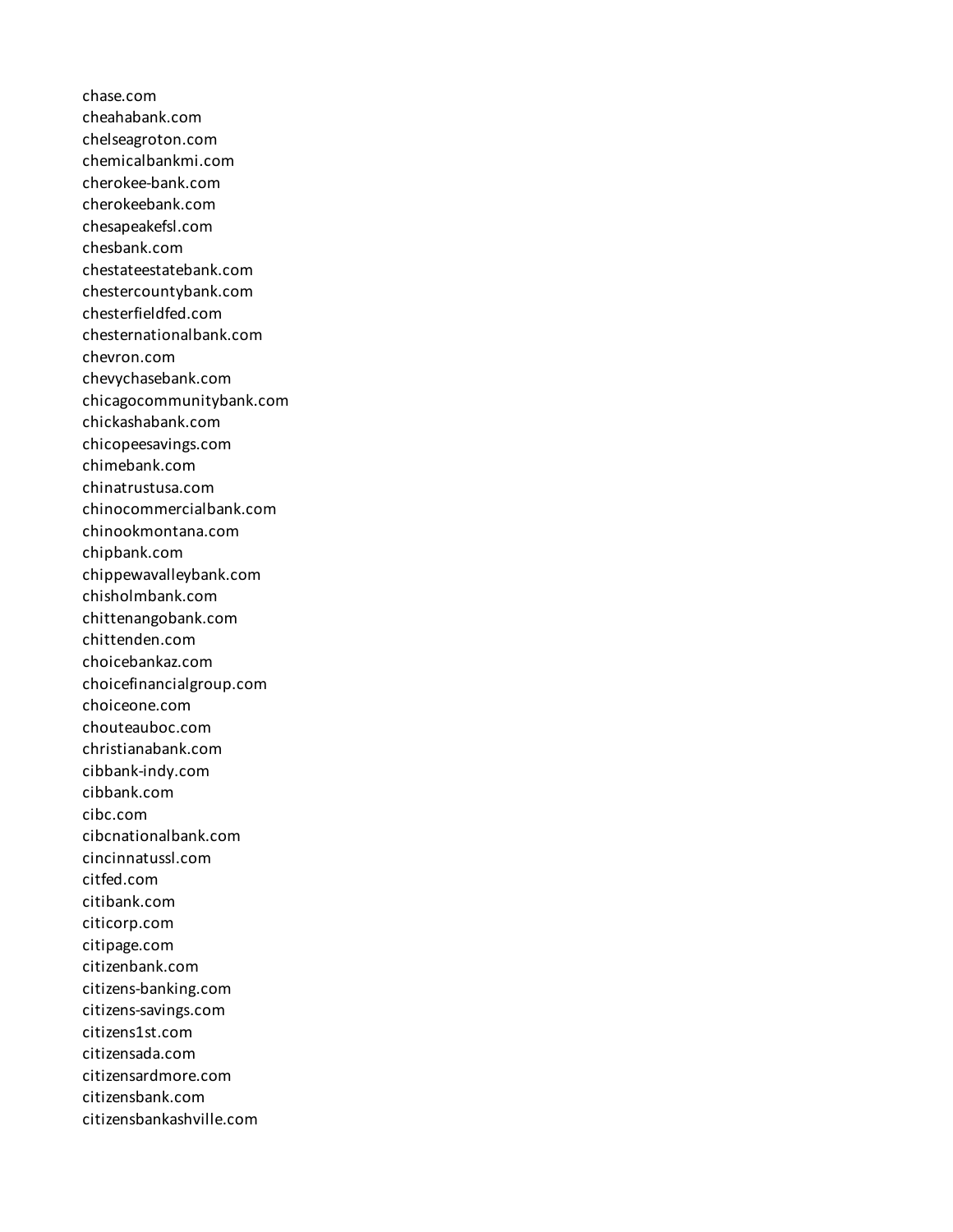chase.com
cheahabank.com
chelseagroton.com
chemicalbankmi.com
cherokee-bank.com
cherokeebank.com
chesapeakefsl.com
chesbank.com
chestateestatebank.com
chestercountybank.com
chesterfieldfed.com
chesternationalbank.com
chevron.com
chevychasebank.com
chicagocommunitybank.com
chickashabank.com
chicopeesavings.com
chimebank.com
chinatrustusa.com
chinocommercialbank.com
chinookmontana.com
chipbank.com
chippewavalleybank.com
chisholmbank.com
chittenangobank.com
chittenden.com
choicebankaz.com
choicefinancialgroup.com
choiceone.com
chouteauboc.com
christianabank.com
cibbank-indy.com
cibbank.com
cibc.com
cibcnationalbank.com
cincinnatussl.com
citfed.com
citibank.com
citicorp.com
citipage.com
citizenbank.com
citizens-banking.com
citizens-savings.com
citizens1st.com
citizensada.com
citizensardmore.com
citizensbank.com
citizensbankashville.com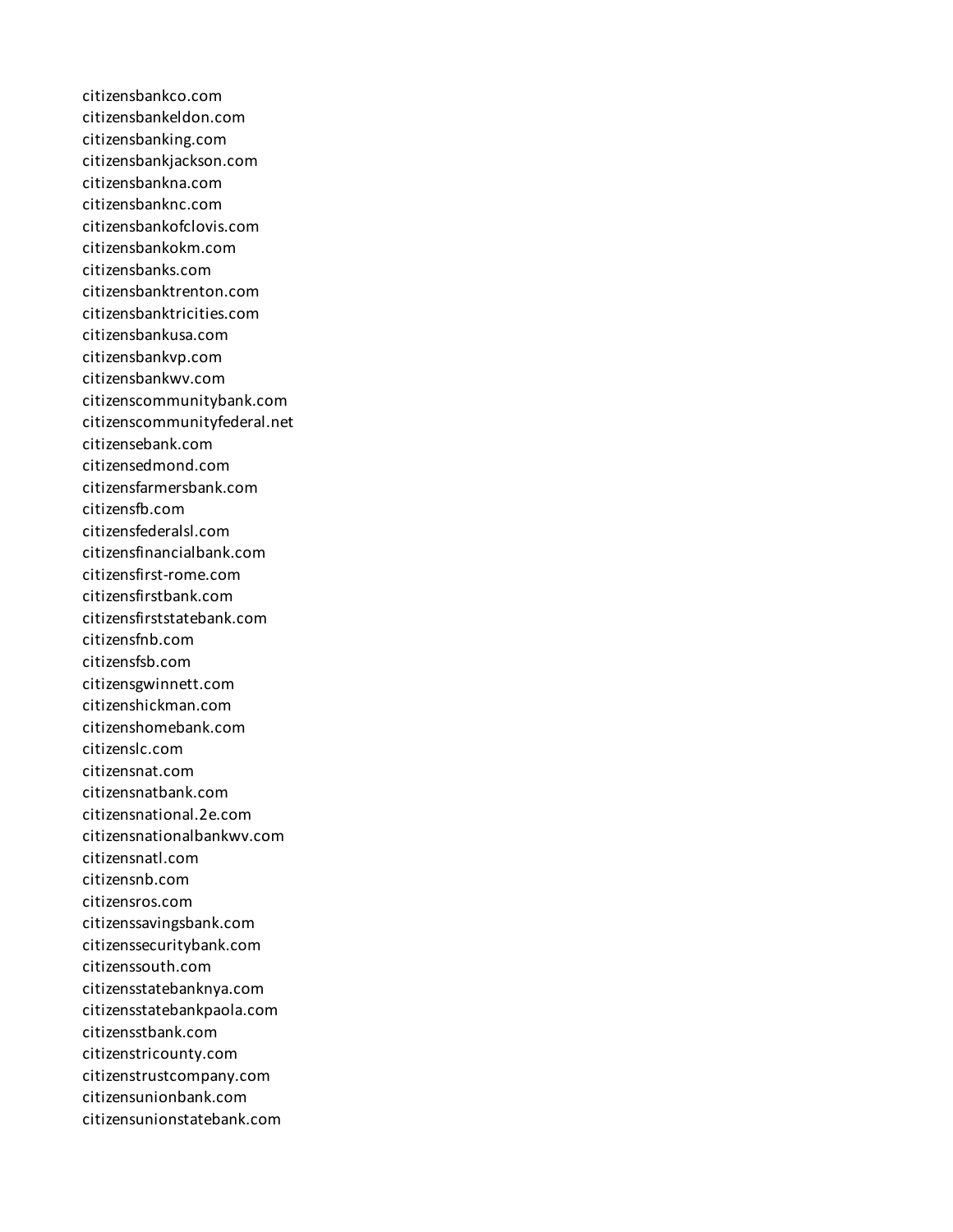citizensbankco.com
citizensbankeldon.com
citizensbanking.com
citizensbankjackson.com
citizensbankna.com
citizensbanknc.com
citizensbankofclovis.com
citizensbankokm.com
citizensbanks.com
citizensbanktrenton.com
citizensbanktricities.com
citizensbankusa.com
citizensbankvp.com
citizensbankwv.com
citizenscommunitybank.com
citizenscommunityfederal.net
citizensebank.com
citizensedmond.com
citizensfarmersbank.com
citizensfb.com
citizensfederalsl.com
citizensfinancialbank.com
citizensfirst-rome.com
citizensfirstbank.com
citizensfirststatebank.com
citizensfnb.com
citizensfsb.com
citizensgwinnett.com
citizenshickman.com
citizenshomebank.com
citizenslc.com
citizensnat.com
citizensnatbank.com
citizensnational.2e.com
citizensnationalbankwv.com
citizensnatl.com
citizensnb.com
citizensros.com
citizenssavingsbank.com
citizenssecuritybank.com
citizenssouth.com
citizensstatebanknya.com
citizensstatebankpaola.com
citizensstbank.com
citizenstricounty.com
citizenstrustcompany.com
citizensunionbank.com
citizensunionstatebank.com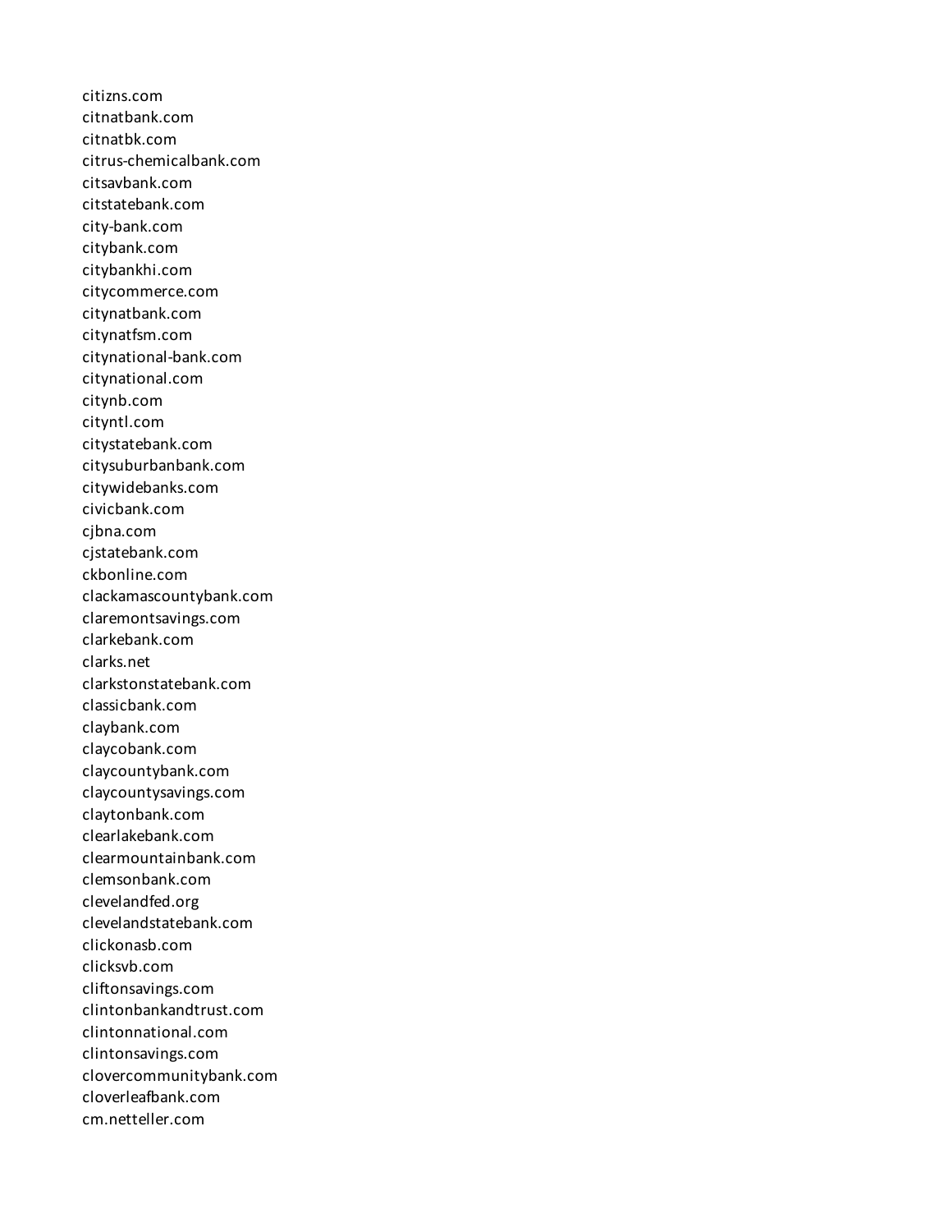citizns.com
citnatbank.com
citnatbk.com
citrus-chemicalbank.com
citsavbank.com
citstatebank.com
city-bank.com
citybank.com
citybankhi.com
citycommerce.com
citynatbank.com
citynatfsm.com
citynational-bank.com
citynational.com
citynb.com
cityntl.com
citystatebank.com
citysuburbanbank.com
citywidebanks.com
civicbank.com
cjbna.com
cjstatebank.com
ckbonline.com
clackamascountybank.com
claremontsavings.com
clarkebank.com
clarks.net
clarkstonstatebank.com
classicbank.com
claybank.com
claycobank.com
claycountybank.com
claycountysavings.com
claytonbank.com
clearlakebank.com
clearmountainbank.com
clemsonbank.com
clevelandfed.org
clevelandstatebank.com
clickonasb.com
clicksvb.com
cliftonsavings.com
clintonbankandtrust.com
clintonnational.com
clintonsavings.com
clovercommunitybank.com
cloverleafbank.com
cm.netteller.com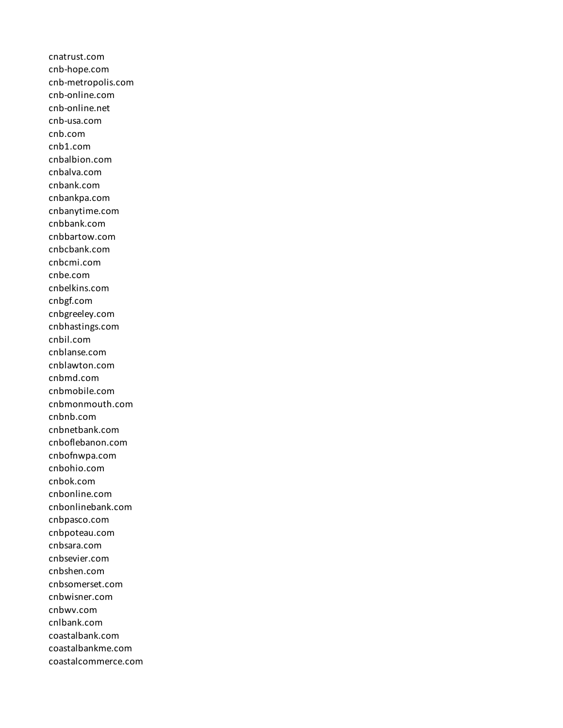cnatrust.com
cnb-hope.com
cnb-metropolis.com
cnb-online.com
cnb-online.net
cnb-usa.com
cnb.com
cnb1.com
cnbalbion.com
cnbalva.com
cnbank.com
cnbankpa.com
cnbanytime.com
cnbbank.com
cnbbartow.com
cnbcbank.com
cnbcmi.com
cnbe.com
cnbelkins.com
cnbgf.com
cnbgreeley.com
cnbhastings.com
cnbil.com
cnblanse.com
cnblawton.com
cnbmd.com
cnbmobile.com
cnbmonmouth.com
cnbnb.com
cnbnetbank.com
cnboflebanon.com
cnbofnwpa.com
cnbohio.com
cnbok.com
cnbonline.com
cnbonlinebank.com
cnbpasco.com
cnbpoteau.com
cnbsara.com
cnbsevier.com
cnbshen.com
cnbsomerset.com
cnbwisner.com
cnbwv.com
cnlbank.com
coastalbank.com
coastalbankme.com
coastalcommerce.com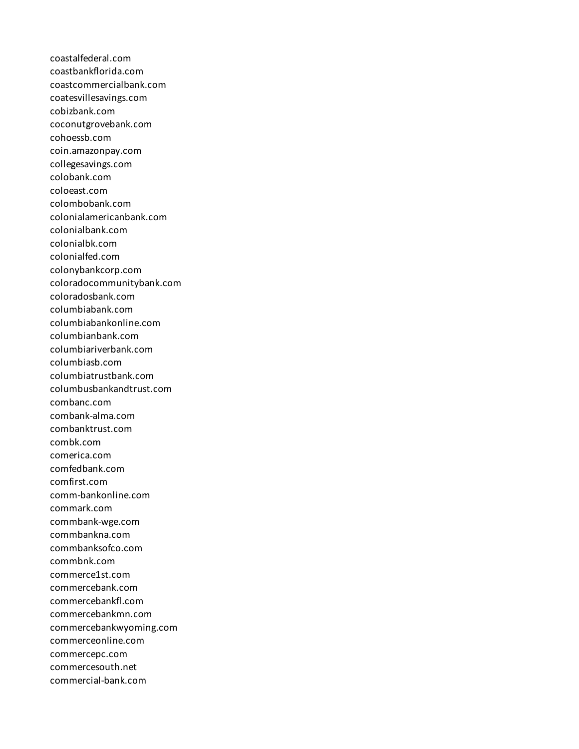coastalfederal.com
coastbankflorida.com
coastcommercialbank.com
coatesvillesavings.com
cobizbank.com
coconutgrovebank.com
cohoessb.com
coin.amazonpay.com
collegesavings.com
colobank.com
coloeast.com
colombobank.com
colonialamericanbank.com
colonialbank.com
colonialbk.com
colonialfed.com
colonybankcorp.com
coloradocommunitybank.com
coloradosbank.com
columbiabank.com
columbiabankonline.com
columbianbank.com
columbiariverbank.com
columbiasb.com
columbiatrustbank.com
columbusbankandtrust.com
combanc.com
combank-alma.com
combanktrust.com
combk.com
comerica.com
comfedbank.com
comfirst.com
comm-bankonline.com
commark.com
commbank-wge.com
commbankna.com
commbanksofco.com
commbnk.com
commerce1st.com
commercebank.com
commercebankfl.com
commercebankmn.com
commercebankwyoming.com
commerceonline.com
commercepc.com
commercesouth.net
commercial-bank.com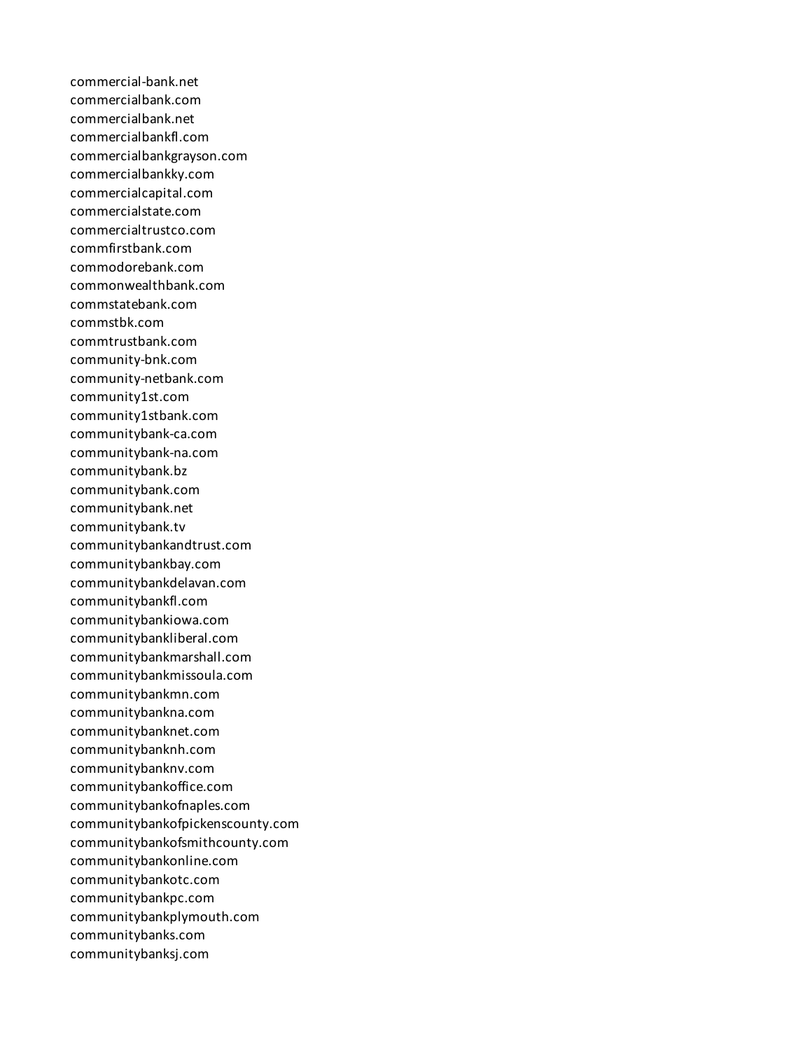commercial-bank.net
commercialbank.com
commercialbank.net
commercialbankfl.com
commercialbankgrayson.com
commercialbankky.com
commercialcapital.com
commercialstate.com
commercialtrustco.com
commfirstbank.com
commodorebank.com
commonwealthbank.com
commstatebank.com
commstbk.com
commtrustbank.com
community-bnk.com
community-netbank.com
community1st.com
community1stbank.com
communitybank-ca.com
communitybank-na.com
communitybank.bz
communitybank.com
communitybank.net
communitybank.tv
communitybankandtrust.com
communitybankbay.com
communitybankdelavan.com
communitybankfl.com
communitybankiowa.com
communitybankliberal.com
communitybankmarshall.com
communitybankmissoula.com
communitybankmn.com
communitybankna.com
communitybanknet.com
communitybanknh.com
communitybanknv.com
communitybankoffice.com
communitybankofnaples.com
communitybankofpickenscounty.com
communitybankofsmithcounty.com
communitybankonline.com
communitybankotc.com
communitybankpc.com
communitybankplymouth.com
communitybanks.com
communitybanksj.com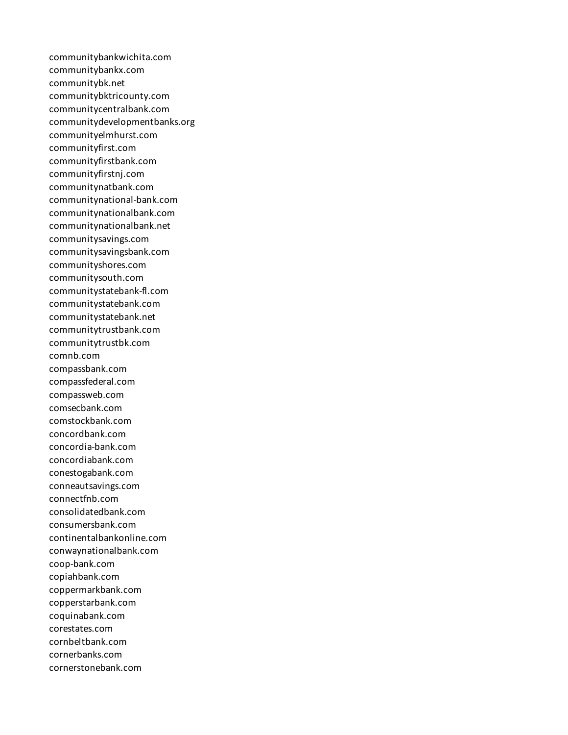communitybankwichita.com
communitybankx.com
communitybk.net
communitybktricounty.com
communitycentralbank.com
communitydevelopmentbanks.org
communityelmhurst.com
communityfirst.com
communityfirstbank.com
communityfirstnj.com
communitynatbank.com
communitynational-bank.com
communitynationalbank.com
communitynationalbank.net
communitysavings.com
communitysavingsbank.com
communityshores.com
communitysouth.com
communitystatebank-fl.com
communitystatebank.com
communitystatebank.net
communitytrustbank.com
communitytrustbk.com
comnb.com
compassbank.com
compassfederal.com
compassweb.com
comsecbank.com
comstockbank.com
concordbank.com
concordia-bank.com
concordiabank.com
conestogabank.com
conneautsavings.com
connectfnb.com
consolidatedbank.com
consumersbank.com
continentalbankonline.com
conwaynationalbank.com
coop-bank.com
copiahbank.com
coppermarkbank.com
copperstarbank.com
coquinabank.com
corestates.com
cornbeltbank.com
cornerbanks.com
cornerstonebank.com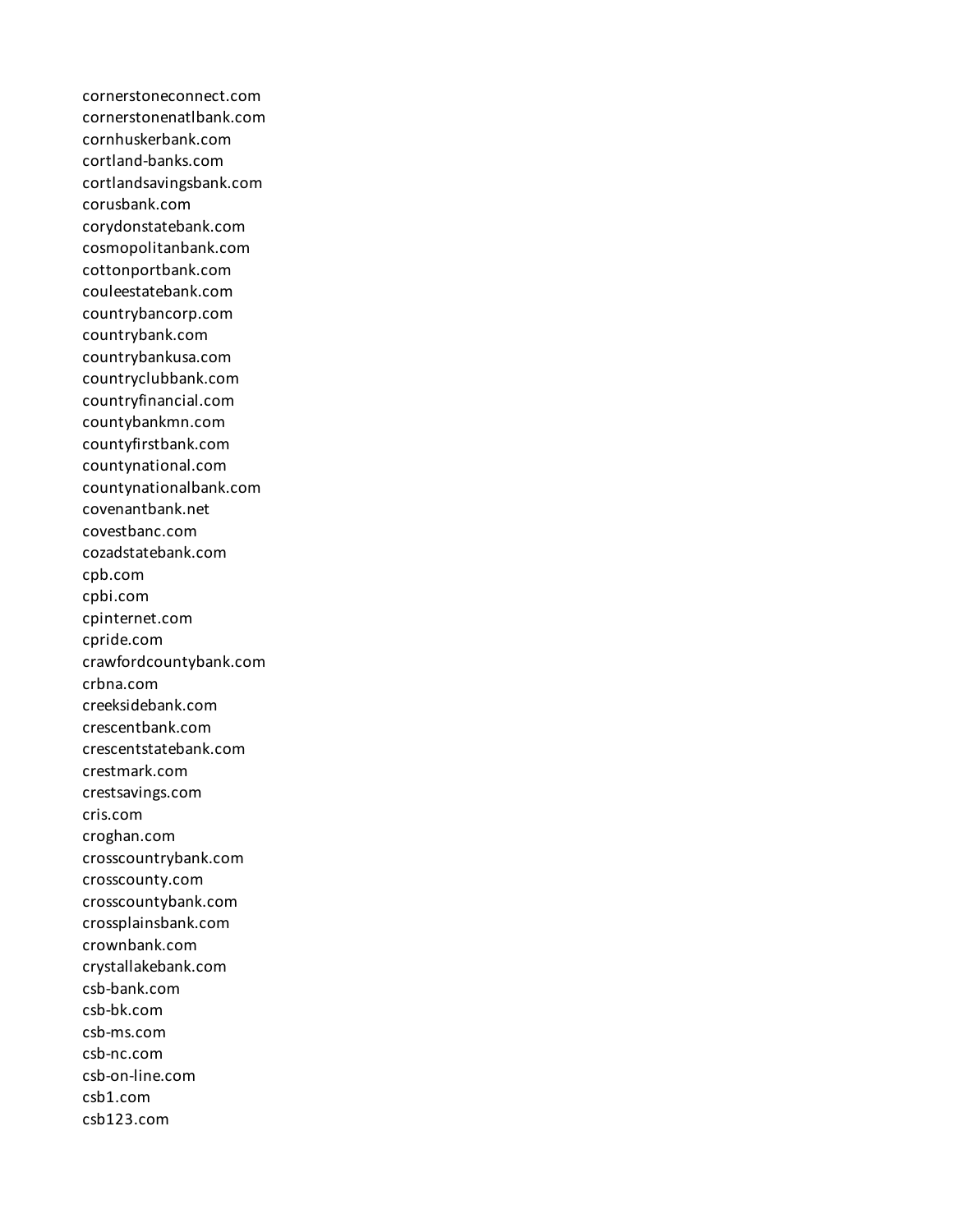cornerstoneconnect.com
cornerstonenatlbank.com
cornhuskerbank.com
cortland-banks.com
cortlandsavingsbank.com
corusbank.com
corydonstatebank.com
cosmopolitanbank.com
cottonportbank.com
couleestatebank.com
countrybancorp.com
countrybank.com
countrybankusa.com
countryclubbank.com
countryfinancial.com
countybankmn.com
countyfirstbank.com
countynational.com
countynationalbank.com
covenantbank.net
covestbanc.com
cozadstatebank.com
cpb.com
cpbi.com
cpinternet.com
cpride.com
crawfordcountybank.com
crbna.com
creeksidebank.com
crescentbank.com
crescentstatebank.com
crestmark.com
crestsavings.com
cris.com
croghan.com
crosscountrybank.com
crosscounty.com
crosscountybank.com
crossplainsbank.com
crownbank.com
crystallakebank.com
csb-bank.com
csb-bk.com
csb-ms.com
csb-nc.com
csb-on-line.com
csb1.com
csb123.com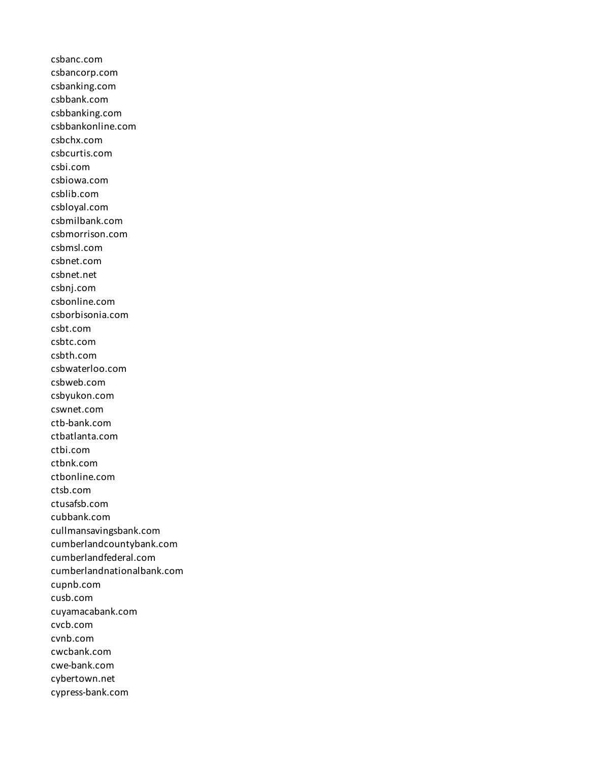csbanc.com
csbancorp.com
csbanking.com
csbbank.com
csbbanking.com
csbbankonline.com
csbchx.com
csbcurtis.com
csbi.com
csbiowa.com
csblib.com
csbloyal.com
csbmilbank.com
csbmorrison.com
csbmsl.com
csbnet.com
csbnet.net
csbnj.com
csbonline.com
csborbisonia.com
csbt.com
csbtc.com
csbth.com
csbwaterloo.com
csbweb.com
csbyukon.com
cswnet.com
ctb-bank.com
ctbatlanta.com
ctbi.com
ctbnk.com
ctbonline.com
ctsb.com
ctusafsb.com
cubbank.com
cullmansavingsbank.com
cumberlandcountybank.com
cumberlandfederal.com
cumberlandnationalbank.com
cupnb.com
cusb.com
cuyamacabank.com
cvcb.com
cvnb.com
cwcbank.com
cwe-bank.com
cybertown.net
cypress-bank.com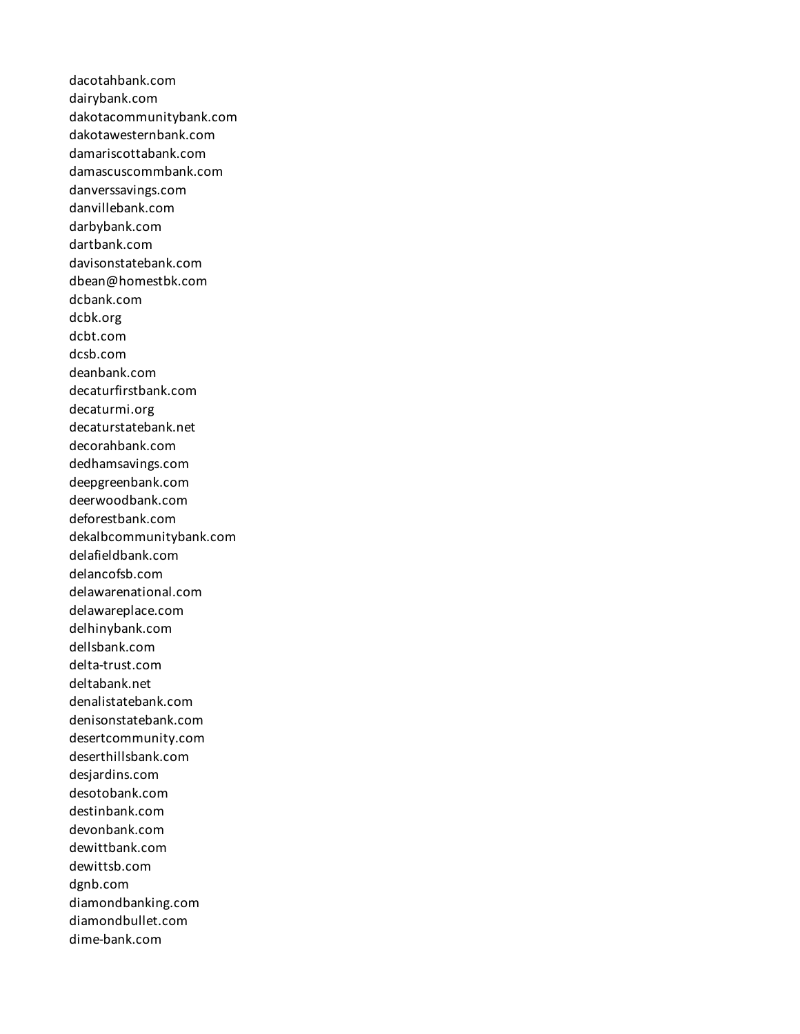dacotahbank.com
dairybank.com
dakotacommunitybank.com
dakotawesternbank.com
damariscottabank.com
damascuscommbank.com
danverssavings.com
danvillebank.com
darbybank.com
dartbank.com
davisonstatebank.com
dbean@homestbk.com
dcbank.com
dcbk.org
dcbt.com
dcsb.com
deanbank.com
decaturfirstbank.com
decaturmi.org
decaturstatebank.net
decorahbank.com
dedhamsavings.com
deepgreenbank.com
deerwoodbank.com
deforestbank.com
dekalbcommunitybank.com
delafieldbank.com
delancofsb.com
delawarenational.com
delawareplace.com
delhinybank.com
dellsbank.com
delta-trust.com
deltabank.net
denalistatebank.com
denisonstatebank.com
desertcommunity.com
deserthillsbank.com
desjardins.com
desotobank.com
destinbank.com
devonbank.com
dewittbank.com
dewittsb.com
dgnb.com
diamondbanking.com
diamondbullet.com
dime-bank.com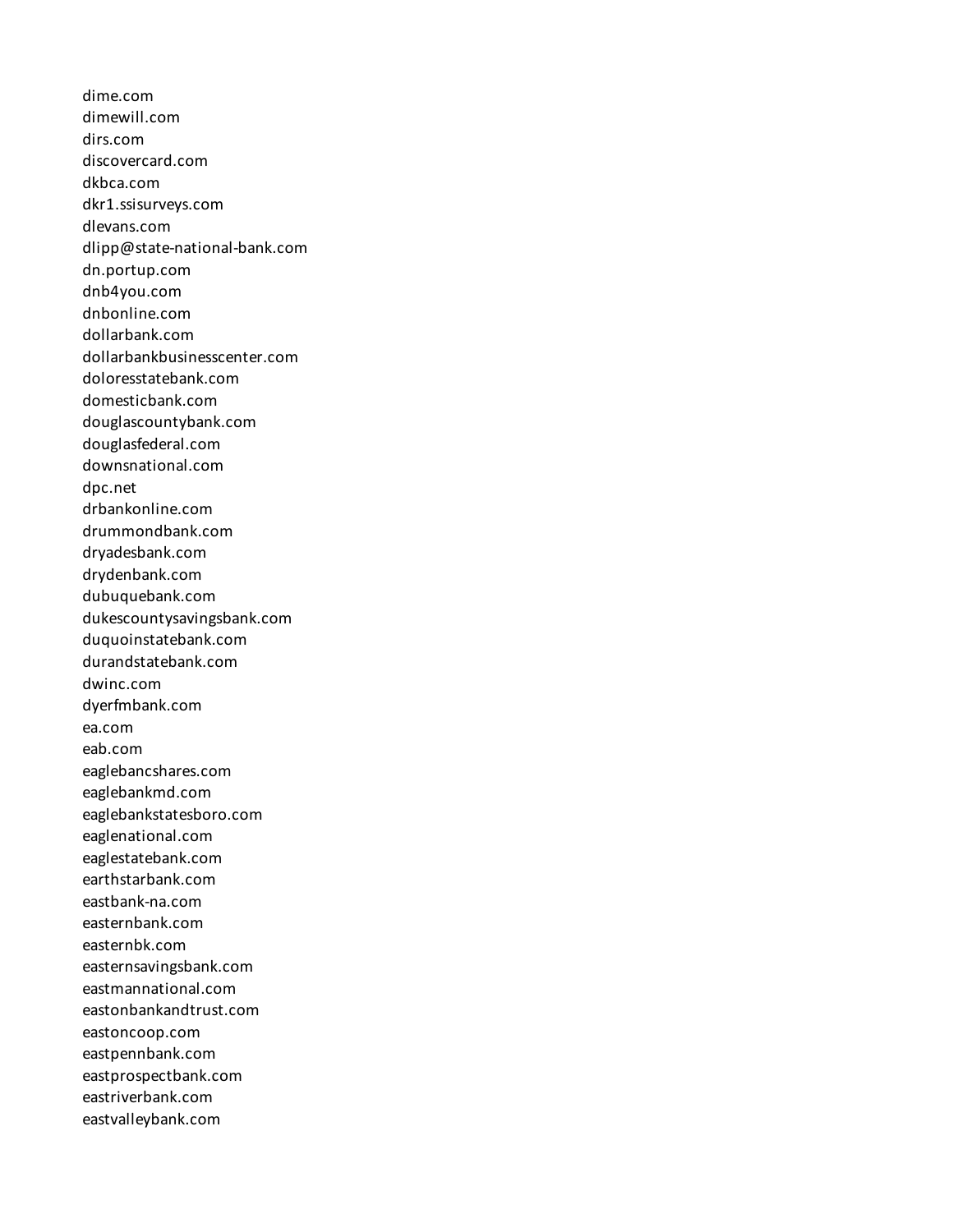dime.com
dimewill.com
dirs.com
discovercard.com
dkbca.com
dkr1.ssisurveys.com
dlevans.com
dlipp@state-national-bank.com
dn.portup.com
dnb4you.com
dnbonline.com
dollarbank.com
dollarbankbusinesscenter.com
doloresstatebank.com
domesticbank.com
douglascountybank.com
douglasfederal.com
downsnational.com
dpc.net
drbankonline.com
drummondbank.com
dryadesbank.com
drydenbank.com
dubuquebank.com
dukescountysavingsbank.com
duquoinstatebank.com
durandstatebank.com
dwinc.com
dyerfmbank.com
ea.com
eab.com
eaglebancshares.com
eaglebankmd.com
eaglebankstatesboro.com
eaglenational.com
eaglestatebank.com
earthstarbank.com
eastbank-na.com
easternbank.com
easternbk.com
easternsavingsbank.com
eastmannational.com
eastonbankandtrust.com
eastoncoop.com
eastpennbank.com
eastprospectbank.com
eastriverbank.com
eastvalleybank.com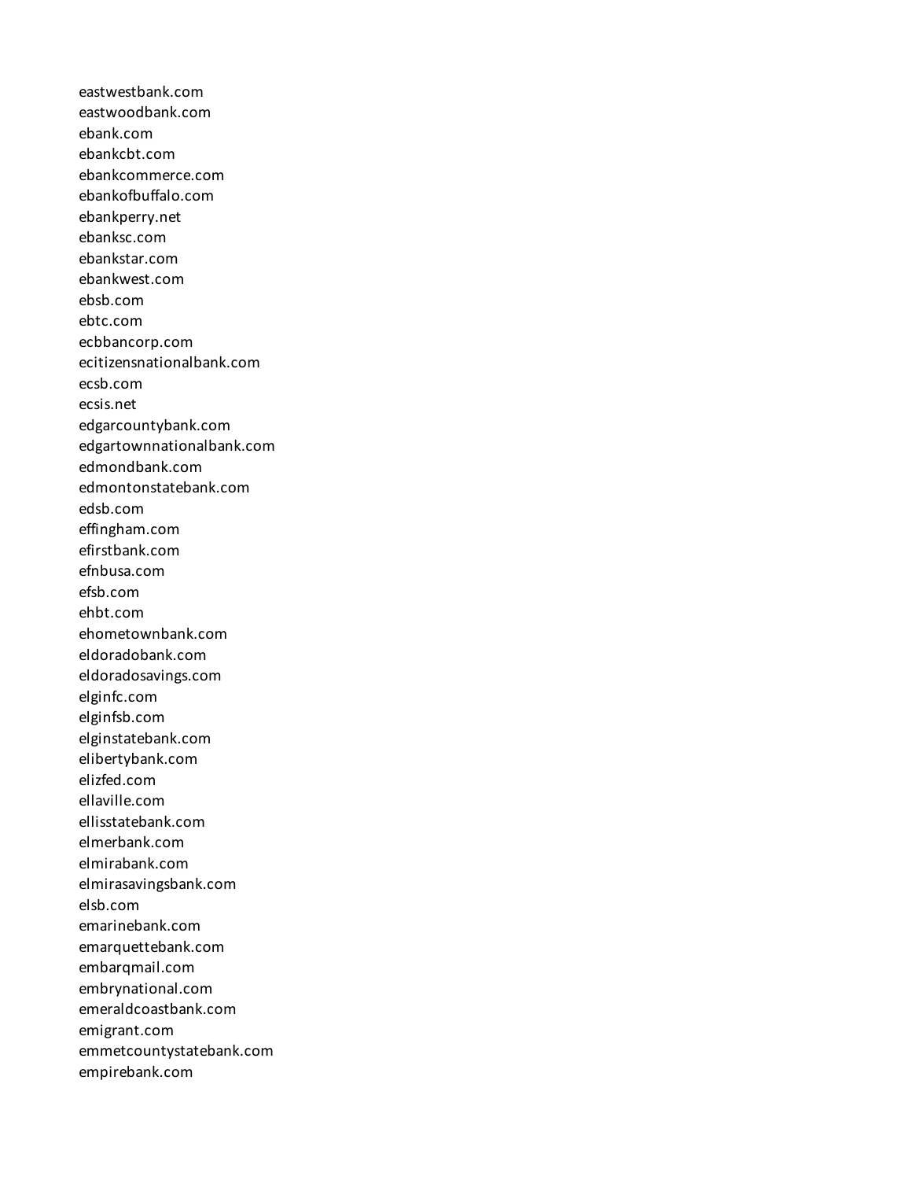eastwestbank.com
eastwoodbank.com
ebank.com
ebankcbt.com
ebankcommerce.com
ebankofbuffalo.com
ebankperry.net
ebanksc.com
ebankstar.com
ebankwest.com
ebsb.com
ebtc.com
ecbbancorp.com
ecitizensnationalbank.com
ecsb.com
ecsis.net
edgarcountybank.com
edgartownnationalbank.com
edmondbank.com
edmontonstatebank.com
edsb.com
effingham.com
efirstbank.com
efnbusa.com
efsb.com
ehbt.com
ehometownbank.com
eldoradobank.com
eldoradosavings.com
elginfc.com
elginfsb.com
elginstatebank.com
elibertybank.com
elizfed.com
ellaville.com
ellisstatebank.com
elmerbank.com
elmirabank.com
elmirasavingsbank.com
elsb.com
emarinebank.com
emarquettebank.com
embarqmail.com
embrynational.com
emeraldcoastbank.com
emigrant.com
emmetcountystatebank.com
empirebank.com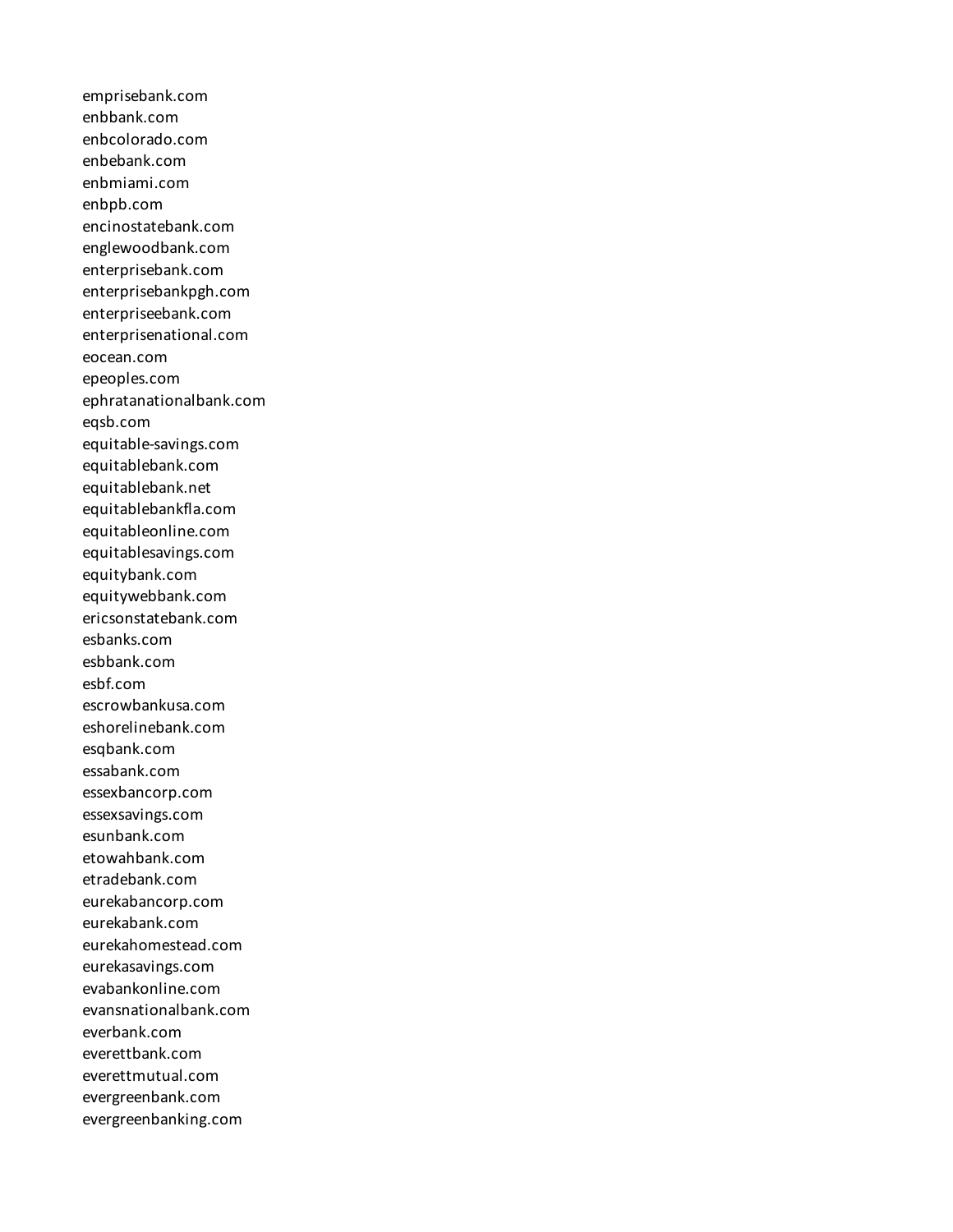emprisebank.com
enbbank.com
enbcolorado.com
enbebank.com
enbmiami.com
enbpb.com
encinostatebank.com
englewoodbank.com
enterprisebank.com
enterprisebankpgh.com
enterpriseebank.com
enterprisenational.com
eocean.com
epeoples.com
ephratanationalbank.com
eqsb.com
equitable-savings.com
equitablebank.com
equitablebank.net
equitablebankfla.com
equitableonline.com
equitablesavings.com
equitybank.com
equitywebbank.com
ericsonstatebank.com
esbanks.com
esbbank.com
esbf.com
escrowbankusa.com
eshorelinebank.com
esqbank.com
essabank.com
essexbancorp.com
essexsavings.com
esunbank.com
etowahbank.com
etradebank.com
eurekabancorp.com
eurekabank.com
eurekahomestead.com
eurekasavings.com
evabankonline.com
evansnationalbank.com
everbank.com
everettbank.com
everettmutual.com
evergreenbank.com
evergreenbanking.com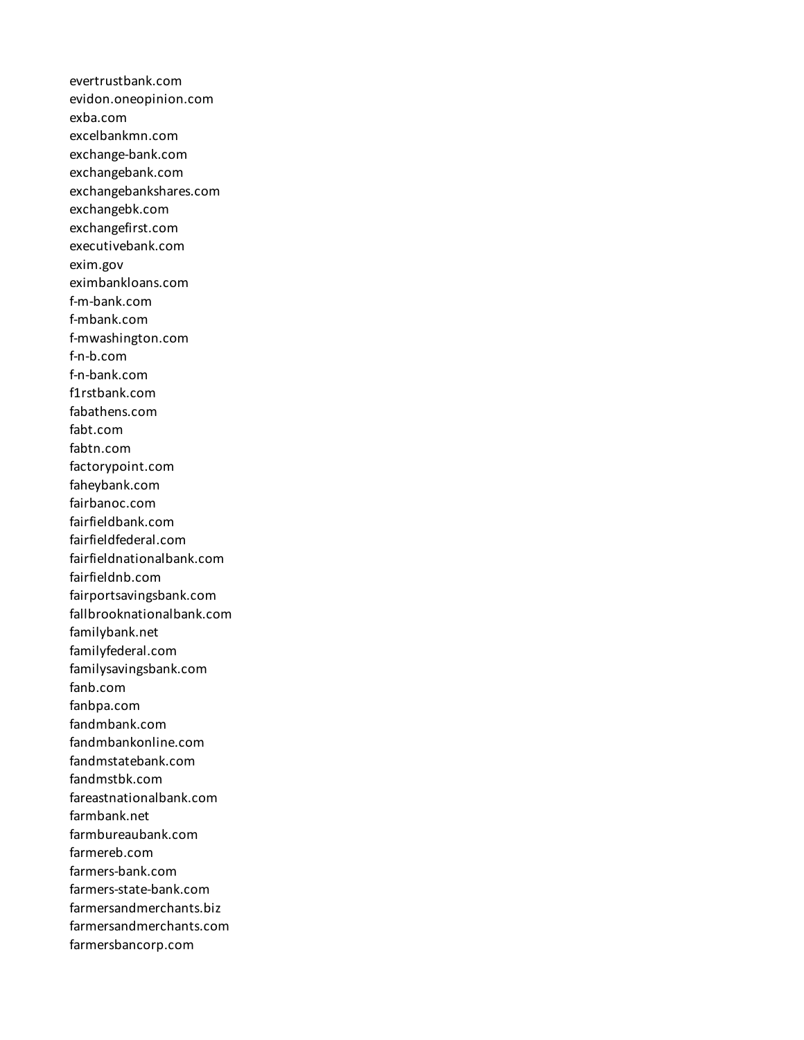evertrustbank.com
evidon.oneopinion.com
exba.com
excelbankmn.com
exchange-bank.com
exchangebank.com
exchangebankshares.com
exchangebk.com
exchangefirst.com
executivebank.com
exim.gov
eximbankloans.com
f-m-bank.com
f-mbank.com
f-mwashington.com
f-n-b.com
f-n-bank.com
f1rstbank.com
fabathens.com
fabt.com
fabtn.com
factorypoint.com
faheybank.com
fairbanoc.com
fairfieldbank.com
fairfieldfederal.com
fairfieldnationalbank.com
fairfieldnb.com
fairportsavingsbank.com
fallbrooknationalbank.com
familybank.net
familyfederal.com
familysavingsbank.com
fanb.com
fanbpa.com
fandmbank.com
fandmbankonline.com
fandmstatebank.com
fandmstbk.com
fareastnationalbank.com
farmbank.net
farmbureaubank.com
farmereb.com
farmers-bank.com
farmers-state-bank.com
farmersandmerchants.biz
farmersandmerchants.com
farmersbancorp.com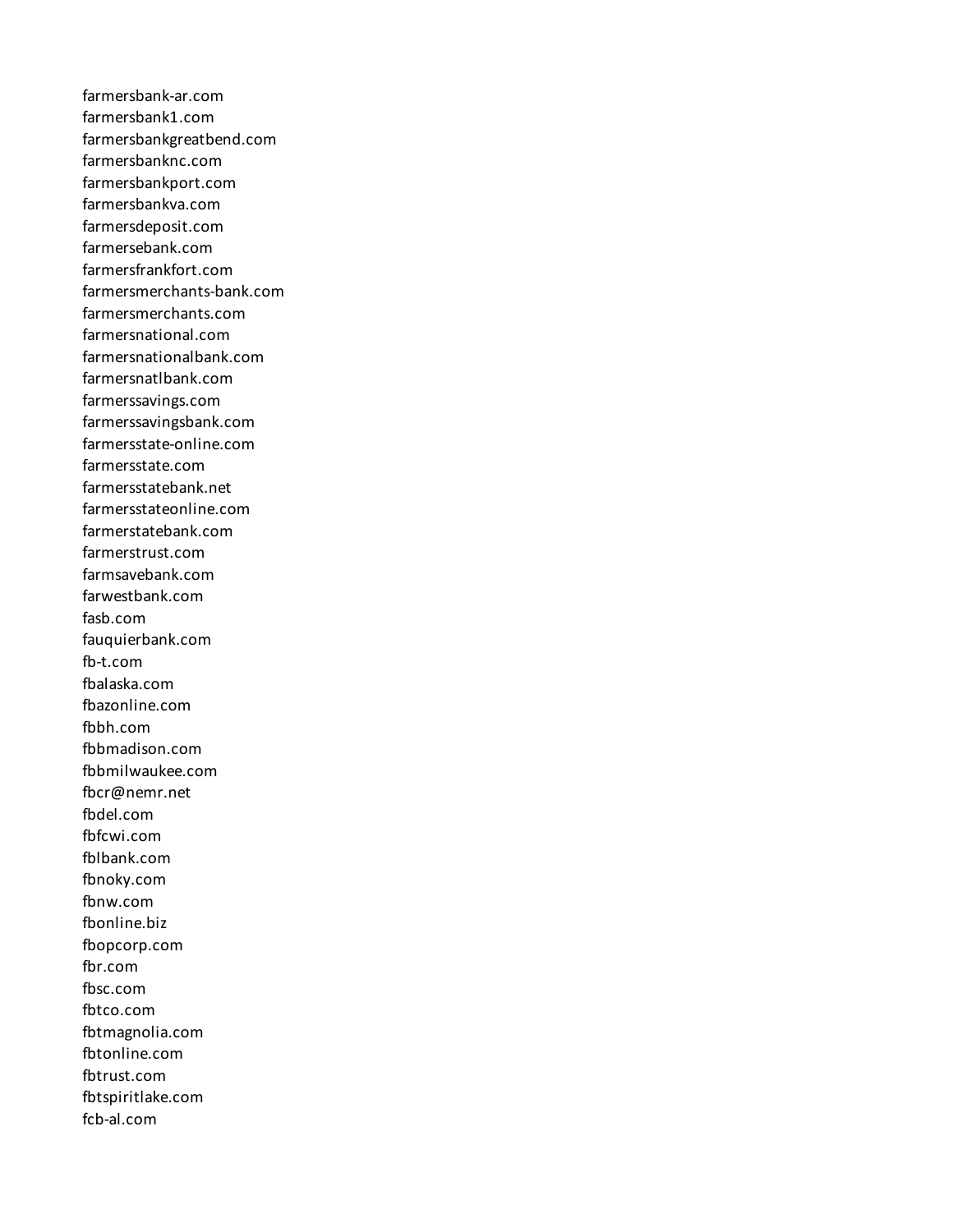farmersbank-ar.com
farmersbank1.com
farmersbankgreatbend.com
farmersbanknc.com
farmersbankport.com
farmersbankva.com
farmersdeposit.com
farmersebank.com
farmersfrankfort.com
farmersmerchants-bank.com
farmersmerchants.com
farmersnational.com
farmersnationalbank.com
farmersnatlbank.com
farmerssavings.com
farmerssavingsbank.com
farmersstate-online.com
farmersstate.com
farmersstatebank.net
farmersstateonline.com
farmerstatebank.com
farmerstrust.com
farmsavebank.com
farwestbank.com
fasb.com
fauquierbank.com
fb-t.com
fbalaska.com
fbazonline.com
fbbh.com
fbbmadison.com
fbbmilwaukee.com
fbcr@nemr.net
fbdel.com
fbfcwi.com
fblbank.com
fbnoky.com
fbnw.com
fbonline.biz
fbopcorp.com
fbr.com
fbsc.com
fbtco.com
fbtmagnolia.com
fbtonline.com
fbtrust.com
fbtspiritlake.com
fcb-al.com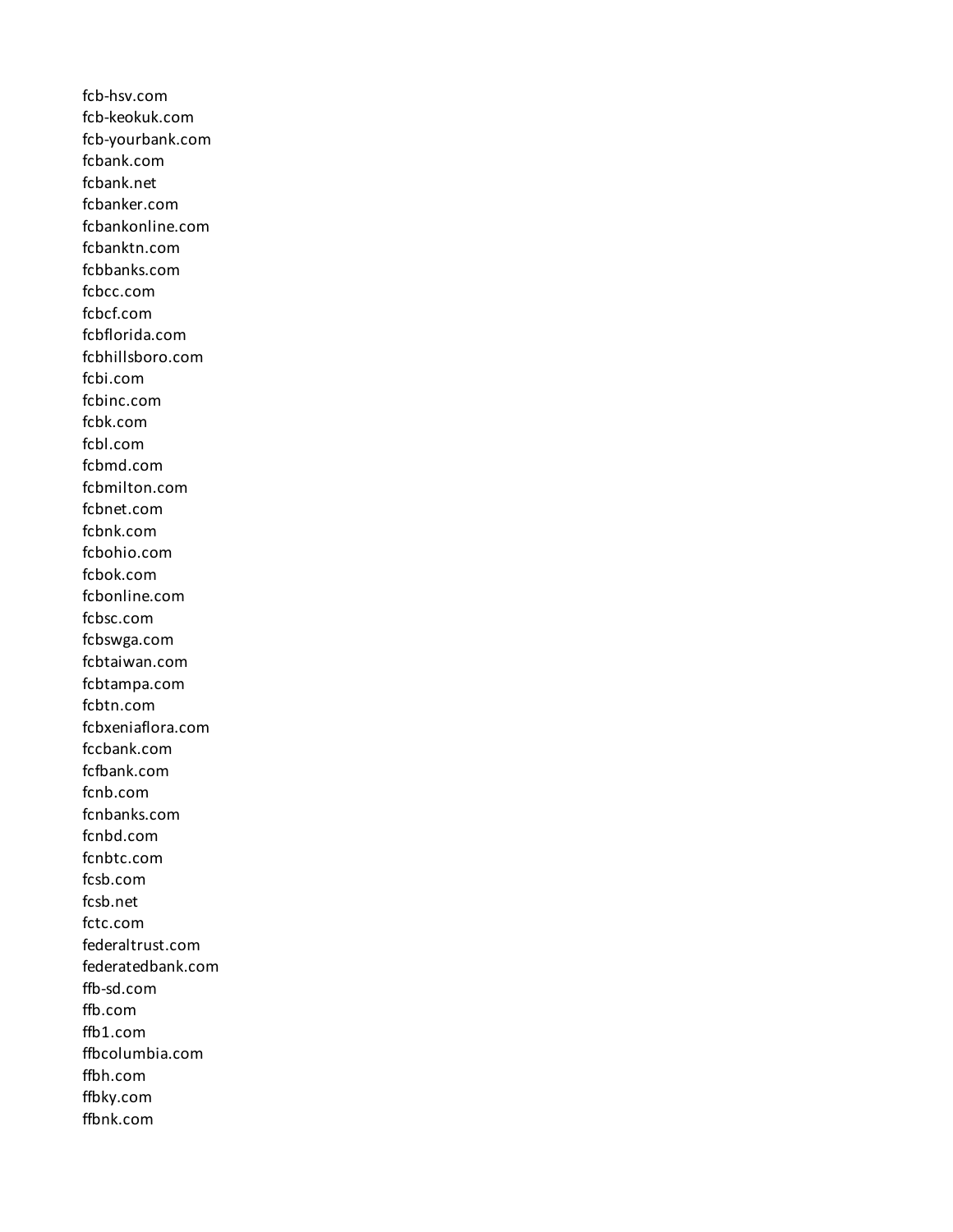fcb-hsv.com
fcb-keokuk.com
fcb-yourbank.com
fcbank.com
fcbank.net
fcbanker.com
fcbankonline.com
fcbanktn.com
fcbbanks.com
fcbcc.com
fcbcf.com
fcbflorida.com
fcbhillsboro.com
fcbi.com
fcbinc.com
fcbk.com
fcbl.com
fcbmd.com
fcbmilton.com
fcbnet.com
fcbnk.com
fcbohio.com
fcbok.com
fcbonline.com
fcbsc.com
fcbswga.com
fcbtaiwan.com
fcbtampa.com
fcbtn.com
fcbxeniaflora.com
fccbank.com
fcfbank.com
fcnb.com
fcnbanks.com
fcnbd.com
fcnbtc.com
fcsb.com
fcsb.net
fctc.com
federaltrust.com
federatedbank.com
ffb-sd.com
ffb.com
ffb1.com
ffbcolumbia.com
ffbh.com
ffbky.com
ffbnk.com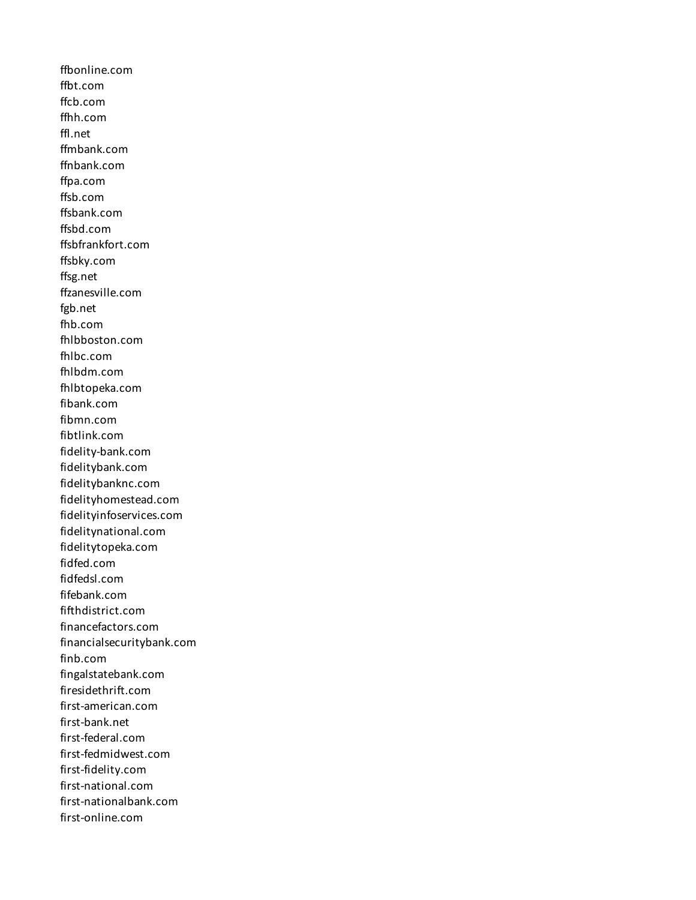ffbonline.com
ffbt.com
ffcb.com
ffhh.com
ffl.net
ffmbank.com
ffnbank.com
ffpa.com
ffsb.com
ffsbank.com
ffsbd.com
ffsbfrankfort.com
ffsbky.com
ffsg.net
ffzanesville.com
fgb.net
fhb.com
fhlbboston.com
fhlbc.com
fhlbdm.com
fhlbtopeka.com
fibank.com
fibmn.com
fibtlink.com
fidelity-bank.com
fidelitybank.com
fidelitybanknc.com
fidelityhomestead.com
fidelityinfoservices.com
fidelitynational.com
fidelitytopeka.com
fidfed.com
fidfedsl.com
fifebank.com
fifthdistrict.com
financefactors.com
financialsecuritybank.com
finb.com
fingalstatebank.com
firesidethrift.com
first-american.com
first-bank.net
first-federal.com
first-fedmidwest.com
first-fidelity.com
first-national.com
first-nationalbank.com
first-online.com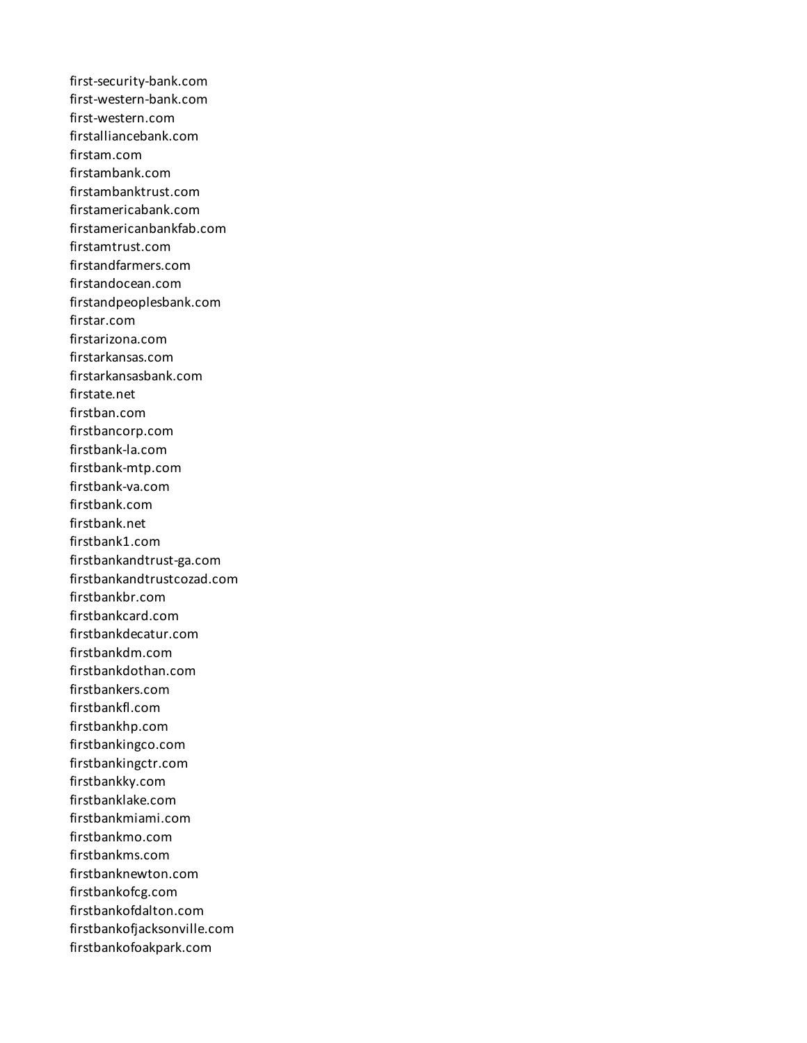first-security-bank.com
first-western-bank.com
first-western.com
firstalliancebank.com
firstam.com
firstambank.com
firstambanktrust.com
firstamericabank.com
firstamericanbankfab.com
firstamtrust.com
firstandfarmers.com
firstandocean.com
firstandpeoplesbank.com
firstar.com
firstarizona.com
firstarkansas.com
firstarkansasbank.com
firstate.net
firstban.com
firstbancorp.com
firstbank-la.com
firstbank-mtp.com
firstbank-va.com
firstbank.com
firstbank.net
firstbank1.com
firstbankandtrust-ga.com
firstbankandtrustcozad.com
firstbankbr.com
firstbankcard.com
firstbankdecatur.com
firstbankdm.com
firstbankdothan.com
firstbankers.com
firstbankfl.com
firstbankhp.com
firstbankingco.com
firstbankingctr.com
firstbankky.com
firstbanklake.com
firstbankmiami.com
firstbankmo.com
firstbankms.com
firstbanknewton.com
firstbankofcg.com
firstbankofdalton.com
firstbankofjacksonville.com
firstbankofoakpark.com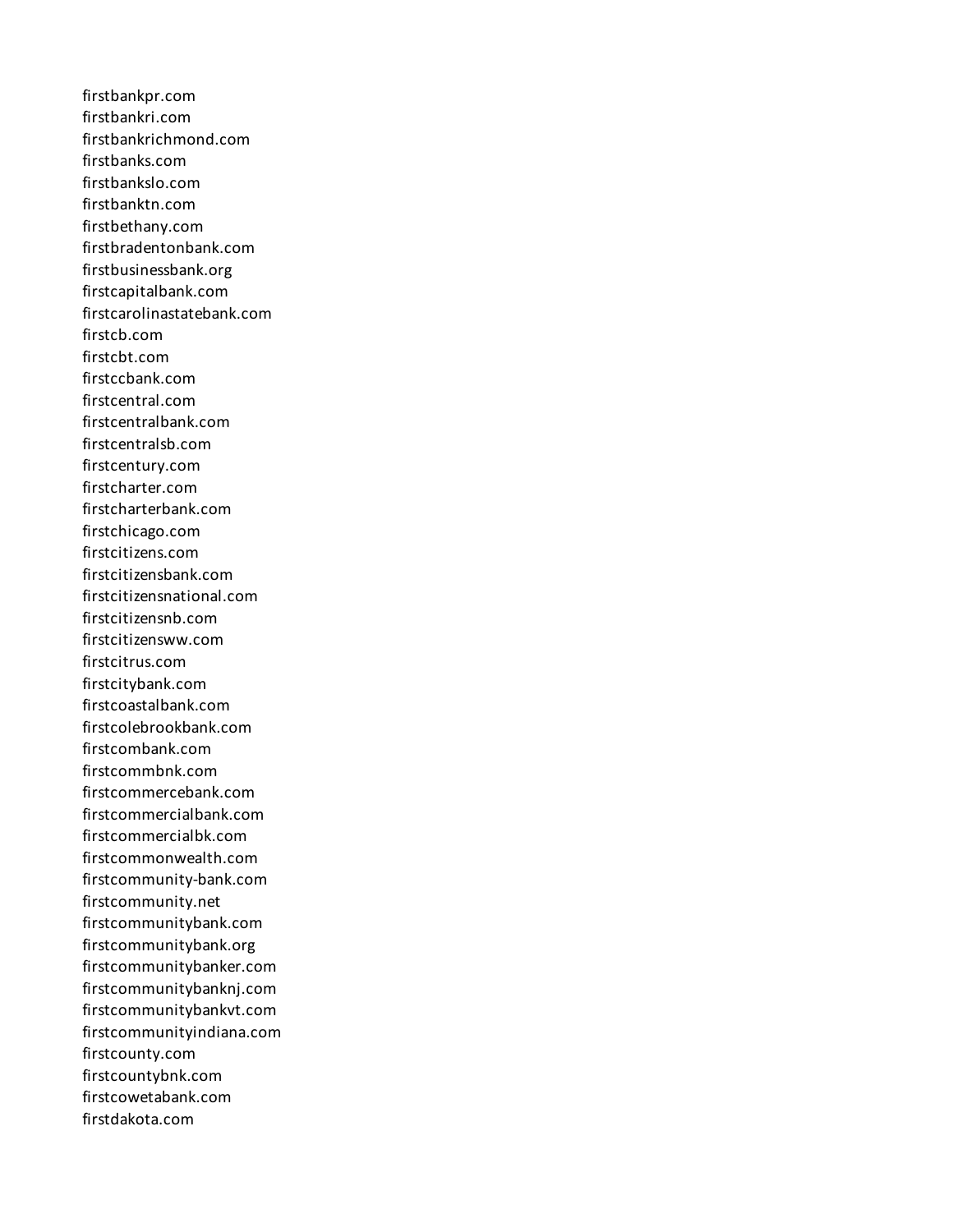firstbankpr.com
firstbankri.com
firstbankrichmond.com
firstbanks.com
firstbankslo.com
firstbanktn.com
firstbethany.com
firstbradentonbank.com
firstbusinessbank.org
firstcapitalbank.com
firstcarolinastatebank.com
firstcb.com
firstcbt.com
firstccbank.com
firstcentral.com
firstcentralbank.com
firstcentralsb.com
firstcentury.com
firstcharter.com
firstcharterbank.com
firstchicago.com
firstcitizens.com
firstcitizensbank.com
firstcitizensnational.com
firstcitizensnb.com
firstcitizensww.com
firstcitrus.com
firstcitybank.com
firstcoastalbank.com
firstcolebrookbank.com
firstcombank.com
firstcommbnk.com
firstcommercebank.com
firstcommercialbank.com
firstcommercialbk.com
firstcommonwealth.com
firstcommunity-bank.com
firstcommunity.net
firstcommunitybank.com
firstcommunitybank.org
firstcommunitybanker.com
firstcommunitybanknj.com
firstcommunitybankvt.com
firstcommunityindiana.com
firstcounty.com
firstcountybnk.com
firstcowetabank.com
firstdakota.com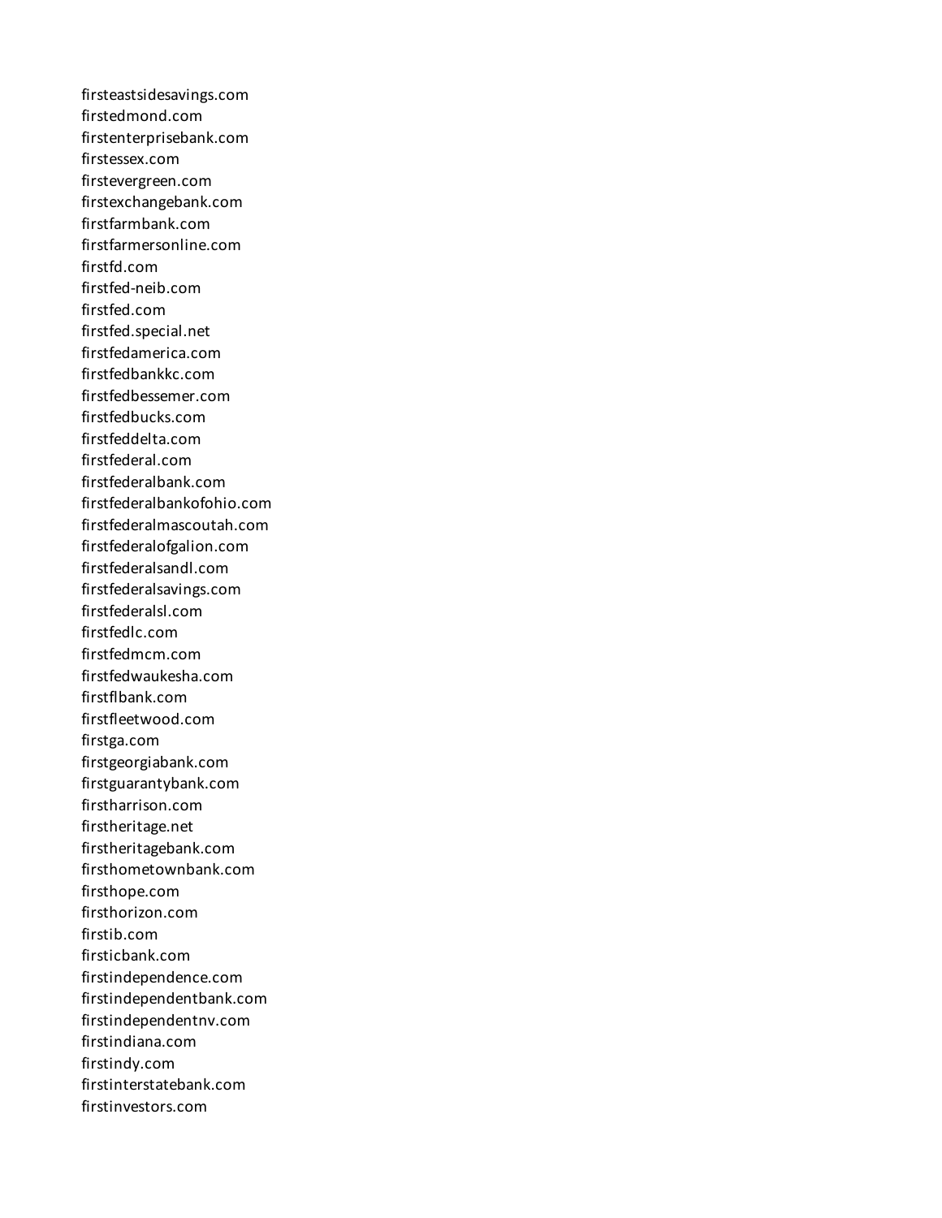firsteastsidesavings.com
firstedmond.com
firstenterprisebank.com
firstessex.com
firstevergreen.com
firstexchangebank.com
firstfarmbank.com
firstfarmersonline.com
firstfd.com
firstfed-neib.com
firstfed.com
firstfed.special.net
firstfedamerica.com
firstfedbankkc.com
firstfedbessemer.com
firstfedbucks.com
firstfeddelta.com
firstfederal.com
firstfederalbank.com
firstfederalbankofohio.com
firstfederalmascoutah.com
firstfederalofgalion.com
firstfederalsandl.com
firstfederalsavings.com
firstfederalsl.com
firstfedlc.com
firstfedmcm.com
firstfedwaukesha.com
firstflbank.com
firstfleetwood.com
firstga.com
firstgeorgiabank.com
firstguarantybank.com
firstharrison.com
firstheritage.net
firstheritagebank.com
firsthometownbank.com
firsthope.com
firsthorizon.com
firstib.com
firsticbank.com
firstindependence.com
firstindependentbank.com
firstindependentnv.com
firstindiana.com
firstindy.com
firstinterstatebank.com
firstinvestors.com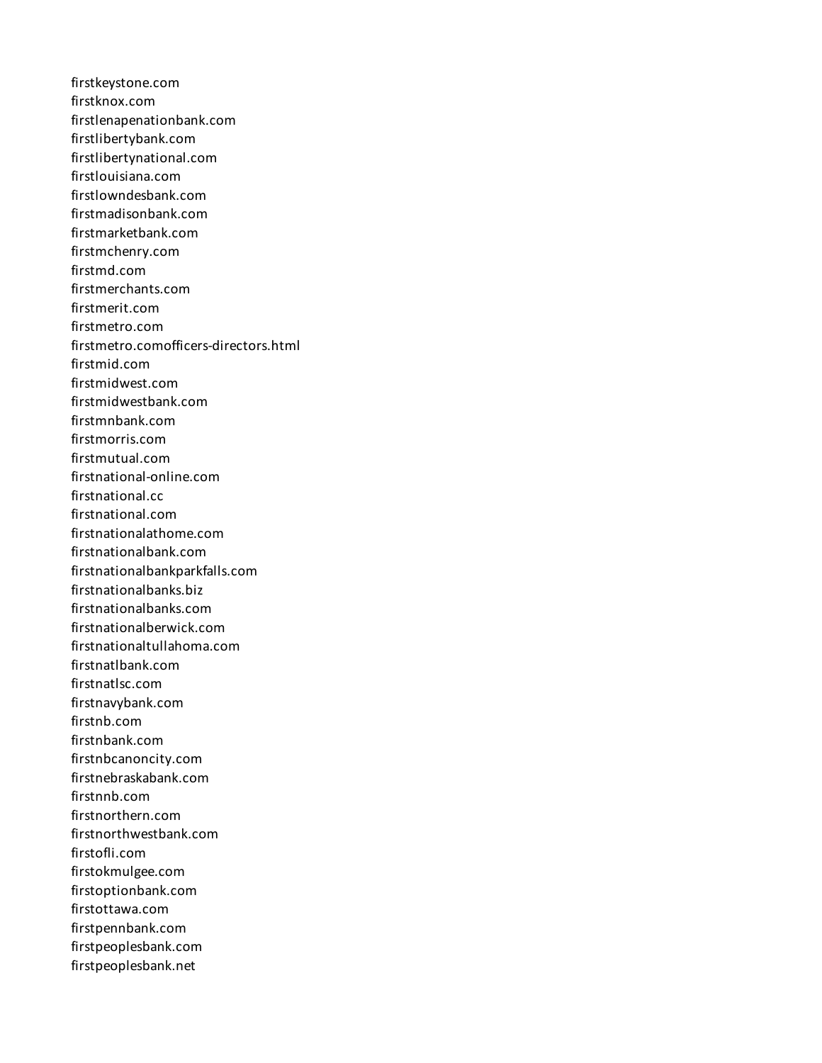firstkeystone.com
firstknox.com
firstlenapenationbank.com
firstlibertybank.com
firstlibertynational.com
firstlouisiana.com
firstlowndesbank.com
firstmadisonbank.com
firstmarketbank.com
firstmchenry.com
firstmd.com
firstmerchants.com
firstmerit.com
firstmetro.com
firstmetro.comofficers-directors.html
firstmid.com
firstmidwest.com
firstmidwestbank.com
firstmnbank.com
firstmorris.com
firstmutual.com
firstnational-online.com
firstnational.cc
firstnational.com
firstnationalathome.com
firstnationalbank.com
firstnationalbankparkfalls.com
firstnationalbanks.biz
firstnationalbanks.com
firstnationalberwick.com
firstnationaltullahoma.com
firstnatlbank.com
firstnatlsc.com
firstnavybank.com
firstnb.com
firstnbank.com
firstnbcanoncity.com
firstnebraskabank.com
firstnnb.com
firstnorthern.com
firstnorthwestbank.com
firstofli.com
firstokmulgee.com
firstoptionbank.com
firstottawa.com
firstpennbank.com
firstpeoplesbank.com
firstpeoplesbank.net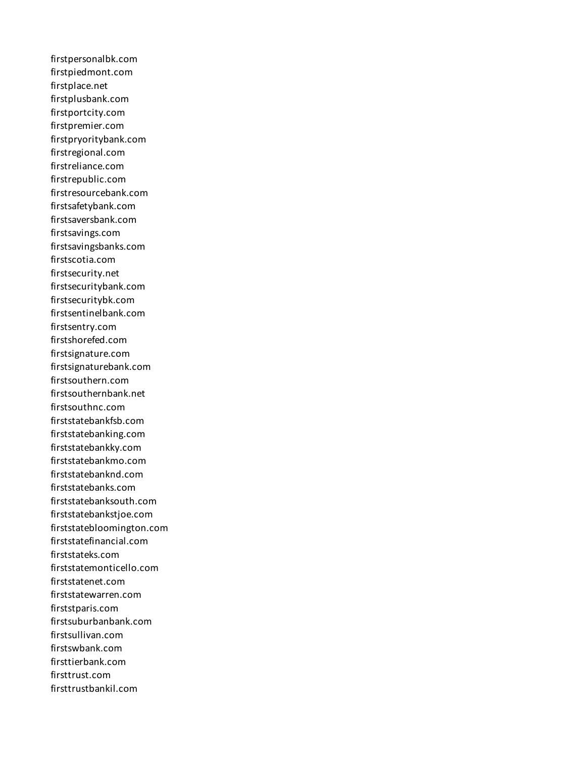firstpersonalbk.com
firstpiedmont.com
firstplace.net
firstplusbank.com
firstportcity.com
firstpremier.com
firstpryoritybank.com
firstregional.com
firstreliance.com
firstrepublic.com
firstresourcebank.com
firstsafetybank.com
firstsaversbank.com
firstsavings.com
firstsavingsbanks.com
firstscotia.com
firstsecurity.net
firstsecuritybank.com
firstsecuritybk.com
firstsentinelbank.com
firstsentry.com
firstshorefed.com
firstsignature.com
firstsignaturebank.com
firstsouthern.com
firstsouthernbank.net
firstsouthnc.com
firststatebankfsb.com
firststatebanking.com
firststatebankky.com
firststatebankmo.com
firststatebanknd.com
firststatebanks.com
firststatebanksouth.com
firststatebankstjoe.com
firststatebloomington.com
firststatefinancial.com
firststateks.com
firststatemonticello.com
firststatenet.com
firststatewarren.com
firststparis.com
firstsuburbanbank.com
firstsullivan.com
firstswbank.com
firsttierbank.com
firsttrust.com
firsttrustbankil.com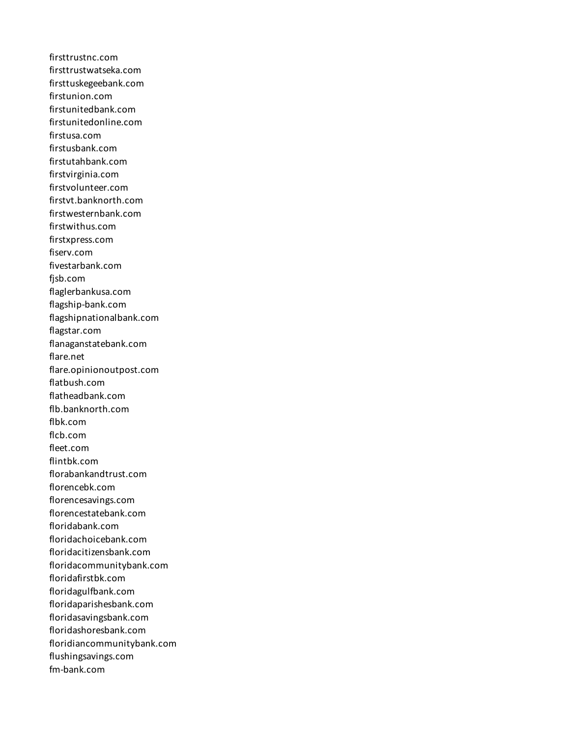firsttrustnc.com
firsttrustwatseka.com
firsttuskegeebank.com
firstunion.com
firstunitedbank.com
firstunitedonline.com
firstusa.com
firstusbank.com
firstutahbank.com
firstvirginia.com
firstvolunteer.com
firstvt.banknorth.com
firstwesternbank.com
firstwithus.com
firstxpress.com
fiserv.com
fivestarbank.com
fjsb.com
flaglerbankusa.com
flagship-bank.com
flagshipnationalbank.com
flagstar.com
flanaganstatebank.com
flare.net
flare.opinionoutpost.com
flatbush.com
flatheadbank.com
flb.banknorth.com
flbk.com
flcb.com
fleet.com
flintbk.com
florabankandtrust.com
florencebk.com
florencesavings.com
florencestatebank.com
floridabank.com
floridachoicebank.com
floridacitizensbank.com
floridacommunitybank.com
floridafirstbk.com
floridagulfbank.com
floridaparishesbank.com
floridasavingsbank.com
floridashoresbank.com
floridiancommunitybank.com
flushingsavings.com
fm-bank.com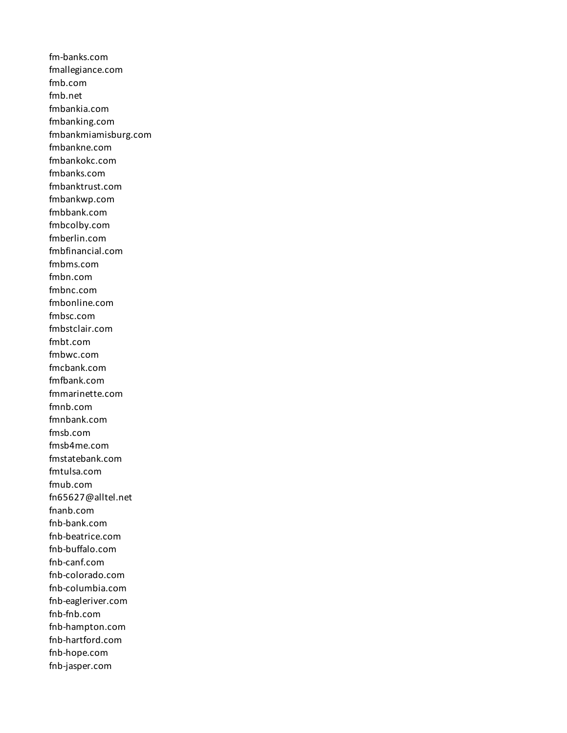fm-banks.com
fmallegiance.com
fmb.com
fmb.net
fmbankia.com
fmbanking.com
fmbankmiamisburg.com
fmbankne.com
fmbankokc.com
fmbanks.com
fmbanktrust.com
fmbankwp.com
fmbbank.com
fmbcolby.com
fmberlin.com
fmbfinancial.com
fmbms.com
fmbn.com
fmbnc.com
fmbonline.com
fmbsc.com
fmbstclair.com
fmbt.com
fmbwc.com
fmcbank.com
fmfbank.com
fmmarinette.com
fmnb.com
fmnbank.com
fmsb.com
fmsb4me.com
fmstatebank.com
fmtulsa.com
fmub.com
fn65627@alltel.net
fnanb.com
fnb-bank.com
fnb-beatrice.com
fnb-buffalo.com
fnb-canf.com
fnb-colorado.com
fnb-columbia.com
fnb-eagleriver.com
fnb-fnb.com
fnb-hampton.com
fnb-hartford.com
fnb-hope.com
fnb-jasper.com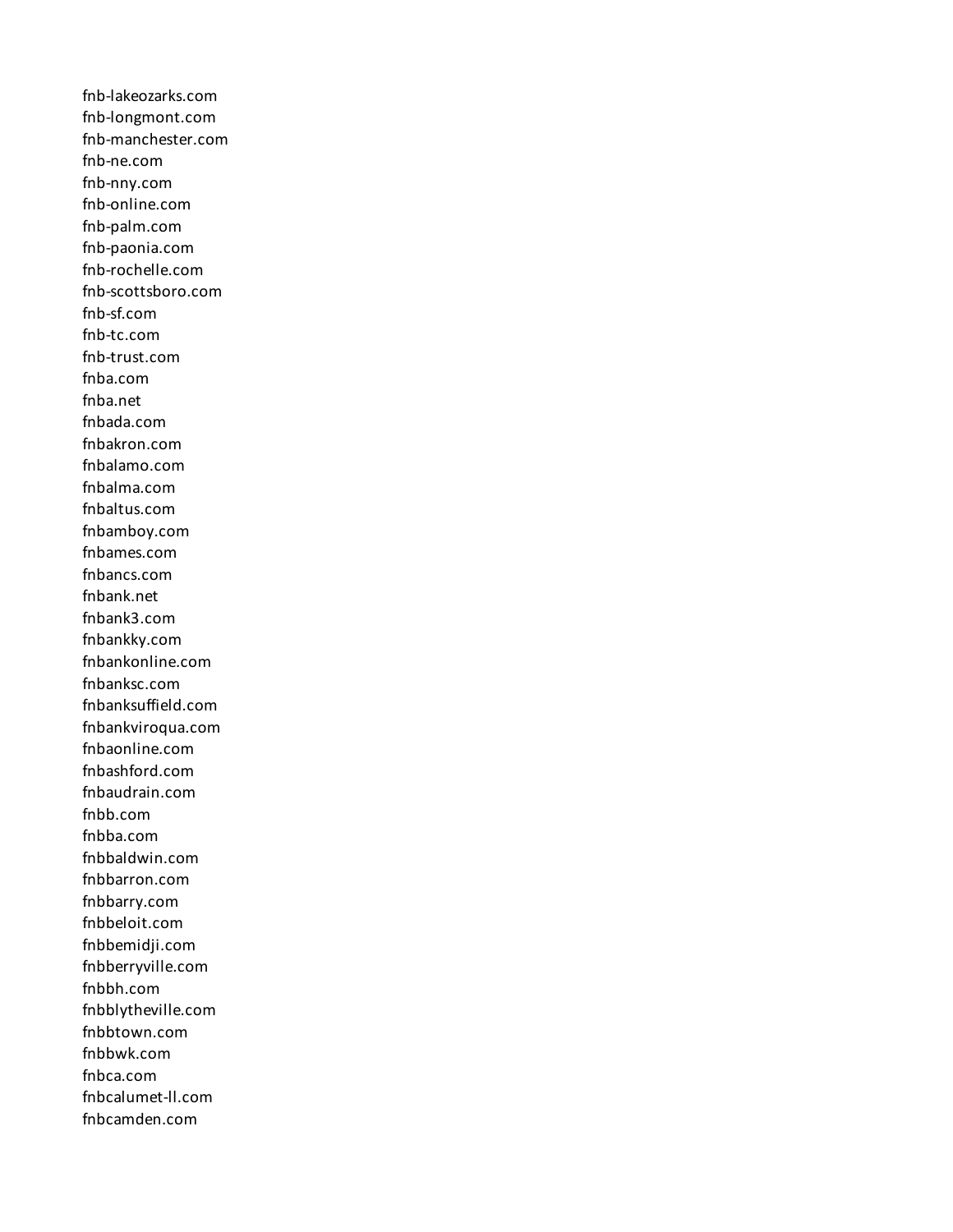fnb-lakeozarks.com
fnb-longmont.com
fnb-manchester.com
fnb-ne.com
fnb-nny.com
fnb-online.com
fnb-palm.com
fnb-paonia.com
fnb-rochelle.com
fnb-scottsboro.com
fnb-sf.com
fnb-tc.com
fnb-trust.com
fnba.com
fnba.net
fnbada.com
fnbakron.com
fnbalamo.com
fnbalma.com
fnbaltus.com
fnbamboy.com
fnbames.com
fnbancs.com
fnbank.net
fnbank3.com
fnbankky.com
fnbankonline.com
fnbanksc.com
fnbanksuffield.com
fnbankviroqua.com
fnbaonline.com
fnbashford.com
fnbaudrain.com
fnbb.com
fnbba.com
fnbbaldwin.com
fnbbarron.com
fnbbarry.com
fnbbeloit.com
fnbbemidji.com
fnbberryville.com
fnbbh.com
fnbblytheville.com
fnbbtown.com
fnbbwk.com
fnbca.com
fnbcalumet-ll.com
fnbcamden.com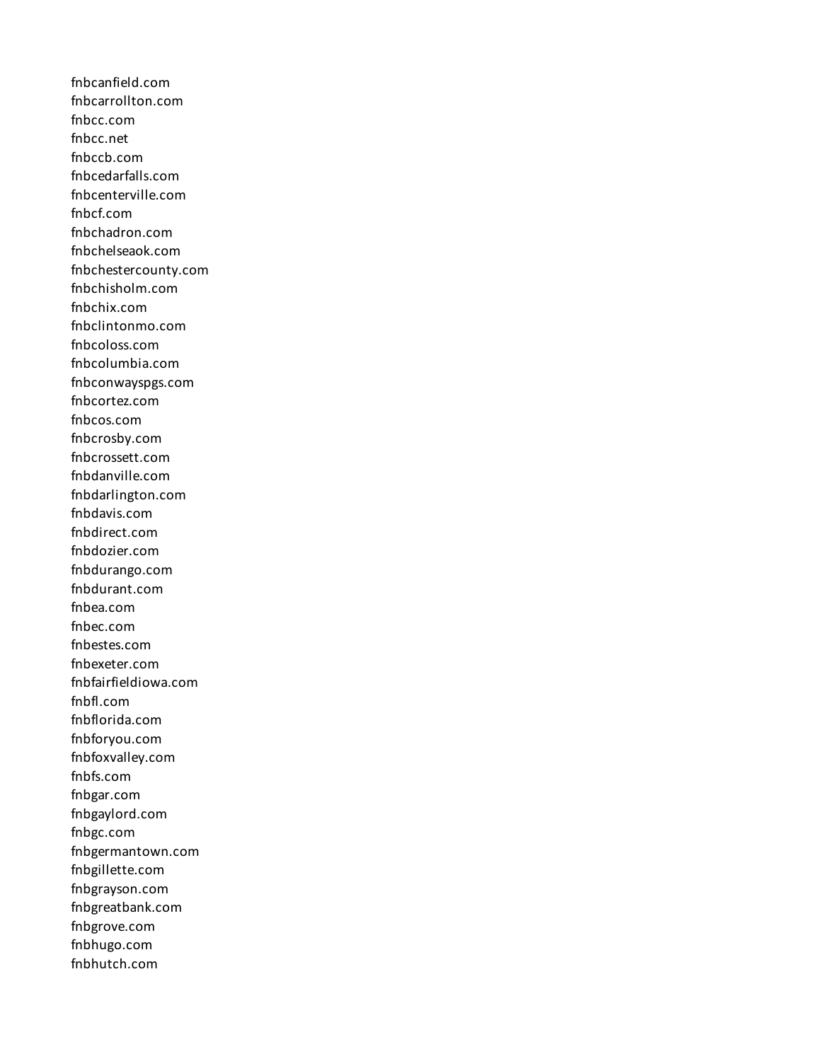fnbcanfield.com
fnbcarrollton.com
fnbcc.com
fnbcc.net
fnbccb.com
fnbcedarfalls.com
fnbcenterville.com
fnbcf.com
fnbchadron.com
fnbchelseaok.com
fnbchestercounty.com
fnbchisholm.com
fnbchix.com
fnbclintonmo.com
fnbcoloss.com
fnbcolumbia.com
fnbconwayspgs.com
fnbcortez.com
fnbcos.com
fnbcrosby.com
fnbcrossett.com
fnbdanville.com
fnbdarlington.com
fnbdavis.com
fnbdirect.com
fnbdozier.com
fnbdurango.com
fnbdurant.com
fnbea.com
fnbec.com
fnbestes.com
fnbexeter.com
fnbfairfieldiowa.com
fnbfl.com
fnbflorida.com
fnbforyou.com
fnbfoxvalley.com
fnbfs.com
fnbgar.com
fnbgaylord.com
fnbgc.com
fnbgermantown.com
fnbgillette.com
fnbgrayson.com
fnbgreatbank.com
fnbgrove.com
fnbhugo.com
fnbhutch.com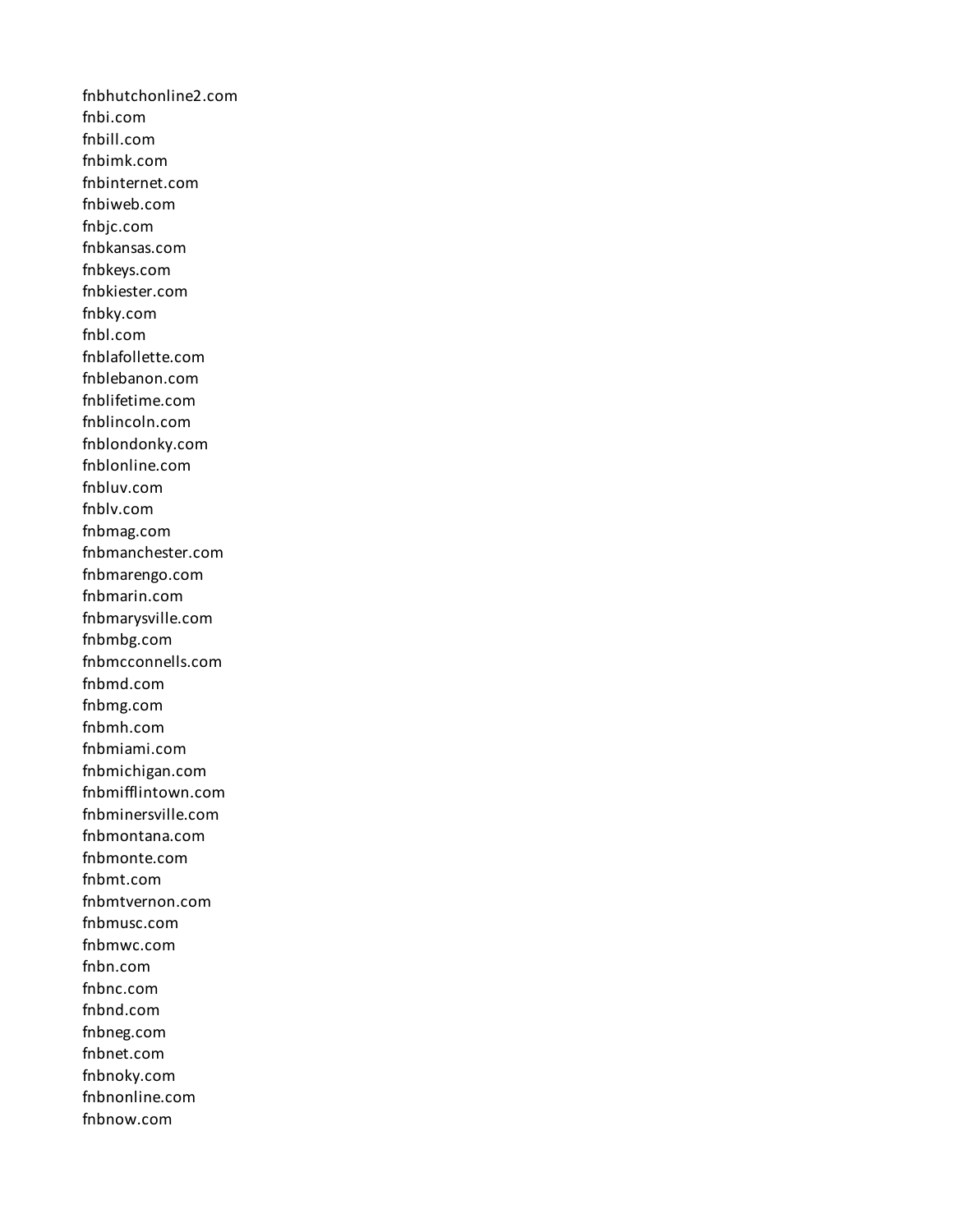fnbhutchonline2.com
fnbi.com
fnbill.com
fnbimk.com
fnbinternet.com
fnbiweb.com
fnbjc.com
fnbkansas.com
fnbkeys.com
fnbkiester.com
fnbky.com
fnbl.com
fnblafollette.com
fnblebanon.com
fnblifetime.com
fnblincoln.com
fnblondonky.com
fnblonline.com
fnbluv.com
fnblv.com
fnbmag.com
fnbmanchester.com
fnbmarengo.com
fnbmarin.com
fnbmarysville.com
fnbmbg.com
fnbmcconnells.com
fnbmd.com
fnbmg.com
fnbmh.com
fnbmiami.com
fnbmichigan.com
fnbmifflintown.com
fnbminersville.com
fnbmontana.com
fnbmonte.com
fnbmt.com
fnbmtvernon.com
fnbmusc.com
fnbmwc.com
fnbn.com
fnbnc.com
fnbnd.com
fnbneg.com
fnbnet.com
fnbnoky.com
fnbnonline.com
fnbnow.com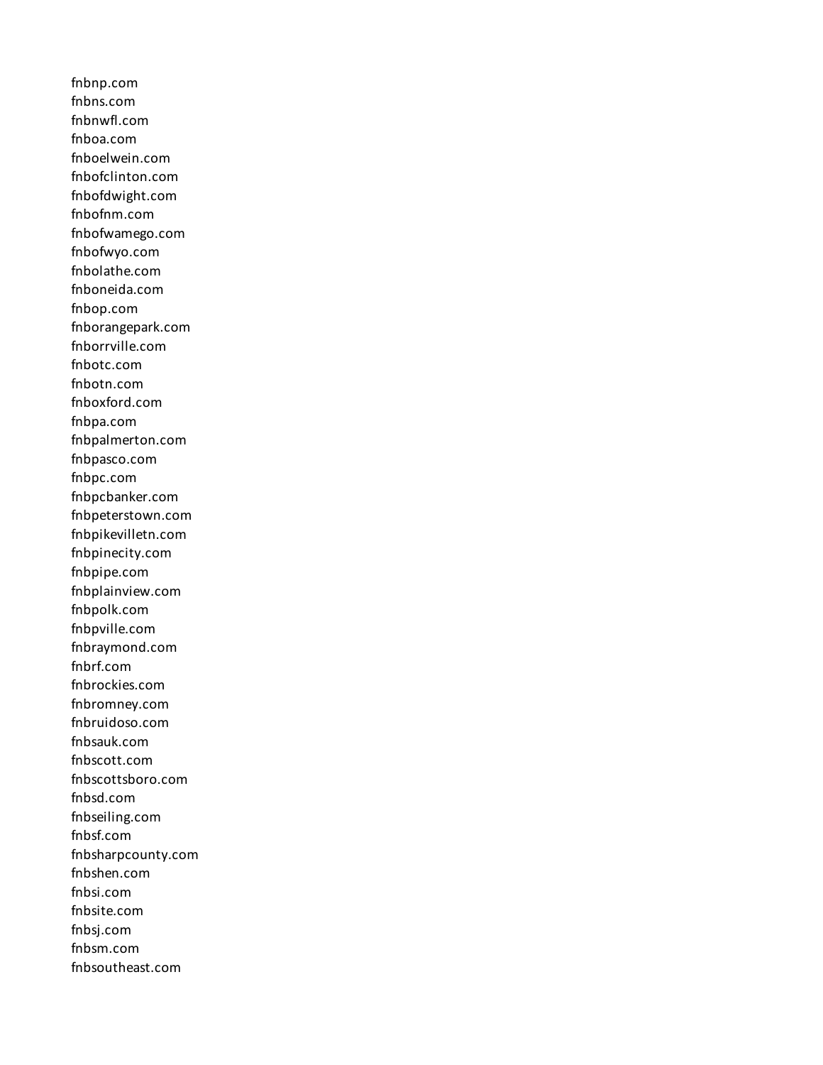fnbnp.com
fnbns.com
fnbnwfl.com
fnboa.com
fnboelwein.com
fnbofclinton.com
fnbofdwight.com
fnbofnm.com
fnbofwamego.com
fnbofwyo.com
fnbolathe.com
fnboneida.com
fnbop.com
fnborangepark.com
fnborrville.com
fnbotc.com
fnbotn.com
fnboxford.com
fnbpa.com
fnbpalmerton.com
fnbpasco.com
fnbpc.com
fnbpcbanker.com
fnbpeterstown.com
fnbpikevilletn.com
fnbpinecity.com
fnbpipe.com
fnbplainview.com
fnbpolk.com
fnbpville.com
fnbraymond.com
fnbrf.com
fnbrockies.com
fnbromney.com
fnbruidoso.com
fnbsauk.com
fnbscott.com
fnbscottsboro.com
fnbsd.com
fnbseiling.com
fnbsf.com
fnbsharpcounty.com
fnbshen.com
fnbsi.com
fnbsite.com
fnbsj.com
fnbsm.com
fnbsoutheast.com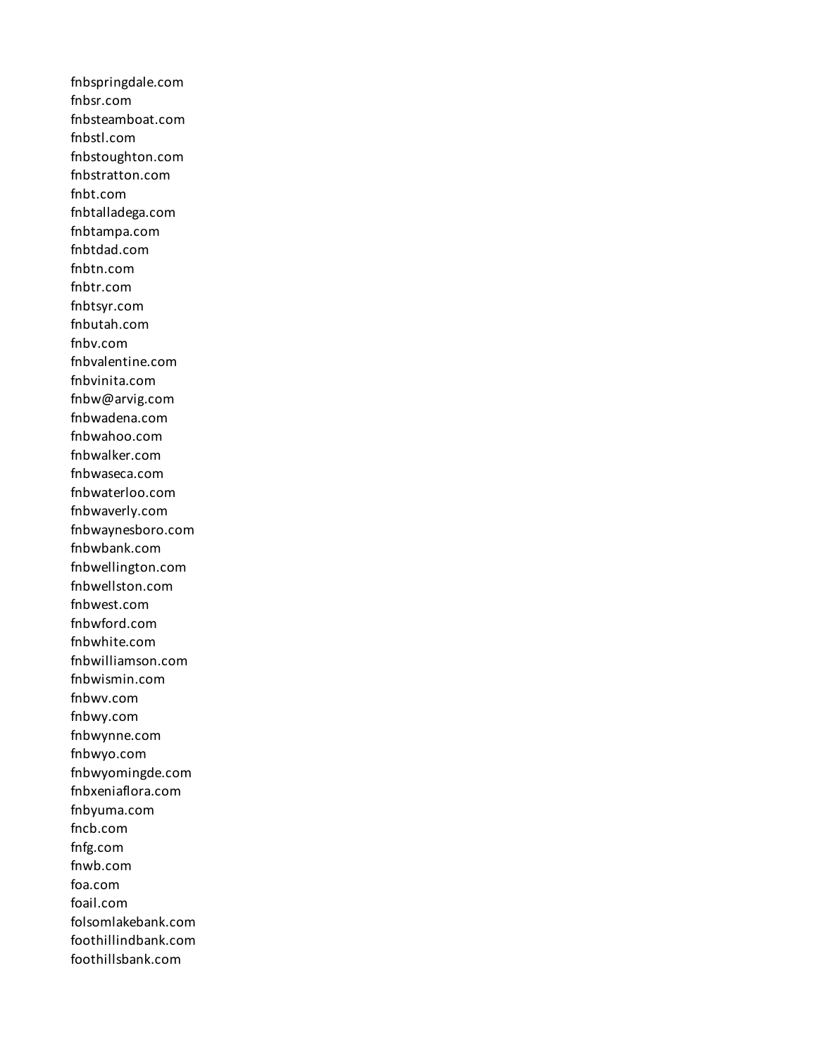fnbspringdale.com
fnbsr.com
fnbsteamboat.com
fnbstl.com
fnbstoughton.com
fnbstratton.com
fnbt.com
fnbtalladega.com
fnbtampa.com
fnbtdad.com
fnbtn.com
fnbtr.com
fnbtsyr.com
fnbutah.com
fnbv.com
fnbvalentine.com
fnbvinita.com
fnbw@arvig.com
fnbwadena.com
fnbwahoo.com
fnbwalker.com
fnbwaseca.com
fnbwaterloo.com
fnbwaverly.com
fnbwaynesboro.com
fnbwbank.com
fnbwellington.com
fnbwellston.com
fnbwest.com
fnbwford.com
fnbwhite.com
fnbwilliamson.com
fnbwismin.com
fnbwv.com
fnbwy.com
fnbwynne.com
fnbwyo.com
fnbwyomingde.com
fnbxeniaflora.com
fnbyuma.com
fncb.com
fnfg.com
fnwb.com
foa.com
foail.com
folsomlakebank.com
foothillindbank.com
foothillsbank.com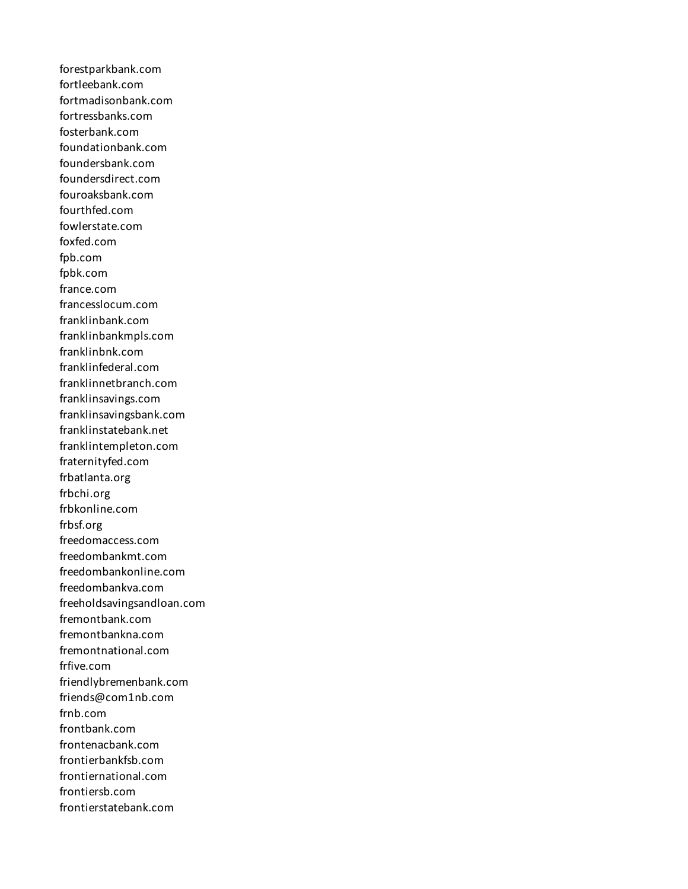forestparkbank.com
fortleebank.com
fortmadisonbank.com
fortressbanks.com
fosterbank.com
foundationbank.com
foundersbank.com
foundersdirect.com
fouroaksbank.com
fourthfed.com
fowlerstate.com
foxfed.com
fpb.com
fpbk.com
france.com
francesslocum.com
franklinbank.com
franklinbankmpls.com
franklinbnk.com
franklinfederal.com
franklinnetbranch.com
franklinsavings.com
franklinsavingsbank.com
franklinstatebank.net
franklintempleton.com
fraternityfed.com
frbatlanta.org
frbchi.org
frbkonline.com
frbsf.org
freedomaccess.com
freedombankmt.com
freedombankonline.com
freedombankva.com
freeholdsavingsandloan.com
fremontbank.com
fremontbankna.com
fremontnational.com
frfive.com
friendlybremenbank.com
friends@com1nb.com
frnb.com
frontbank.com
frontenacbank.com
frontierbankfsb.com
frontiernational.com
frontiersb.com
frontierstatebank.com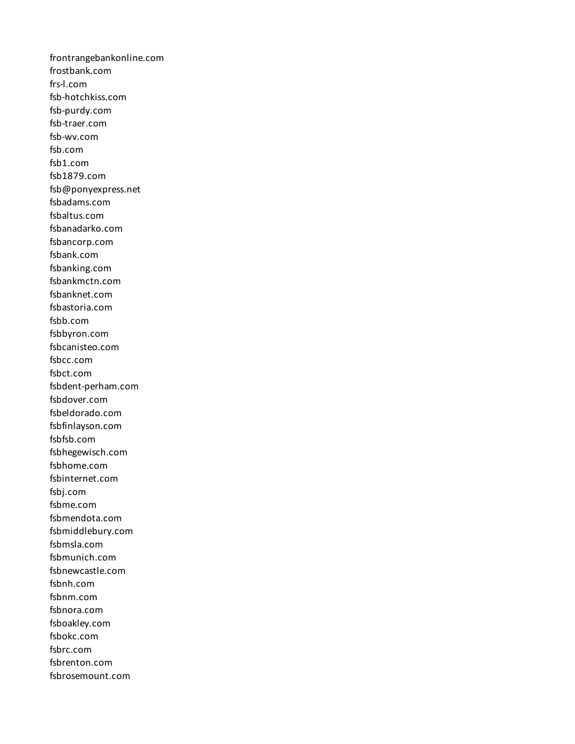frontrangebankonline.com
frostbank.com
frs-l.com
fsb-hotchkiss.com
fsb-purdy.com
fsb-traer.com
fsb-wv.com
fsb.com
fsb1.com
fsb1879.com
fsb@ponyexpress.net
fsbadams.com
fsbaltus.com
fsbanadarko.com
fsbancorp.com
fsbank.com
fsbanking.com
fsbankmctn.com
fsbanknet.com
fsbastoria.com
fsbb.com
fsbbyron.com
fsbcanisteo.com
fsbcc.com
fsbct.com
fsbdent-perham.com
fsbdover.com
fsbeldorado.com
fsbfinlayson.com
fsbfsb.com
fsbhegewisch.com
fsbhome.com
fsbinternet.com
fsbj.com
fsbme.com
fsbmendota.com
fsbmiddlebury.com
fsbmsla.com
fsbmunich.com
fsbnewcastle.com
fsbnh.com
fsbnm.com
fsbnora.com
fsboakley.com
fsbokc.com
fsbrc.com
fsbrenton.com
fsbrosemount.com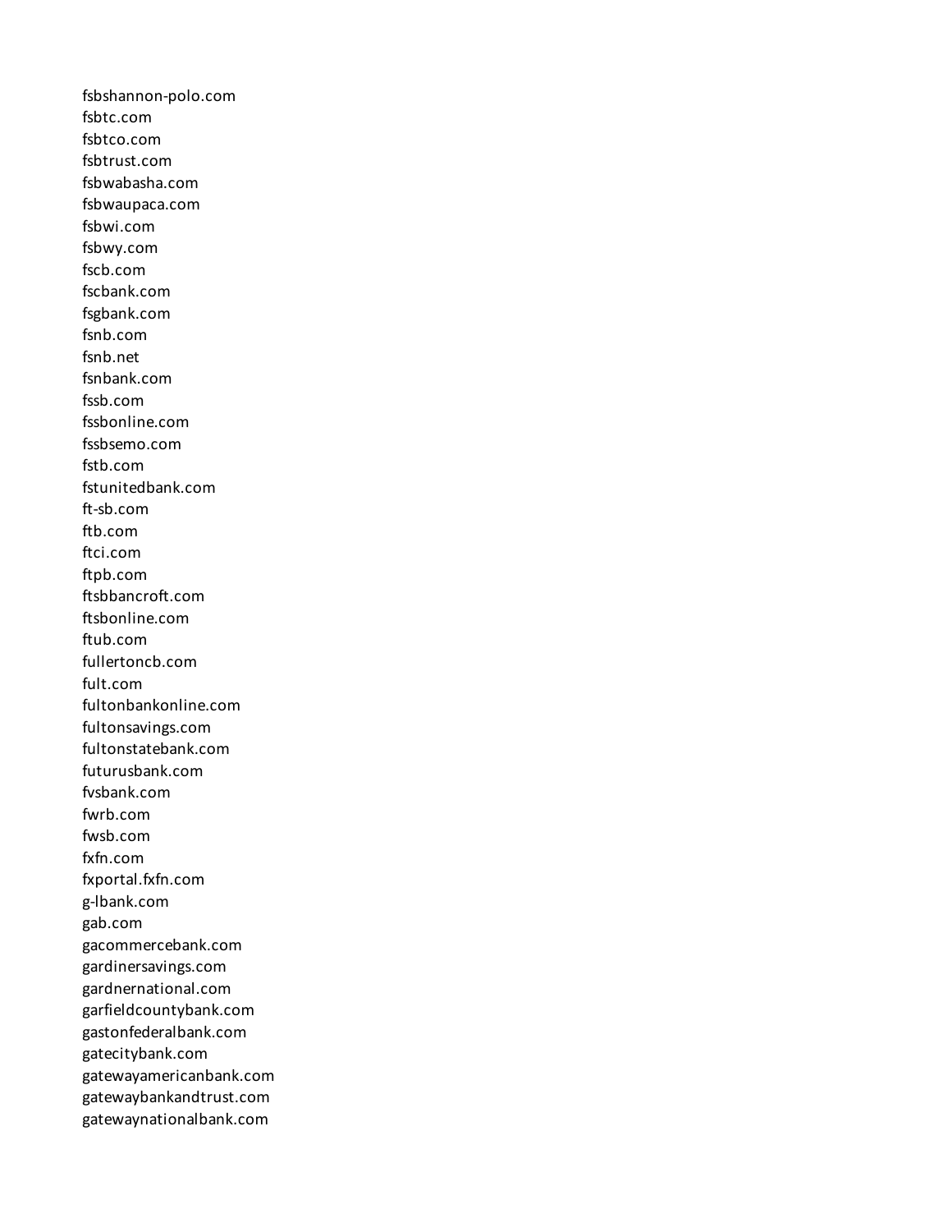fsbshannon-polo.com
fsbtc.com
fsbtco.com
fsbtrust.com
fsbwabasha.com
fsbwaupaca.com
fsbwi.com
fsbwy.com
fscb.com
fscbank.com
fsgbank.com
fsnb.com
fsnb.net
fsnbank.com
fssb.com
fssbonline.com
fssbsemo.com
fstb.com
fstunitedbank.com
ft-sb.com
ftb.com
ftci.com
ftpb.com
ftsbbancroft.com
ftsbonline.com
ftub.com
fullertoncb.com
fult.com
fultonbankonline.com
fultonsavings.com
fultonstatebank.com
futurusbank.com
fvsbank.com
fwrb.com
fwsb.com
fxfn.com
fxportal.fxfn.com
g-lbank.com
gab.com
gacommercebank.com
gardinersavings.com
gardnernational.com
garfieldcountybank.com
gastonfederalbank.com
gatecitybank.com
gatewayamericanbank.com
gatewaybankandtrust.com
gatewaynationalbank.com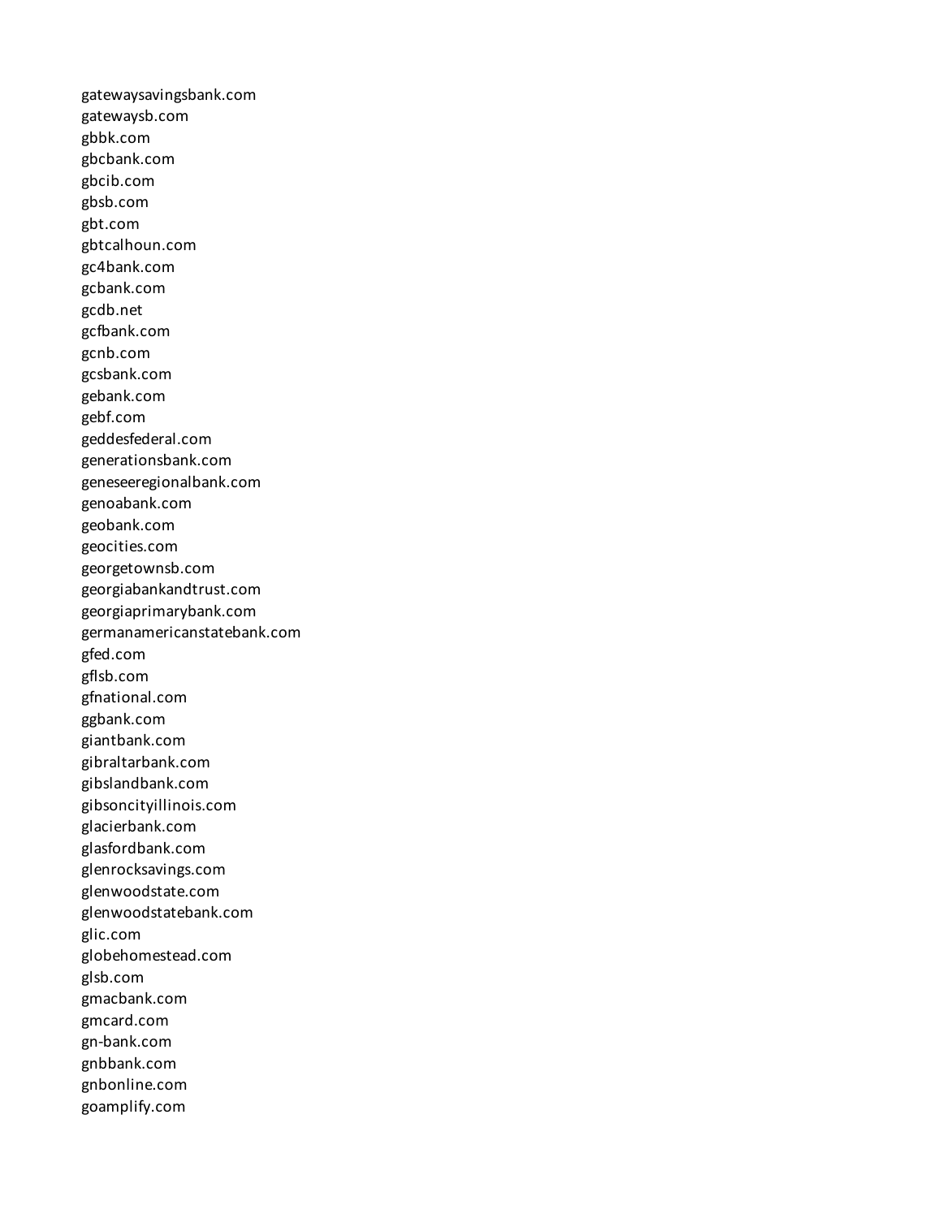gatewaysavingsbank.com
gatewaysb.com
gbbk.com
gbcbank.com
gbcib.com
gbsb.com
gbt.com
gbtcalhoun.com
gc4bank.com
gcbank.com
gcdb.net
gcfbank.com
gcnb.com
gcsbank.com
gebank.com
gebf.com
geddesfederal.com
generationsbank.com
geneseeregionalbank.com
genoabank.com
geobank.com
geocities.com
georgetownsb.com
georgiabankandtrust.com
georgiaprimarybank.com
germanamericanstatebank.com
gfed.com
gflsb.com
gfnational.com
ggbank.com
giantbank.com
gibraltarbank.com
gibslandbank.com
gibsoncityillinois.com
glacierbank.com
glasfordbank.com
glenrocksavings.com
glenwoodstate.com
glenwoodstatebank.com
glic.com
globehomestead.com
glsb.com
gmacbank.com
gmcard.com
gn-bank.com
gnbbank.com
gnbonline.com
goamplify.com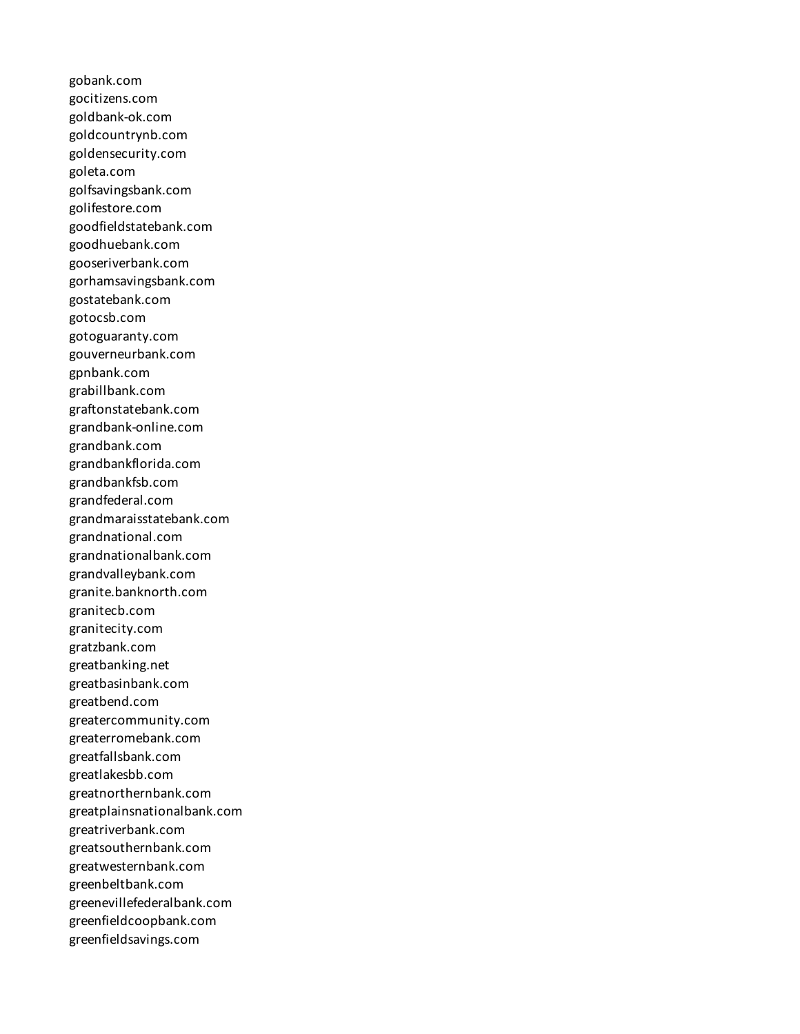gobank.com
gocitizens.com
goldbank-ok.com
goldcountrynb.com
goldensecurity.com
goleta.com
golfsavingsbank.com
golifestore.com
goodfieldstatebank.com
goodhuebank.com
gooseriverbank.com
gorhamsavingsbank.com
gostatebank.com
gotocsb.com
gotoguaranty.com
gouverneurbank.com
gpnbank.com
grabillbank.com
graftonstatebank.com
grandbank-online.com
grandbank.com
grandbankflorida.com
grandbankfsb.com
grandfederal.com
grandmaraisstatebank.com
grandnational.com
grandnationalbank.com
grandvalleybank.com
granite.banknorth.com
granitecb.com
granitecity.com
gratzbank.com
greatbanking.net
greatbasinbank.com
greatbend.com
greatercommunity.com
greaterromebank.com
greatfallsbank.com
greatlakesbb.com
greatnorthernbank.com
greatplainsnationalbank.com
greatriverbank.com
greatsouthernbank.com
greatwesternbank.com
greenbeltbank.com
greenevillefederalbank.com
greenfieldcoopbank.com
greenfieldsavings.com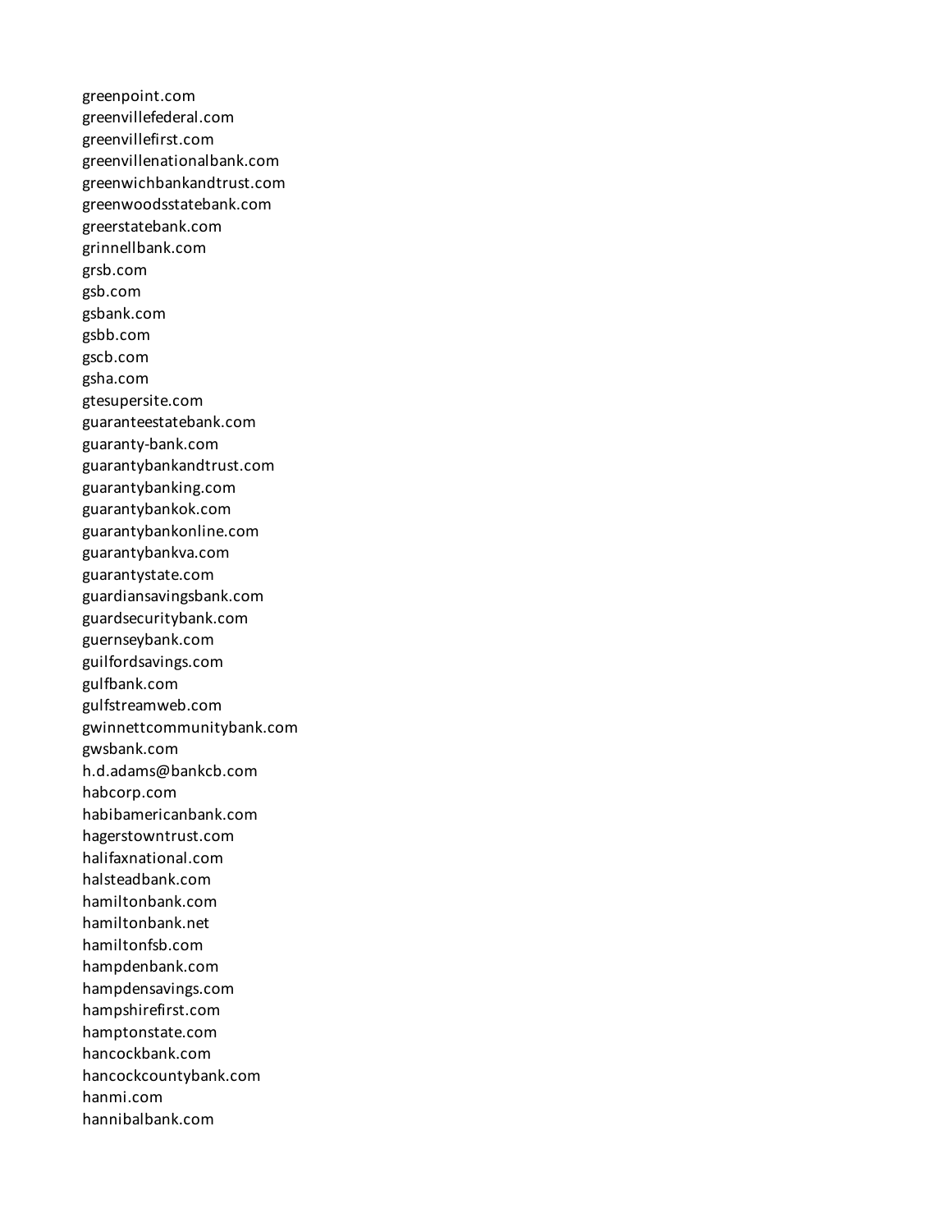greenpoint.com
greenvillefederal.com
greenvillefirst.com
greenvillenationalbank.com
greenwichbankandtrust.com
greenwoodsstatebank.com
greerstatebank.com
grinnellbank.com
grsb.com
gsb.com
gsbank.com
gsbb.com
gscb.com
gsha.com
gtesupersite.com
guaranteestatebank.com
guaranty-bank.com
guarantybankandtrust.com
guarantybanking.com
guarantybankok.com
guarantybankonline.com
guarantybankva.com
guarantystate.com
guardiansavingsbank.com
guardsecuritybank.com
guernseybank.com
guilfordsavings.com
gulfbank.com
gulfstreamweb.com
gwinnettcommunitybank.com
gwsbank.com
h.d.adams@bankcb.com
habcorp.com
habibamericanbank.com
hagerstowntrust.com
halifaxnational.com
halsteadbank.com
hamiltonbank.com
hamiltonbank.net
hamiltonfsb.com
hampdenbank.com
hampdensavings.com
hampshirefirst.com
hamptonstate.com
hancockbank.com
hancockcountybank.com
hanmi.com
hannibalbank.com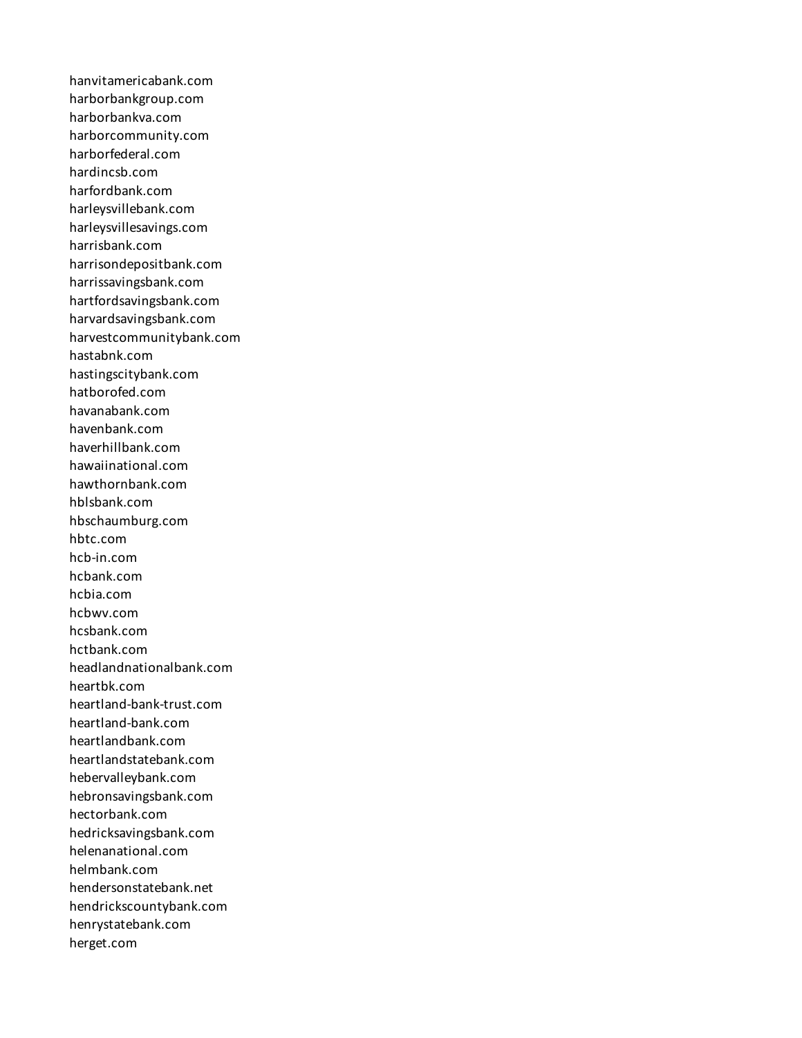hanvitamericabank.com
harborbankgroup.com
harborbankva.com
harborcommunity.com
harborfederal.com
hardincsb.com
harfordbank.com
harleysvillebank.com
harleysvillesavings.com
harrisbank.com
harrisondepositbank.com
harrissavingsbank.com
hartfordsavingsbank.com
harvardsavingsbank.com
harvestcommunitybank.com
hastabnk.com
hastingscitybank.com
hatborofed.com
havanabank.com
havenbank.com
haverhillbank.com
hawaiinational.com
hawthornbank.com
hblsbank.com
hbschaumburg.com
hbtc.com
hcb-in.com
hcbank.com
hcbia.com
hcbwv.com
hcsbank.com
hctbank.com
headlandnationalbank.com
heartbk.com
heartland-bank-trust.com
heartland-bank.com
heartlandbank.com
heartlandstatebank.com
hebervalleybank.com
hebronsavingsbank.com
hectorbank.com
hedricksavingsbank.com
helenanational.com
helmbank.com
hendersonstatebank.net
hendrickscountybank.com
henrystatebank.com
herget.com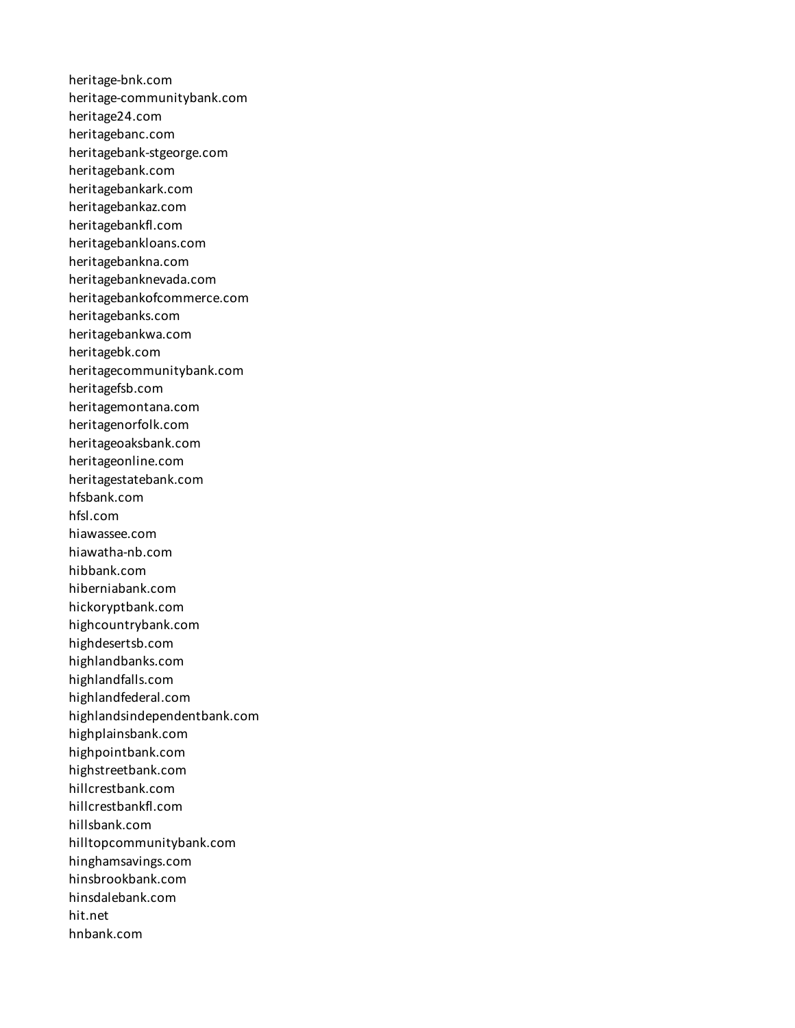heritage-bnk.com
heritage-communitybank.com
heritage24.com
heritagebanc.com
heritagebank-stgeorge.com
heritagebank.com
heritagebankark.com
heritagebankaz.com
heritagebankfl.com
heritagebankloans.com
heritagebankna.com
heritagebanknevada.com
heritagebankofcommerce.com
heritagebanks.com
heritagebankwa.com
heritagebk.com
heritagecommunitybank.com
heritagefsb.com
heritagemontana.com
heritagenorfolk.com
heritageoaksbank.com
heritageonline.com
heritagestatebank.com
hfsbank.com
hfsl.com
hiawassee.com
hiawatha-nb.com
hibbank.com
hiberniabank.com
hickoryptbank.com
highcountrybank.com
highdesertsb.com
highlandbanks.com
highlandfalls.com
highlandfederal.com
highlandsindependentbank.com
highplainsbank.com
highpointbank.com
highstreetbank.com
hillcrestbank.com
hillcrestbankfl.com
hillsbank.com
hilltopcommunitybank.com
hinghamsavings.com
hinsbrookbank.com
hinsdalebank.com
hit.net
hnbank.com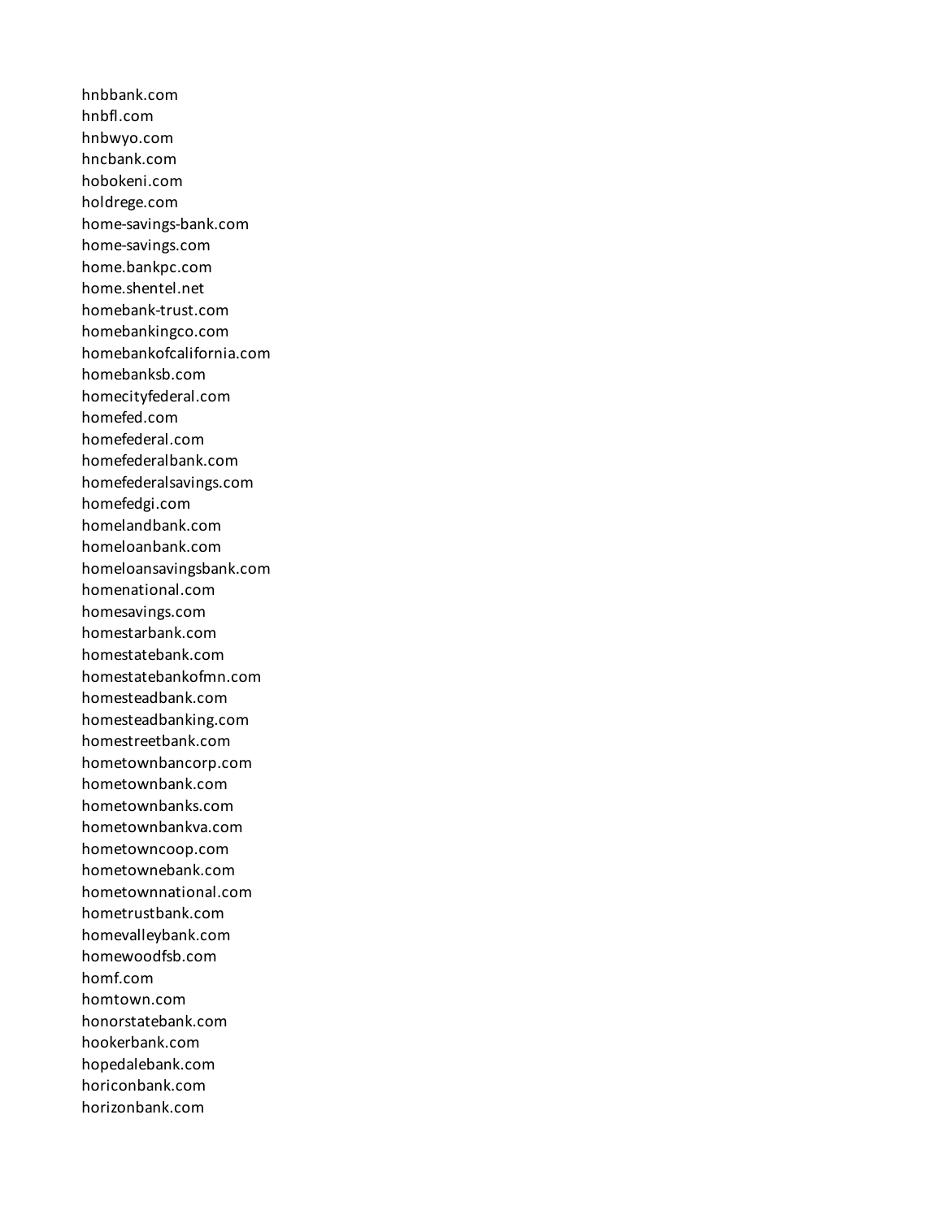hnbbank.com
hnbfl.com
hnbwyo.com
hncbank.com
hobokeni.com
holdrege.com
home-savings-bank.com
home-savings.com
home.bankpc.com
home.shentel.net
homebank-trust.com
homebankingco.com
homebankofcalifornia.com
homebanksb.com
homecityfederal.com
homefed.com
homefederal.com
homefederalbank.com
homefederalsavings.com
homefedgi.com
homelandbank.com
homeloanbank.com
homeloansavingsbank.com
homenational.com
homesavings.com
homestarbank.com
homestatebank.com
homestatebankofmn.com
homesteadbank.com
homesteadbanking.com
homestreetbank.com
hometownbancorp.com
hometownbank.com
hometownbanks.com
hometownbankva.com
hometowncoop.com
hometownebank.com
hometownnational.com
hometrustbank.com
homevalleybank.com
homewoodfsb.com
homf.com
homtown.com
honorstatebank.com
hookerbank.com
hopedalebank.com
horiconbank.com
horizonbank.com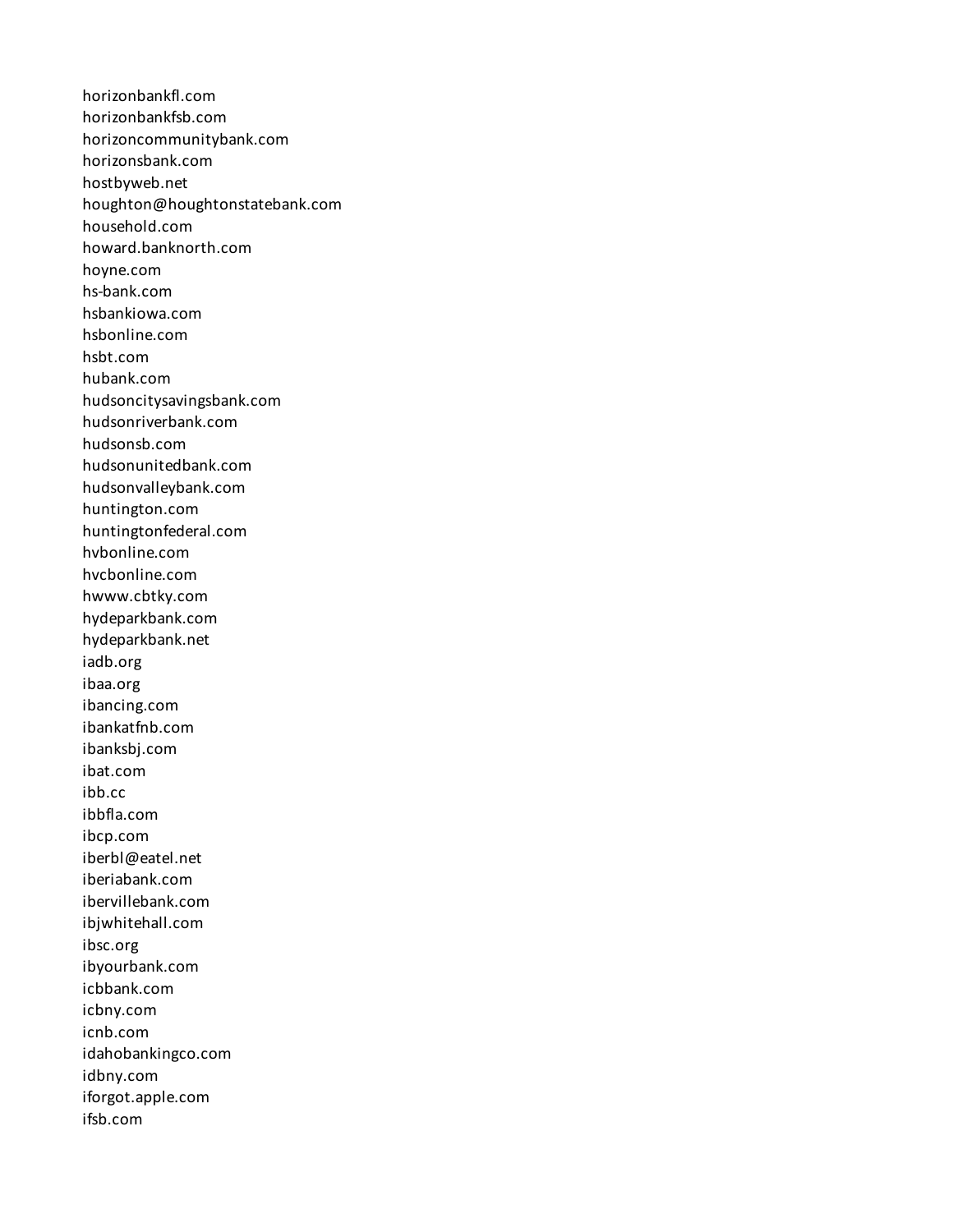horizonbankfl.com
horizonbankfsb.com
horizoncommunitybank.com
horizonsbank.com
hostbyweb.net
houghton@houghtonstatebank.com
household.com
howard.banknorth.com
hoyne.com
hs-bank.com
hsbankiowa.com
hsbonline.com
hsbt.com
hubank.com
hudsoncitysavingsbank.com
hudsonriverbank.com
hudsonsb.com
hudsonunitedbank.com
hudsonvalleybank.com
huntington.com
huntingtonfederal.com
hvbonline.com
hvcbonline.com
hwww.cbtky.com
hydeparkbank.com
hydeparkbank.net
iadb.org
ibaa.org
ibancing.com
ibankatfnb.com
ibanksbj.com
ibat.com
ibb.cc
ibbfla.com
ibcp.com
iberbl@eatel.net
iberiabank.com
ibervillebank.com
ibjwhitehall.com
ibsc.org
ibyourbank.com
icbbank.com
icbny.com
icnb.com
idahobankingco.com
idbny.com
iforgot.apple.com
ifsb.com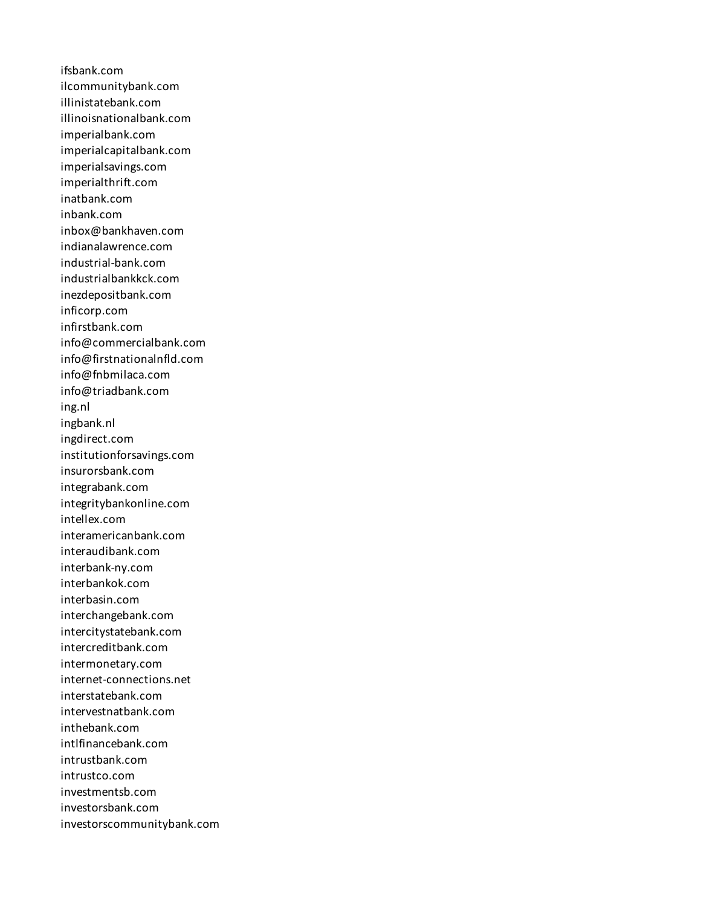ifsbank.com
ilcommunitybank.com
illinistatebank.com
illinoisnationalbank.com
imperialbank.com
imperialcapitalbank.com
imperialsavings.com
imperialthrift.com
inatbank.com
inbank.com
inbox@bankhaven.com
indianalawrence.com
industrial-bank.com
industrialbankkck.com
inezdepositbank.com
inficorp.com
infirstbank.com
info@commercialbank.com
info@firstnationalnfld.com
info@fnbmilaca.com
info@triadbank.com
ing.nl
ingbank.nl
ingdirect.com
institutionforsavings.com
insurorsbank.com
integrabank.com
integritybankonline.com
intellex.com
interamericanbank.com
interaudibank.com
interbank-ny.com
interbankok.com
interbasin.com
interchangebank.com
intercitystatebank.com
intercreditbank.com
intermonetary.com
internet-connections.net
interstatebank.com
intervestnatbank.com
inthebank.com
intlfinancebank.com
intrustbank.com
intrustco.com
investmentsb.com
investorsbank.com
investorscommunitybank.com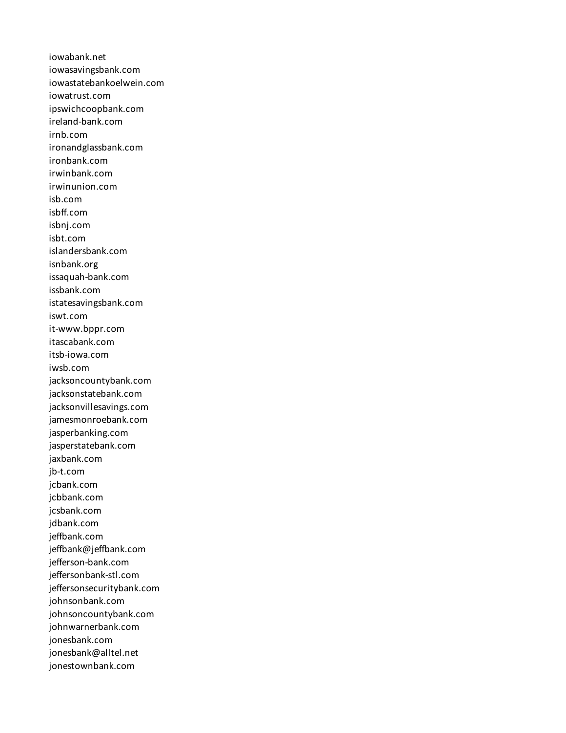iowabank.net
iowasavingsbank.com
iowastatebankoelwein.com
iowatrust.com
ipswichcoopbank.com
ireland-bank.com
irnb.com
ironandglassbank.com
ironbank.com
irwinbank.com
irwinunion.com
isb.com
isbff.com
isbnj.com
isbt.com
islandersbank.com
isnbank.org
issaquah-bank.com
issbank.com
istatesavingsbank.com
iswt.com
it-www.bppr.com
itascabank.com
itsb-iowa.com
iwsb.com
jacksoncountybank.com
jacksonstatebank.com
jacksonvillesavings.com
jamesmonroebank.com
jasperbanking.com
jasperstatebank.com
jaxbank.com
jb-t.com
jcbank.com
jcbbank.com
jcsbank.com
jdbank.com
jeffbank.com
jeffbank@jeffbank.com
jefferson-bank.com
jeffersonbank-stl.com
jeffersonsecuritybank.com
johnsonbank.com
johnsoncountybank.com
johnwarnerbank.com
jonesbank.com
jonesbank@alltel.net
jonestownbank.com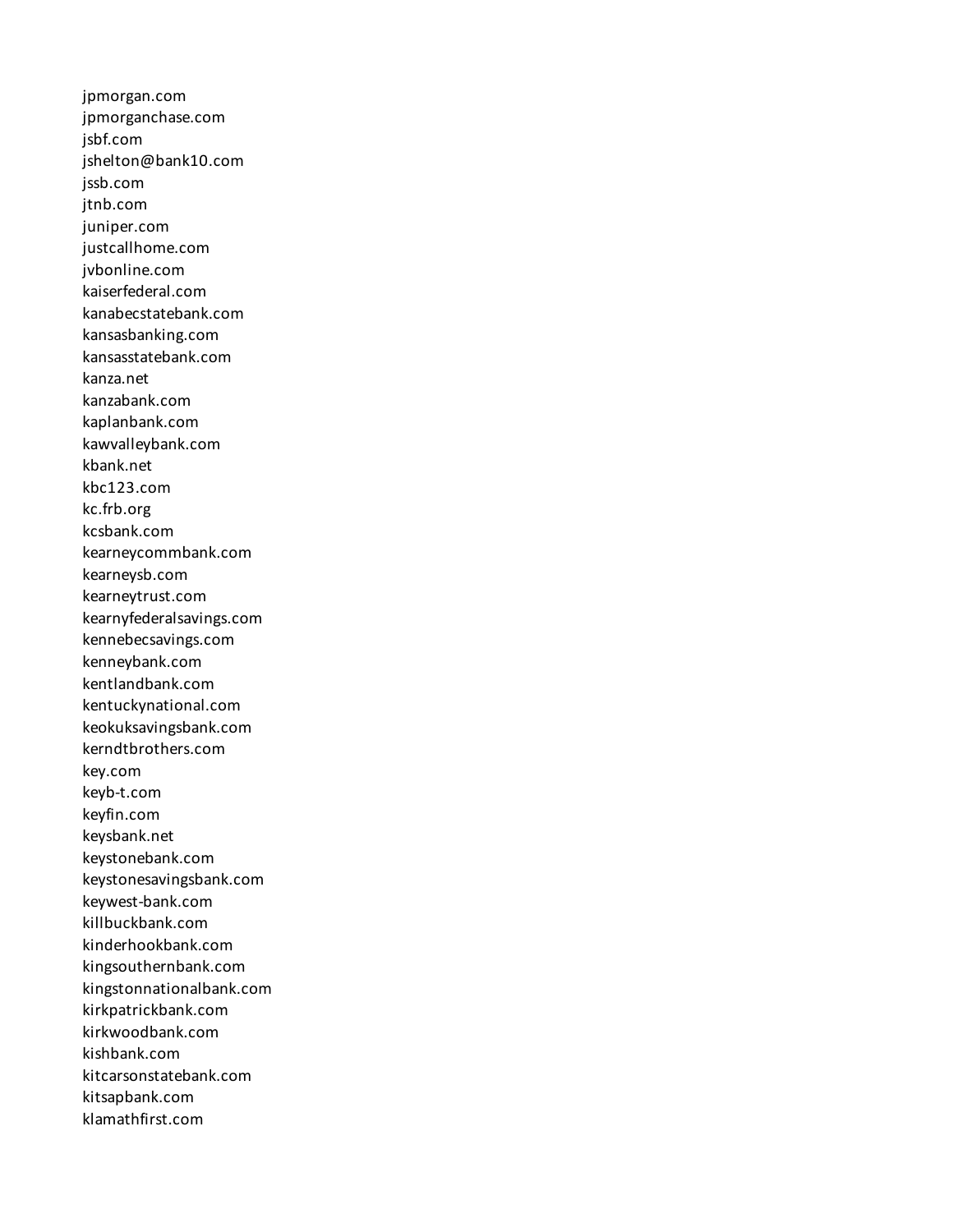jpmorgan.com
jpmorganchase.com
jsbf.com
jshelton@bank10.com
jssb.com
jtnb.com
juniper.com
justcallhome.com
jvbonline.com
kaiserfederal.com
kanabecstatebank.com
kansasbanking.com
kansasstatebank.com
kanza.net
kanzabank.com
kaplanbank.com
kawvalleybank.com
kbank.net
kbc123.com
kc.frb.org
kcsbank.com
kearneycommbank.com
kearneysb.com
kearneytrust.com
kearnyfederalsavings.com
kennebecsavings.com
kenneybank.com
kentlandbank.com
kentuckynational.com
keokuksavingsbank.com
kerndtbrothers.com
key.com
keyb-t.com
keyfin.com
keysbank.net
keystonebank.com
keystonesavingsbank.com
keywest-bank.com
killbuckbank.com
kinderhookbank.com
kingsouthernbank.com
kingstonnationalbank.com
kirkpatrickbank.com
kirkwoodbank.com
kishbank.com
kitcarsonstatebank.com
kitsapbank.com
klamathfirst.com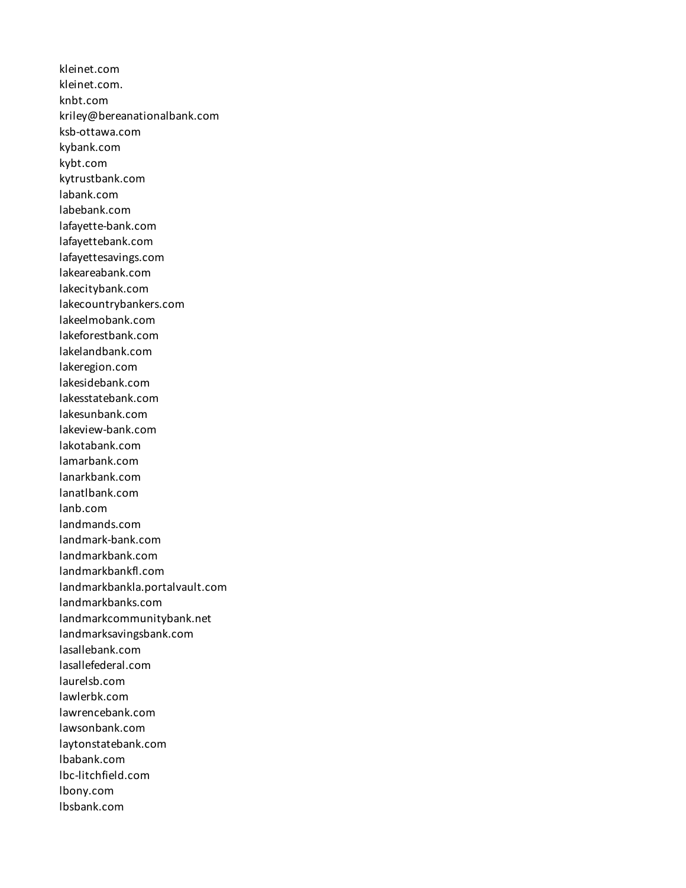kleinet.com
kleinet.com.
knbt.com
kriley@bereanationalbank.com
ksb-ottawa.com
kybank.com
kybt.com
kytrustbank.com
labank.com
labebank.com
lafayette-bank.com
lafayettebank.com
lafayettesavings.com
lakeareabank.com
lakecitybank.com
lakecountrybankers.com
lakeelmobank.com
lakeforestbank.com
lakelandbank.com
lakeregion.com
lakesidebank.com
lakesstatebank.com
lakesunbank.com
lakeview-bank.com
lakotabank.com
lamarbank.com
lanarkbank.com
lanatlbank.com
lanb.com
landmands.com
landmark-bank.com
landmarkbank.com
landmarkbankfl.com
landmarkbankla.portalvault.com
landmarkbanks.com
landmarkcommunitybank.net
landmarksavingsbank.com
lasallebank.com
lasallefederal.com
laurelsb.com
lawlerbk.com
lawrencebank.com
lawsonbank.com
laytonstatebank.com
lbabank.com
lbc-litchfield.com
lbony.com
lbsbank.com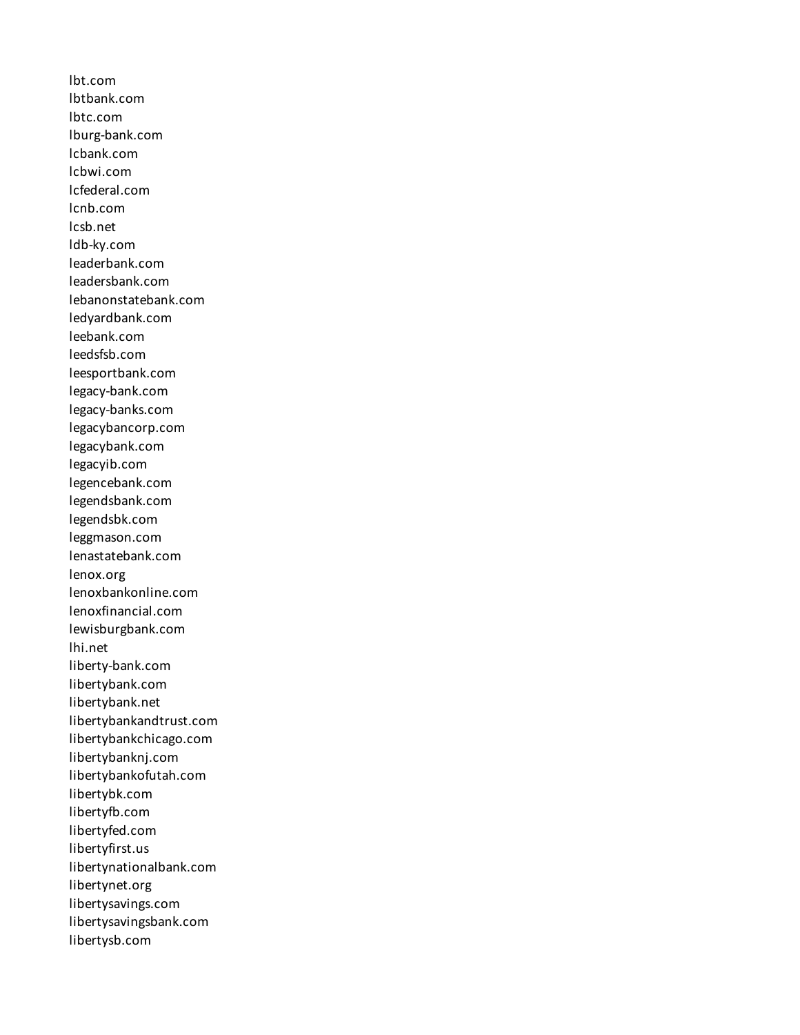lbt.com
lbtbank.com
lbtc.com
lburg-bank.com
lcbank.com
lcbwi.com
lcfederal.com
lcnb.com
lcsb.net
ldb-ky.com
leaderbank.com
leadersbank.com
lebanonstatebank.com
ledyardbank.com
leebank.com
leedsfsb.com
leesportbank.com
legacy-bank.com
legacy-banks.com
legacybancorp.com
legacybank.com
legacyib.com
legencebank.com
legendsbank.com
legendsbk.com
leggmason.com
lenastatebank.com
lenox.org
lenoxbankonline.com
lenoxfinancial.com
lewisburgbank.com
lhi.net
liberty-bank.com
libertybank.com
libertybank.net
libertybankandtrust.com
libertybankchicago.com
libertybanknj.com
libertybankofutah.com
libertybk.com
libertyfb.com
libertyfed.com
libertyfirst.us
libertynationalbank.com
libertynet.org
libertysavings.com
libertysavingsbank.com
libertysb.com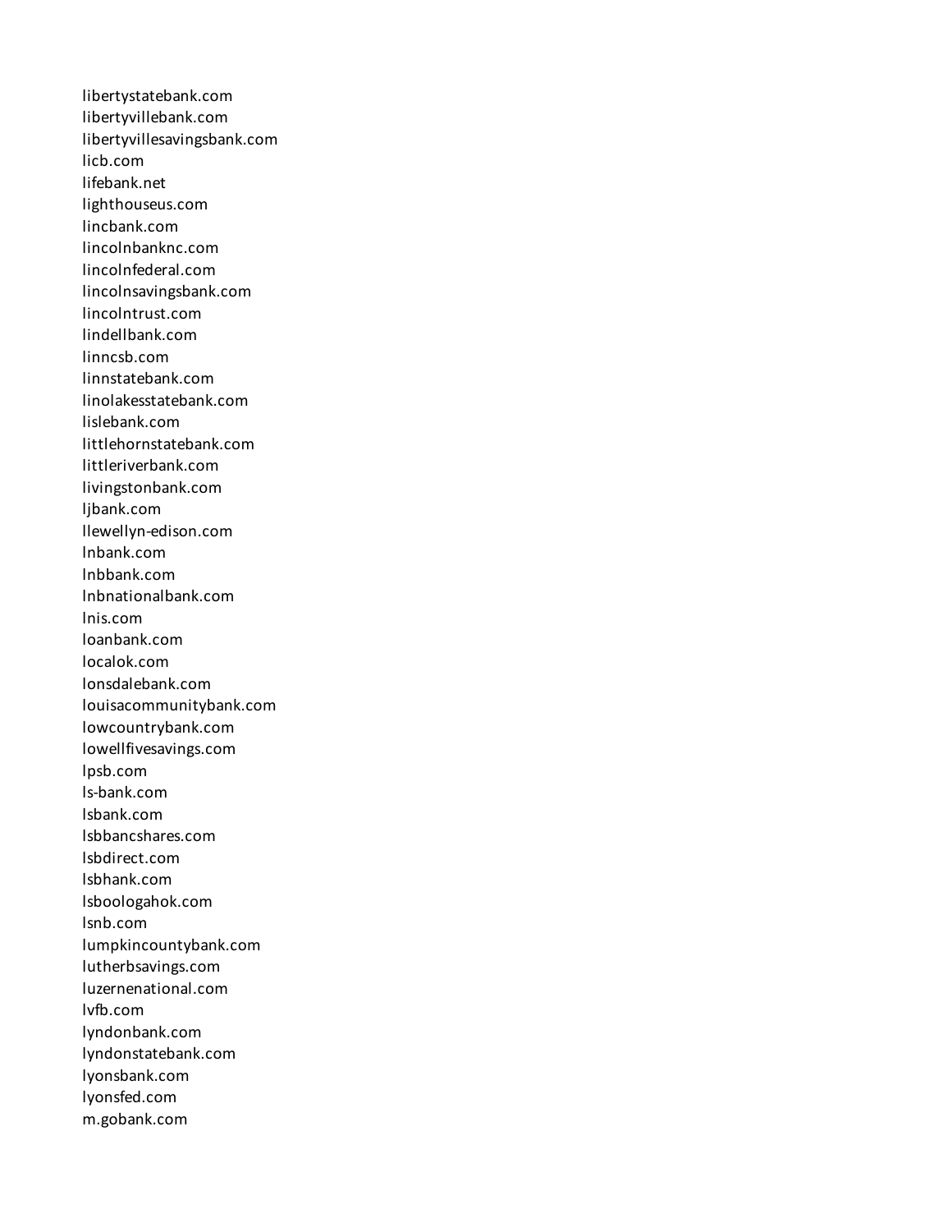libertystatebank.com
libertyvillebank.com
libertyvillesavingsbank.com
licb.com
lifebank.net
lighthouseus.com
lincbank.com
lincolnbanknc.com
lincolnfederal.com
lincolnsavingsbank.com
lincolntrust.com
lindellbank.com
linncsb.com
linnstatebank.com
linolakesstatebank.com
lislebank.com
littlehornstatebank.com
littleriverbank.com
livingstonbank.com
ljbank.com
llewellyn-edison.com
lnbank.com
lnbbank.com
lnbnationalbank.com
lnis.com
loanbank.com
localok.com
lonsdalebank.com
louisacommunitybank.com
lowcountrybank.com
lowellfivesavings.com
lpsb.com
ls-bank.com
lsbank.com
lsbbancshares.com
lsbdirect.com
lsbhank.com
lsboologahok.com
lsnb.com
lumpkincountybank.com
lutherbsavings.com
luzernenational.com
lvfb.com
lyndonbank.com
lyndonstatebank.com
lyonsbank.com
lyonsfed.com
m.gobank.com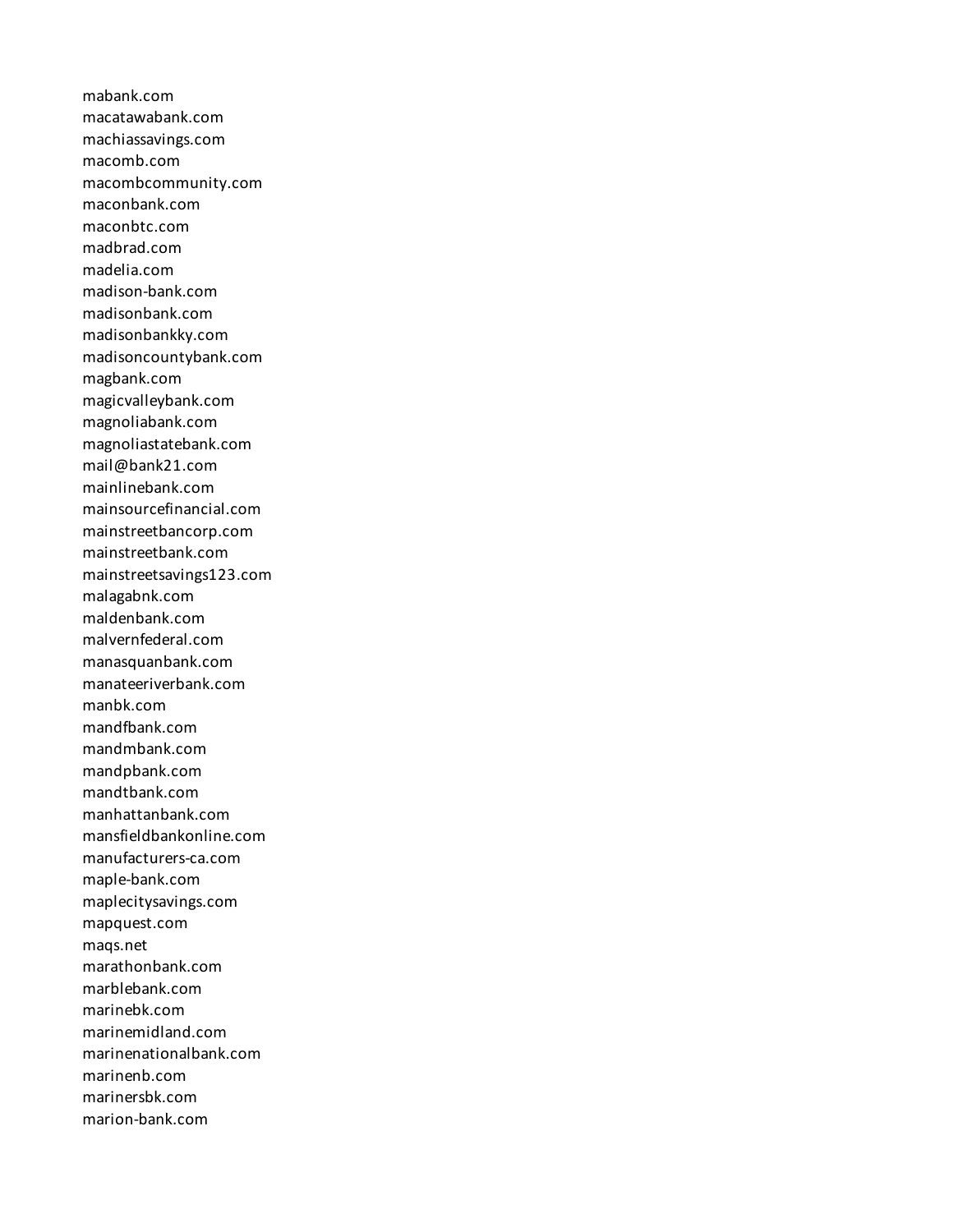mabank.com
macatawabank.com
machiassavings.com
macomb.com
macombcommunity.com
maconbank.com
maconbtc.com
madbrad.com
madelia.com
madison-bank.com
madisonbank.com
madisonbankky.com
madisoncountybank.com
magbank.com
magicvalleybank.com
magnoliabank.com
magnoliastatebank.com
mail@bank21.com
mainlinebank.com
mainsourcefinancial.com
mainstreetbancorp.com
mainstreetbank.com
mainstreetsavings123.com
malagabnk.com
maldenbank.com
malvernfederal.com
manasquanbank.com
manateeriverbank.com
manbk.com
mandfbank.com
mandmbank.com
mandpbank.com
mandtbank.com
manhattanbank.com
mansfieldbankonline.com
manufacturers-ca.com
maple-bank.com
maplecitysavings.com
mapquest.com
maqs.net
marathonbank.com
marblebank.com
marinebk.com
marinemidland.com
marinenationalbank.com
marinenb.com
marinersbk.com
marion-bank.com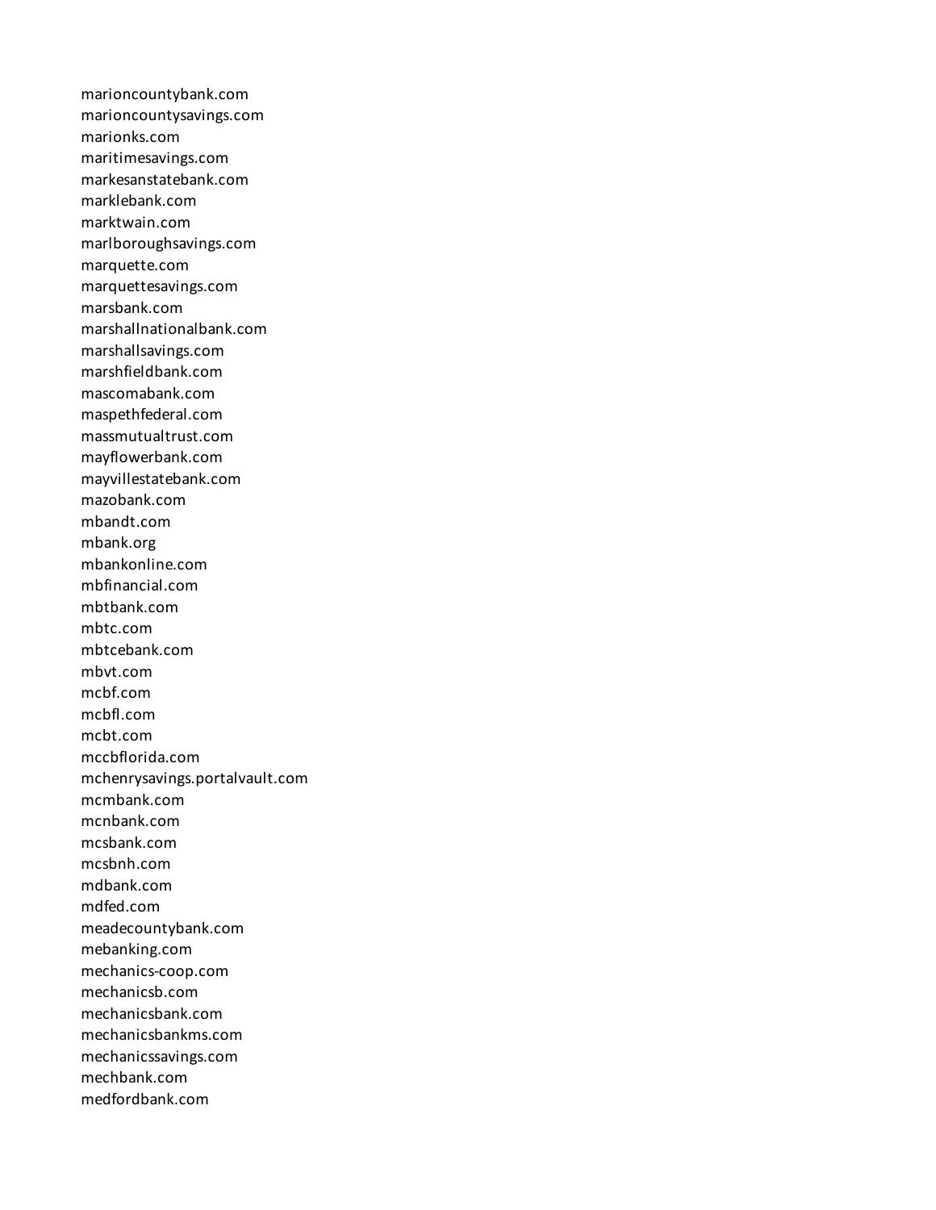marioncountybank.com
marioncountysavings.com
marionks.com
maritimesavings.com
markesanstatebank.com
marklebank.com
marktwain.com
marlboroughsavings.com
marquette.com
marquettesavings.com
marsbank.com
marshallnationalbank.com
marshallsavings.com
marshfieldbank.com
mascomabank.com
maspethfederal.com
massmutualtrust.com
mayflowerbank.com
mayvillestatebank.com
mazobank.com
mbandt.com
mbank.org
mbankonline.com
mbfinancial.com
mbtbank.com
mbtc.com
mbtcebank.com
mbvt.com
mcbf.com
mcbfl.com
mcbt.com
mccbflorida.com
mchenrysavings.portalvault.com
mcmbank.com
mcnbank.com
mcsbank.com
mcsbnh.com
mdbank.com
mdfed.com
meadecountybank.com
mebanking.com
mechanics-coop.com
mechanicsb.com
mechanicsbank.com
mechanicsbankms.com
mechanicssavings.com
mechbank.com
medfordbank.com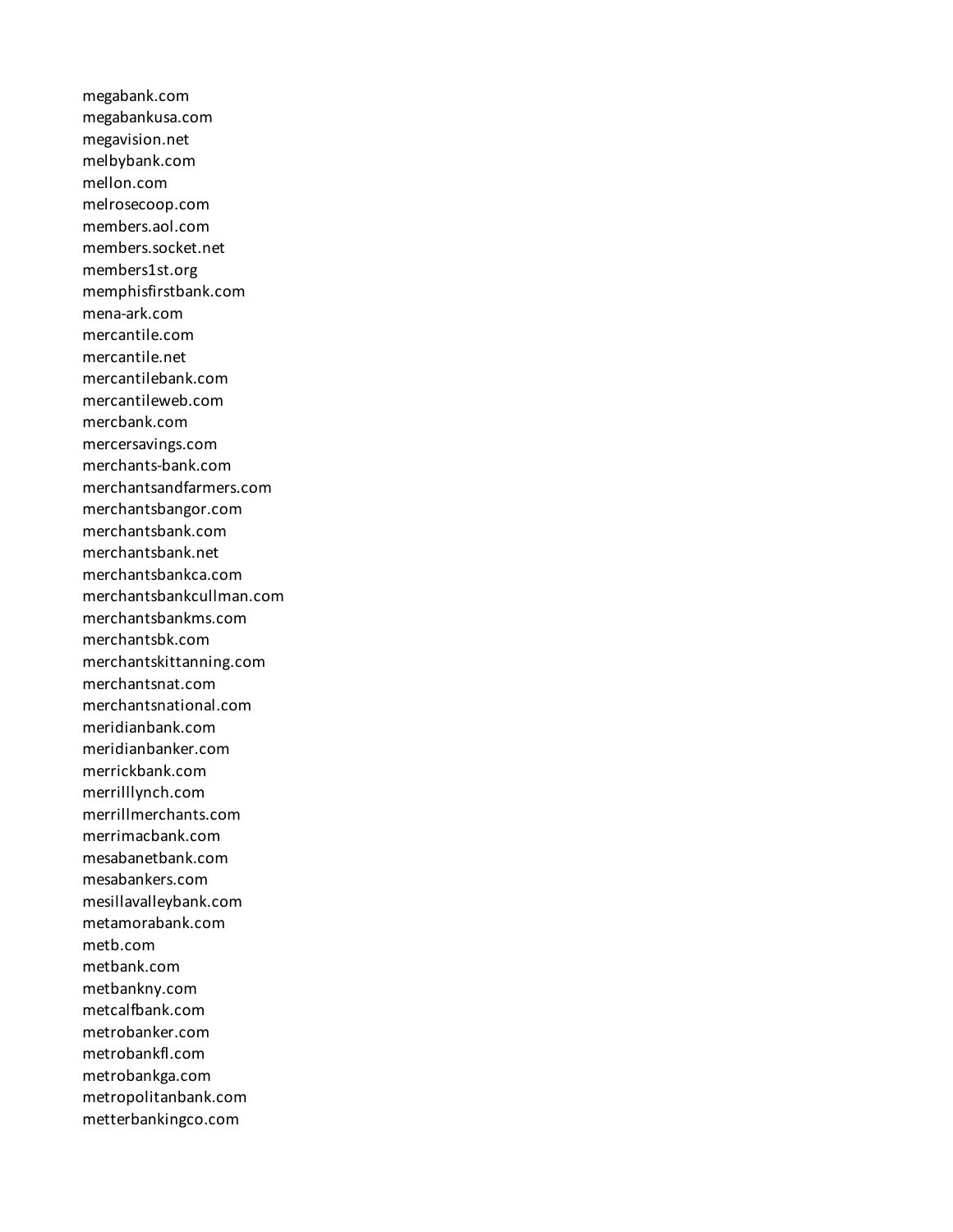megabank.com
megabankusa.com
megavision.net
melbybank.com
mellon.com
melrosecoop.com
members.aol.com
members.socket.net
members1st.org
memphisfirstbank.com
mena-ark.com
mercantile.com
mercantile.net
mercantilebank.com
mercantileweb.com
mercbank.com
mercersavings.com
merchants-bank.com
merchantsandfarmers.com
merchantsbangor.com
merchantsbank.com
merchantsbank.net
merchantsbankca.com
merchantsbankcullman.com
merchantsbankms.com
merchantsbk.com
merchantskittanning.com
merchantsnat.com
merchantsnational.com
meridianbank.com
meridianbanker.com
merrickbank.com
merrilllynch.com
merrillmerchants.com
merrimacbank.com
mesabanetbank.com
mesabankers.com
mesillavalleybank.com
metamorabank.com
metb.com
metbank.com
metbankny.com
metcalfbank.com
metrobanker.com
metrobankfl.com
metrobankga.com
metropolitanbank.com
metterbankingco.com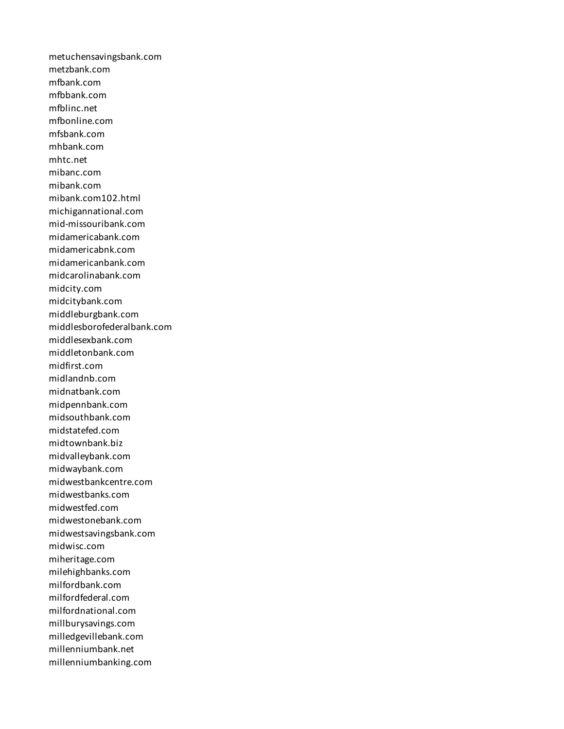metuchensavingsbank.com
metzbank.com
mfbank.com
mfbbank.com
mfblinc.net
mfbonline.com
mfsbank.com
mhbank.com
mhtc.net
mibanc.com
mibank.com
mibank.com102.html
michigannational.com
mid-missouribank.com
midamericabank.com
midamericabnk.com
midamericanbank.com
midcarolinabank.com
midcity.com
midcitybank.com
middleburgbank.com
middlesborofederalbank.com
middlesexbank.com
middletonbank.com
midfirst.com
midlandnb.com
midnatbank.com
midpennbank.com
midsouthbank.com
midstatefed.com
midtownbank.biz
midvalleybank.com
midwaybank.com
midwestbankcentre.com
midwestbanks.com
midwestfed.com
midwestonebank.com
midwestsavingsbank.com
midwisc.com
miheritage.com
milehighbanks.com
milfordbank.com
milfordfederal.com
milfordnational.com
millburysavings.com
milledgevillebank.com
millenniumbank.net
millenniumbanking.com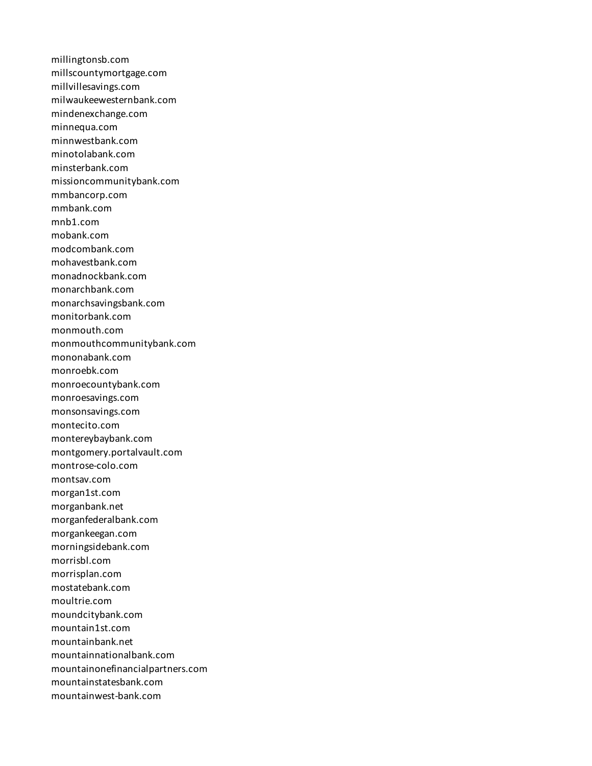millingtonsb.com
millscountymortgage.com
millvillesavings.com
milwaukeewesternbank.com
mindenexchange.com
minnequa.com
minnwestbank.com
minotolabank.com
minsterbank.com
missioncommunitybank.com
mmbancorp.com
mmbank.com
mnb1.com
mobank.com
modcombank.com
mohavestbank.com
monadnockbank.com
monarchbank.com
monarchsavingsbank.com
monitorbank.com
monmouth.com
monmouthcommunitybank.com
mononabank.com
monroebk.com
monroecountybank.com
monroesavings.com
monsonsavings.com
montecito.com
montereybaybank.com
montgomery.portalvault.com
montrose-colo.com
montsav.com
morgan1st.com
morganbank.net
morganfederalbank.com
morgankeegan.com
morningsidebank.com
morrisbl.com
morrisplan.com
mostatebank.com
moultrie.com
moundcitybank.com
mountain1st.com
mountainbank.net
mountainnationalbank.com
mountainonefinancialpartners.com
mountainstatesbank.com
mountainwest-bank.com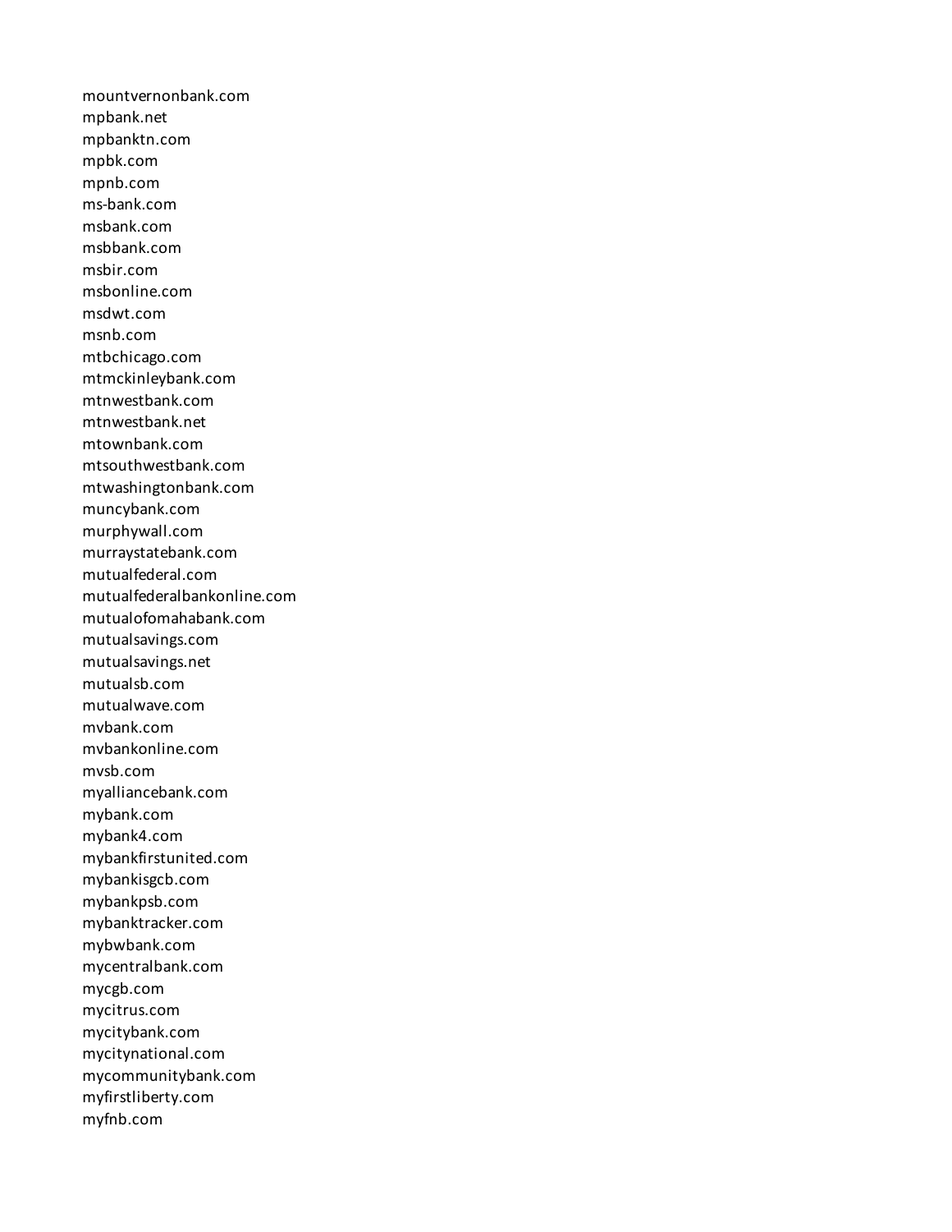mountvernonbank.com
mpbank.net
mpbanktn.com
mpbk.com
mpnb.com
ms-bank.com
msbank.com
msbbank.com
msbir.com
msbonline.com
msdwt.com
msnb.com
mtbchicago.com
mtmckinleybank.com
mtnwestbank.com
mtnwestbank.net
mtownbank.com
mtsouthwestbank.com
mtwashingtonbank.com
muncybank.com
murphywall.com
murraystatebank.com
mutualfederal.com
mutualfederalbankonline.com
mutualofomahabank.com
mutualsavings.com
mutualsavings.net
mutualsb.com
mutualwave.com
mvbank.com
mvbankonline.com
mvsb.com
myalliancebank.com
mybank.com
mybank4.com
mybankfirstunited.com
mybankisgcb.com
mybankpsb.com
mybanktracker.com
mybwbank.com
mycentralbank.com
mycgb.com
mycitrus.com
mycitybank.com
mycitynational.com
mycommunitybank.com
myfirstliberty.com
myfnb.com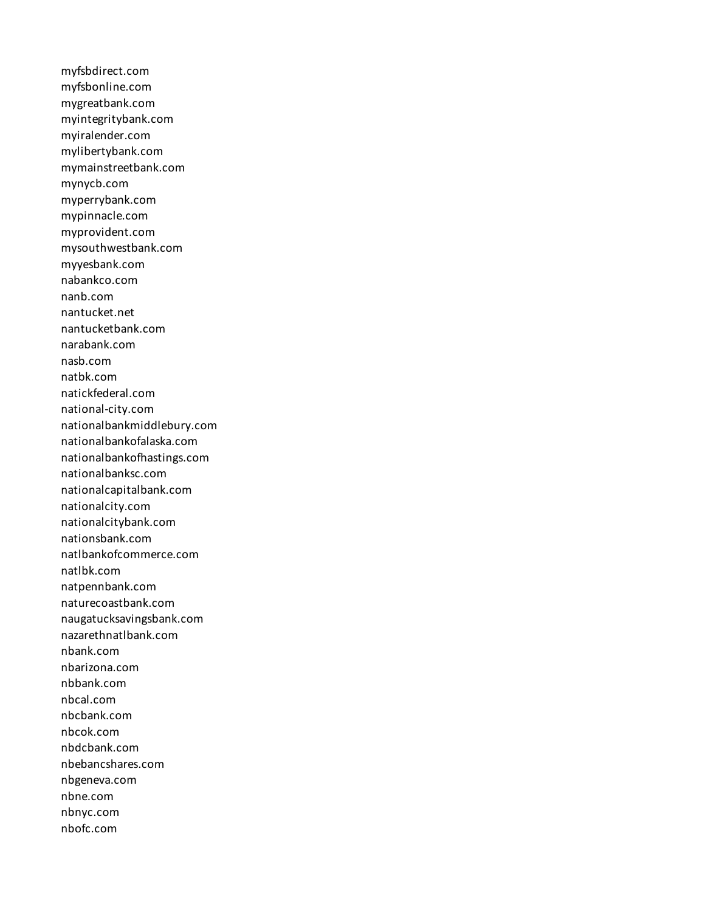myfsbdirect.com
myfsbonline.com
mygreatbank.com
myintegritybank.com
myiralender.com
mylibertybank.com
mymainstreetbank.com
mynycb.com
myperrybank.com
mypinnacle.com
myprovident.com
mysouthwestbank.com
myyesbank.com
nabankco.com
nanb.com
nantucket.net
nantucketbank.com
narabank.com
nasb.com
natbk.com
natickfederal.com
national-city.com
nationalbankmiddlebury.com
nationalbankofalaska.com
nationalbankofhastings.com
nationalbanksc.com
nationalcapitalbank.com
nationalcity.com
nationalcitybank.com
nationsbank.com
natlbankofcommerce.com
natlbk.com
natpennbank.com
naturecoastbank.com
naugatucksavingsbank.com
nazarethnatlbank.com
nbank.com
nbarizona.com
nbbank.com
nbcal.com
nbcbank.com
nbcok.com
nbdcbank.com
nbebancshares.com
nbgeneva.com
nbne.com
nbnyc.com
nbofc.com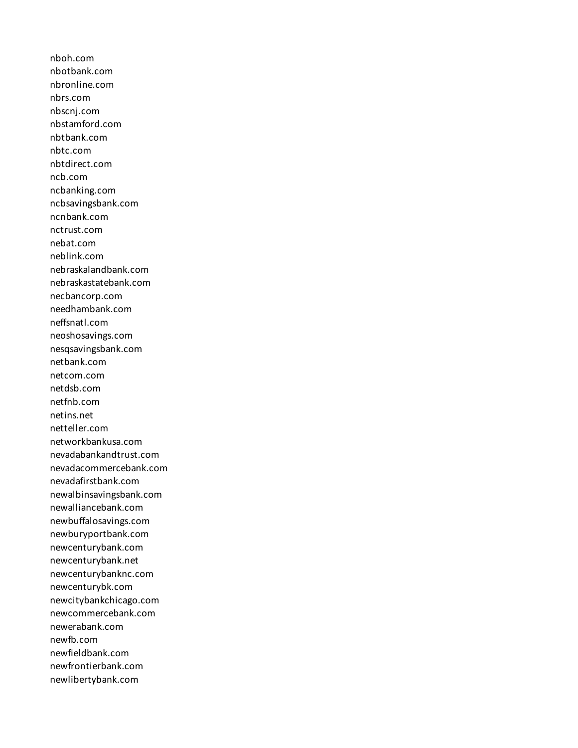nboh.com
nbotbank.com
nbronline.com
nbrs.com
nbscnj.com
nbstamford.com
nbtbank.com
nbtc.com
nbtdirect.com
ncb.com
ncbanking.com
ncbsavingsbank.com
ncnbank.com
nctrust.com
nebat.com
neblink.com
nebraskalandbank.com
nebraskastatebank.com
necbancorp.com
needhambank.com
neffsnatl.com
neoshosavings.com
nesqsavingsbank.com
netbank.com
netcom.com
netdsb.com
netfnb.com
netins.net
netteller.com
networkbankusa.com
nevadabankandtrust.com
nevadacommercebank.com
nevadafirstbank.com
newalbinsavingsbank.com
newalliancebank.com
newbuffalosavings.com
newburyportbank.com
newcenturybank.com
newcenturybank.net
newcenturybanknc.com
newcenturybk.com
newcitybankchicago.com
newcommercebank.com
newerabank.com
newfb.com
newfieldbank.com
newfrontierbank.com
newlibertybank.com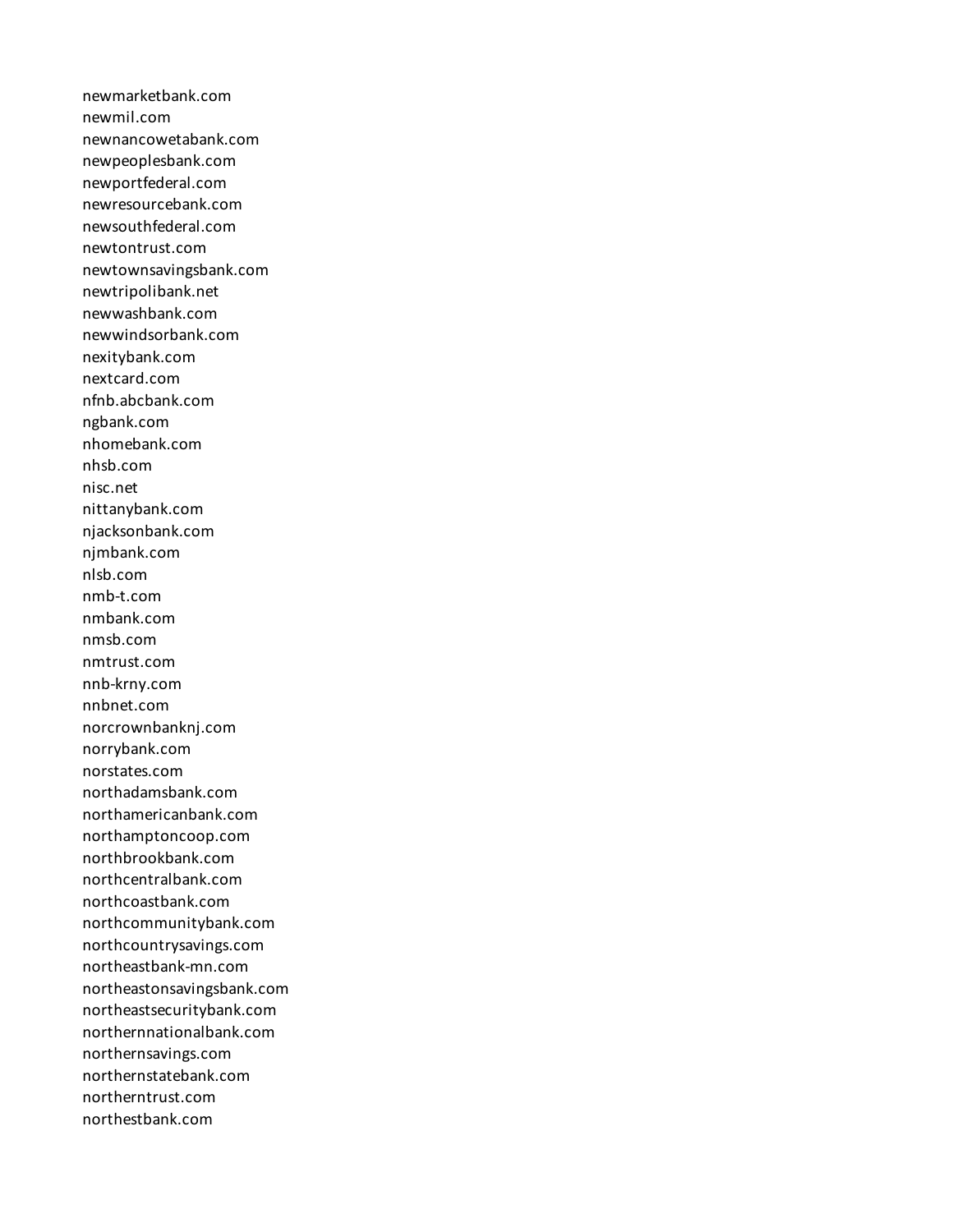newmarketbank.com
newmil.com
newnancowetabank.com
newpeoplesbank.com
newportfederal.com
newresourcebank.com
newsouthfederal.com
newtontrust.com
newtownsavingsbank.com
newtripolibank.net
newwashbank.com
newwindsorbank.com
nexitybank.com
nextcard.com
nfnb.abcbank.com
ngbank.com
nhomebank.com
nhsb.com
nisc.net
nittanybank.com
njacksonbank.com
njmbank.com
nlsb.com
nmb-t.com
nmbank.com
nmsb.com
nmtrust.com
nnb-krny.com
nnbnet.com
norcrownbanknj.com
norrybank.com
norstates.com
northadamsbank.com
northamericanbank.com
northamptoncoop.com
northbrookbank.com
northcentralbank.com
northcoastbank.com
northcommunitybank.com
northcountrysavings.com
northeastbank-mn.com
northeastonsavingsbank.com
northeastsecuritybank.com
northernnationalbank.com
northernsavings.com
northernstatebank.com
northerntrust.com
northestbank.com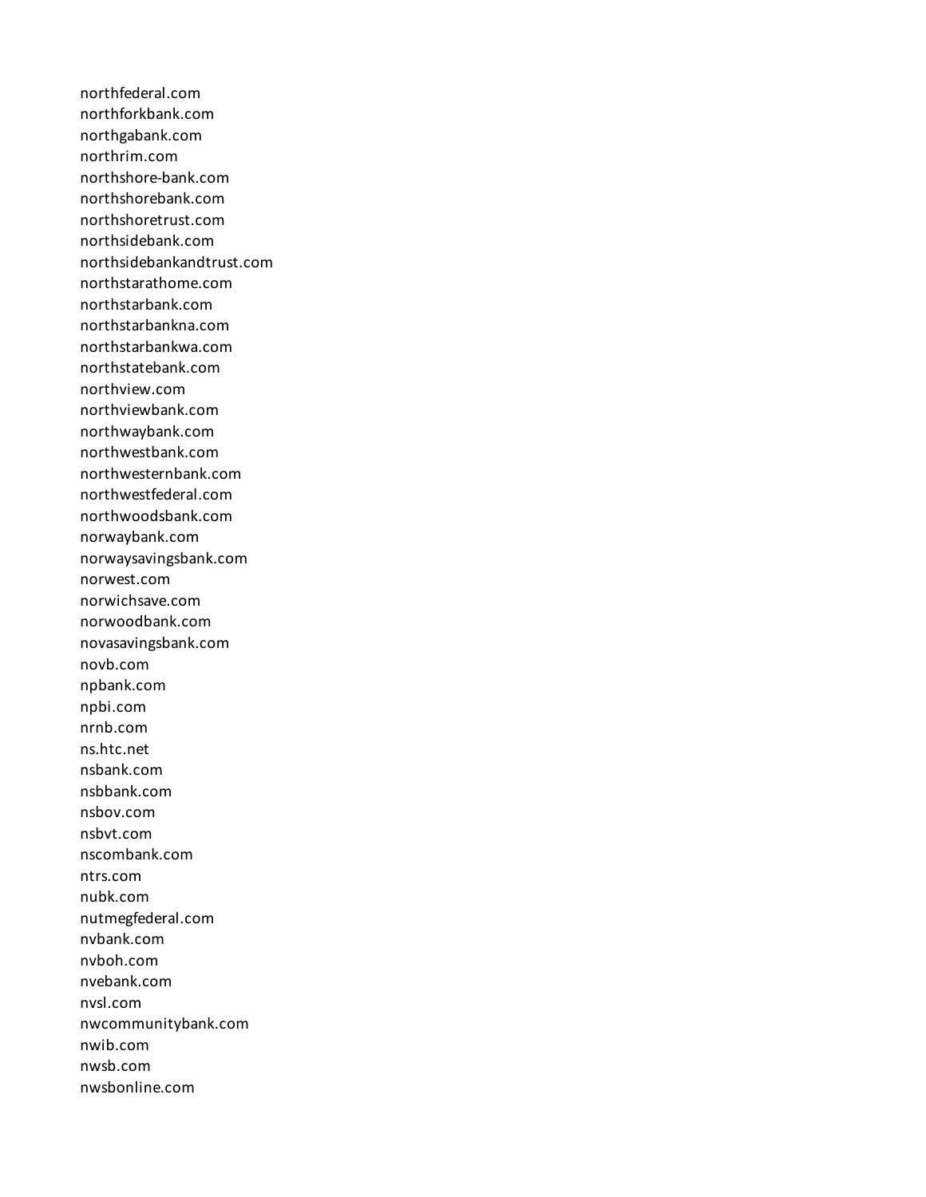northfederal.com
northforkbank.com
northgabank.com
northrim.com
northshore-bank.com
northshorebank.com
northshoretrust.com
northsidebank.com
northsidebankandtrust.com
northstarathome.com
northstarbank.com
northstarbankna.com
northstarbankwa.com
northstatebank.com
northview.com
northviewbank.com
northwaybank.com
northwestbank.com
northwesternbank.com
northwestfederal.com
northwoodsbank.com
norwaybank.com
norwaysavingsbank.com
norwest.com
norwichsave.com
norwoodbank.com
novasavingsbank.com
novb.com
npbank.com
npbi.com
nrnb.com
ns.htc.net
nsbank.com
nsbbank.com
nsbov.com
nsbvt.com
nscombank.com
ntrs.com
nubk.com
nutmegfederal.com
nvbank.com
nvboh.com
nvebank.com
nvsl.com
nwcommunitybank.com
nwib.com
nwsb.com
nwsbonline.com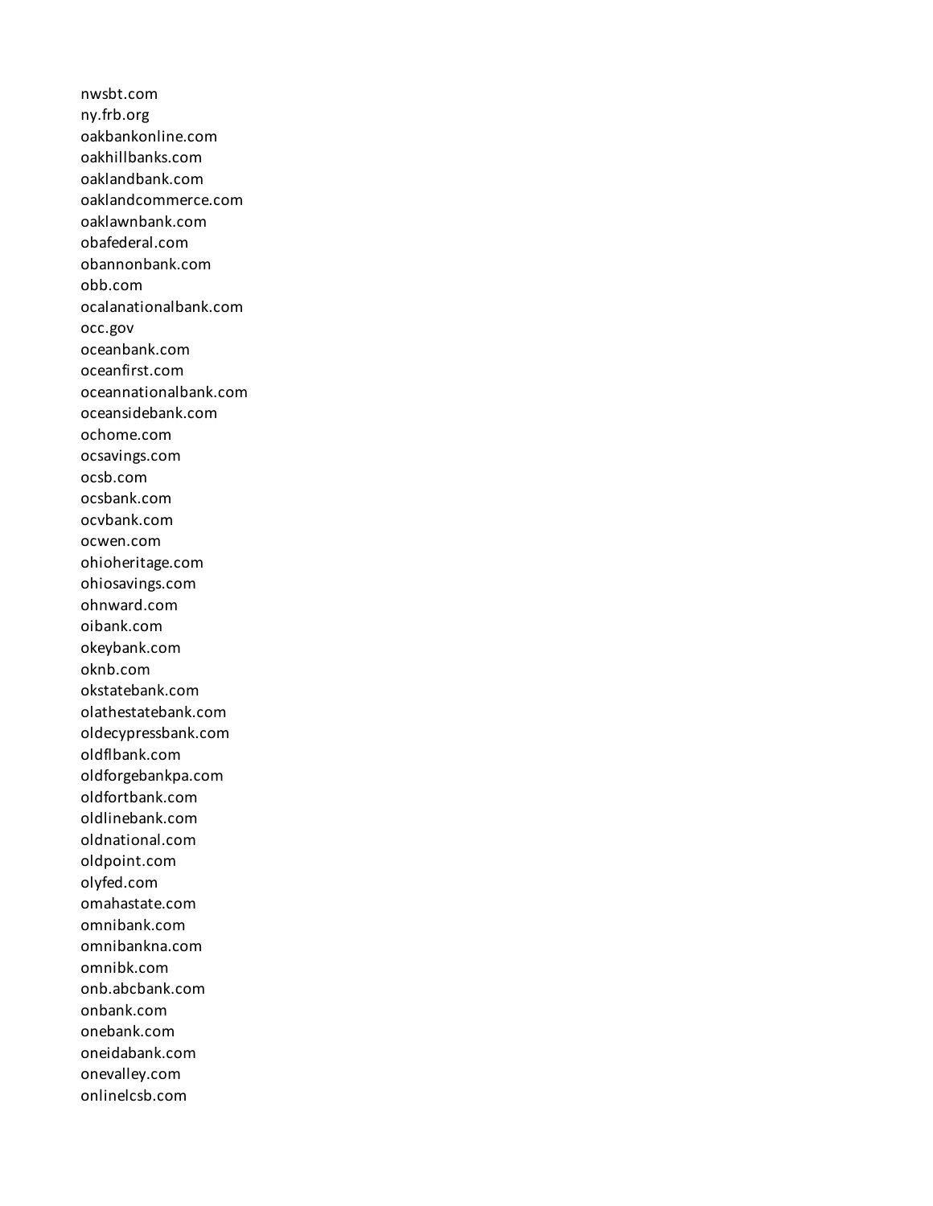nwsbt.com
ny.frb.org
oakbankonline.com
oakhillbanks.com
oaklandbank.com
oaklandcommerce.com
oaklawnbank.com
obafederal.com
obannonbank.com
obb.com
ocalanationalbank.com
occ.gov
oceanbank.com
oceanfirst.com
oceannationalbank.com
oceansidebank.com
ochome.com
ocsavings.com
ocsb.com
ocsbank.com
ocvbank.com
ocwen.com
ohioheritage.com
ohiosavings.com
ohnward.com
oibank.com
okeybank.com
oknb.com
okstatebank.com
olathestatebank.com
oldecypressbank.com
oldflbank.com
oldforgebankpa.com
oldfortbank.com
oldlinebank.com
oldnational.com
oldpoint.com
olyfed.com
omahastate.com
omnibank.com
omnibankna.com
omnibk.com
onb.abcbank.com
onbank.com
onebank.com
oneidabank.com
onevalley.com
onlinelcsb.com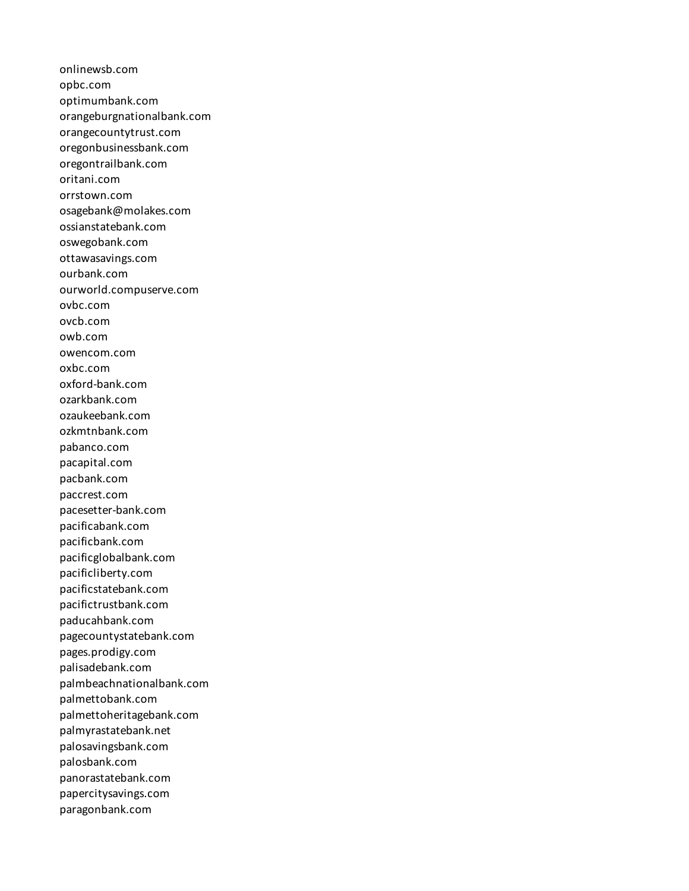onlinewsb.com
opbc.com
optimumbank.com
orangeburgnationalbank.com
orangecountytrust.com
oregonbusinessbank.com
oregontrailbank.com
oritani.com
orrstown.com
osagebank@molakes.com
ossianstatebank.com
oswegobank.com
ottawasavings.com
ourbank.com
ourworld.compuserve.com
ovbc.com
ovcb.com
owb.com
owencom.com
oxbc.com
oxford-bank.com
ozarkbank.com
ozaukeebank.com
ozkmtnbank.com
pabanco.com
pacapital.com
pacbank.com
paccrest.com
pacesetter-bank.com
pacificabank.com
pacificbank.com
pacificglobalbank.com
pacificliberty.com
pacificstatebank.com
pacifictrustbank.com
paducahbank.com
pagecountystatebank.com
pages.prodigy.com
palisadebank.com
palmbeachnationalbank.com
palmettobank.com
palmettoheritagebank.com
palmyrastatebank.net
palosavingsbank.com
palosbank.com
panorastatebank.com
papercitysavings.com
paragonbank.com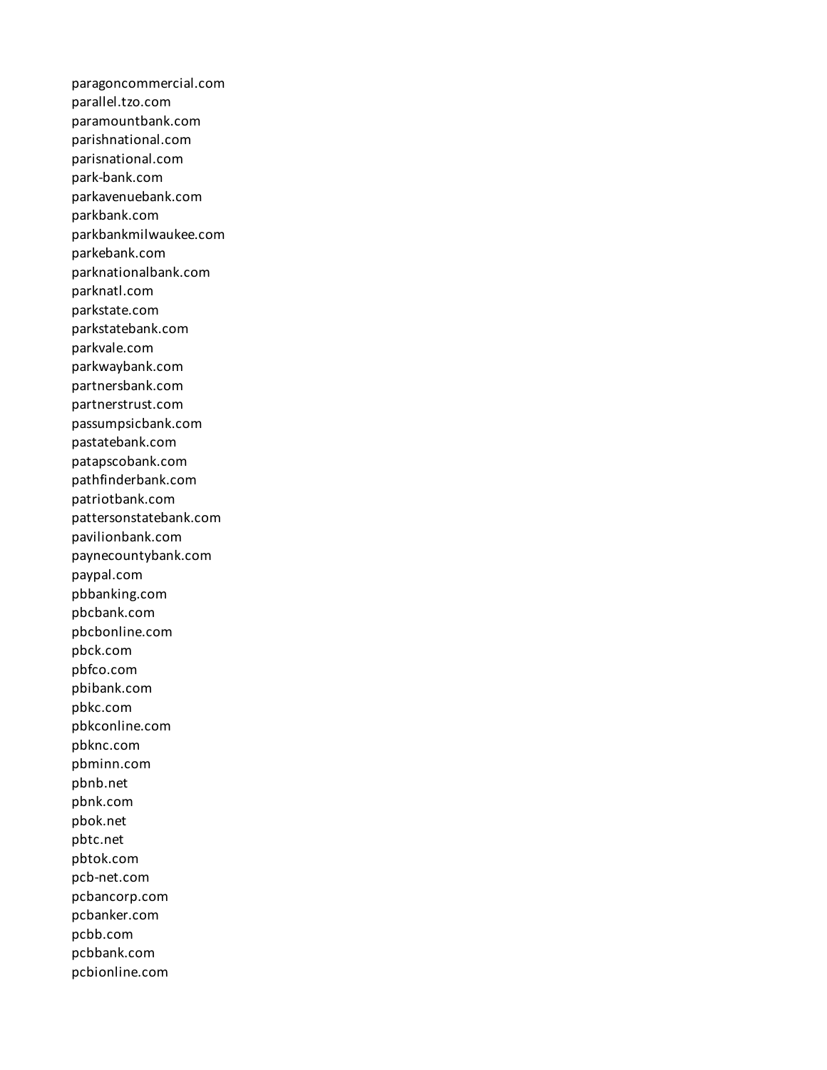paragoncommercial.com
parallel.tzo.com
paramountbank.com
parishnational.com
parisnational.com
park-bank.com
parkavenuebank.com
parkbank.com
parkbankmilwaukee.com
parkebank.com
parknationalbank.com
parknatl.com
parkstate.com
parkstatebank.com
parkvale.com
parkwaybank.com
partnersbank.com
partnerstrust.com
passumpsicbank.com
pastatebank.com
patapscobank.com
pathfinderbank.com
patriotbank.com
pattersonstatebank.com
pavilionbank.com
paynecountybank.com
paypal.com
pbbanking.com
pbcbank.com
pbcbonline.com
pbck.com
pbfco.com
pbibank.com
pbkc.com
pbkconline.com
pbknc.com
pbminn.com
pbnb.net
pbnk.com
pbok.net
pbtc.net
pbtok.com
pcb-net.com
pcbancorp.com
pcbanker.com
pcbb.com
pcbbank.com
pcbionline.com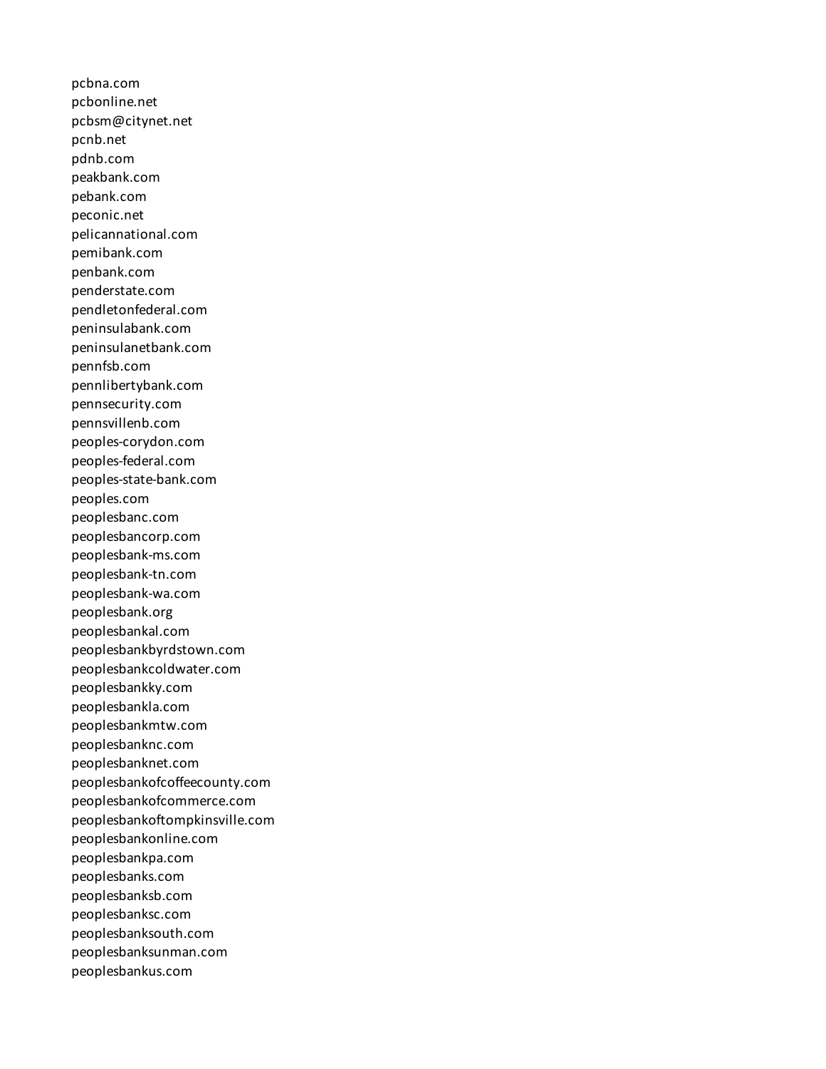pcbna.com
pcbonline.net
pcbsm@citynet.net
pcnb.net
pdnb.com
peakbank.com
pebank.com
peconic.net
pelicannational.com
pemibank.com
penbank.com
penderstate.com
pendletonfederal.com
peninsulabank.com
peninsulanetbank.com
pennfsb.com
pennlibertybank.com
pennsecurity.com
pennsvillenb.com
peoples-corydon.com
peoples-federal.com
peoples-state-bank.com
peoples.com
peoplesbanc.com
peoplesbancorp.com
peoplesbank-ms.com
peoplesbank-tn.com
peoplesbank-wa.com
peoplesbank.org
peoplesbankal.com
peoplesbankbyrdstown.com
peoplesbankcoldwater.com
peoplesbankky.com
peoplesbankla.com
peoplesbankmtw.com
peoplesbanknc.com
peoplesbanknet.com
peoplesbankofcoffeecounty.com
peoplesbankofcommerce.com
peoplesbankoftompkinsville.com
peoplesbankonline.com
peoplesbankpa.com
peoplesbanks.com
peoplesbanksb.com
peoplesbanksc.com
peoplesbanksouth.com
peoplesbanksunman.com
peoplesbankus.com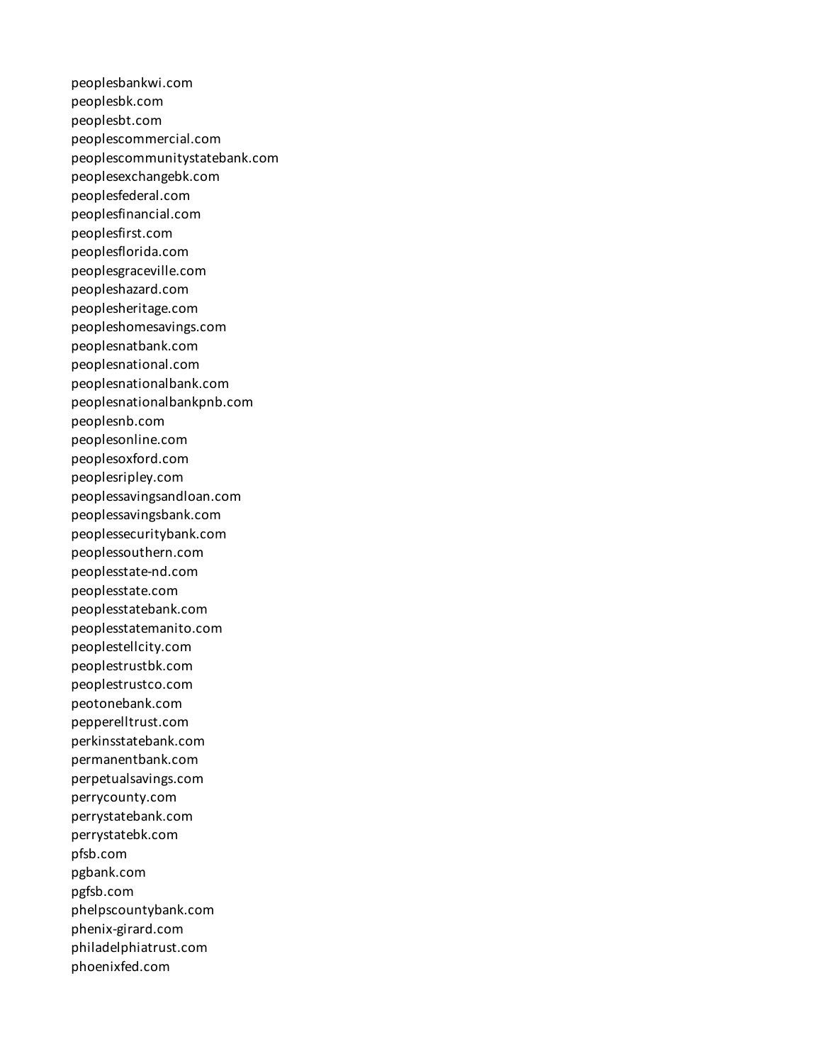peoplesbankwi.com
peoplesbk.com
peoplesbt.com
peoplescommercial.com
peoplescommunitystatebank.com
peoplesexchangebk.com
peoplesfederal.com
peoplesfinancial.com
peoplesfirst.com
peoplesflorida.com
peoplesgraceville.com
peopleshazard.com
peoplesheritage.com
peopleshomesavings.com
peoplesnatbank.com
peoplesnational.com
peoplesnationalbank.com
peoplesnationalbankpnb.com
peoplesnb.com
peoplesonline.com
peoplesoxford.com
peoplesripley.com
peoplessavingsandloan.com
peoplessavingsbank.com
peoplessecuritybank.com
peoplessouthern.com
peoplesstate-nd.com
peoplesstate.com
peoplesstatebank.com
peoplesstatemanito.com
peoplestellcity.com
peoplestrustbk.com
peoplestrustco.com
peotonebank.com
pepperelltrust.com
perkinsstatebank.com
permanentbank.com
perpetualsavings.com
perrycounty.com
perrystatebank.com
perrystatebk.com
pfsb.com
pgbank.com
pgfsb.com
phelpscountybank.com
phenix-girard.com
philadelphiatrust.com
phoenixfed.com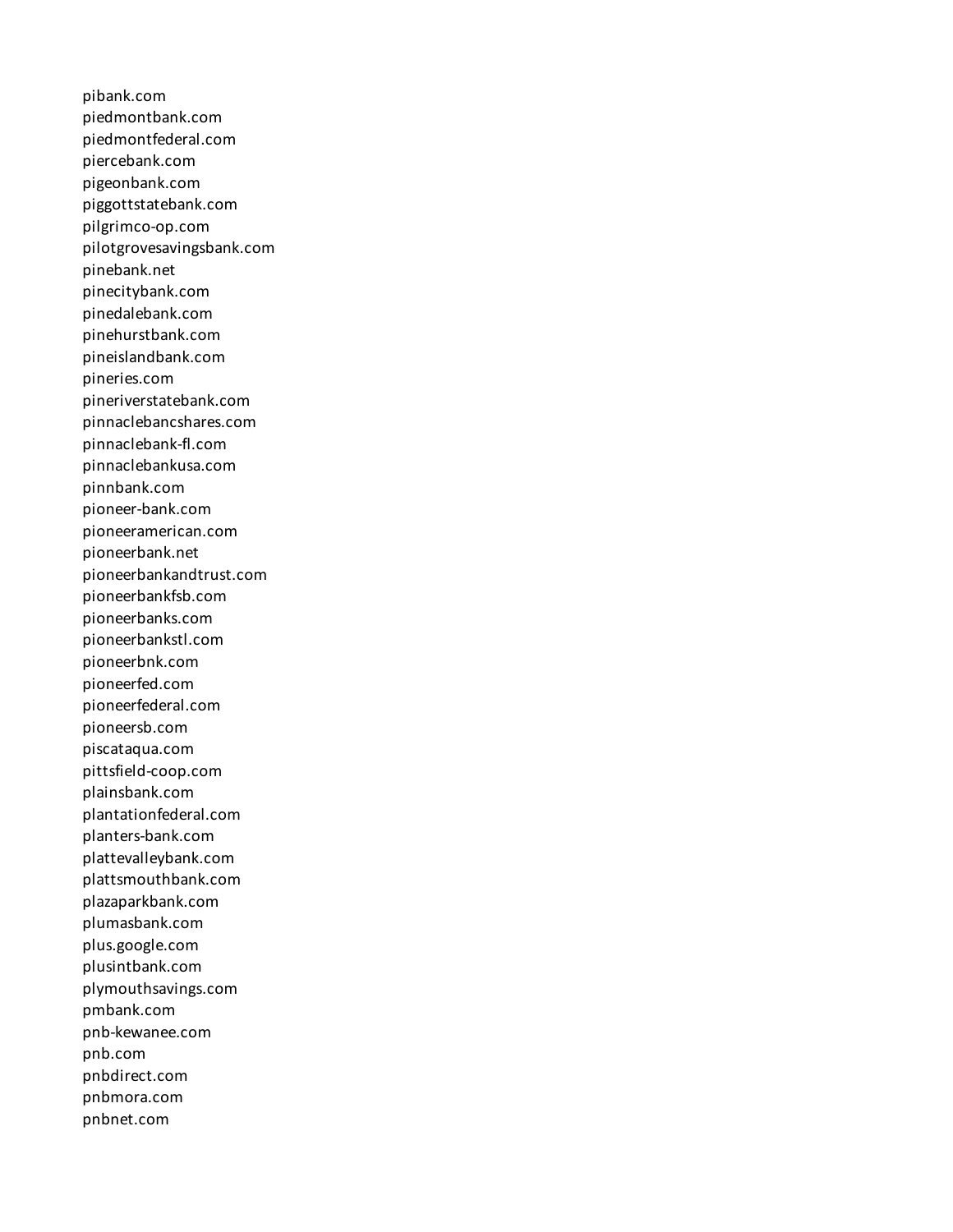pibank.com
piedmontbank.com
piedmontfederal.com
piercebank.com
pigeonbank.com
piggottstatebank.com
pilgrimco-op.com
pilotgrovesavingsbank.com
pinebank.net
pinecitybank.com
pinedalebank.com
pinehurstbank.com
pineislandbank.com
pineries.com
pineriverstatebank.com
pinnaclebancshares.com
pinnaclebank-fl.com
pinnaclebankusa.com
pinnbank.com
pioneer-bank.com
pioneeramerican.com
pioneerbank.net
pioneerbankandtrust.com
pioneerbankfsb.com
pioneerbanks.com
pioneerbankstl.com
pioneerbnk.com
pioneerfed.com
pioneerfederal.com
pioneersb.com
piscataqua.com
pittsfield-coop.com
plainsbank.com
plantationfederal.com
planters-bank.com
plattevalleybank.com
plattsmouthbank.com
plazaparkbank.com
plumasbank.com
plus.google.com
plusintbank.com
plymouthsavings.com
pmbank.com
pnb-kewanee.com
pnb.com
pnbdirect.com
pnbmora.com
pnbnet.com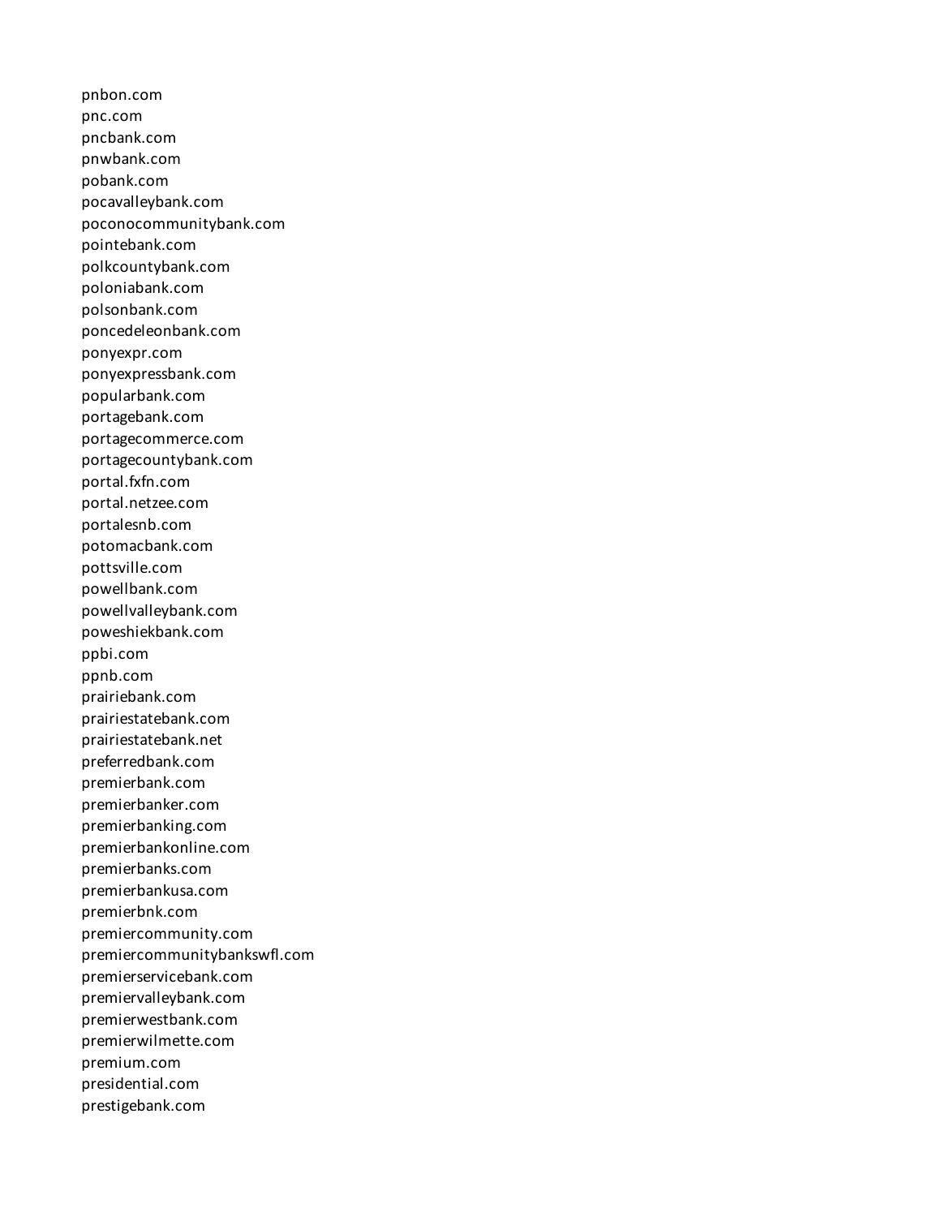pnbon.com
pnc.com
pncbank.com
pnwbank.com
pobank.com
pocavalleybank.com
poconocommunitybank.com
pointebank.com
polkcountybank.com
poloniabank.com
polsonbank.com
poncedeleonbank.com
ponyexpr.com
ponyexpressbank.com
popularbank.com
portagebank.com
portagecommerce.com
portagecountybank.com
portal.fxfn.com
portal.netzee.com
portalesnb.com
potomacbank.com
pottsville.com
powellbank.com
powellvalleybank.com
poweshiekbank.com
ppbi.com
ppnb.com
prairiebank.com
prairiestatebank.com
prairiestatebank.net
preferredbank.com
premierbank.com
premierbanker.com
premierbanking.com
premierbankonline.com
premierbanks.com
premierbankusa.com
premierbnk.com
premiercommunity.com
premiercommunitybankswfl.com
premierservicebank.com
premiervalleybank.com
premierwestbank.com
premierwilmette.com
premium.com
presidential.com
prestigebank.com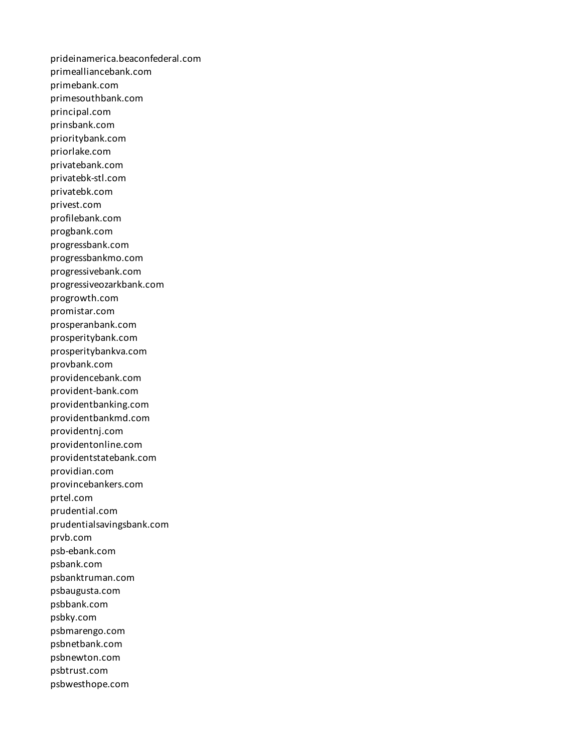prideinamerica.beaconfederal.com
primealliancebank.com
primebank.com
primesouthbank.com
principal.com
prinsbank.com
prioritybank.com
priorlake.com
privatebank.com
privatebk-stl.com
privatebk.com
privest.com
profilebank.com
progbank.com
progressbank.com
progressbankmo.com
progressivebank.com
progressiveozarkbank.com
progrowth.com
promistar.com
prosperanbank.com
prosperitybank.com
prosperitybankva.com
provbank.com
providencebank.com
provident-bank.com
providentbanking.com
providentbankmd.com
providentnj.com
providentonline.com
providentstatebank.com
providian.com
provincebankers.com
prtel.com
prudential.com
prudentialsavingsbank.com
prvb.com
psb-ebank.com
psbank.com
psbanktruman.com
psbaugusta.com
psbbank.com
psbky.com
psbmarengo.com
psbnetbank.com
psbnewton.com
psbtrust.com
psbwesthope.com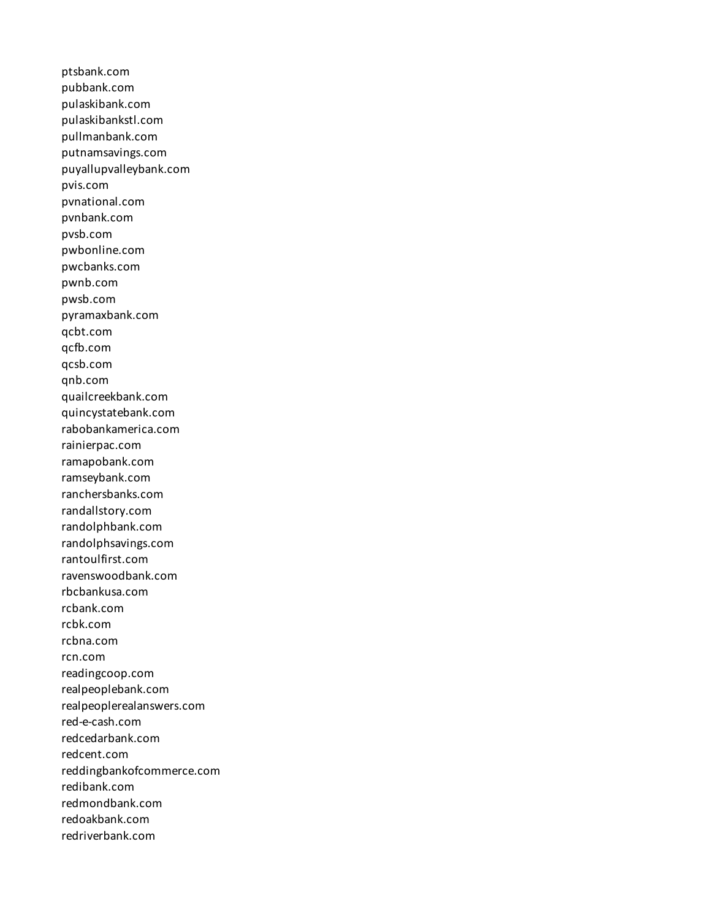ptsbank.com
pubbank.com
pulaskibank.com
pulaskibankstl.com
pullmanbank.com
putnamsavings.com
puyallupvalleybank.com
pvis.com
pvnational.com
pvnbank.com
pvsb.com
pwbonline.com
pwcbanks.com
pwnb.com
pwsb.com
pyramaxbank.com
qcbt.com
qcfb.com
qcsb.com
qnb.com
quailcreekbank.com
quincystatebank.com
rabobankamerica.com
rainierpac.com
ramapobank.com
ramseybank.com
ranchersbanks.com
randallstory.com
randolphbank.com
randolphsavings.com
rantoulfirst.com
ravenswoodbank.com
rbcbankusa.com
rcbank.com
rcbk.com
rcbna.com
rcn.com
readingcoop.com
realpeoplebank.com
realpeoplerealanswers.com
red-e-cash.com
redcedarbank.com
redcent.com
reddingbankofcommerce.com
redibank.com
redmondbank.com
redoakbank.com
redriverbank.com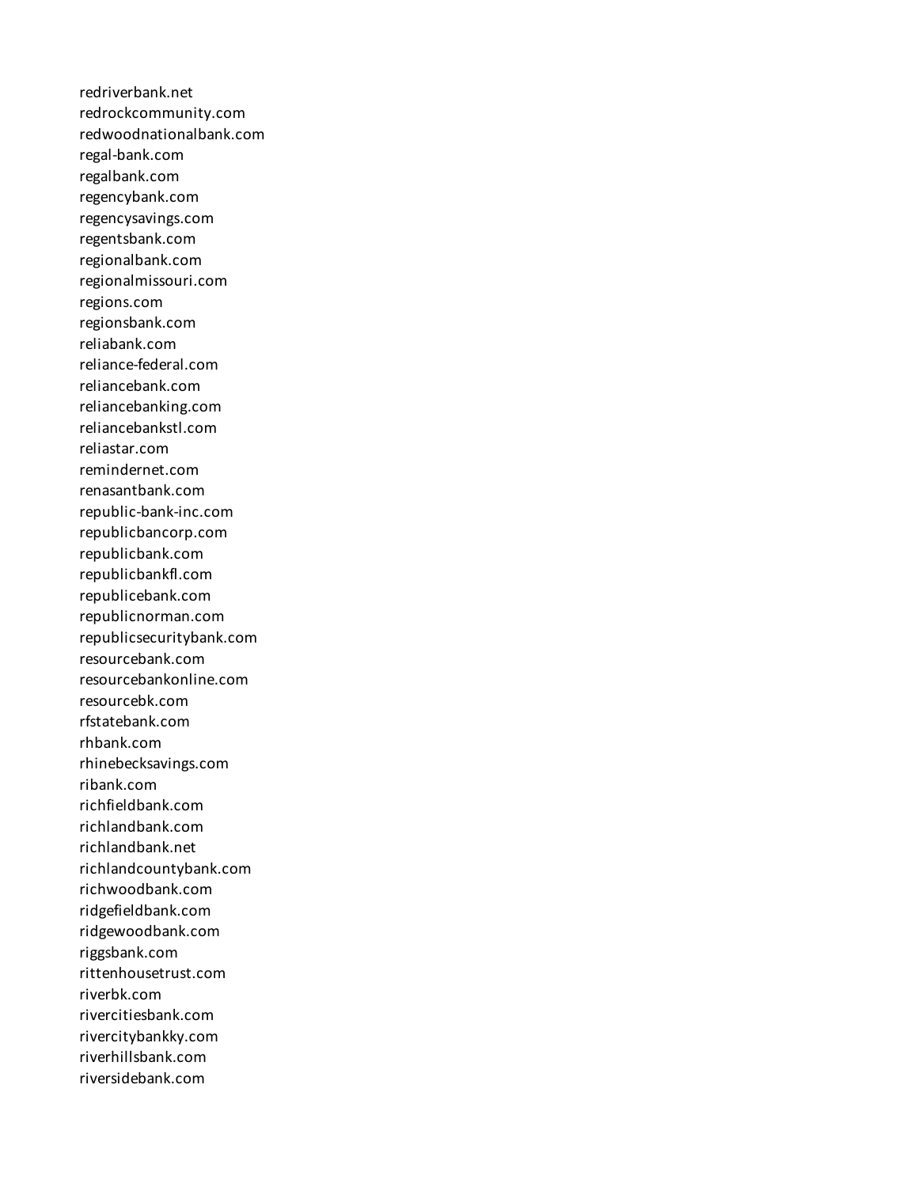redriverbank.net
redrockcommunity.com
redwoodnationalbank.com
regal-bank.com
regalbank.com
regencybank.com
regencysavings.com
regentsbank.com
regionalbank.com
regionalmissouri.com
regions.com
regionsbank.com
reliabank.com
reliance-federal.com
reliancebank.com
reliancebanking.com
reliancebankstl.com
reliastar.com
remindernet.com
renasantbank.com
republic-bank-inc.com
republicbancorp.com
republicbank.com
republicbankfl.com
republicebank.com
republicnorman.com
republicsecuritybank.com
resourcebank.com
resourcebankonline.com
resourcebk.com
rfstatebank.com
rhbank.com
rhinebecksavings.com
ribank.com
richfieldbank.com
richlandbank.com
richlandbank.net
richlandcountybank.com
richwoodbank.com
ridgefieldbank.com
ridgewoodbank.com
riggsbank.com
rittenhousetrust.com
riverbk.com
rivercitiesbank.com
rivercitybankky.com
riverhillsbank.com
riversidebank.com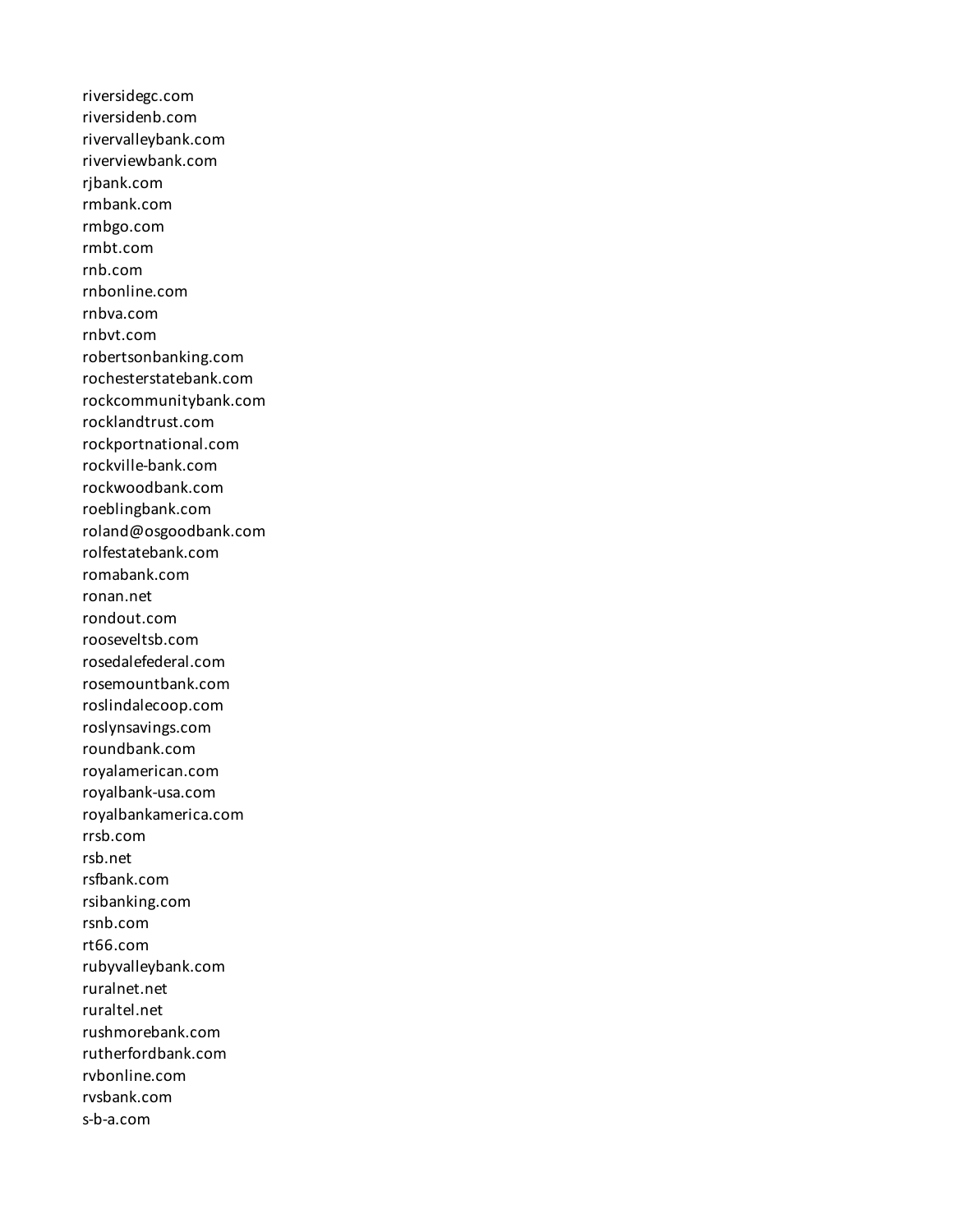riversidegc.com
riversidenb.com
rivervalleybank.com
riverviewbank.com
rjbank.com
rmbank.com
rmbgo.com
rmbt.com
rnb.com
rnbonline.com
rnbva.com
rnbvt.com
robertsonbanking.com
rochesterstatebank.com
rockcommunitybank.com
rocklandtrust.com
rockportnational.com
rockville-bank.com
rockwoodbank.com
roeblingbank.com
roland@osgoodbank.com
rolfestatebank.com
romabank.com
ronan.net
rondout.com
rooseveltsb.com
rosedalefederal.com
rosemountbank.com
roslindalecoop.com
roslynsavings.com
roundbank.com
royalamerican.com
royalbank-usa.com
royalbankamerica.com
rrsb.com
rsb.net
rsfbank.com
rsibanking.com
rsnb.com
rt66.com
rubyvalleybank.com
ruralnet.net
ruraltel.net
rushmorebank.com
rutherfordbank.com
rvbonline.com
rvsbank.com
s-b-a.com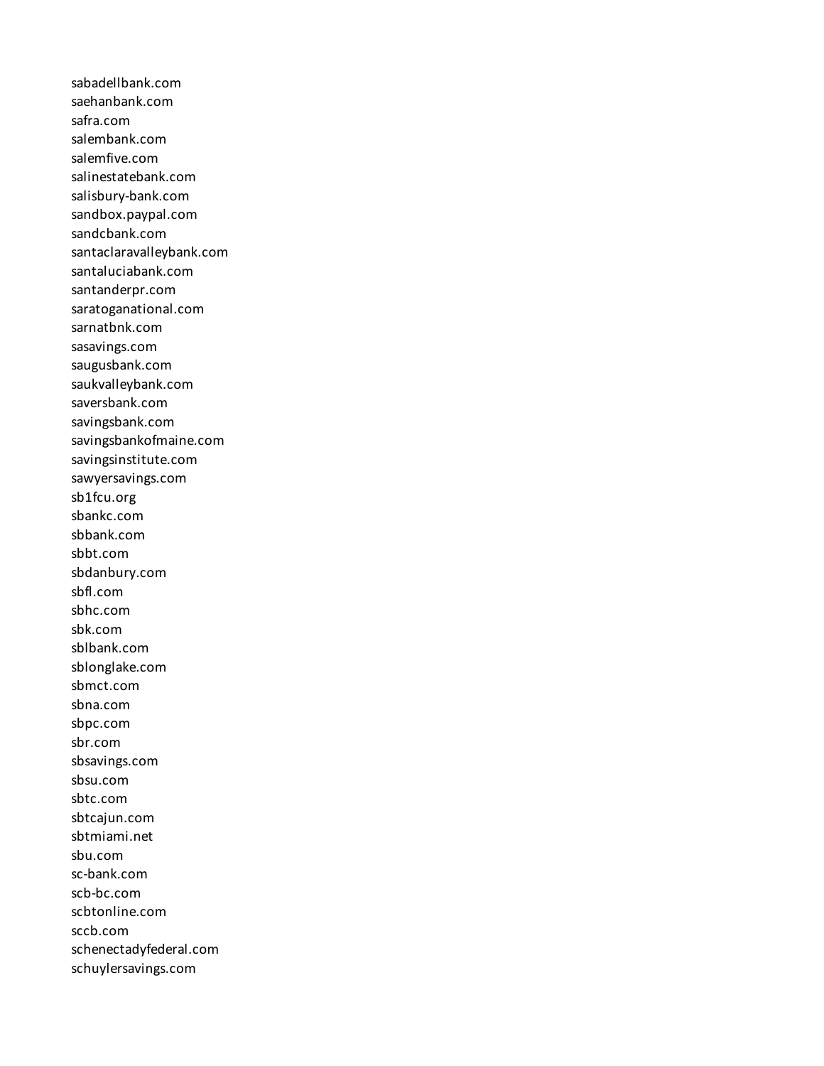sabadellbank.com
saehanbank.com
safra.com
salembank.com
salemfive.com
salinestatebank.com
salisbury-bank.com
sandbox.paypal.com
sandcbank.com
santaclaravalleybank.com
santaluciabank.com
santanderpr.com
saratoganational.com
sarnatbnk.com
sasavings.com
saugusbank.com
saukvalleybank.com
saversbank.com
savingsbank.com
savingsbankofmaine.com
savingsinstitute.com
sawyersavings.com
sb1fcu.org
sbankc.com
sbbank.com
sbbt.com
sbdanbury.com
sbfl.com
sbhc.com
sbk.com
sblbank.com
sblonglake.com
sbmct.com
sbna.com
sbpc.com
sbr.com
sbsavings.com
sbsu.com
sbtc.com
sbtcajun.com
sbtmiami.net
sbu.com
sc-bank.com
scb-bc.com
scbtonline.com
sccb.com
schenectadyfederal.com
schuylersavings.com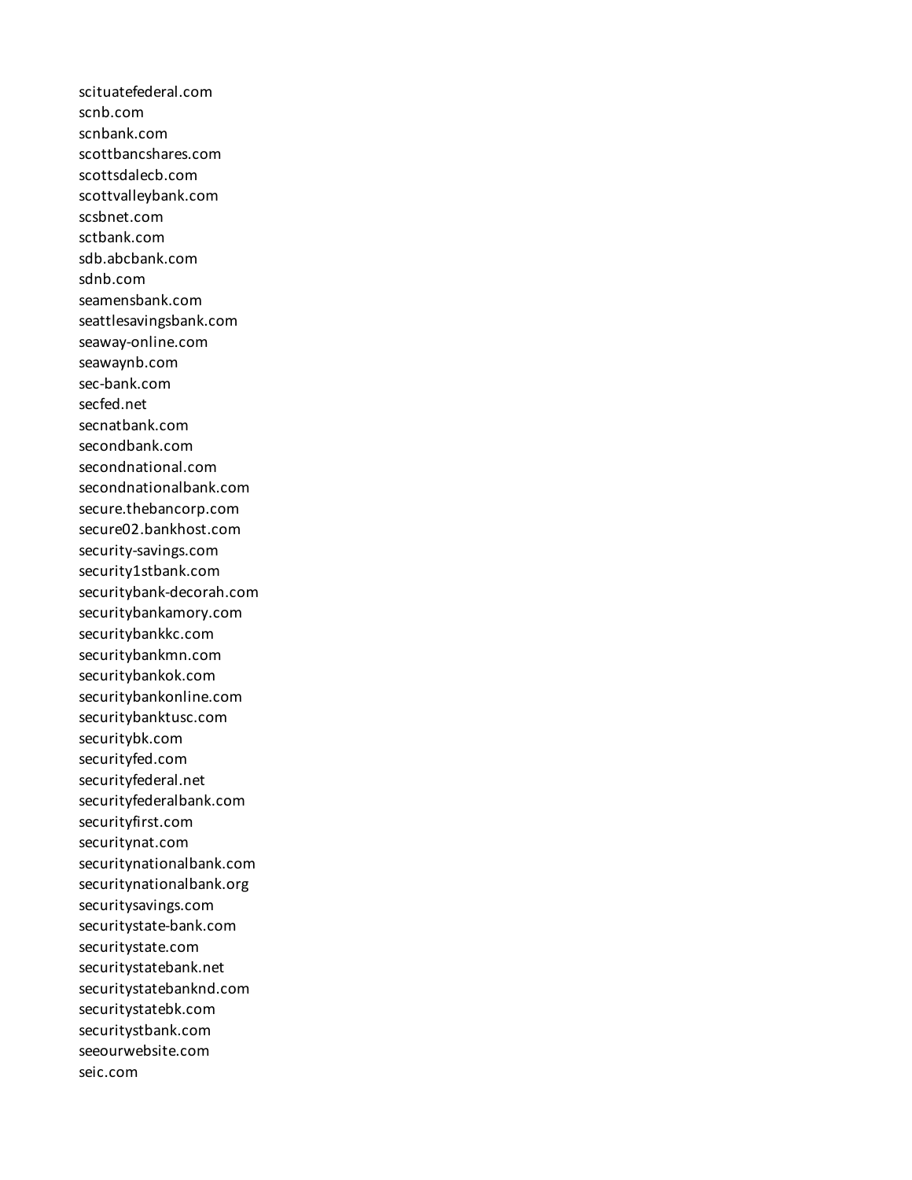scituatefederal.com
scnb.com
scnbank.com
scottbancshares.com
scottsdalecb.com
scottvalleybank.com
scsbnet.com
sctbank.com
sdb.abcbank.com
sdnb.com
seamensbank.com
seattlesavingsbank.com
seaway-online.com
seawaynb.com
sec-bank.com
secfed.net
secnatbank.com
secondbank.com
secondnational.com
secondnationalbank.com
secure.thebancorp.com
secure02.bankhost.com
security-savings.com
security1stbank.com
securitybank-decorah.com
securitybankamory.com
securitybankkc.com
securitybankmn.com
securitybankok.com
securitybankonline.com
securitybanktusc.com
securitybk.com
securityfed.com
securityfederal.net
securityfederalbank.com
securityfirst.com
securitynat.com
securitynationalbank.com
securitynationalbank.org
securitysavings.com
securitystate-bank.com
securitystate.com
securitystatebank.net
securitystatebanknd.com
securitystatebk.com
securitystbank.com
seeourwebsite.com
seic.com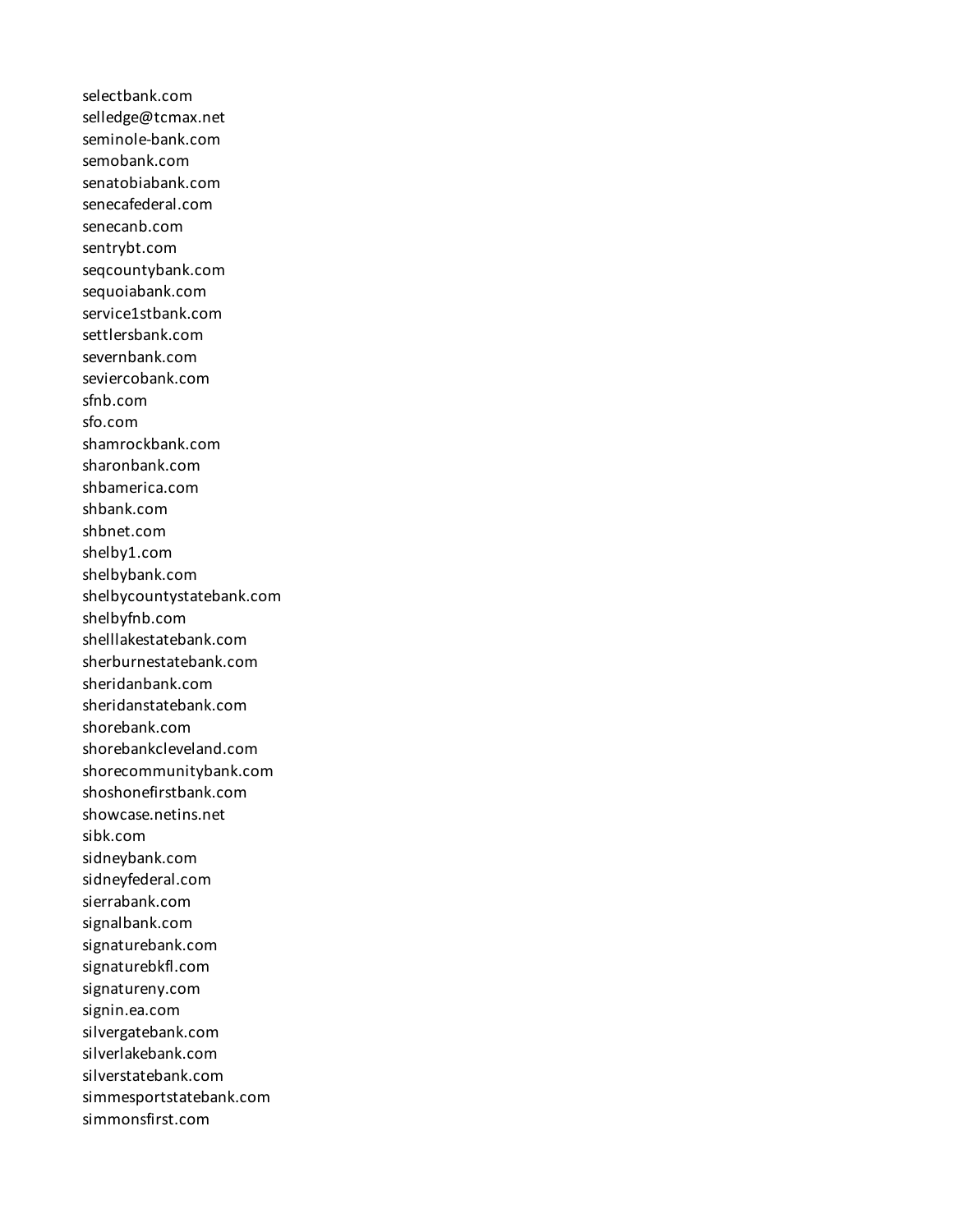selectbank.com
selledge@tcmax.net
seminole-bank.com
semobank.com
senatobiabank.com
senecafederal.com
senecanb.com
sentrybt.com
seqcountybank.com
sequoiabank.com
service1stbank.com
settlersbank.com
severnbank.com
seviercobank.com
sfnb.com
sfo.com
shamrockbank.com
sharonbank.com
shbamerica.com
shbank.com
shbnet.com
shelby1.com
shelbybank.com
shelbycountystatebank.com
shelbyfnb.com
shelllakestatebank.com
sherburnestatebank.com
sheridanbank.com
sheridanstatebank.com
shorebank.com
shorebankcleveland.com
shorecommunitybank.com
shoshonefirstbank.com
showcase.netins.net
sibk.com
sidneybank.com
sidneyfederal.com
sierrabank.com
signalbank.com
signaturebank.com
signaturebkfl.com
signatureny.com
signin.ea.com
silvergatebank.com
silverlakebank.com
silverstatebank.com
simmesportstatebank.com
simmonsfirst.com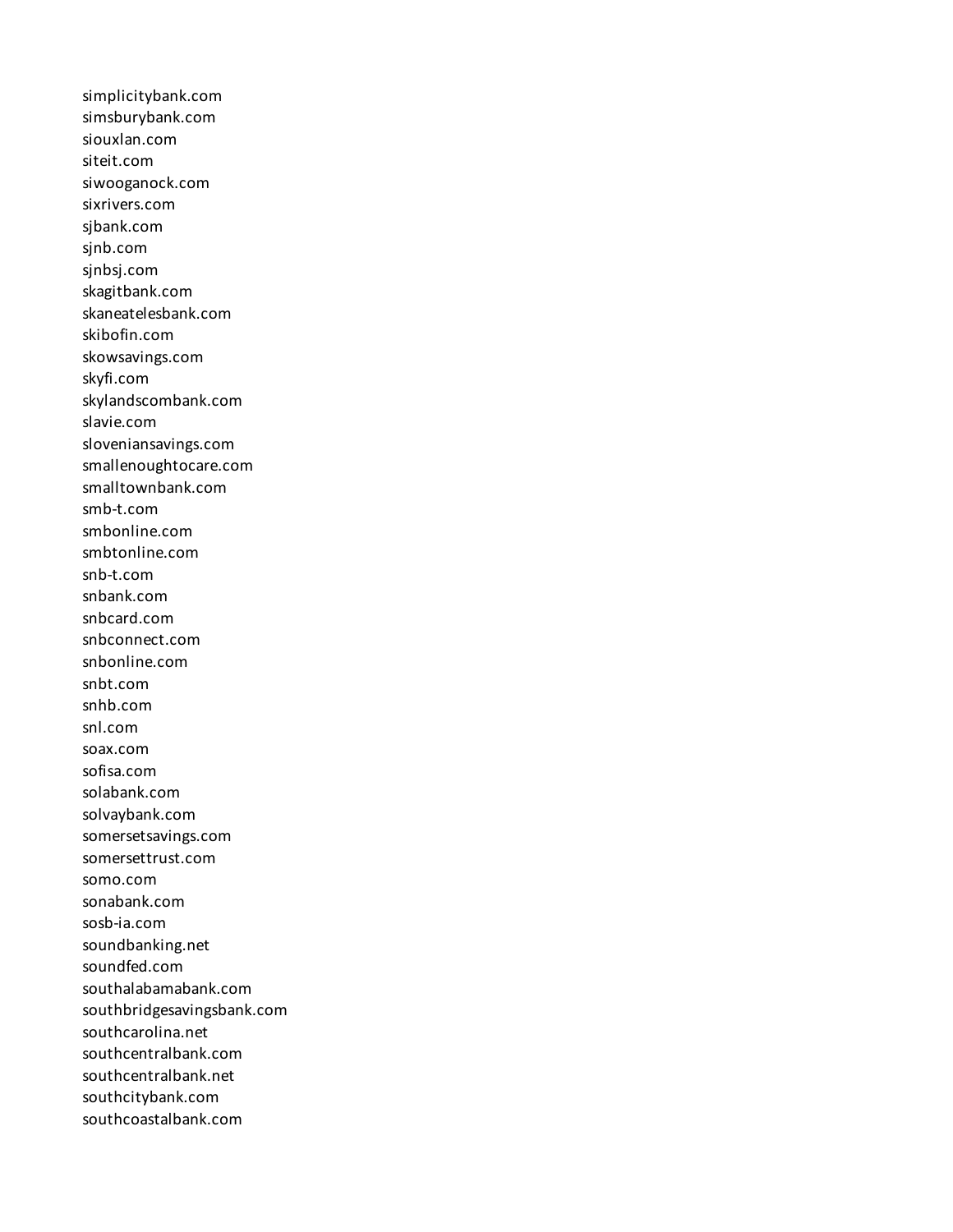simplicitybank.com
simsburybank.com
siouxlan.com
siteit.com
siwooganock.com
sixrivers.com
sjbank.com
sjnb.com
sjnbsj.com
skagitbank.com
skaneatelesbank.com
skibofin.com
skowsavings.com
skyfi.com
skylandscombank.com
slavie.com
sloveniansavings.com
smallenoughtocare.com
smalltownbank.com
smb-t.com
smbonline.com
smbtonline.com
snb-t.com
snbank.com
snbcard.com
snbconnect.com
snbonline.com
snbt.com
snhb.com
snl.com
soax.com
sofisa.com
solabank.com
solvaybank.com
somersetsavings.com
somersettrust.com
somo.com
sonabank.com
sosb-ia.com
soundbanking.net
soundfed.com
southalabamabank.com
southbridgesavingsbank.com
southcarolina.net
southcentralbank.com
southcentralbank.net
southcitybank.com
southcoastalbank.com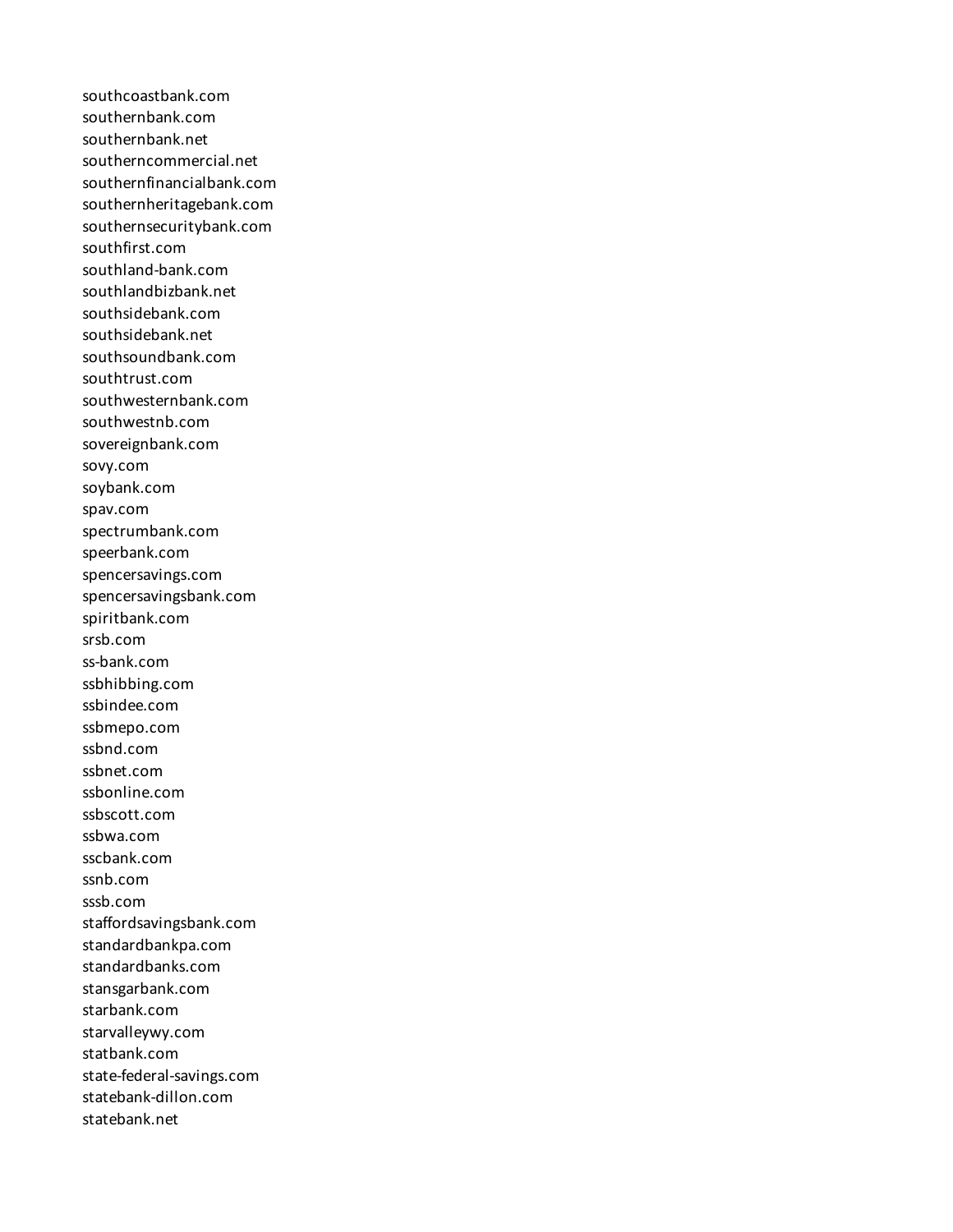southcoastbank.com
southernbank.com
southernbank.net
southerncommercial.net
southernfinancialbank.com
southernheritagebank.com
southernsecuritybank.com
southfirst.com
southland-bank.com
southlandbizbank.net
southsidebank.com
southsidebank.net
southsoundbank.com
southtrust.com
southwesternbank.com
southwestnb.com
sovereignbank.com
sovy.com
soybank.com
spav.com
spectrumbank.com
speerbank.com
spencersavings.com
spencersavingsbank.com
spiritbank.com
srsb.com
ss-bank.com
ssbhibbing.com
ssbindee.com
ssbmepo.com
ssbnd.com
ssbnet.com
ssbonline.com
ssbscott.com
ssbwa.com
sscbank.com
ssnb.com
sssb.com
staffordsavingsbank.com
standardbankpa.com
standardbanks.com
stansgarbank.com
starbank.com
starvalleywy.com
statbank.com
state-federal-savings.com
statebank-dillon.com
statebank.net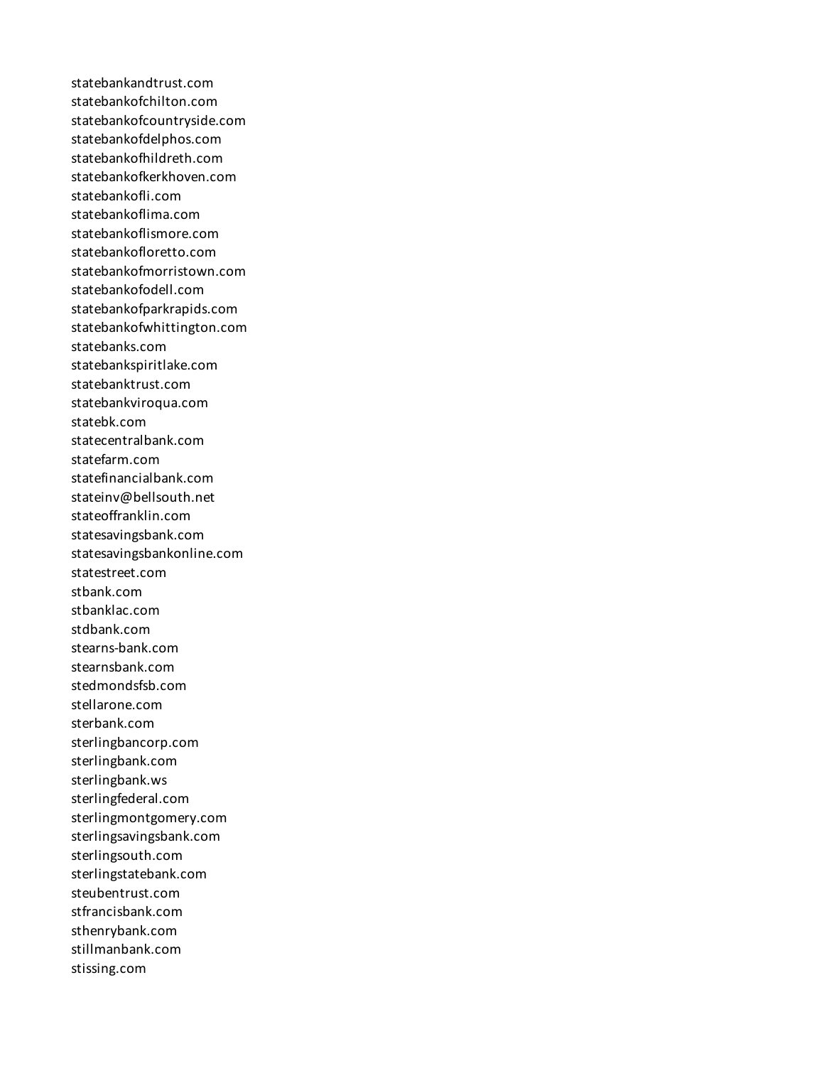statebankandtrust.com
statebankofchilton.com
statebankofcountryside.com
statebankofdelphos.com
statebankofhildreth.com
statebankofkerkhoven.com
statebankofli.com
statebankoflima.com
statebankoflismore.com
statebankofloretto.com
statebankofmorristown.com
statebankofodell.com
statebankofparkrapids.com
statebankofwhittington.com
statebanks.com
statebankspiritlake.com
statebanktrust.com
statebankviroqua.com
statebk.com
statecentralbank.com
statefarm.com
statefinancialbank.com
stateinv@bellsouth.net
stateoffranklin.com
statesavingsbank.com
statesavingsbankonline.com
statestreet.com
stbank.com
stbanklac.com
stdbank.com
stearns-bank.com
stearnsbank.com
stedmondsfsb.com
stellarone.com
sterbank.com
sterlingbancorp.com
sterlingbank.com
sterlingbank.ws
sterlingfederal.com
sterlingmontgomery.com
sterlingsavingsbank.com
sterlingsouth.com
sterlingstatebank.com
steubentrust.com
stfrancisbank.com
sthenrybank.com
stillmanbank.com
stissing.com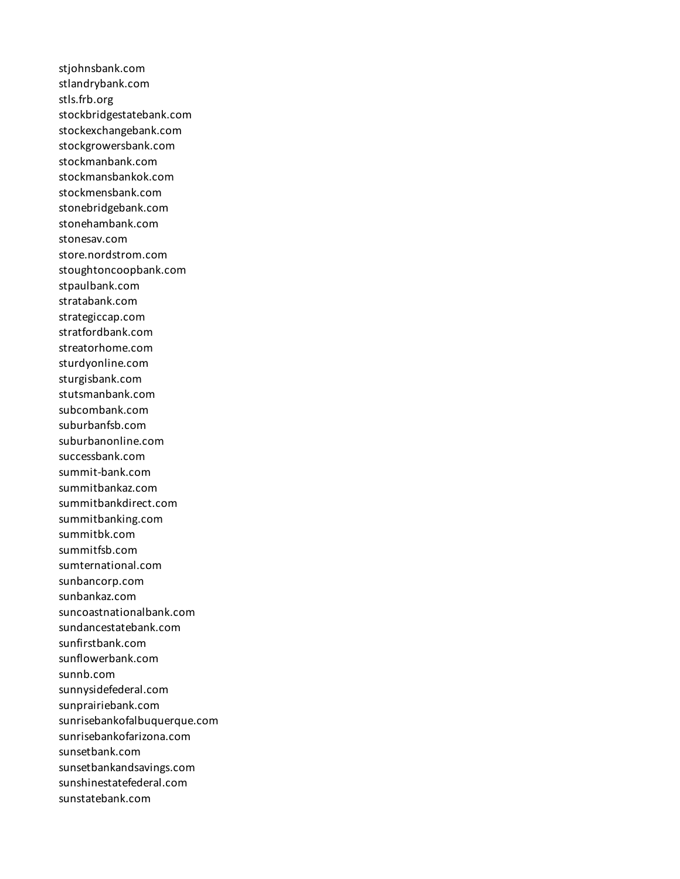stjohnsbank.com
stlandrybank.com
stls.frb.org
stockbridgestatebank.com
stockexchangebank.com
stockgrowersbank.com
stockmanbank.com
stockmansbankok.com
stockmensbank.com
stonebridgebank.com
stonehambank.com
stonesav.com
store.nordstrom.com
stoughtoncoopbank.com
stpaulbank.com
stratabank.com
strategiccap.com
stratfordbank.com
streatorhome.com
sturdyonline.com
sturgisbank.com
stutsmanbank.com
subcombank.com
suburbanfsb.com
suburbanonline.com
successbank.com
summit-bank.com
summitbankaz.com
summitbankdirect.com
summitbanking.com
summitbk.com
summitfsb.com
sumternational.com
sunbancorp.com
sunbankaz.com
suncoastnationalbank.com
sundancestatebank.com
sunfirstbank.com
sunflowerbank.com
sunnb.com
sunnysidefederal.com
sunprairiebank.com
sunrisebankofalbuquerque.com
sunrisebankofarizona.com
sunsetbank.com
sunsetbankandsavings.com
sunshinestatefederal.com
sunstatebank.com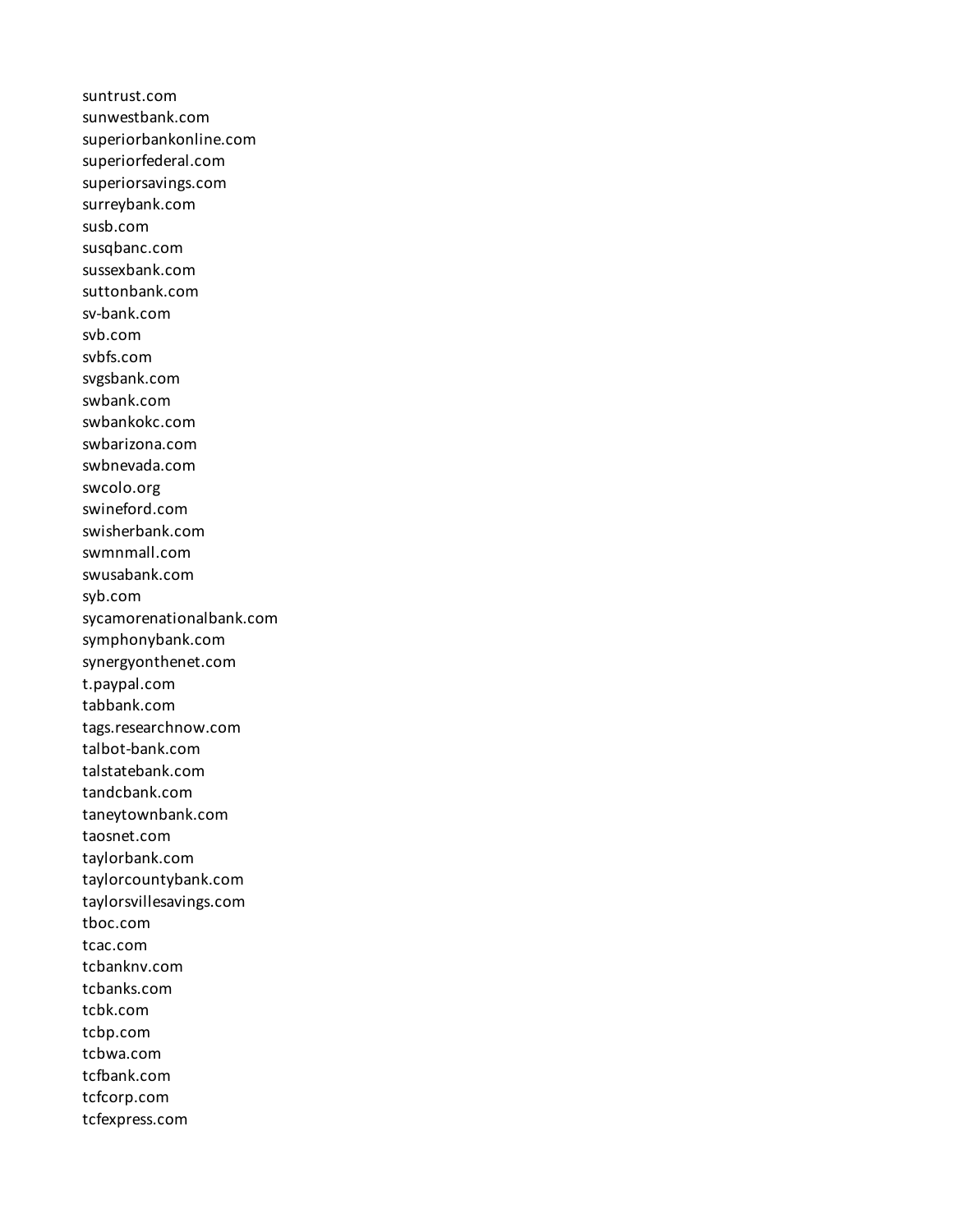suntrust.com
sunwestbank.com
superiorbankonline.com
superiorfederal.com
superiorsavings.com
surreybank.com
susb.com
susqbanc.com
sussexbank.com
suttonbank.com
sv-bank.com
svb.com
svbfs.com
svgsbank.com
swbank.com
swbankokc.com
swbarizona.com
swbnevada.com
swcolo.org
swineford.com
swisherbank.com
swmnmall.com
swusabank.com
syb.com
sycamorenationalbank.com
symphonybank.com
synergyonthenet.com
t.paypal.com
tabbank.com
tags.researchnow.com
talbot-bank.com
talstatebank.com
tandcbank.com
taneytownbank.com
taosnet.com
taylorbank.com
taylorcountybank.com
taylorsvillesavings.com
tboc.com
tcac.com
tcbanknv.com
tcbanks.com
tcbk.com
tcbp.com
tcbwa.com
tcfbank.com
tcfcorp.com
tcfexpress.com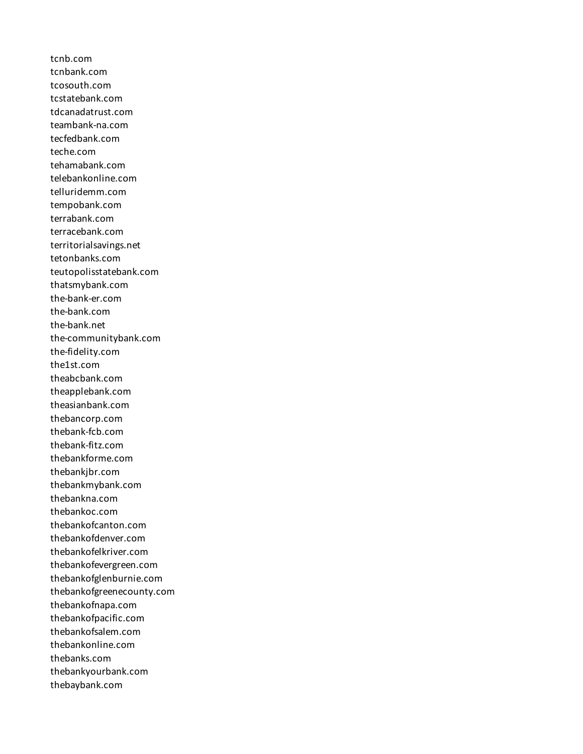tcnb.com
tcnbank.com
tcosouth.com
tcstatebank.com
tdcanadatrust.com
teambank-na.com
tecfedbank.com
teche.com
tehamabank.com
telebankonline.com
telluridemm.com
tempobank.com
terrabank.com
terracebank.com
territorialsavings.net
tetonbanks.com
teutopolisstatebank.com
thatsmybank.com
the-bank-er.com
the-bank.com
the-bank.net
the-communitybank.com
the-fidelity.com
the1st.com
theabcbank.com
theapplebank.com
theasianbank.com
thebancorp.com
thebank-fcb.com
thebank-fitz.com
thebankforme.com
thebankjbr.com
thebankmybank.com
thebankna.com
thebankoc.com
thebankofcanton.com
thebankofdenver.com
thebankofelkriver.com
thebankofevergreen.com
thebankofglenburnie.com
thebankofgreenecounty.com
thebankofnapa.com
thebankofpacific.com
thebankofsalem.com
thebankonline.com
thebanks.com
thebankyourbank.com
thebaybank.com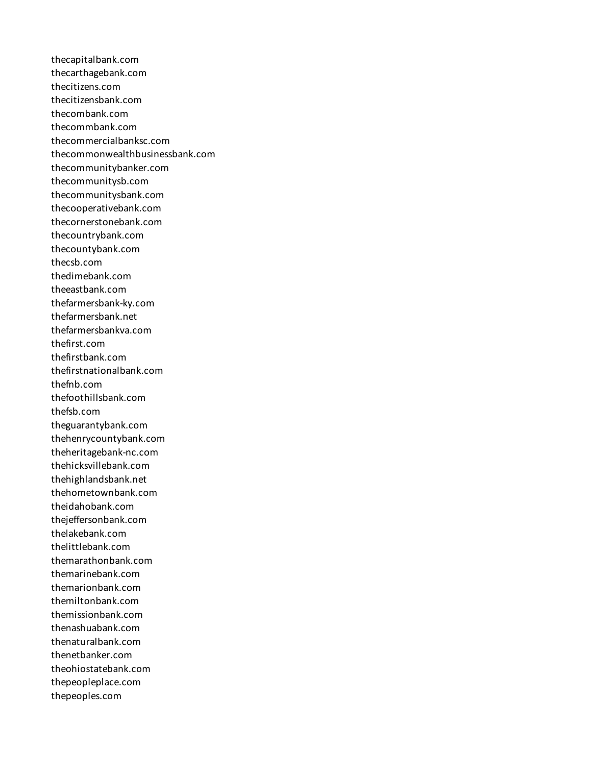thecapitalbank.com
thecarthagebank.com
thecitizens.com
thecitizensbank.com
thecombank.com
thecommbank.com
thecommercialbanksc.com
thecommonwealthbusinessbank.com
thecommunitybanker.com
thecommunitysb.com
thecommunitysbank.com
thecooperativebank.com
thecornerstonebank.com
thecountrybank.com
thecountybank.com
thecsb.com
thedimebank.com
theeastbank.com
thefarmersbank-ky.com
thefarmersbank.net
thefarmersbankva.com
thefirst.com
thefirstbank.com
thefirstnationalbank.com
thefnb.com
thefoothillsbank.com
thefsb.com
theguarantybank.com
thehenrycountybank.com
theheritagebank-nc.com
thehicksvillebank.com
thehighlandsbank.net
thehometownbank.com
theidahobank.com
thejeffersonbank.com
thelakebank.com
thelittlebank.com
themarathonbank.com
themarinebank.com
themarionbank.com
themiltonbank.com
themissionbank.com
thenashuabank.com
thenaturalbank.com
thenetbanker.com
theohiostatebank.com
thepeopleplace.com
thepeoples.com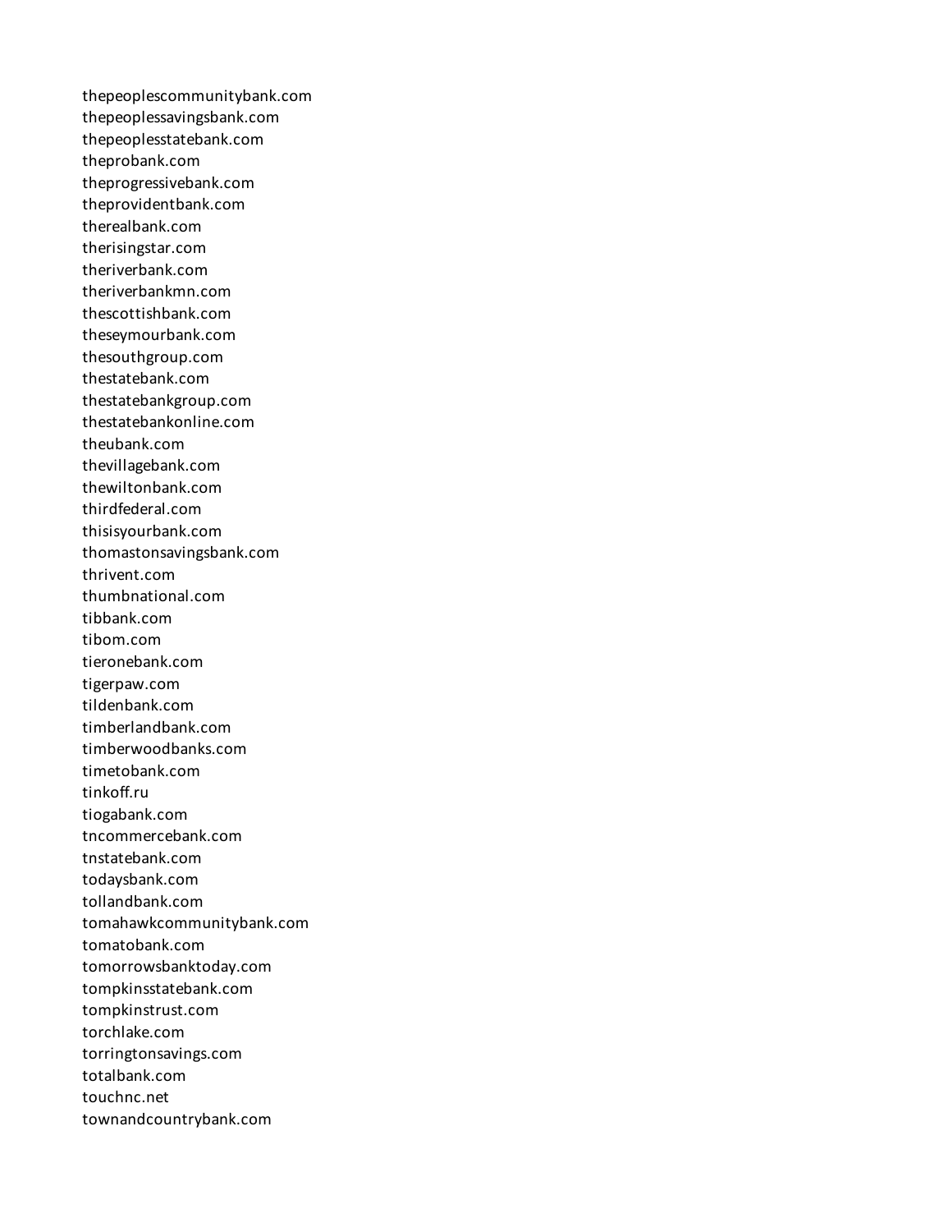thepeoplescommunitybank.com
thepeoplessavingsbank.com
thepeoplesstatebank.com
theprobank.com
theprogressivebank.com
theprovidentbank.com
therealbank.com
therisingstar.com
theriverbank.com
theriverbankmn.com
thescottishbank.com
theseymourbank.com
thesouthgroup.com
thestatebank.com
thestatebankgroup.com
thestatebankonline.com
theubank.com
thevillagebank.com
thewiltonbank.com
thirdfederal.com
thisisyourbank.com
thomastonsavingsbank.com
thrivent.com
thumbnational.com
tibbank.com
tibom.com
tieronebank.com
tigerpaw.com
tildenbank.com
timberlandbank.com
timberwoodbanks.com
timetobank.com
tinkoff.ru
tiogabank.com
tncommercebank.com
tnstatebank.com
todaysbank.com
tollandbank.com
tomahawkcommunitybank.com
tomatobank.com
tomorrowsbanktoday.com
tompkinsstatebank.com
tompkinstrust.com
torchlake.com
torringtonsavings.com
totalbank.com
touchnc.net
townandcountrybank.com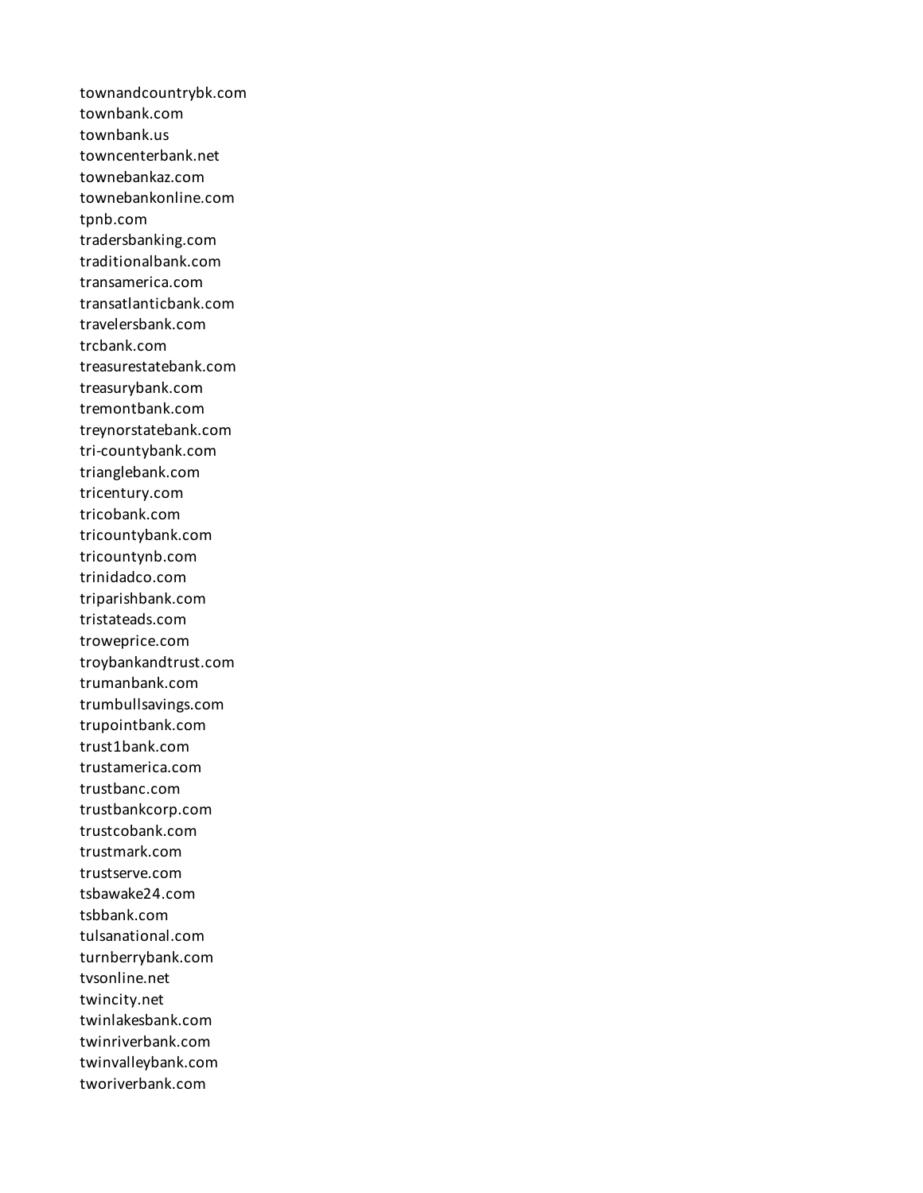townandcountrybk.com
townbank.com
townbank.us
towncenterbank.net
townebankaz.com
townebankonline.com
tpnb.com
tradersbanking.com
traditionalbank.com
transamerica.com
transatlanticbank.com
travelersbank.com
trcbank.com
treasurestatebank.com
treasurybank.com
tremontbank.com
treynorstatebank.com
tri-countybank.com
trianglebank.com
tricentury.com
tricobank.com
tricountybank.com
tricountynb.com
trinidadco.com
triparishbank.com
tristateads.com
troweprice.com
troybankandtrust.com
trumanbank.com
trumbullsavings.com
trupointbank.com
trust1bank.com
trustamerica.com
trustbanc.com
trustbankcorp.com
trustcobank.com
trustmark.com
trustserve.com
tsbawake24.com
tsbbank.com
tulsanational.com
turnberrybank.com
tvsonline.net
twincity.net
twinlakesbank.com
twinriverbank.com
twinvalleybank.com
tworiverbank.com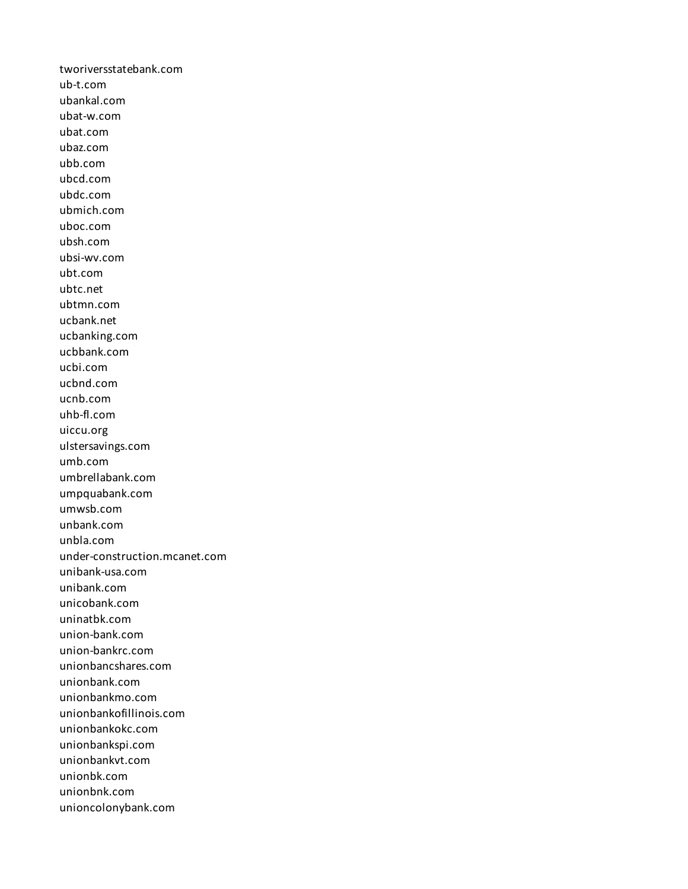tworiversstatebank.com
ub-t.com
ubankal.com
ubat-w.com
ubat.com
ubaz.com
ubb.com
ubcd.com
ubdc.com
ubmich.com
uboc.com
ubsh.com
ubsi-wv.com
ubt.com
ubtc.net
ubtmn.com
ucbank.net
ucbanking.com
ucbbank.com
ucbi.com
ucbnd.com
ucnb.com
uhb-fl.com
uiccu.org
ulstersavings.com
umb.com
umbrellabank.com
umpquabank.com
umwsb.com
unbank.com
unbla.com
under-construction.mcanet.com
unibank-usa.com
unibank.com
unicobank.com
uninatbk.com
union-bank.com
union-bankrc.com
unionbancshares.com
unionbank.com
unionbankmo.com
unionbankofillinois.com
unionbankokc.com
unionbankspi.com
unionbankvt.com
unionbk.com
unionbnk.com
unioncolonybank.com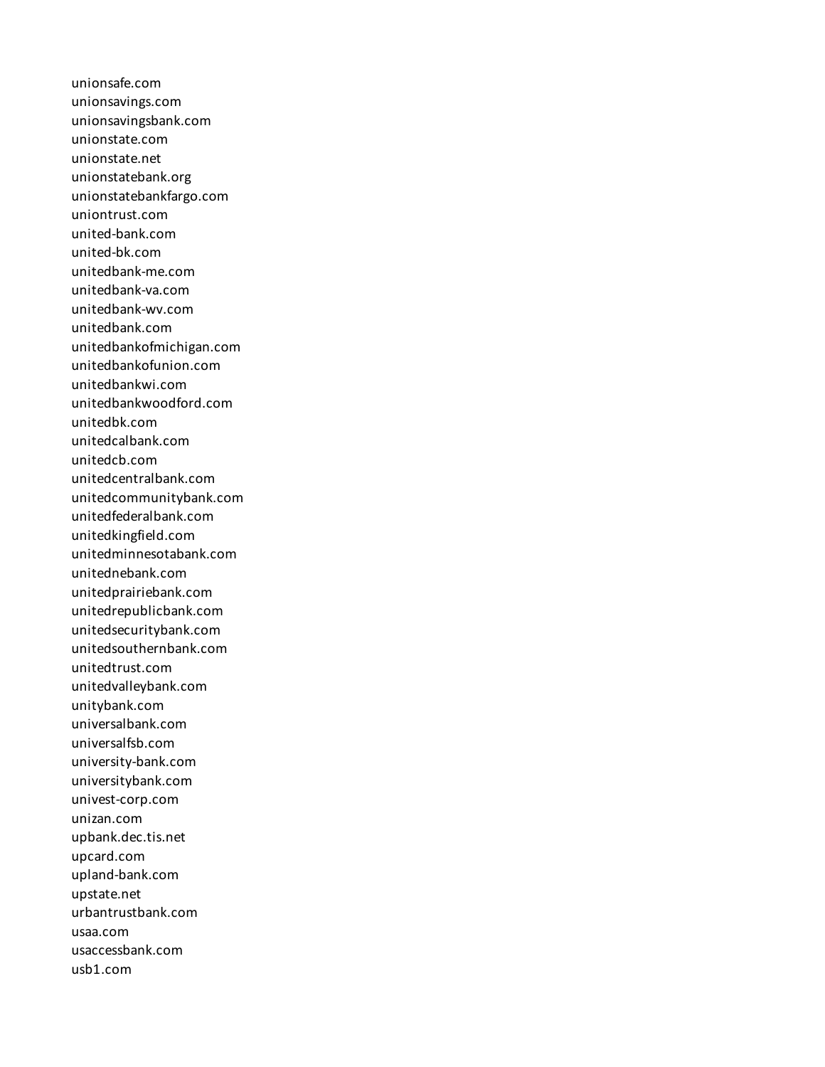unionsafe.com
unionsavings.com
unionsavingsbank.com
unionstate.com
unionstate.net
unionstatebank.org
unionstatebankfargo.com
uniontrust.com
united-bank.com
united-bk.com
unitedbank-me.com
unitedbank-va.com
unitedbank-wv.com
unitedbank.com
unitedbankofmichigan.com
unitedbankofunion.com
unitedbankwi.com
unitedbankwoodford.com
unitedbk.com
unitedcalbank.com
unitedcb.com
unitedcentralbank.com
unitedcommunitybank.com
unitedfederalbank.com
unitedkingfield.com
unitedminnesotabank.com
unitednebank.com
unitedprairiebank.com
unitedrepublicbank.com
unitedsecuritybank.com
unitedsouthernbank.com
unitedtrust.com
unitedvalleybank.com
unitybank.com
universalbank.com
universalfsb.com
university-bank.com
universitybank.com
univest-corp.com
unizan.com
upbank.dec.tis.net
upcard.com
upland-bank.com
upstate.net
urbantrustbank.com
usaa.com
usaccessbank.com
usb1.com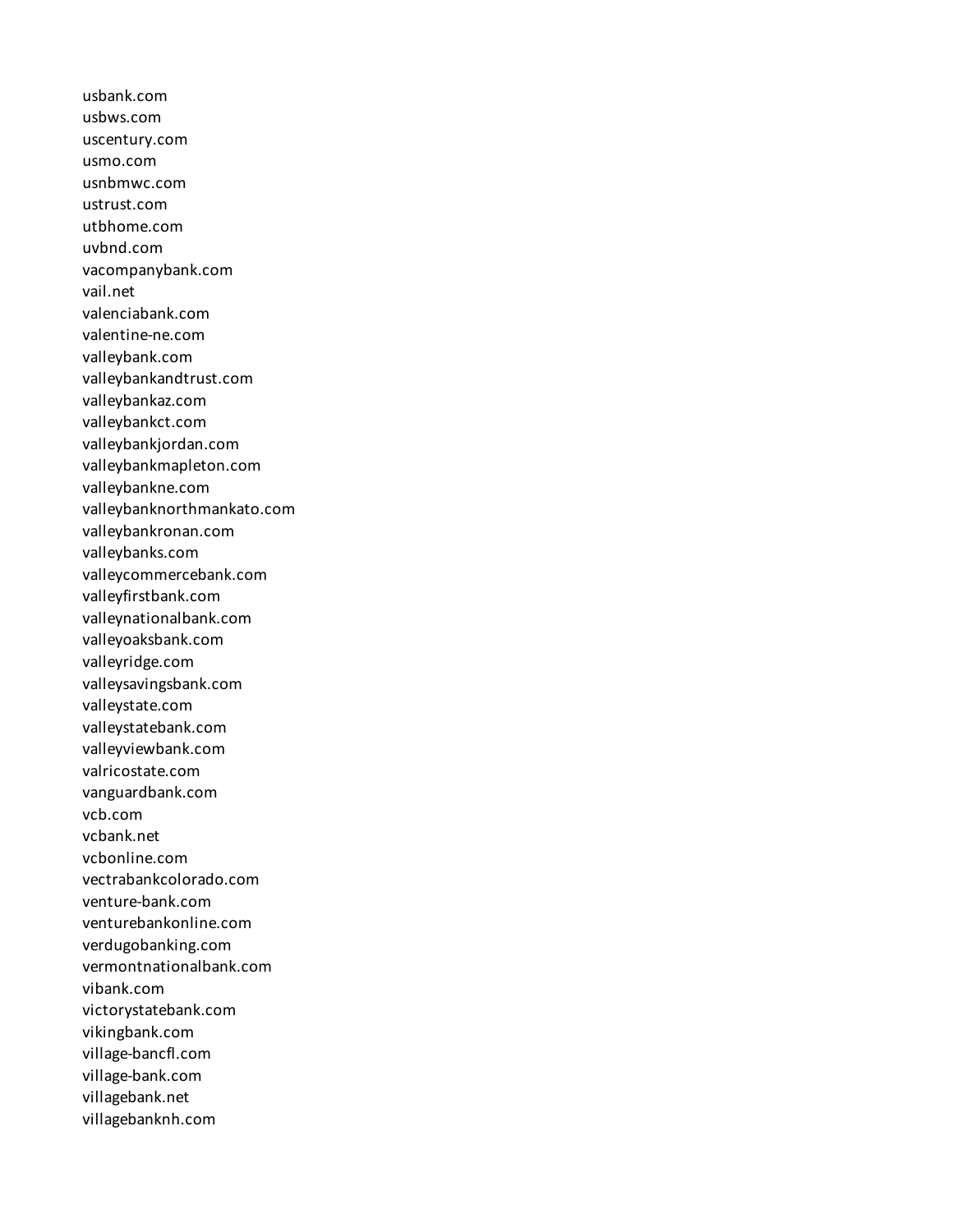usbank.com
usbws.com
uscentury.com
usmo.com
usnbmwc.com
ustrust.com
utbhome.com
uvbnd.com
vacompanybank.com
vail.net
valenciabank.com
valentine-ne.com
valleybank.com
valleybankandtrust.com
valleybankaz.com
valleybankct.com
valleybankjordan.com
valleybankmapleton.com
valleybankne.com
valleybanknorthmankato.com
valleybankronan.com
valleybanks.com
valleycommercebank.com
valleyfirstbank.com
valleynationalbank.com
valleyoaksbank.com
valleyridge.com
valleysavingsbank.com
valleystate.com
valleystatebank.com
valleyviewbank.com
valricostate.com
vanguardbank.com
vcb.com
vcbank.net
vcbonline.com
vectrabankcolorado.com
venture-bank.com
venturebankonline.com
verdugobanking.com
vermontnationalbank.com
vibank.com
victorystatebank.com
vikingbank.com
village-bancfl.com
village-bank.com
villagebank.net
villagebanknh.com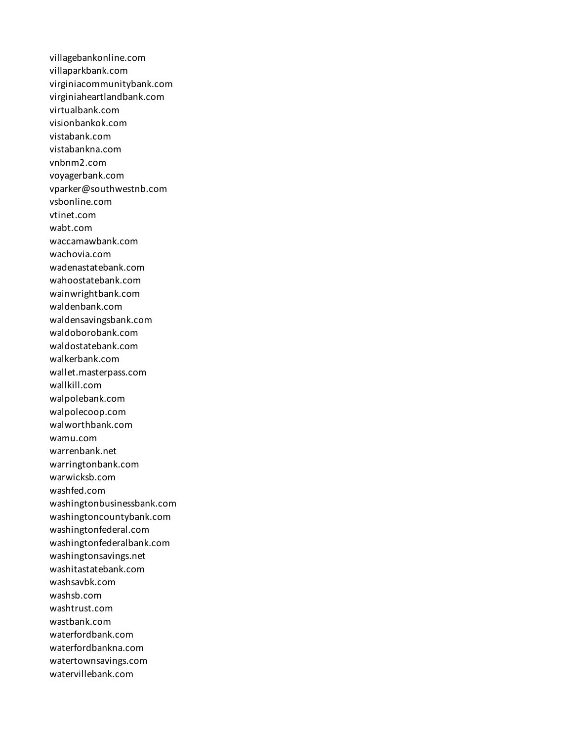villagebankonline.com
villaparkbank.com
virginiacommunitybank.com
virginiaheartlandbank.com
virtualbank.com
visionbankok.com
vistabank.com
vistabankna.com
vnbnm2.com
voyagerbank.com
vparker@southwestnb.com
vsbonline.com
vtinet.com
wabt.com
waccamawbank.com
wachovia.com
wadenastatebank.com
wahoostatebank.com
wainwrightbank.com
waldenbank.com
waldensavingsbank.com
waldoborobank.com
waldostatebank.com
walkerbank.com
wallet.masterpass.com
wallkill.com
walpolebank.com
walpolecoop.com
walworthbank.com
wamu.com
warrenbank.net
warringtonbank.com
warwicksb.com
washfed.com
washingtonbusinessbank.com
washingtoncountybank.com
washingtonfederal.com
washingtonfederalbank.com
washingtonsavings.net
washitastatebank.com
washsavbk.com
washsb.com
washtrust.com
wastbank.com
waterfordbank.com
waterfordbankna.com
watertownsavings.com
watervillebank.com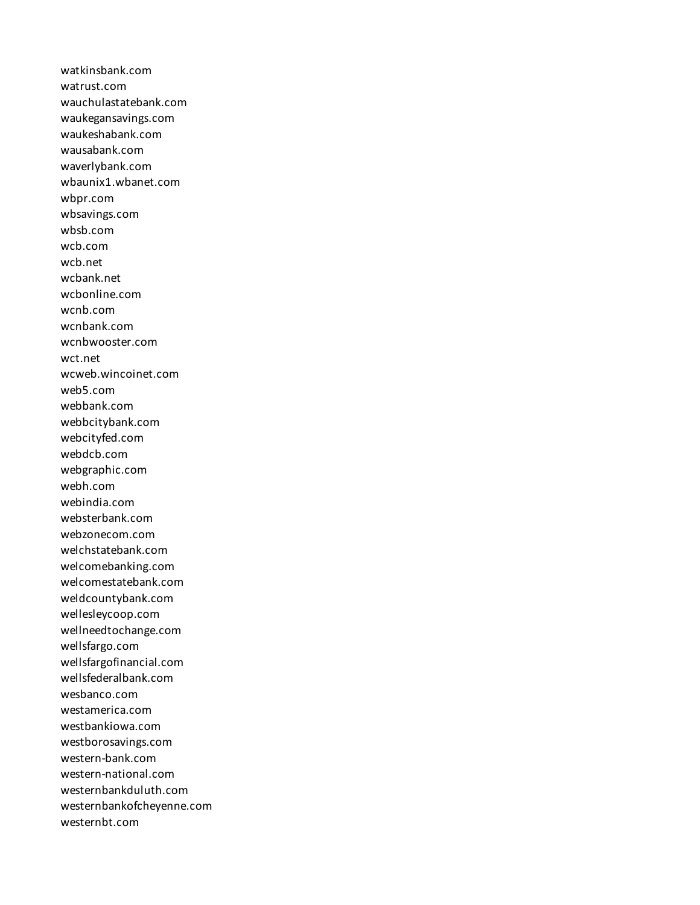watkinsbank.com
watrust.com
wauchulastatebank.com
waukegansavings.com
waukeshabank.com
wausabank.com
waverlybank.com
wbaunix1.wbanet.com
wbpr.com
wbsavings.com
wbsb.com
wcb.com
wcb.net
wcbank.net
wcbonline.com
wcnb.com
wcnbank.com
wcnbwooster.com
wct.net
wcweb.wincoinet.com
web5.com
webbank.com
webbcitybank.com
webcityfed.com
webdcb.com
webgraphic.com
webh.com
webindia.com
websterbank.com
webzonecom.com
welchstatebank.com
welcomebanking.com
welcomestatebank.com
weldcountybank.com
wellesleycoop.com
wellneedtochange.com
wellsfargo.com
wellsfargofinancial.com
wellsfederalbank.com
wesbanco.com
westamerica.com
westbankiowa.com
westborosavings.com
western-bank.com
western-national.com
westernbankduluth.com
westernbankofcheyenne.com
westernbt.com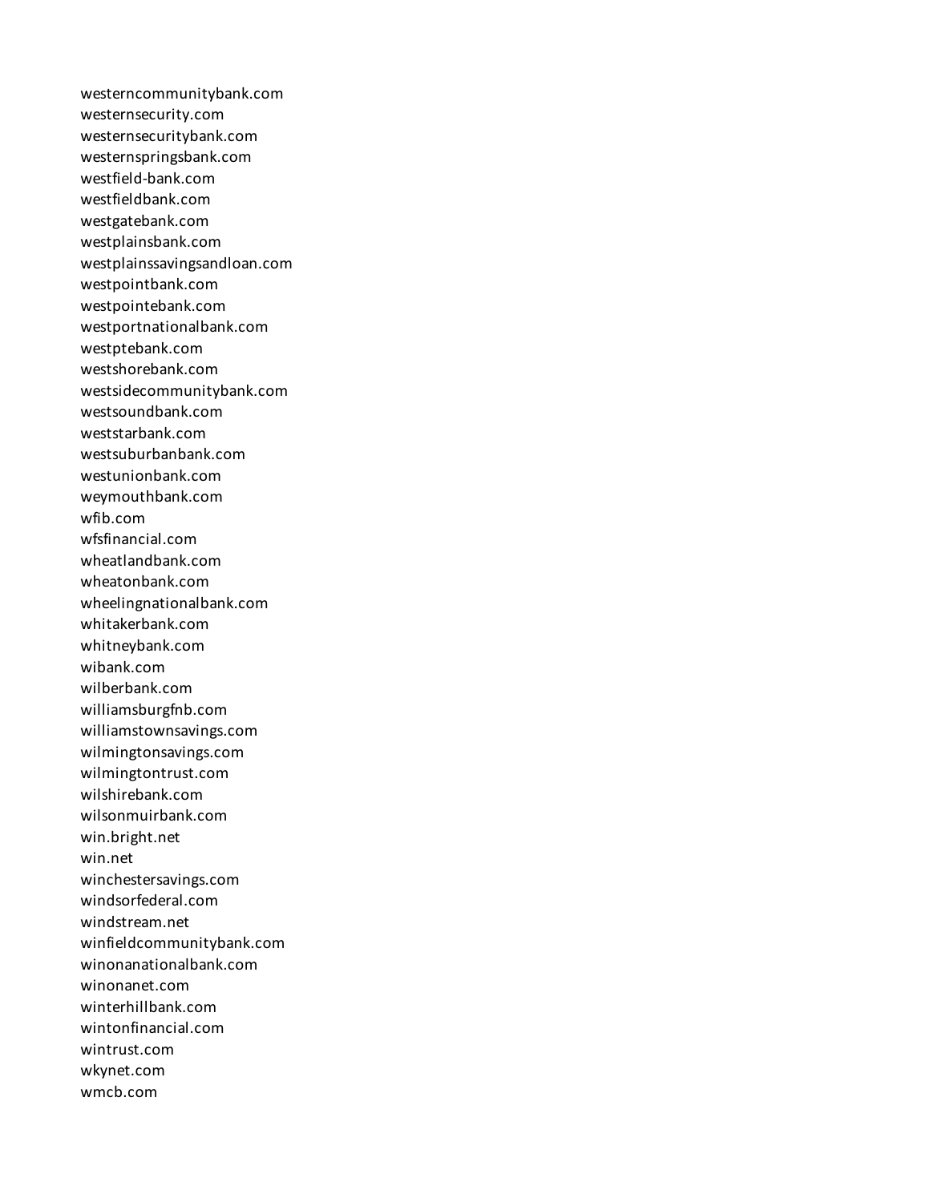westerncommunitybank.com
westernsecurity.com
westernsecuritybank.com
westernspringsbank.com
westfield-bank.com
westfieldbank.com
westgatebank.com
westplainsbank.com
westplainssavingsandloan.com
westpointbank.com
westpointebank.com
westportnationalbank.com
westptebank.com
westshorebank.com
westsidecommunitybank.com
westsoundbank.com
weststarbank.com
westsuburbanbank.com
westunionbank.com
weymouthbank.com
wfib.com
wfsfinancial.com
wheatlandbank.com
wheatonbank.com
wheelingnationalbank.com
whitakerbank.com
whitneybank.com
wibank.com
wilberbank.com
williamsburgfnb.com
williamstownsavings.com
wilmingtonsavings.com
wilmingtontrust.com
wilshirebank.com
wilsonmuirbank.com
win.bright.net
win.net
winchestersavings.com
windsorfederal.com
windstream.net
winfieldcommunitybank.com
winonanationalbank.com
winonanet.com
winterhillbank.com
wintonfinancial.com
wintrust.com
wkynet.com
wmcb.com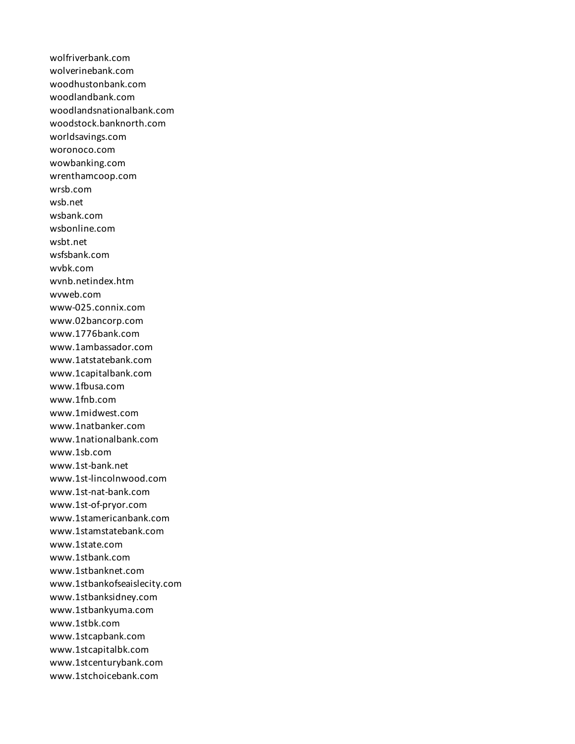wolfriverbank.com
wolverinebank.com
woodhustonbank.com
woodlandbank.com
woodlandsnationalbank.com
woodstock.banknorth.com
worldsavings.com
woronoco.com
wowbanking.com
wrenthamcoop.com
wrsb.com
wsb.net
wsbank.com
wsbonline.com
wsbt.net
wsfsbank.com
wvbk.com
wvnb.netindex.htm
wvweb.com
www-025.connix.com
www.02bancorp.com
www.1776bank.com
www.1ambassador.com
www.1atstatebank.com
www.1capitalbank.com
www.1fbusa.com
www.1fnb.com
www.1midwest.com
www.1natbanker.com
www.1nationalbank.com
www.1sb.com
www.1st-bank.net
www.1st-lincolnwood.com
www.1st-nat-bank.com
www.1st-of-pryor.com
www.1stamericanbank.com
www.1stamstatebank.com
www.1state.com
www.1stbank.com
www.1stbanknet.com
www.1stbankofseaislecity.com
www.1stbanksidney.com
www.1stbankyuma.com
www.1stbk.com
www.1stcapbank.com
www.1stcapitalbk.com
www.1stcenturybank.com
www.1stchoicebank.com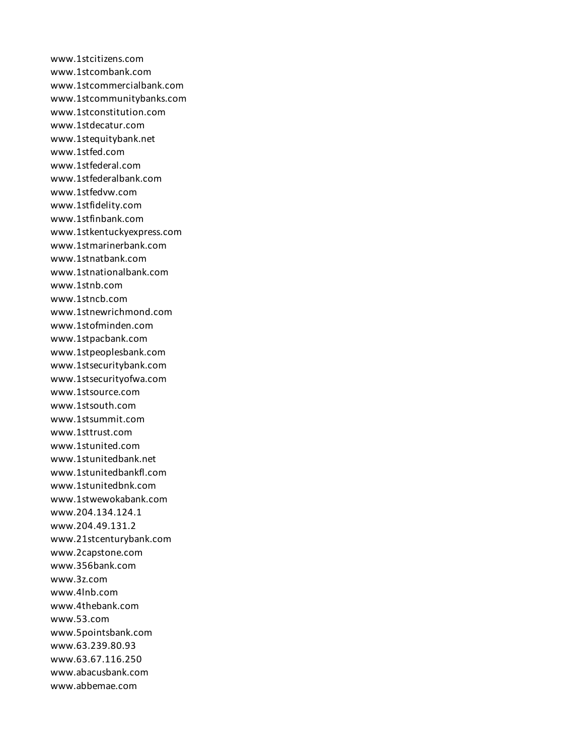www.1stcitizens.com
www.1stcombank.com
www.1stcommercialbank.com
www.1stcommunitybanks.com
www.1stconstitution.com
www.1stdecatur.com
www.1stequitybank.net
www.1stfed.com
www.1stfederal.com
www.1stfederalbank.com
www.1stfedvw.com
www.1stfidelity.com
www.1stfinbank.com
www.1stkentuckyexpress.com
www.1stmarinerbank.com
www.1stnatbank.com
www.1stnationalbank.com
www.1stnb.com
www.1stncb.com
www.1stnewrichmond.com
www.1stofminden.com
www.1stpacbank.com
www.1stpeoplesbank.com
www.1stsecuritybank.com
www.1stsecurityofwa.com
www.1stsource.com
www.1stsouth.com
www.1stsummit.com
www.1sttrust.com
www.1stunited.com
www.1stunitedbank.net
www.1stunitedbankfl.com
www.1stunitedbnk.com
www.1stwewokabank.com
www.204.134.124.1
www.204.49.131.2
www.21stcenturybank.com
www.2capstone.com
www.356bank.com
www.3z.com
www.4lnb.com
www.4thebank.com
www.53.com
www.5pointsbank.com
www.63.239.80.93
www.63.67.116.250
www.abacusbank.com
www.abbemae.com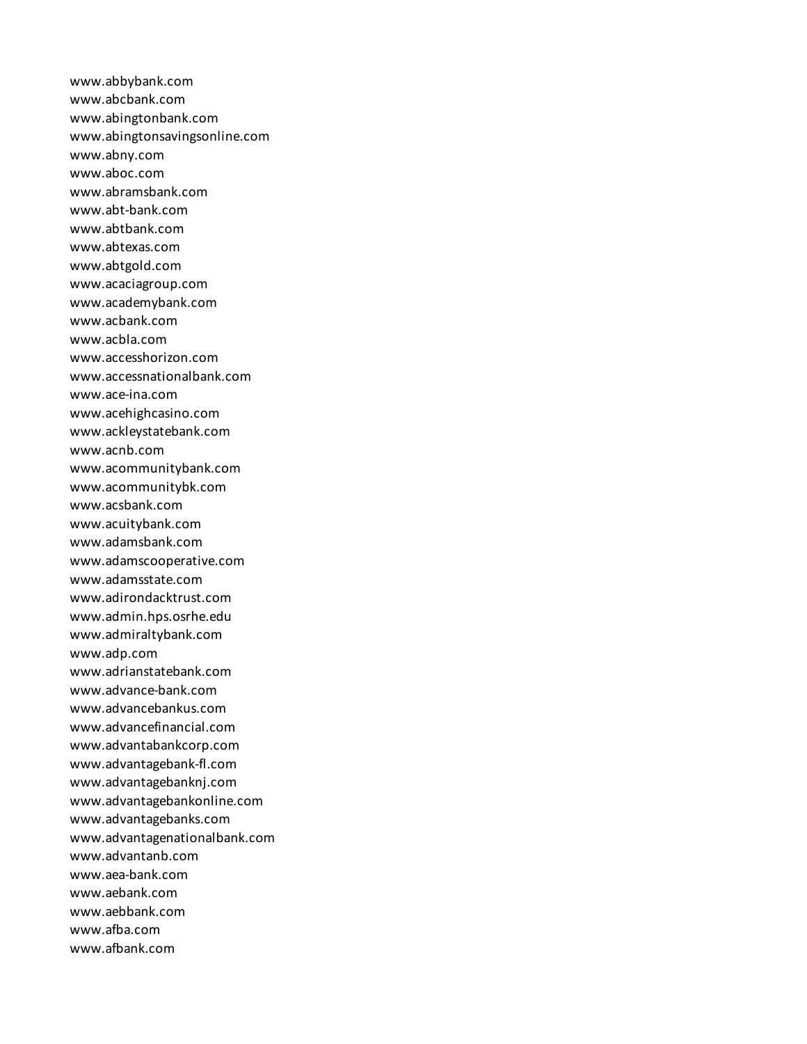www.abbybank.com
www.abcbank.com
www.abingtonbank.com
www.abingtonsavingsonline.com
www.abny.com
www.aboc.com
www.abramsbank.com
www.abt-bank.com
www.abtbank.com
www.abtexas.com
www.abtgold.com
www.acaciagroup.com
www.academybank.com
www.acbank.com
www.acbla.com
www.accesshorizon.com
www.accessnationalbank.com
www.ace-ina.com
www.acehighcasino.com
www.ackleystatebank.com
www.acnb.com
www.acommunitybank.com
www.acommunitybk.com
www.acsbank.com
www.acuitybank.com
www.adamsbank.com
www.adamscooperative.com
www.adamsstate.com
www.adirondacktrust.com
www.admin.hps.osrhe.edu
www.admiraltybank.com
www.adp.com
www.adrianstatebank.com
www.advance-bank.com
www.advancebankus.com
www.advancefinancial.com
www.advantabankcorp.com
www.advantagebank-fl.com
www.advantagebanknj.com
www.advantagebankonline.com
www.advantagebanks.com
www.advantagenationalbank.com
www.advantanb.com
www.aea-bank.com
www.aebank.com
www.aebbank.com
www.afba.com
www.afbank.com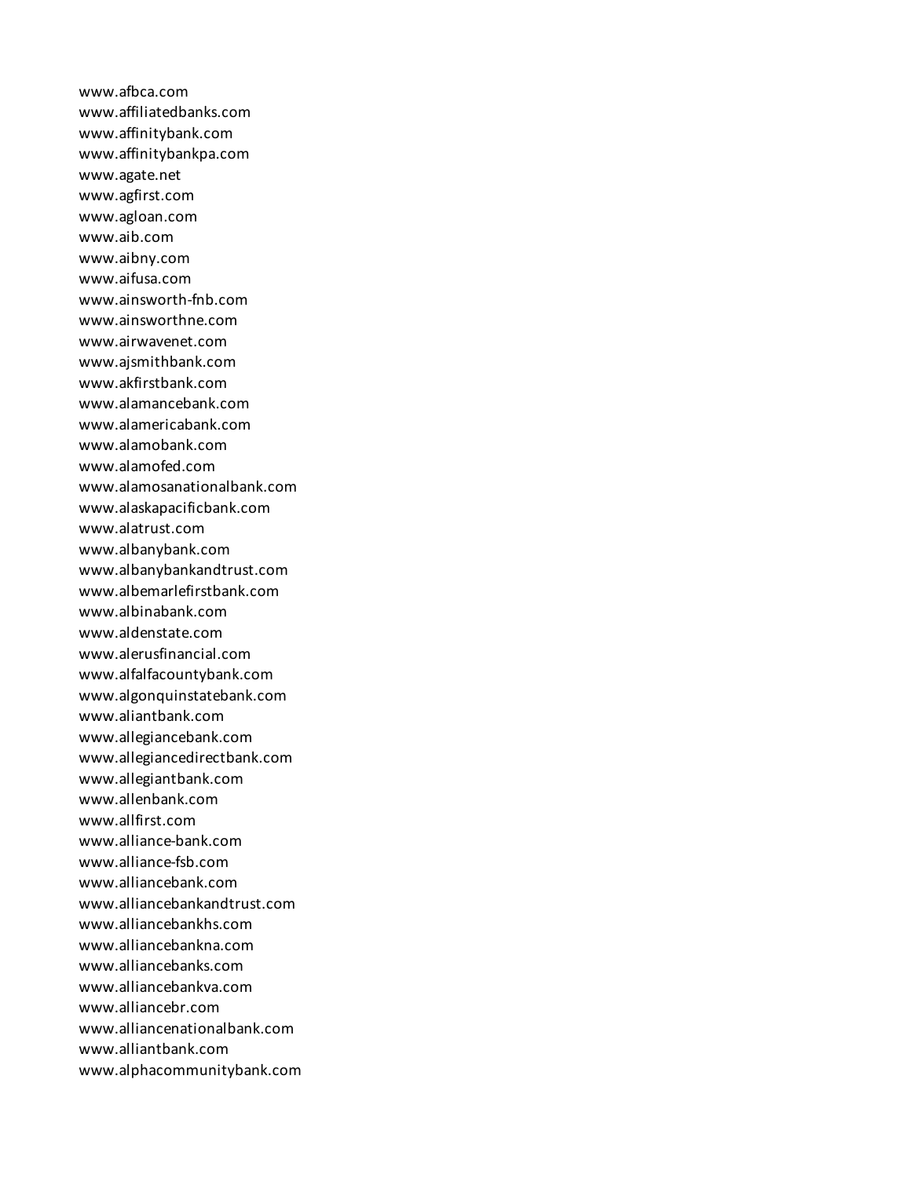www.afbca.com
www.affiliatedbanks.com
www.affinitybank.com
www.affinitybankpa.com
www.agate.net
www.agfirst.com
www.agloan.com
www.aib.com
www.aibny.com
www.aifusa.com
www.ainsworth-fnb.com
www.ainsworthne.com
www.airwavenet.com
www.ajsmithbank.com
www.akfirstbank.com
www.alamancebank.com
www.alamericabank.com
www.alamobank.com
www.alamofed.com
www.alamosanationalbank.com
www.alaskapacificbank.com
www.alatrust.com
www.albanybank.com
www.albanybankandtrust.com
www.albemarlefirstbank.com
www.albinabank.com
www.aldenstate.com
www.alerusfinancial.com
www.alfalfacountybank.com
www.algonquinstatebank.com
www.aliantbank.com
www.allegiancebank.com
www.allegiancedirectbank.com
www.allegiantbank.com
www.allenbank.com
www.allfirst.com
www.alliance-bank.com
www.alliance-fsb.com
www.alliancebank.com
www.alliancebankandtrust.com
www.alliancebankhs.com
www.alliancebankna.com
www.alliancebanks.com
www.alliancebankva.com
www.alliancebr.com
www.alliancenationalbank.com
www.alliantbank.com
www.alphacommunitybank.com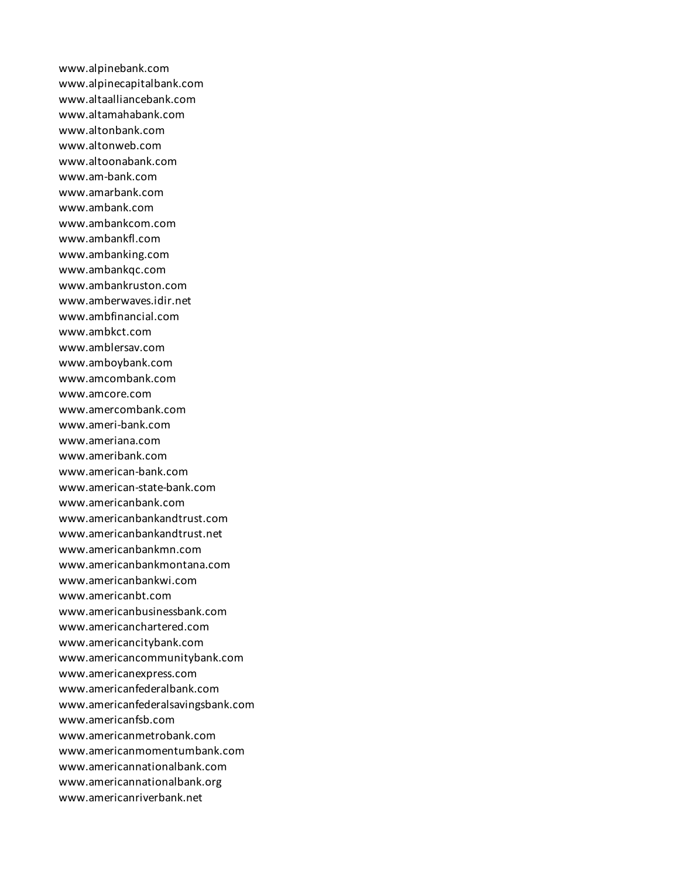www.alpinebank.com
www.alpinecapitalbank.com
www.altaalliancebank.com
www.altamahabank.com
www.altonbank.com
www.altonweb.com
www.altoonabank.com
www.am-bank.com
www.amarbank.com
www.ambank.com
www.ambankcom.com
www.ambankfl.com
www.ambanking.com
www.ambankqc.com
www.ambankruston.com
www.amberwaves.idir.net
www.ambfinancial.com
www.ambkct.com
www.amblersav.com
www.amboybank.com
www.amcombank.com
www.amcore.com
www.amercombank.com
www.ameri-bank.com
www.ameriana.com
www.ameribank.com
www.american-bank.com
www.american-state-bank.com
www.americanbank.com
www.americanbankandtrust.com
www.americanbankandtrust.net
www.americanbankmn.com
www.americanbankmontana.com
www.americanbankwi.com
www.americanbt.com
www.americanbusinessbank.com
www.americanchartered.com
www.americancitybank.com
www.americancommunitybank.com
www.americanexpress.com
www.americanfederalbank.com
www.americanfederalsavingsbank.com
www.americanfsb.com
www.americanmetrobank.com
www.americanmomentumbank.com
www.americannationalbank.com
www.americannationalbank.org
www.americanriverbank.net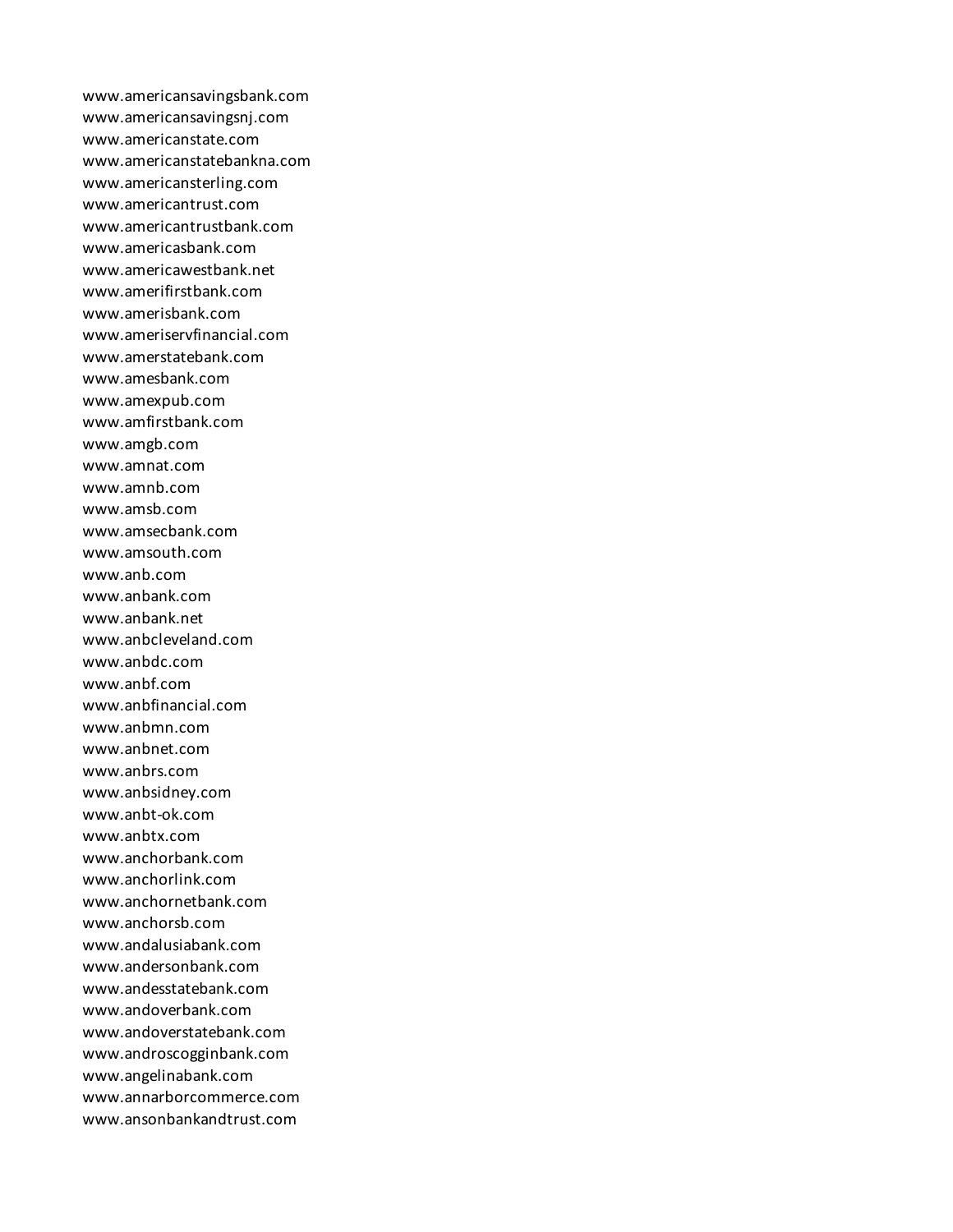www.americansavingsbank.com
www.americansavingsnj.com
www.americanstate.com
www.americanstatebankna.com
www.americansterling.com
www.americantrust.com
www.americantrustbank.com
www.americasbank.com
www.americawestbank.net
www.amerifirstbank.com
www.amerisbank.com
www.ameriservfinancial.com
www.amerstatebank.com
www.amesbank.com
www.amexpub.com
www.amfirstbank.com
www.amgb.com
www.amnat.com
www.amnb.com
www.amsb.com
www.amsecbank.com
www.amsouth.com
www.anb.com
www.anbank.com
www.anbank.net
www.anbcleveland.com
www.anbdc.com
www.anbf.com
www.anbfinancial.com
www.anbmn.com
www.anbnet.com
www.anbrs.com
www.anbsidney.com
www.anbt-ok.com
www.anbtx.com
www.anchorbank.com
www.anchorlink.com
www.anchornetbank.com
www.anchorsb.com
www.andalusiabank.com
www.andersonbank.com
www.andesstatebank.com
www.andoverbank.com
www.andoverstatebank.com
www.androscogginbank.com
www.angelinabank.com
www.annarborcommerce.com
www.ansonbankandtrust.com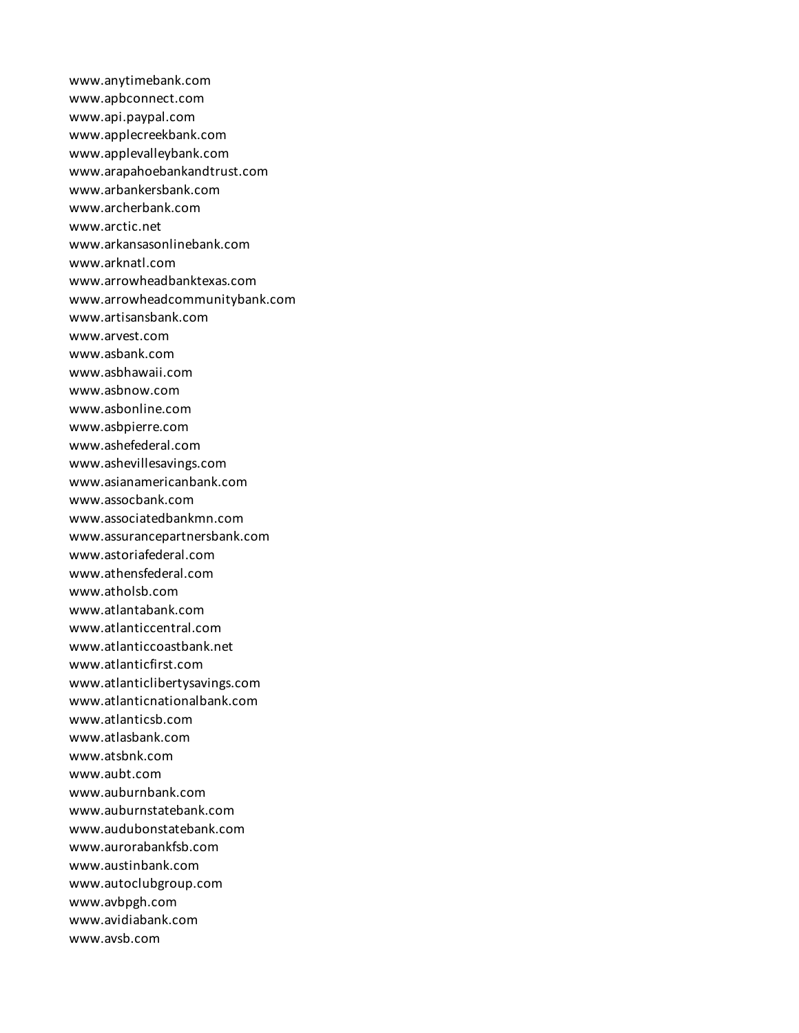www.anytimebank.com
www.apbconnect.com
www.api.paypal.com
www.applecreekbank.com
www.applevalleybank.com
www.arapahoebankandtrust.com
www.arbankersbank.com
www.archerbank.com
www.arctic.net
www.arkansasonlinebank.com
www.arknatl.com
www.arrowheadbanktexas.com
www.arrowheadcommunitybank.com
www.artisansbank.com
www.arvest.com
www.asbank.com
www.asbhawaii.com
www.asbnow.com
www.asbonline.com
www.asbpierre.com
www.ashefederal.com
www.ashevillesavings.com
www.asianamericanbank.com
www.assocbank.com
www.associatedbankmn.com
www.assurancepartnersbank.com
www.astoriafederal.com
www.athensfederal.com
www.atholsb.com
www.atlantabank.com
www.atlanticcentral.com
www.atlanticcoastbank.net
www.atlanticfirst.com
www.atlanticlibertysavings.com
www.atlanticnationalbank.com
www.atlanticsb.com
www.atlasbank.com
www.atsbnk.com
www.aubt.com
www.auburnbank.com
www.auburnstatebank.com
www.audubonstatebank.com
www.aurorabankfsb.com
www.austinbank.com
www.autoclubgroup.com
www.avbpgh.com
www.avidiabank.com
www.avsb.com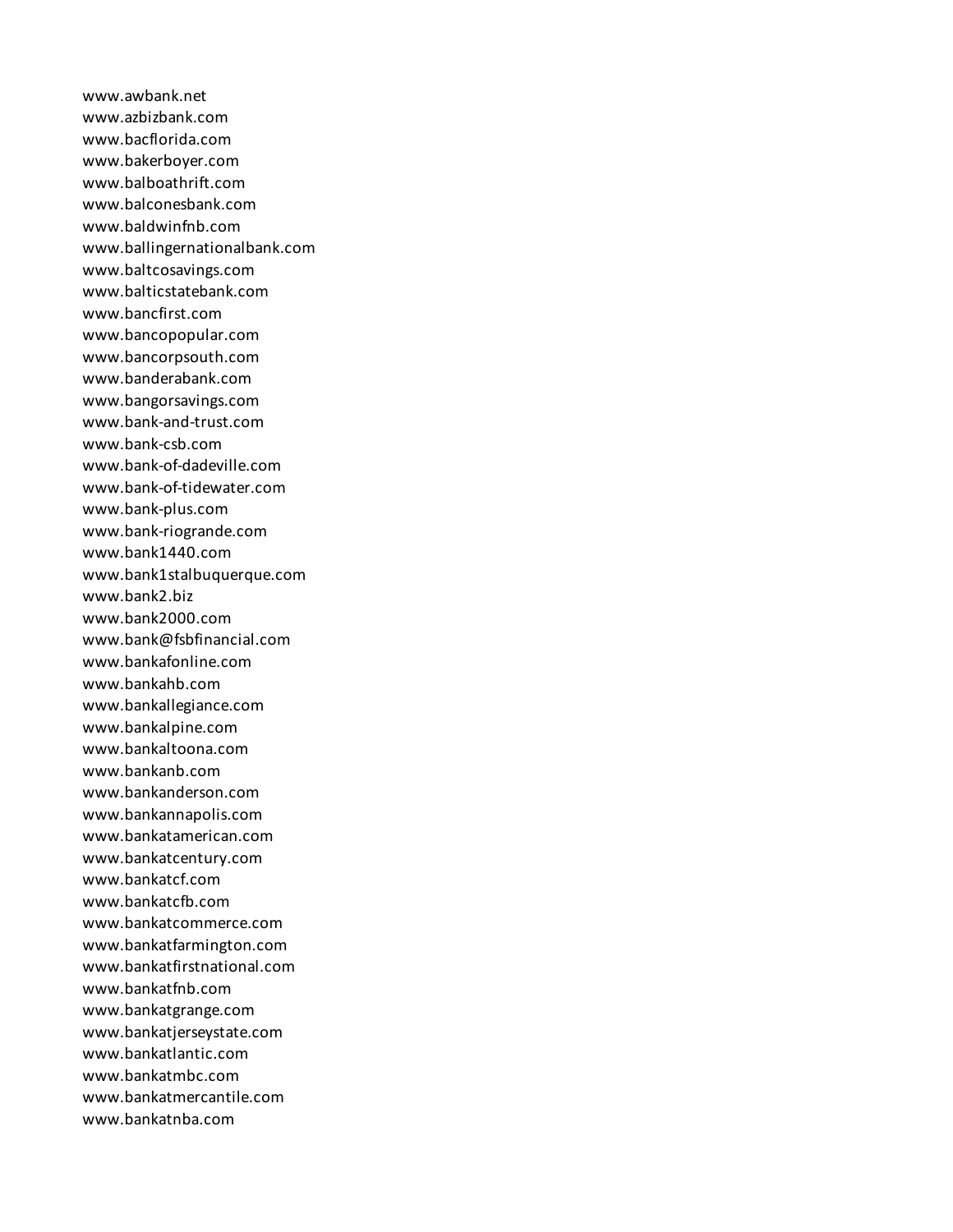www.awbank.net
www.azbizbank.com
www.bacflorida.com
www.bakerboyer.com
www.balboathrift.com
www.balconesbank.com
www.baldwinfnb.com
www.ballingernationalbank.com
www.baltcosavings.com
www.balticstatebank.com
www.bancfirst.com
www.bancopopular.com
www.bancorpsouth.com
www.banderabank.com
www.bangorsavings.com
www.bank-and-trust.com
www.bank-csb.com
www.bank-of-dadeville.com
www.bank-of-tidewater.com
www.bank-plus.com
www.bank-riogrande.com
www.bank1440.com
www.bank1stalbuquerque.com
www.bank2.biz
www.bank2000.com
www.bank@fsbfinancial.com
www.bankafonline.com
www.bankahb.com
www.bankallegiance.com
www.bankalpine.com
www.bankaltoona.com
www.bankanb.com
www.bankanderson.com
www.bankannapolis.com
www.bankatamerican.com
www.bankatcentury.com
www.bankatcf.com
www.bankatcfb.com
www.bankatcommerce.com
www.bankatfarmington.com
www.bankatfirstnational.com
www.bankatfnb.com
www.bankatgrange.com
www.bankatjerseystate.com
www.bankatlantic.com
www.bankatmbc.com
www.bankatmercantile.com
www.bankatnba.com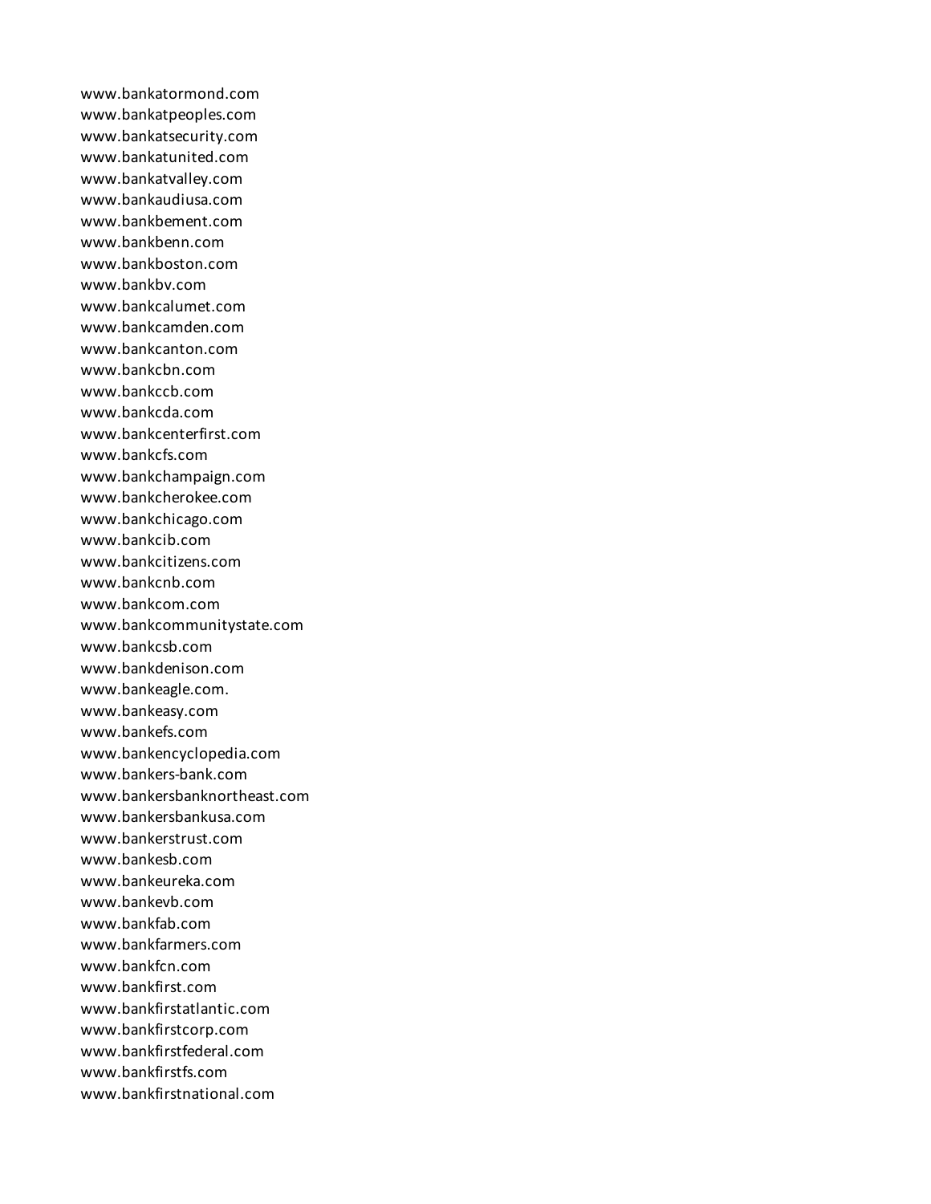www.bankatormond.com
www.bankatpeoples.com
www.bankatsecurity.com
www.bankatunited.com
www.bankatvalley.com
www.bankaudiusa.com
www.bankbement.com
www.bankbenn.com
www.bankboston.com
www.bankbv.com
www.bankcalumet.com
www.bankcamden.com
www.bankcanton.com
www.bankcbn.com
www.bankccb.com
www.bankcda.com
www.bankcenterfirst.com
www.bankcfs.com
www.bankchampaign.com
www.bankcherokee.com
www.bankchicago.com
www.bankcib.com
www.bankcitizens.com
www.bankcnb.com
www.bankcom.com
www.bankcommunitystate.com
www.bankcsb.com
www.bankdenison.com
www.bankeagle.com.
www.bankeasy.com
www.bankefs.com
www.bankencyclopedia.com
www.bankers-bank.com
www.bankersbanknortheast.com
www.bankersbankusa.com
www.bankerstrust.com
www.bankesb.com
www.bankeureka.com
www.bankevb.com
www.bankfab.com
www.bankfarmers.com
www.bankfcn.com
www.bankfirst.com
www.bankfirstatlantic.com
www.bankfirstcorp.com
www.bankfirstfederal.com
www.bankfirstfs.com
www.bankfirstnational.com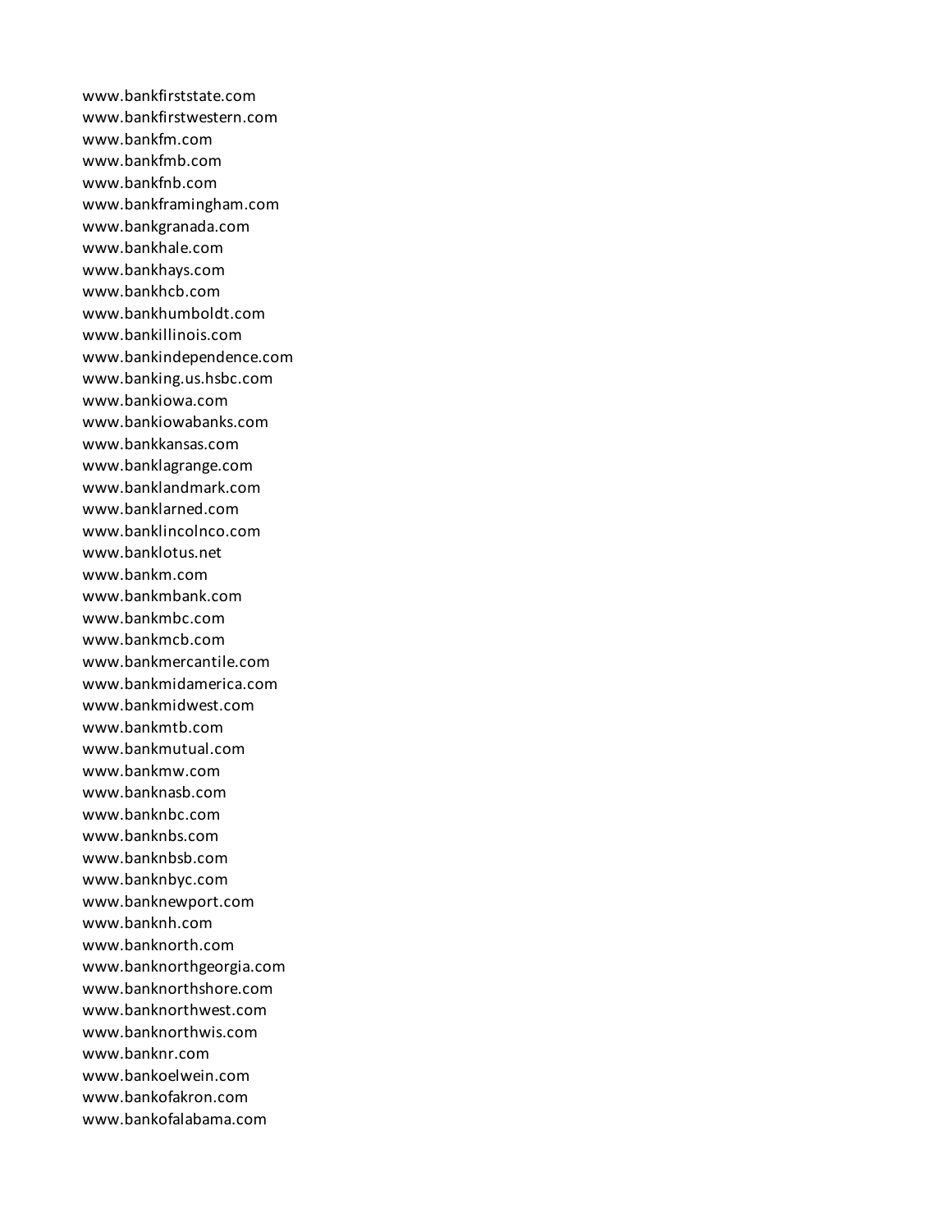www.bankfirststate.com
www.bankfirstwestern.com
www.bankfm.com
www.bankfmb.com
www.bankfnb.com
www.bankframingham.com
www.bankgranada.com
www.bankhale.com
www.bankhays.com
www.bankhcb.com
www.bankhumboldt.com
www.bankillinois.com
www.bankindependence.com
www.banking.us.hsbc.com
www.bankiowa.com
www.bankiowabanks.com
www.bankkansas.com
www.banklagrange.com
www.banklandmark.com
www.banklarned.com
www.banklincolnco.com
www.banklotus.net
www.bankm.com
www.bankmbank.com
www.bankmbc.com
www.bankmcb.com
www.bankmercantile.com
www.bankmidamerica.com
www.bankmidwest.com
www.bankmtb.com
www.bankmutual.com
www.bankmw.com
www.banknasb.com
www.banknbc.com
www.banknbs.com
www.banknbsb.com
www.banknbyc.com
www.banknewport.com
www.banknh.com
www.banknorth.com
www.banknorthgeorgia.com
www.banknorthshore.com
www.banknorthwest.com
www.banknorthwis.com
www.banknr.com
www.bankoelwein.com
www.bankofakron.com
www.bankofalabama.com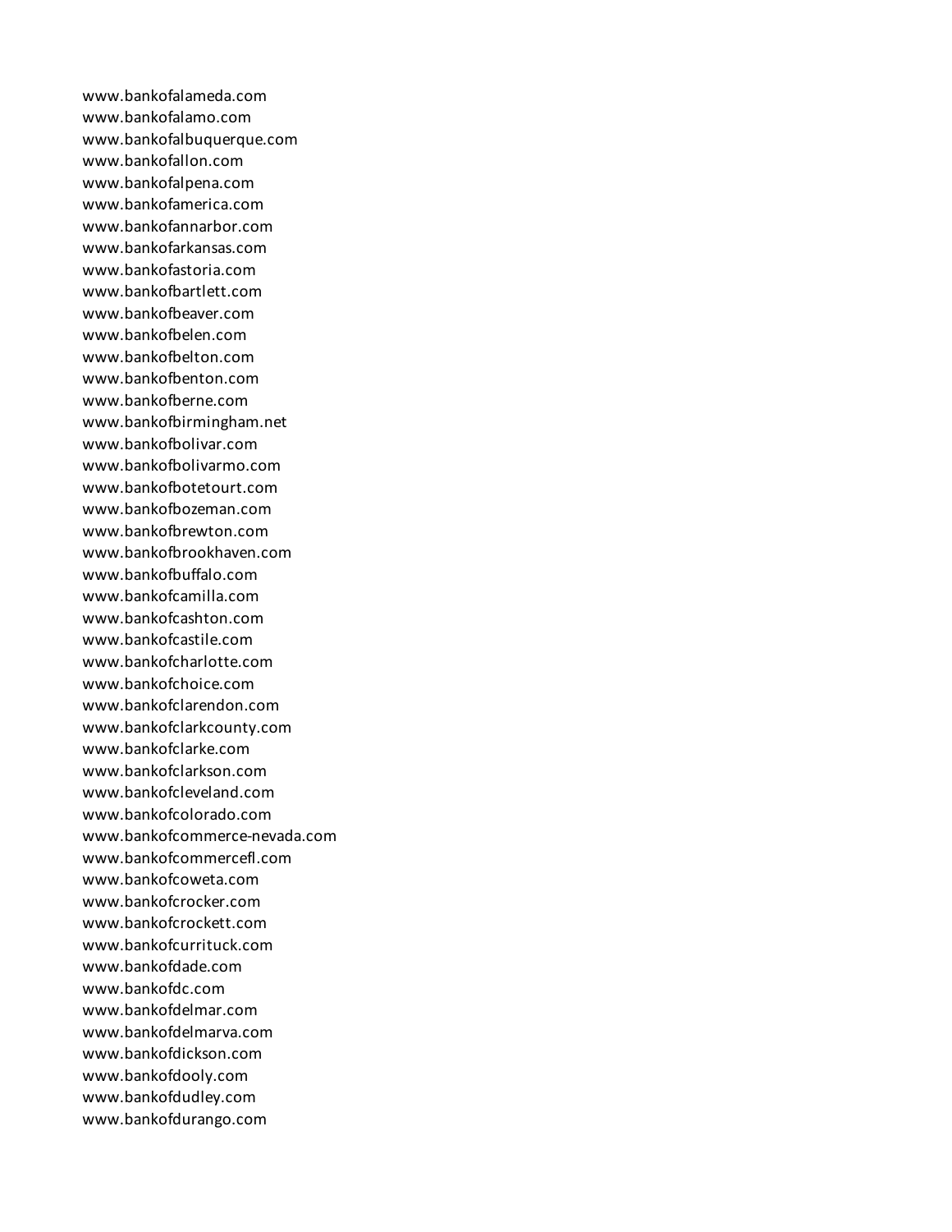www.bankofalameda.com
www.bankofalamo.com
www.bankofalbuquerque.com
www.bankofallon.com
www.bankofalpena.com
www.bankofamerica.com
www.bankofannarbor.com
www.bankofarkansas.com
www.bankofastoria.com
www.bankofbartlett.com
www.bankofbeaver.com
www.bankofbelen.com
www.bankofbelton.com
www.bankofbenton.com
www.bankofberne.com
www.bankofbirmingham.net
www.bankofbolivar.com
www.bankofbolivarmo.com
www.bankofbotetourt.com
www.bankofbozeman.com
www.bankofbrewton.com
www.bankofbrookhaven.com
www.bankofbuffalo.com
www.bankofcamilla.com
www.bankofcashton.com
www.bankofcastile.com
www.bankofcharlotte.com
www.bankofchoice.com
www.bankofclarendon.com
www.bankofclarkcounty.com
www.bankofclarke.com
www.bankofclarkson.com
www.bankofcleveland.com
www.bankofcolorado.com
www.bankofcommerce-nevada.com
www.bankofcommercefl.com
www.bankofcoweta.com
www.bankofcrocker.com
www.bankofcrockett.com
www.bankofcurrituck.com
www.bankofdade.com
www.bankofdc.com
www.bankofdelmar.com
www.bankofdelmarva.com
www.bankofdickson.com
www.bankofdooly.com
www.bankofdudley.com
www.bankofdurango.com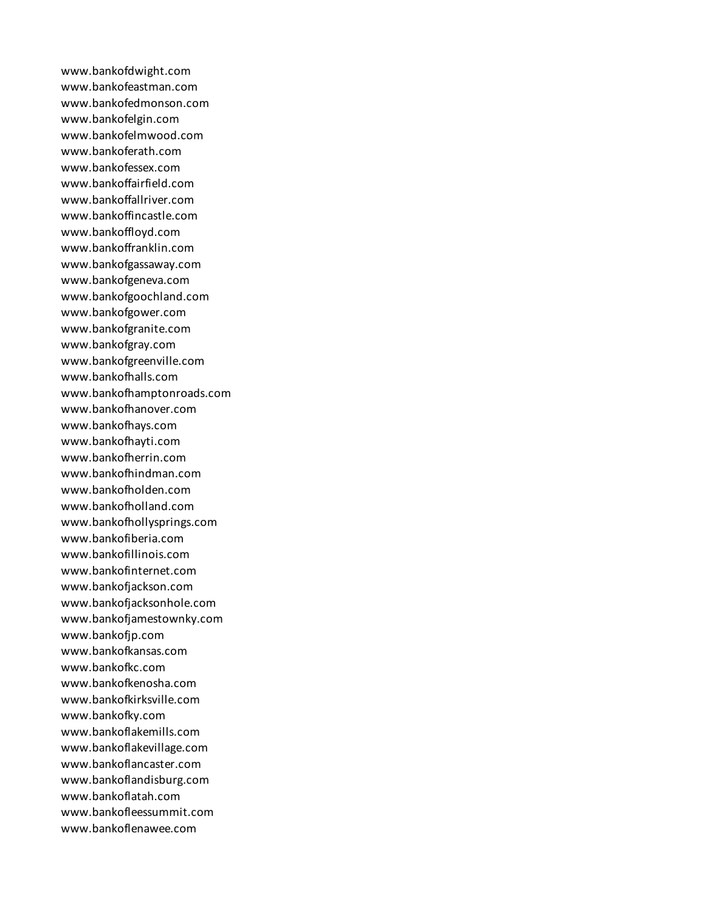www.bankofdwight.com
www.bankofeastman.com
www.bankofedmonson.com
www.bankofelgin.com
www.bankofelmwood.com
www.bankoferath.com
www.bankofessex.com
www.bankoffairfield.com
www.bankoffallriver.com
www.bankoffincastle.com
www.bankoffloyd.com
www.bankoffranklin.com
www.bankofgassaway.com
www.bankofgeneva.com
www.bankofgoochland.com
www.bankofgower.com
www.bankofgranite.com
www.bankofgray.com
www.bankofgreenville.com
www.bankofhalls.com
www.bankofhamptonroads.com
www.bankofhanover.com
www.bankofhays.com
www.bankofhayti.com
www.bankofherrin.com
www.bankofhindman.com
www.bankofholden.com
www.bankofholland.com
www.bankofhollysprings.com
www.bankofiberia.com
www.bankofillinois.com
www.bankofinternet.com
www.bankofjackson.com
www.bankofjacksonhole.com
www.bankofjamestownky.com
www.bankofjp.com
www.bankofkansas.com
www.bankofkc.com
www.bankofkenosha.com
www.bankofkirksville.com
www.bankofky.com
www.bankoflakemills.com
www.bankoflakevillage.com
www.bankoflancaster.com
www.bankoflandisburg.com
www.bankoflatah.com
www.bankofleessummit.com
www.bankoflenawee.com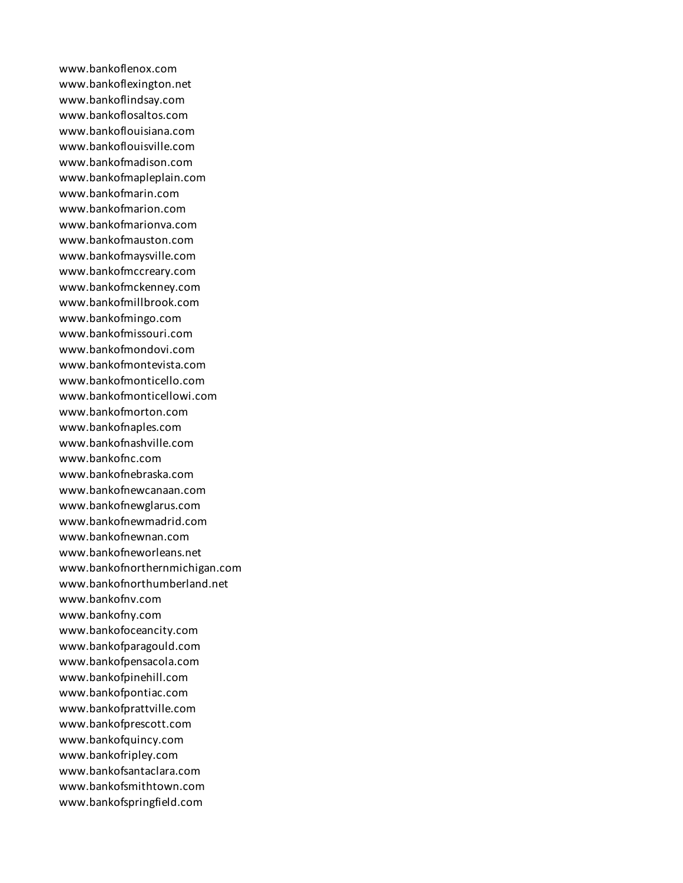www.bankoflenox.com
www.bankoflexington.net
www.bankoflindsay.com
www.bankoflosaltos.com
www.bankoflouisiana.com
www.bankoflouisville.com
www.bankofmadison.com
www.bankofmapleplain.com
www.bankofmarin.com
www.bankofmarion.com
www.bankofmarionva.com
www.bankofmauston.com
www.bankofmaysville.com
www.bankofmccreary.com
www.bankofmckenney.com
www.bankofmillbrook.com
www.bankofmingo.com
www.bankofmissouri.com
www.bankofmondovi.com
www.bankofmontevista.com
www.bankofmonticello.com
www.bankofmonticellowi.com
www.bankofmorton.com
www.bankofnaples.com
www.bankofnashville.com
www.bankofnc.com
www.bankofnebraska.com
www.bankofnewcanaan.com
www.bankofnewglarus.com
www.bankofnewmadrid.com
www.bankofnewnan.com
www.bankofneworleans.net
www.bankofnorthernmichigan.com
www.bankofnorthumberland.net
www.bankofnv.com
www.bankofny.com
www.bankofoceancity.com
www.bankofparagould.com
www.bankofpensacola.com
www.bankofpinehill.com
www.bankofpontiac.com
www.bankofprattville.com
www.bankofprescott.com
www.bankofquincy.com
www.bankofripley.com
www.bankofsantaclara.com
www.bankofsmithtown.com
www.bankofspringfield.com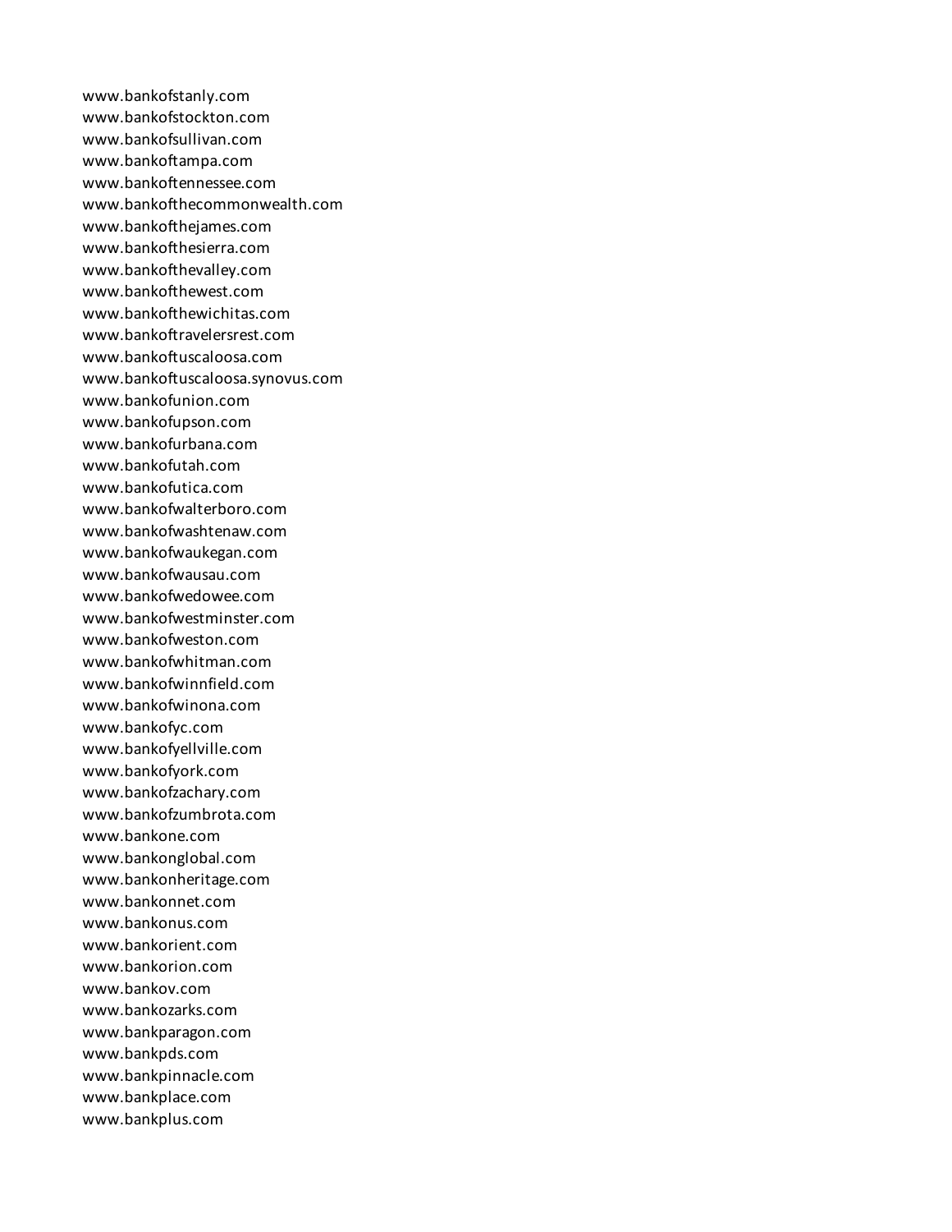www.bankofstanly.com
www.bankofstockton.com
www.bankofsullivan.com
www.bankoftampa.com
www.bankoftennessee.com
www.bankofthecommonwealth.com
www.bankofthejames.com
www.bankofthesierra.com
www.bankofthevalley.com
www.bankofthewest.com
www.bankofthewichitas.com
www.bankoftravelersrest.com
www.bankoftuscaloosa.com
www.bankoftuscaloosa.synovus.com
www.bankofunion.com
www.bankofupson.com
www.bankofurbana.com
www.bankofutah.com
www.bankofutica.com
www.bankofwalterboro.com
www.bankofwashtenaw.com
www.bankofwaukegan.com
www.bankofwausau.com
www.bankofwedowee.com
www.bankofwestminster.com
www.bankofweston.com
www.bankofwhitman.com
www.bankofwinnfield.com
www.bankofwinona.com
www.bankofyc.com
www.bankofyellville.com
www.bankofyork.com
www.bankofzachary.com
www.bankofzumbrota.com
www.bankone.com
www.bankonglobal.com
www.bankonheritage.com
www.bankonnet.com
www.bankonus.com
www.bankorient.com
www.bankorion.com
www.bankov.com
www.bankozarks.com
www.bankparagon.com
www.bankpds.com
www.bankpinnacle.com
www.bankplace.com
www.bankplus.com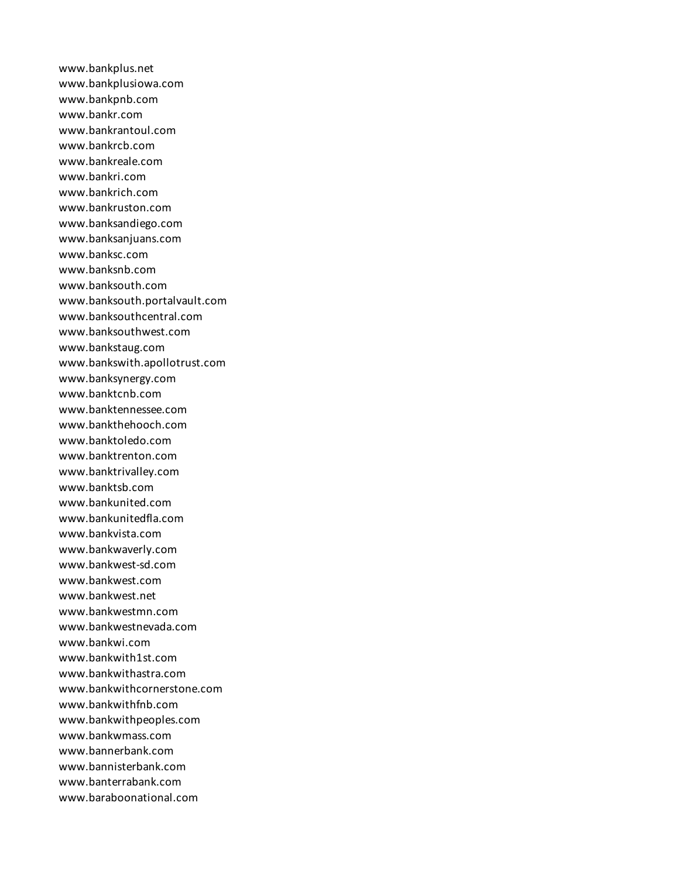www.bankplus.net
www.bankplusiowa.com
www.bankpnb.com
www.bankr.com
www.bankrantoul.com
www.bankrcb.com
www.bankreale.com
www.bankri.com
www.bankrich.com
www.bankruston.com
www.banksandiego.com
www.banksanjuans.com
www.banksc.com
www.banksnb.com
www.banksouth.com
www.banksouth.portalvault.com
www.banksouthcentral.com
www.banksouthwest.com
www.bankstaug.com
www.bankswith.apollotrust.com
www.banksynergy.com
www.banktcnb.com
www.banktennessee.com
www.bankthehooch.com
www.banktoledo.com
www.banktrenton.com
www.banktrivalley.com
www.banktsb.com
www.bankunited.com
www.bankunitedfla.com
www.bankvista.com
www.bankwaverly.com
www.bankwest-sd.com
www.bankwest.com
www.bankwest.net
www.bankwestmn.com
www.bankwestnevada.com
www.bankwi.com
www.bankwith1st.com
www.bankwithastra.com
www.bankwithcornerstone.com
www.bankwithfnb.com
www.bankwithpeoples.com
www.bankwmass.com
www.bannerbank.com
www.bannisterbank.com
www.banterrabank.com
www.baraboonational.com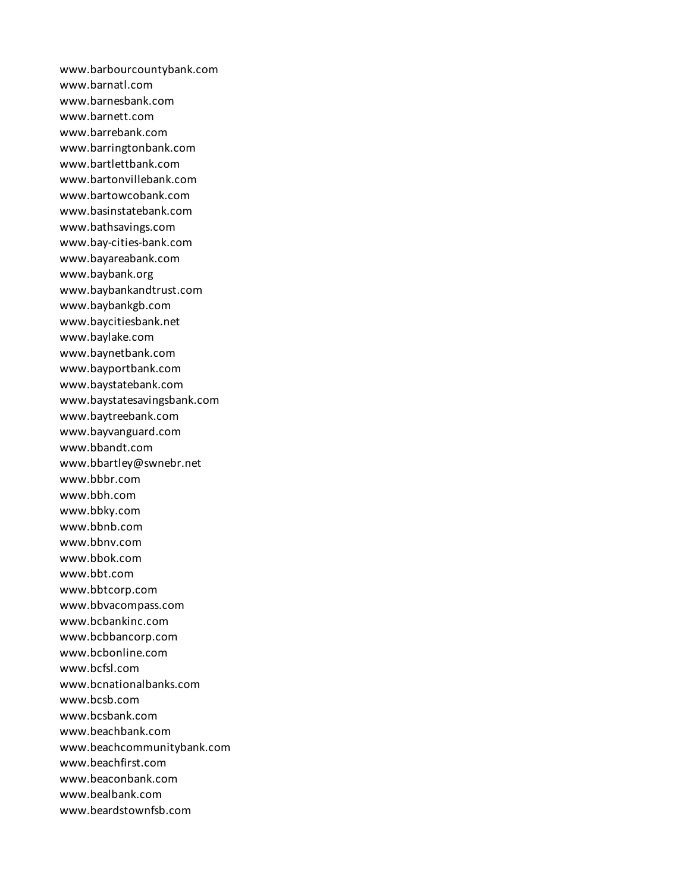www.barbourcountybank.com
www.barnatl.com
www.barnesbank.com
www.barnett.com
www.barrebank.com
www.barringtonbank.com
www.bartlettbank.com
www.bartonvillebank.com
www.bartowcobank.com
www.basinstatebank.com
www.bathsavings.com
www.bay-cities-bank.com
www.bayareabank.com
www.baybank.org
www.baybankandtrust.com
www.baybankgb.com
www.baycitiesbank.net
www.baylake.com
www.baynetbank.com
www.bayportbank.com
www.baystatebank.com
www.baystatesavingsbank.com
www.baytreebank.com
www.bayvanguard.com
www.bbandt.com
www.bbartley@swnebr.net
www.bbbr.com
www.bbh.com
www.bbky.com
www.bbnb.com
www.bbnv.com
www.bbok.com
www.bbt.com
www.bbtcorp.com
www.bbvacompass.com
www.bcbankinc.com
www.bcbbancorp.com
www.bcbonline.com
www.bcfsl.com
www.bcnationalbanks.com
www.bcsb.com
www.bcsbank.com
www.beachbank.com
www.beachcommunitybank.com
www.beachfirst.com
www.beaconbank.com
www.bealbank.com
www.beardstownfsb.com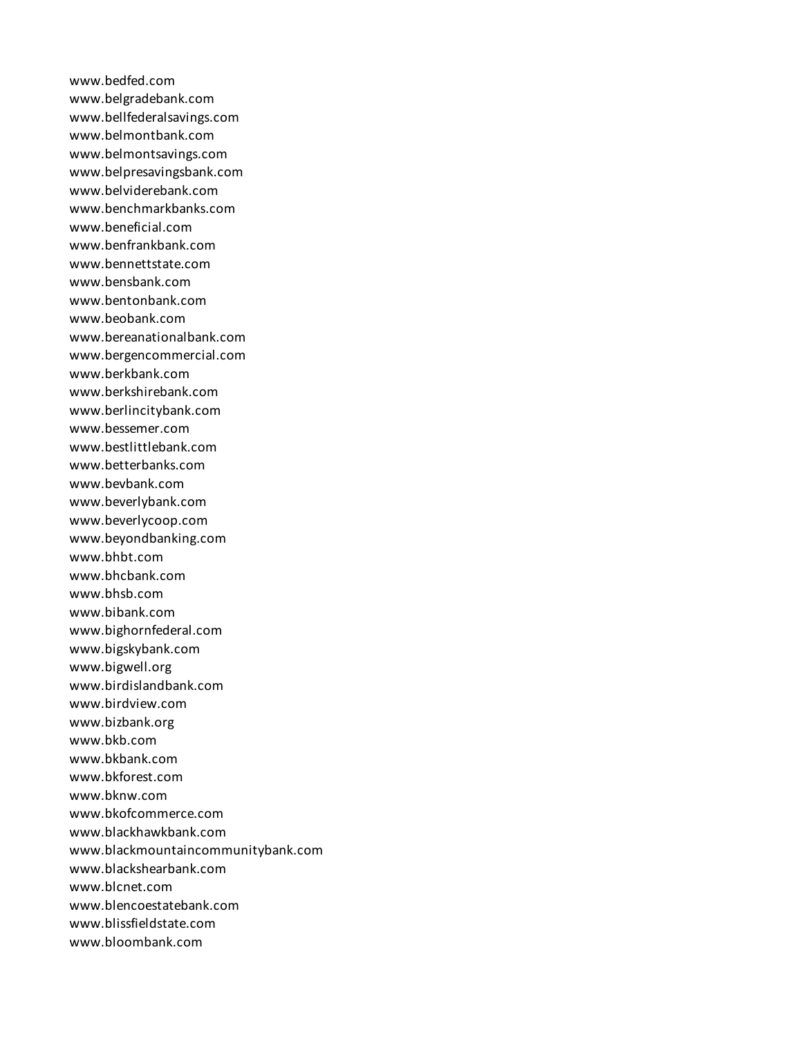www.bedfed.com
www.belgradebank.com
www.bellfederalsavings.com
www.belmontbank.com
www.belmontsavings.com
www.belpresavingsbank.com
www.belviderebank.com
www.benchmarkbanks.com
www.beneficial.com
www.benfrankbank.com
www.bennettstate.com
www.bensbank.com
www.bentonbank.com
www.beobank.com
www.bereanationalbank.com
www.bergencommercial.com
www.berkbank.com
www.berkshirebank.com
www.berlincitybank.com
www.bessemer.com
www.bestlittlebank.com
www.betterbanks.com
www.bevbank.com
www.beverlybank.com
www.beverlycoop.com
www.beyondbanking.com
www.bhbt.com
www.bhcbank.com
www.bhsb.com
www.bibank.com
www.bighornfederal.com
www.bigskybank.com
www.bigwell.org
www.birdislandbank.com
www.birdview.com
www.bizbank.org
www.bkb.com
www.bkbank.com
www.bkforest.com
www.bknw.com
www.bkofcommerce.com
www.blackhawkbank.com
www.blackmountaincommunitybank.com
www.blackshearbank.com
www.blcnet.com
www.blencoestatebank.com
www.blissfieldstate.com
www.bloombank.com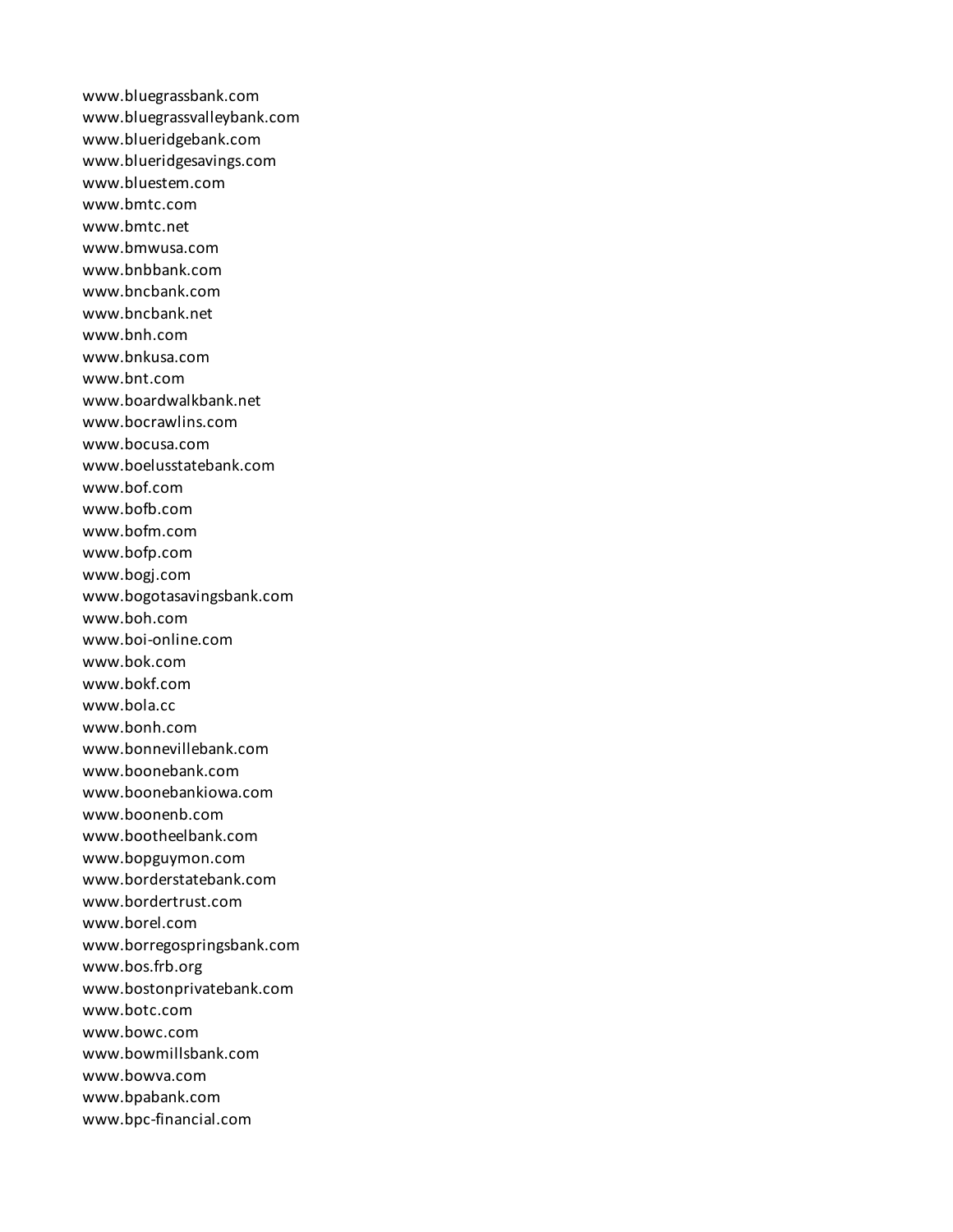www.bluegrassbank.com
www.bluegrassvalleybank.com
www.blueridgebank.com
www.blueridgesavings.com
www.bluestem.com
www.bmtc.com
www.bmtc.net
www.bmwusa.com
www.bnbbank.com
www.bncbank.com
www.bncbank.net
www.bnh.com
www.bnkusa.com
www.bnt.com
www.boardwalkbank.net
www.bocrawlins.com
www.bocusa.com
www.boelusstatebank.com
www.bof.com
www.bofb.com
www.bofm.com
www.bofp.com
www.bogj.com
www.bogotasavingsbank.com
www.boh.com
www.boi-online.com
www.bok.com
www.bokf.com
www.bola.cc
www.bonh.com
www.bonnevillebank.com
www.boonebank.com
www.boonebankiowa.com
www.boonenb.com
www.bootheelbank.com
www.bopguymon.com
www.borderstatebank.com
www.bordertrust.com
www.borel.com
www.borregospringsbank.com
www.bos.frb.org
www.bostonprivatebank.com
www.botc.com
www.bowc.com
www.bowmillsbank.com
www.bowva.com
www.bpabank.com
www.bpc-financial.com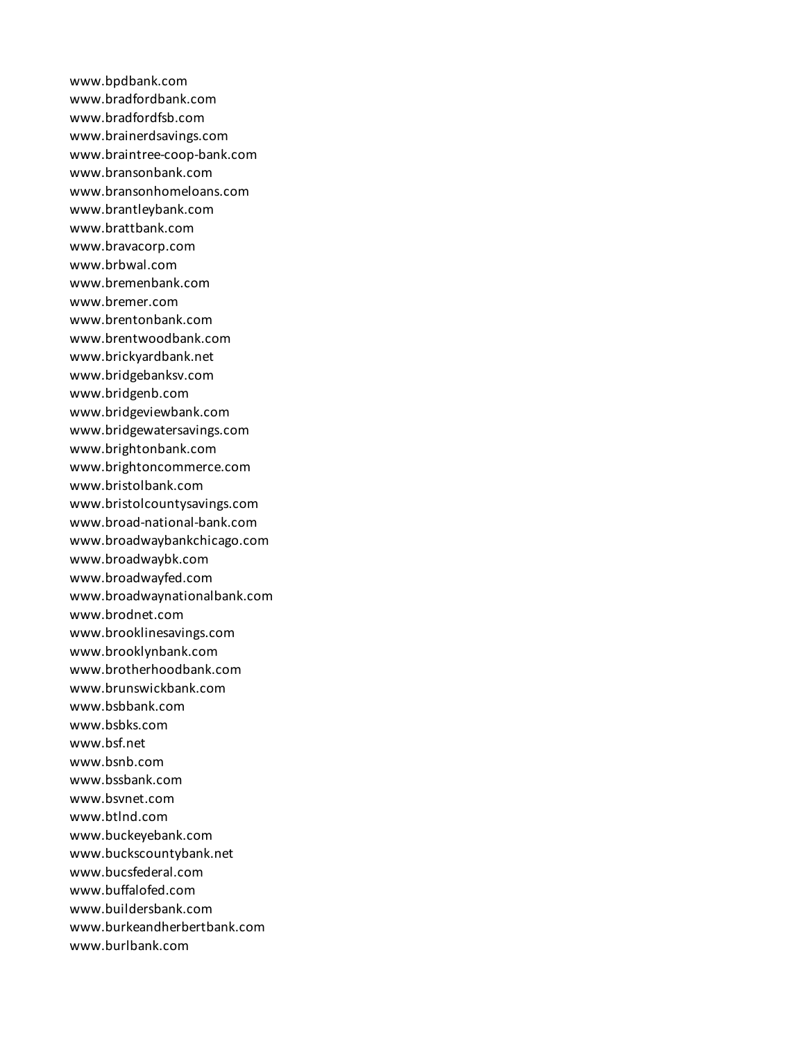www.bpdbank.com
www.bradfordbank.com
www.bradfordfsb.com
www.brainerdsavings.com
www.braintree-coop-bank.com
www.bransonbank.com
www.bransonhomeloans.com
www.brantleybank.com
www.brattbank.com
www.bravacorp.com
www.brbwal.com
www.bremenbank.com
www.bremer.com
www.brentonbank.com
www.brentwoodbank.com
www.brickyardbank.net
www.bridgebanksv.com
www.bridgenb.com
www.bridgeviewbank.com
www.bridgewatersavings.com
www.brightonbank.com
www.brightoncommerce.com
www.bristolbank.com
www.bristolcountysavings.com
www.broad-national-bank.com
www.broadwaybankchicago.com
www.broadwaybk.com
www.broadwayfed.com
www.broadwaynationalbank.com
www.brodnet.com
www.brooklinesavings.com
www.brooklynbank.com
www.brotherhoodbank.com
www.brunswickbank.com
www.bsbbank.com
www.bsbks.com
www.bsf.net
www.bsnb.com
www.bssbank.com
www.bsvnet.com
www.btlnd.com
www.buckeyebank.com
www.buckscountybank.net
www.bucsfederal.com
www.buffalofed.com
www.buildersbank.com
www.burkeandherbertbank.com
www.burlbank.com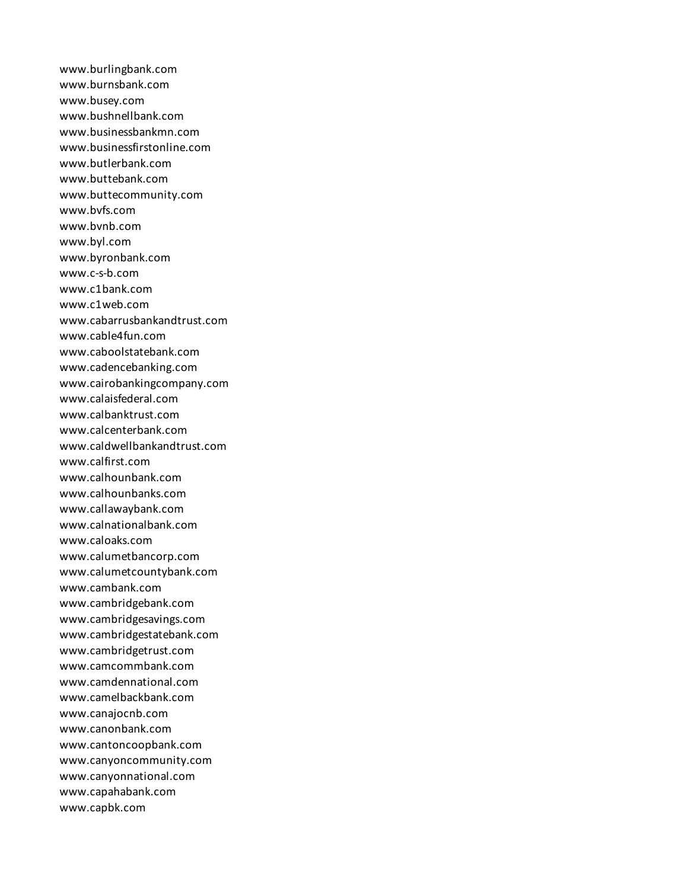www.burlingbank.com
www.burnsbank.com
www.busey.com
www.bushnellbank.com
www.businessbankmn.com
www.businessfirstonline.com
www.butlerbank.com
www.buttebank.com
www.buttecommunity.com
www.bvfs.com
www.bvnb.com
www.byl.com
www.byronbank.com
www.c-s-b.com
www.c1bank.com
www.c1web.com
www.cabarrusbankandtrust.com
www.cable4fun.com
www.caboolstatebank.com
www.cadencebanking.com
www.cairobankingcompany.com
www.calaisfederal.com
www.calbanktrust.com
www.calcenterbank.com
www.caldwellbankandtrust.com
www.calfirst.com
www.calhounbank.com
www.calhounbanks.com
www.callawaybank.com
www.calnationalbank.com
www.caloaks.com
www.calumetbancorp.com
www.calumetcountybank.com
www.cambank.com
www.cambridgebank.com
www.cambridgesavings.com
www.cambridgestatebank.com
www.cambridgetrust.com
www.camcommbank.com
www.camdennational.com
www.camelbackbank.com
www.canajocnb.com
www.canonbank.com
www.cantoncoopbank.com
www.canyoncommunity.com
www.canyonnational.com
www.capahabank.com
www.capbk.com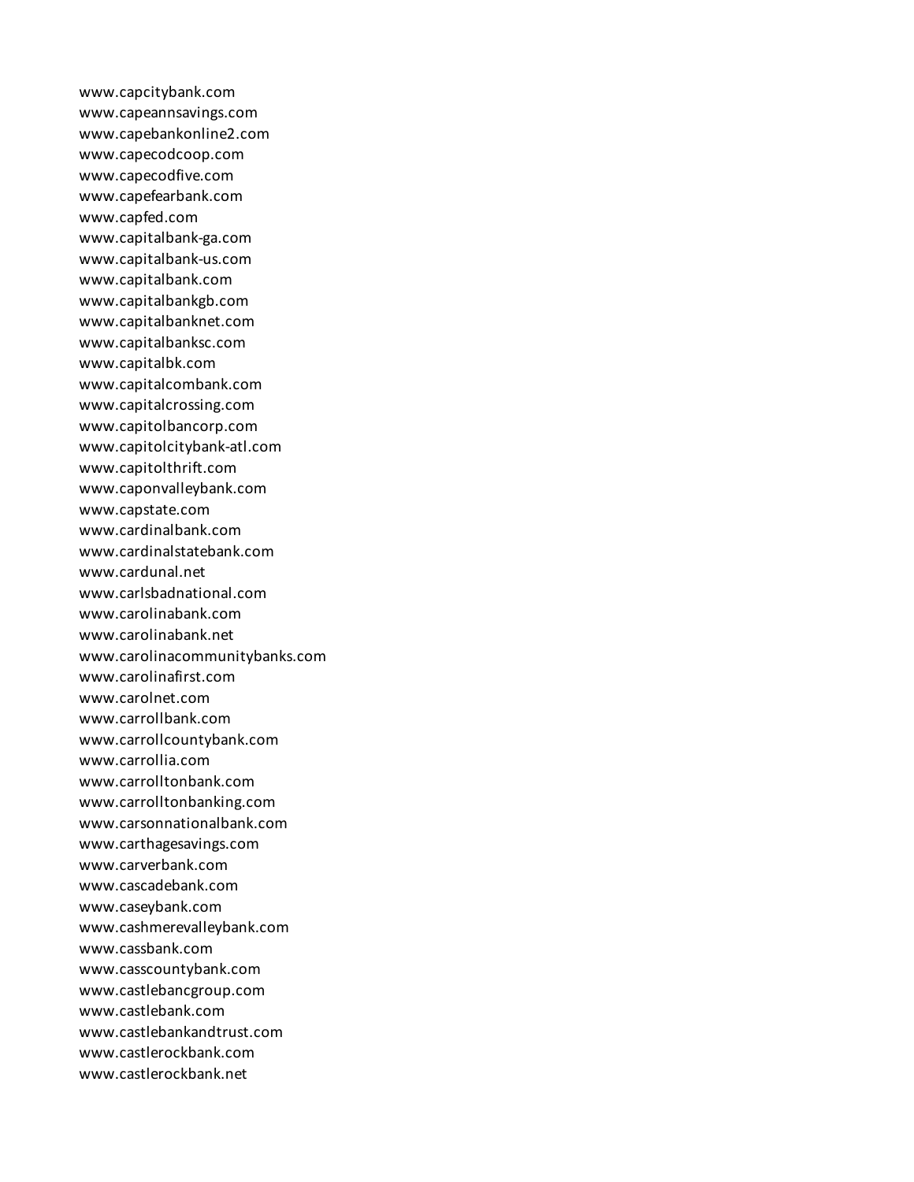www.capcitybank.com
www.capeannsavings.com
www.capebankonline2.com
www.capecodcoop.com
www.capecodfive.com
www.capefearbank.com
www.capfed.com
www.capitalbank-ga.com
www.capitalbank-us.com
www.capitalbank.com
www.capitalbankgb.com
www.capitalbanknet.com
www.capitalbanksc.com
www.capitalbk.com
www.capitalcombank.com
www.capitalcrossing.com
www.capitolbancorp.com
www.capitolcitybank-atl.com
www.capitolthrift.com
www.caponvalleybank.com
www.capstate.com
www.cardinalbank.com
www.cardinalstatebank.com
www.cardunal.net
www.carlsbadnational.com
www.carolinabank.com
www.carolinabank.net
www.carolinacommunitybanks.com
www.carolinafirst.com
www.carolnet.com
www.carrollbank.com
www.carrollcountybank.com
www.carrollia.com
www.carrolltonbank.com
www.carrolltonbanking.com
www.carsonnationalbank.com
www.carthagesavings.com
www.carverbank.com
www.cascadebank.com
www.caseybank.com
www.cashmerevalleybank.com
www.cassbank.com
www.casscountybank.com
www.castlebancgroup.com
www.castlebank.com
www.castlebankandtrust.com
www.castlerockbank.com
www.castlerockbank.net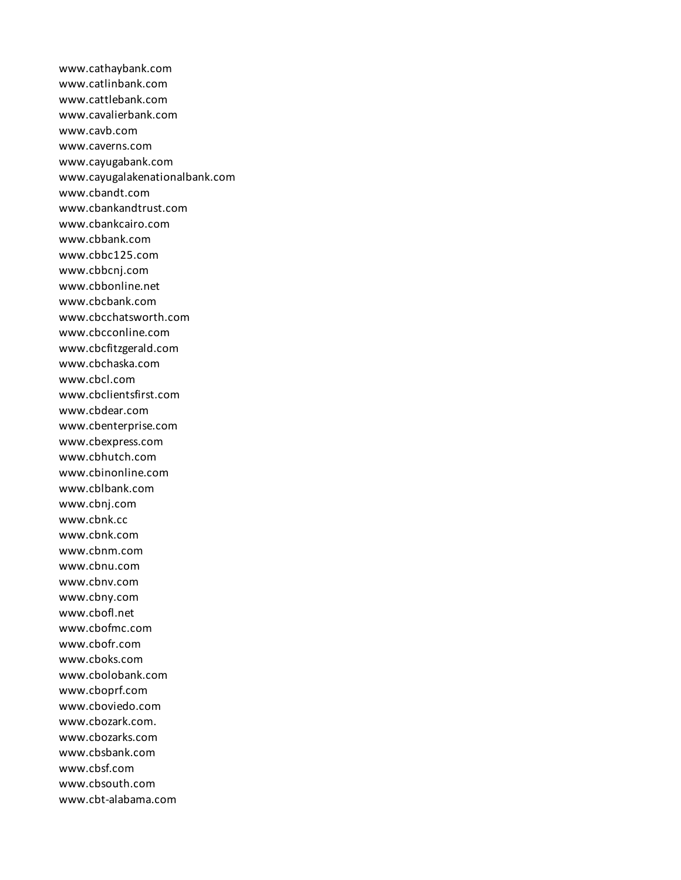www.cathaybank.com
www.catlinbank.com
www.cattlebank.com
www.cavalierbank.com
www.cavb.com
www.caverns.com
www.cayugabank.com
www.cayugalakenationalbank.com
www.cbandt.com
www.cbankandtrust.com
www.cbankcairo.com
www.cbbank.com
www.cbbc125.com
www.cbbcnj.com
www.cbbonline.net
www.cbcbank.com
www.cbcchatsworth.com
www.cbcconline.com
www.cbcfitzgerald.com
www.cbchaska.com
www.cbcl.com
www.cbclientsfirst.com
www.cbdear.com
www.cbenterprise.com
www.cbexpress.com
www.cbhutch.com
www.cbinonline.com
www.cblbank.com
www.cbnj.com
www.cbnk.cc
www.cbnk.com
www.cbnm.com
www.cbnu.com
www.cbnv.com
www.cbny.com
www.cbofl.net
www.cbofmc.com
www.cbofr.com
www.cboks.com
www.cbolobank.com
www.cboprf.com
www.cboviedo.com
www.cbozark.com.
www.cbozarks.com
www.cbsbank.com
www.cbsf.com
www.cbsouth.com
www.cbt-alabama.com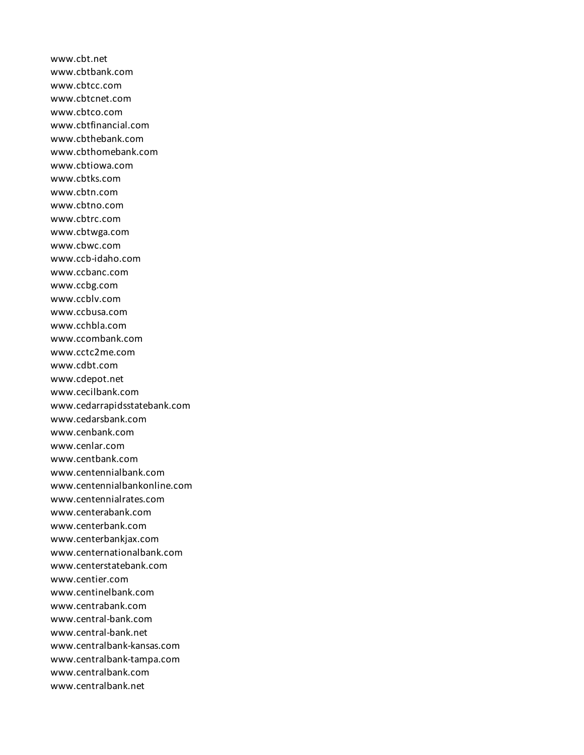www.cbt.net
www.cbtbank.com
www.cbtcc.com
www.cbtcnet.com
www.cbtco.com
www.cbtfinancial.com
www.cbthebank.com
www.cbthomebank.com
www.cbtiowa.com
www.cbtks.com
www.cbtn.com
www.cbtno.com
www.cbtrc.com
www.cbtwga.com
www.cbwc.com
www.ccb-idaho.com
www.ccbanc.com
www.ccbg.com
www.ccblv.com
www.ccbusa.com
www.cchbla.com
www.ccombank.com
www.cctc2me.com
www.cdbt.com
www.cdepot.net
www.cecilbank.com
www.cedarrapidsstatebank.com
www.cedarsbank.com
www.cenbank.com
www.cenlar.com
www.centbank.com
www.centennialbank.com
www.centennialbankonline.com
www.centennialrates.com
www.centerabank.com
www.centerbank.com
www.centerbankjax.com
www.centernationalbank.com
www.centerstatebank.com
www.centier.com
www.centinelbank.com
www.centrabank.com
www.central-bank.com
www.central-bank.net
www.centralbank-kansas.com
www.centralbank-tampa.com
www.centralbank.com
www.centralbank.net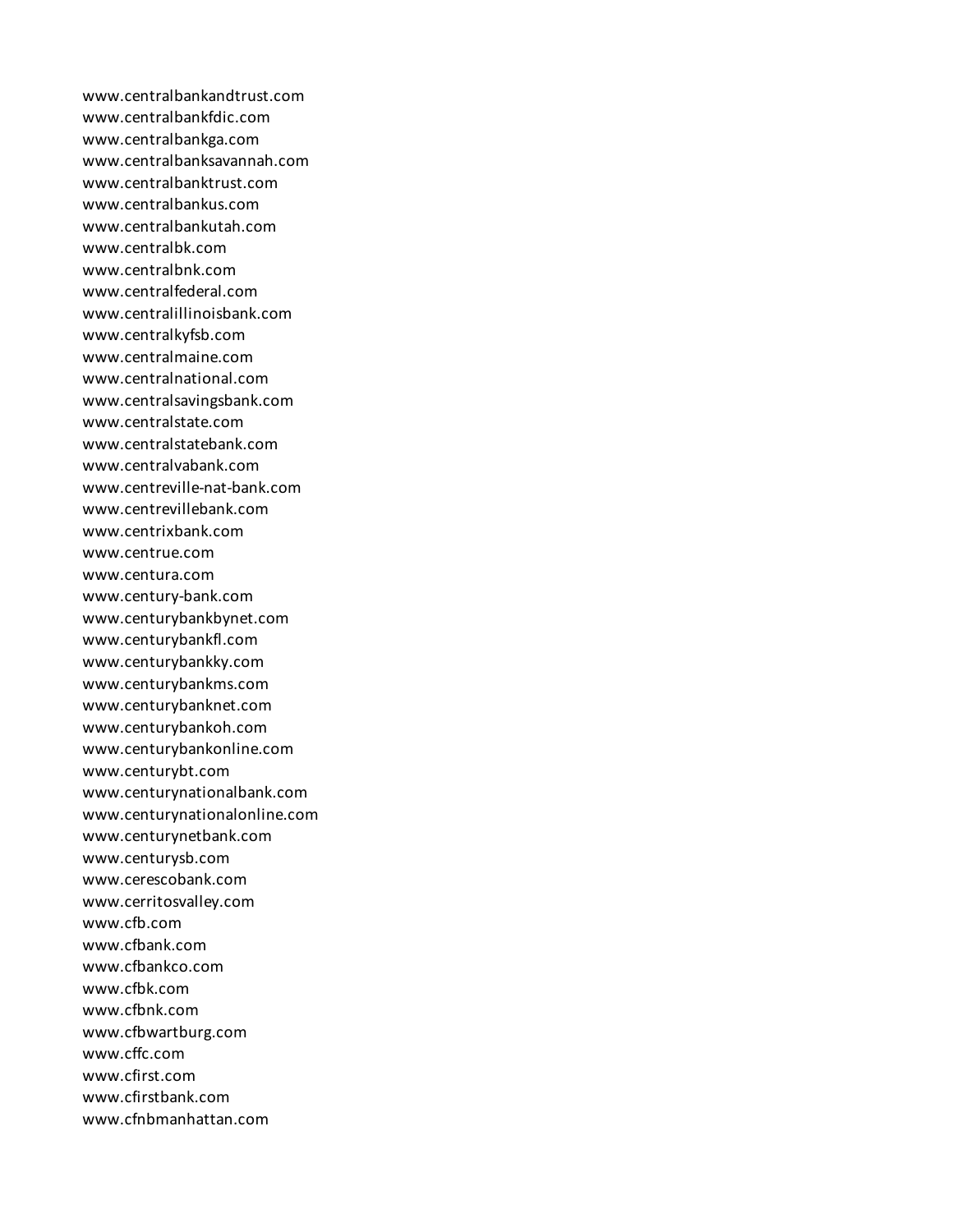www.centralbankandtrust.com
www.centralbankfdic.com
www.centralbankga.com
www.centralbanksavannah.com
www.centralbanktrust.com
www.centralbankus.com
www.centralbankutah.com
www.centralbk.com
www.centralbnk.com
www.centralfederal.com
www.centralillinoisbank.com
www.centralkyfsb.com
www.centralmaine.com
www.centralnational.com
www.centralsavingsbank.com
www.centralstate.com
www.centralstatebank.com
www.centralvabank.com
www.centreville-nat-bank.com
www.centrevillebank.com
www.centrixbank.com
www.centrue.com
www.centura.com
www.century-bank.com
www.centurybankbynet.com
www.centurybankfl.com
www.centurybankky.com
www.centurybankms.com
www.centurybanknet.com
www.centurybankoh.com
www.centurybankonline.com
www.centurybt.com
www.centurynationalbank.com
www.centurynationalonline.com
www.centurynetbank.com
www.centurysb.com
www.cerescobank.com
www.cerritosvalley.com
www.cfb.com
www.cfbank.com
www.cfbankco.com
www.cfbk.com
www.cfbnk.com
www.cfbwartburg.com
www.cffc.com
www.cfirst.com
www.cfirstbank.com
www.cfnbmanhattan.com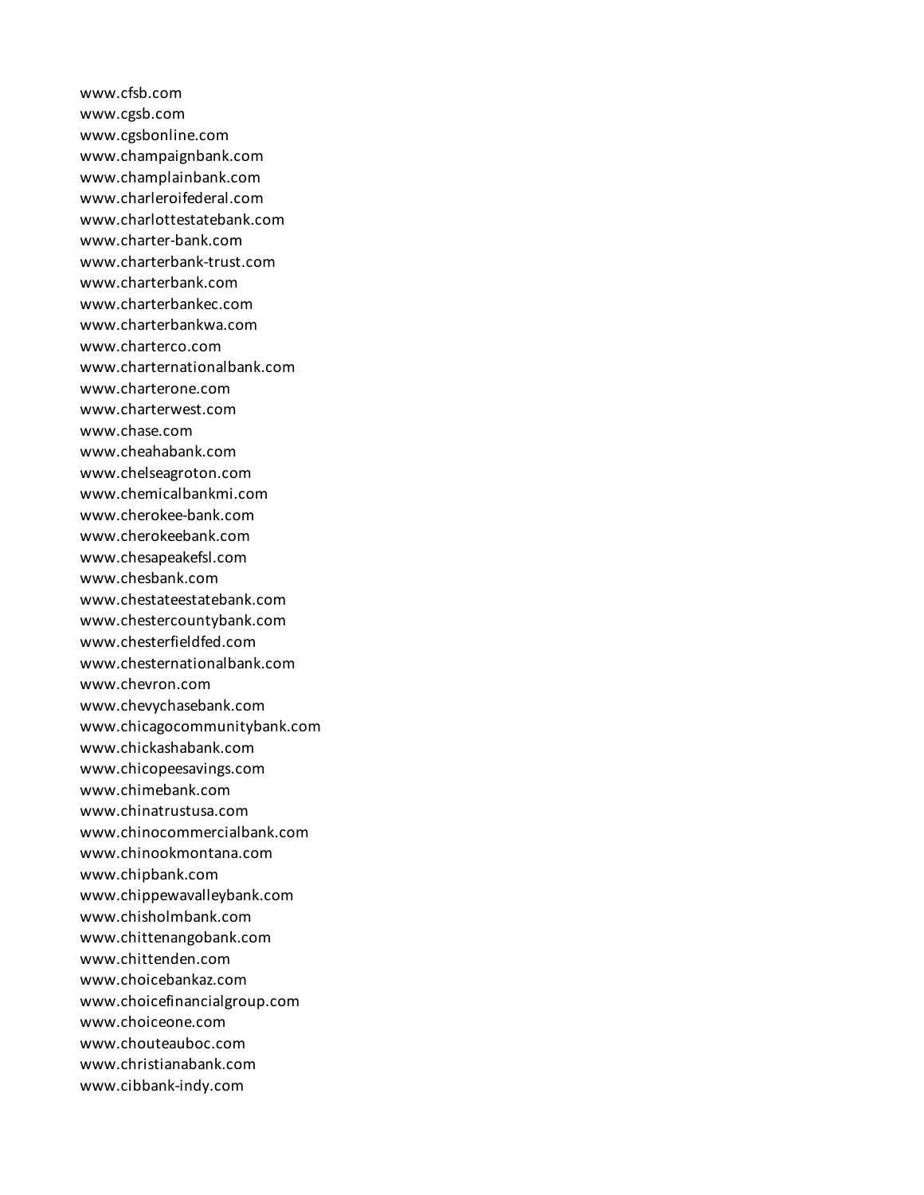www.cfsb.com
www.cgsb.com
www.cgsbonline.com
www.champaignbank.com
www.champlainbank.com
www.charleroifederal.com
www.charlottestatebank.com
www.charter-bank.com
www.charterbank-trust.com
www.charterbank.com
www.charterbankec.com
www.charterbankwa.com
www.charterco.com
www.charternationalbank.com
www.charterone.com
www.charterwest.com
www.chase.com
www.cheahabank.com
www.chelseagroton.com
www.chemicalbankmi.com
www.cherokee-bank.com
www.cherokeebank.com
www.chesapeakefsl.com
www.chesbank.com
www.chestateestatebank.com
www.chestercountybank.com
www.chesterfieldfed.com
www.chesternationalbank.com
www.chevron.com
www.chevychasebank.com
www.chicagocommunitybank.com
www.chickashabank.com
www.chicopeesavings.com
www.chimebank.com
www.chinatrustusa.com
www.chinocommercialbank.com
www.chinookmontana.com
www.chipbank.com
www.chippewavalleybank.com
www.chisholmbank.com
www.chittenangobank.com
www.chittenden.com
www.choicebankaz.com
www.choicefinancialgroup.com
www.choiceone.com
www.chouteauboc.com
www.christianabank.com
www.cibbank-indy.com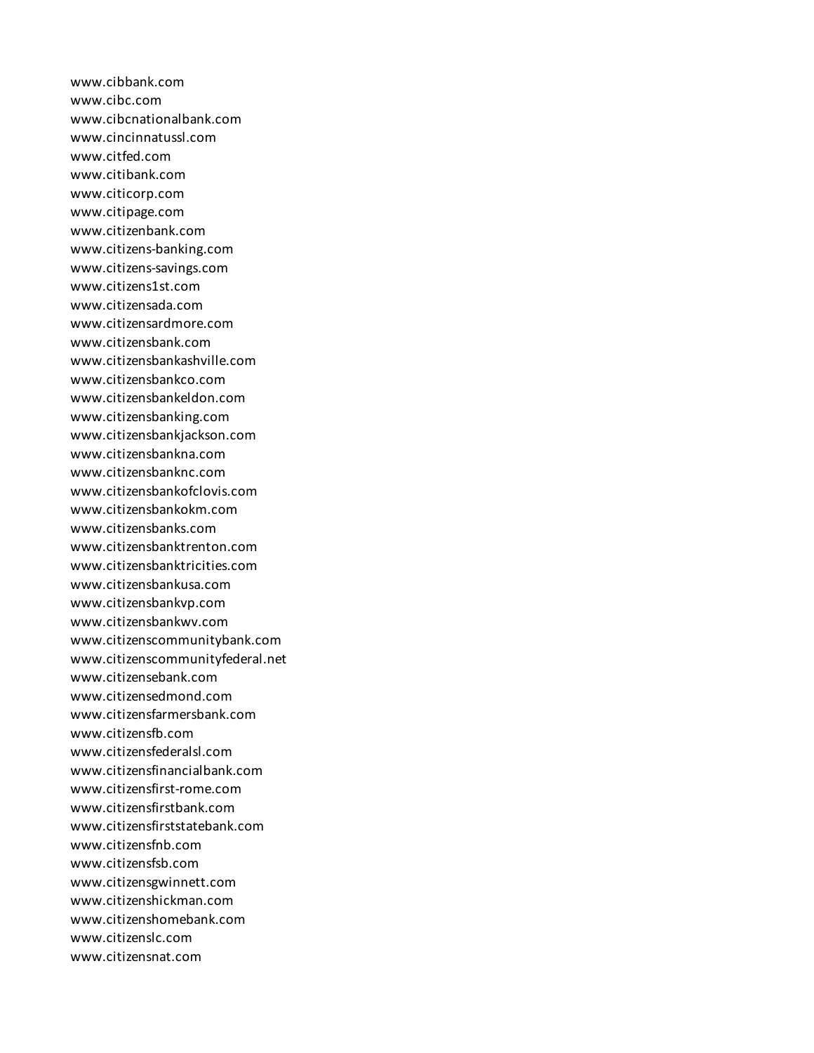www.cibbank.com
www.cibc.com
www.cibcnationalbank.com
www.cincinnatussl.com
www.citfed.com
www.citibank.com
www.citicorp.com
www.citipage.com
www.citizenbank.com
www.citizens-banking.com
www.citizens-savings.com
www.citizens1st.com
www.citizensada.com
www.citizensardmore.com
www.citizensbank.com
www.citizensbankashville.com
www.citizensbankco.com
www.citizensbankeldon.com
www.citizensbanking.com
www.citizensbankjackson.com
www.citizensbankna.com
www.citizensbanknc.com
www.citizensbankofclovis.com
www.citizensbankokm.com
www.citizensbanks.com
www.citizensbanktrenton.com
www.citizensbanktricities.com
www.citizensbankusa.com
www.citizensbankvp.com
www.citizensbankwv.com
www.citizenscommunitybank.com
www.citizenscommunityfederal.net
www.citizensebank.com
www.citizensedmond.com
www.citizensfarmersbank.com
www.citizensfb.com
www.citizensfederalsl.com
www.citizensfinancialbank.com
www.citizensfirst-rome.com
www.citizensfirstbank.com
www.citizensfirststatebank.com
www.citizensfnb.com
www.citizensfsb.com
www.citizensgwinnett.com
www.citizenshickman.com
www.citizenshomebank.com
www.citizenslc.com
www.citizensnat.com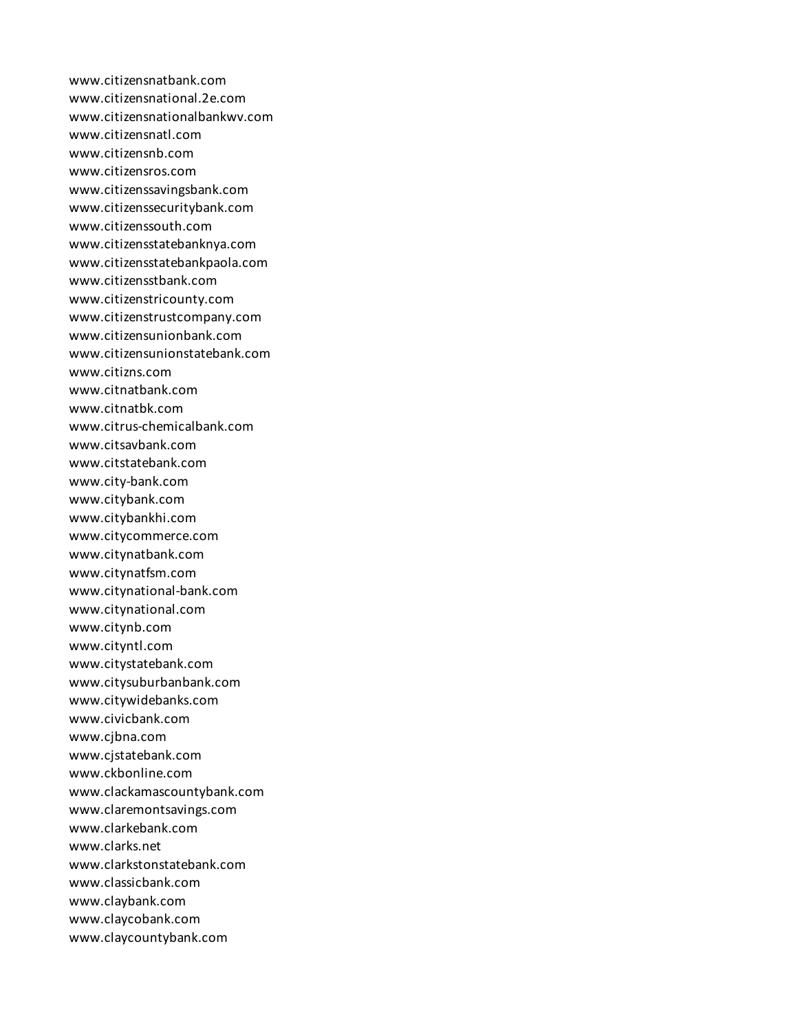www.citizensnatbank.com
www.citizensnational.2e.com
www.citizensnationalbankwv.com
www.citizensnatl.com
www.citizensnb.com
www.citizensros.com
www.citizenssavingsbank.com
www.citizenssecuritybank.com
www.citizenssouth.com
www.citizensstatebanknya.com
www.citizensstatebankpaola.com
www.citizensstbank.com
www.citizenstricounty.com
www.citizenstrustcompany.com
www.citizensunionbank.com
www.citizensunionstatebank.com
www.citizns.com
www.citnatbank.com
www.citnatbk.com
www.citrus-chemicalbank.com
www.citsavbank.com
www.citstatebank.com
www.city-bank.com
www.citybank.com
www.citybankhi.com
www.citycommerce.com
www.citynatbank.com
www.citynatfsm.com
www.citynational-bank.com
www.citynational.com
www.citynb.com
www.cityntl.com
www.citystatebank.com
www.citysuburbanbank.com
www.citywidebanks.com
www.civicbank.com
www.cjbna.com
www.cjstatebank.com
www.ckbonline.com
www.clackamascountybank.com
www.claremontsavings.com
www.clarkebank.com
www.clarks.net
www.clarkstonstatebank.com
www.classicbank.com
www.claybank.com
www.claycobank.com
www.claycountybank.com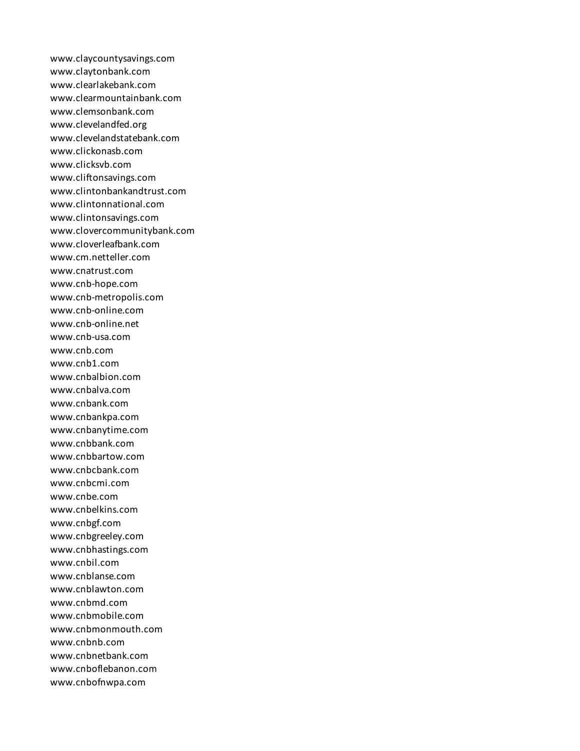www.claycountysavings.com
www.claytonbank.com
www.clearlakebank.com
www.clearmountainbank.com
www.clemsonbank.com
www.clevelandfed.org
www.clevelandstatebank.com
www.clickonasb.com
www.clicksvb.com
www.cliftonsavings.com
www.clintonbankandtrust.com
www.clintonnational.com
www.clintonsavings.com
www.clovercommunitybank.com
www.cloverleafbank.com
www.cm.netteller.com
www.cnatrust.com
www.cnb-hope.com
www.cnb-metropolis.com
www.cnb-online.com
www.cnb-online.net
www.cnb-usa.com
www.cnb.com
www.cnb1.com
www.cnbalbion.com
www.cnbalva.com
www.cnbank.com
www.cnbankpa.com
www.cnbanytime.com
www.cnbbank.com
www.cnbbartow.com
www.cnbcbank.com
www.cnbcmi.com
www.cnbe.com
www.cnbelkins.com
www.cnbgf.com
www.cnbgreeley.com
www.cnbhastings.com
www.cnbil.com
www.cnblanse.com
www.cnblawton.com
www.cnbmd.com
www.cnbmobile.com
www.cnbmonmouth.com
www.cnbnb.com
www.cnbnetbank.com
www.cnboflebanon.com
www.cnbofnwpa.com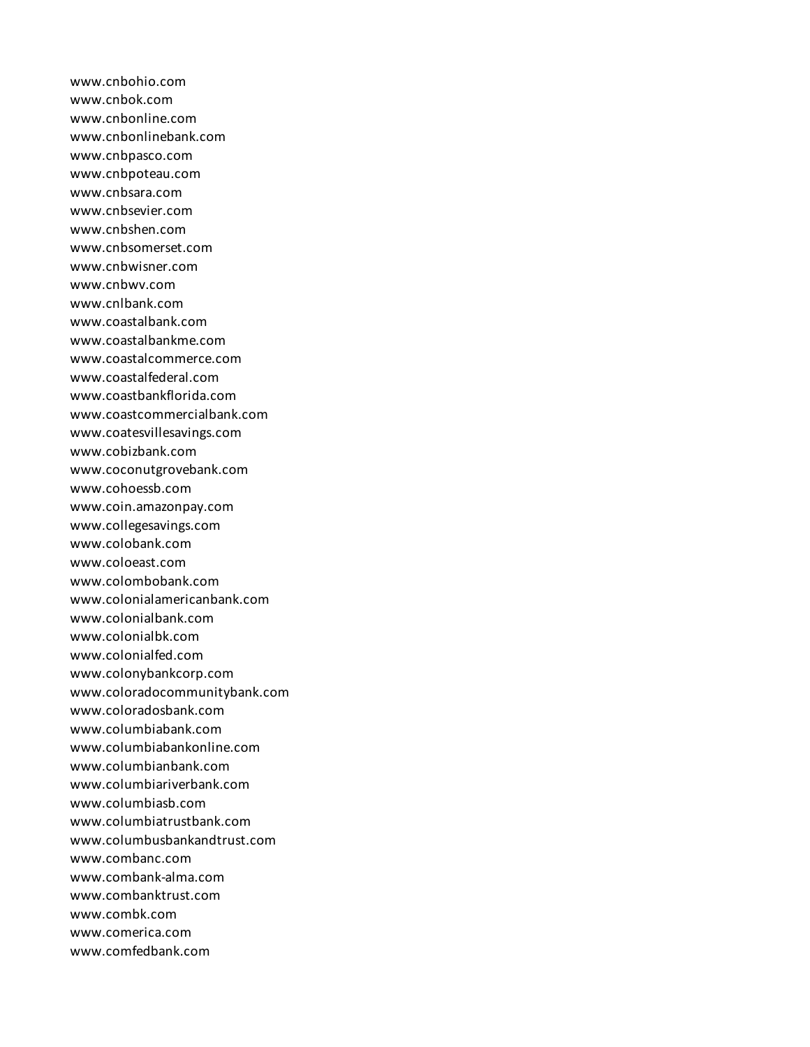www.cnbohio.com
www.cnbok.com
www.cnbonline.com
www.cnbonlinebank.com
www.cnbpasco.com
www.cnbpoteau.com
www.cnbsara.com
www.cnbsevier.com
www.cnbshen.com
www.cnbsomerset.com
www.cnbwisner.com
www.cnbwv.com
www.cnlbank.com
www.coastalbank.com
www.coastalbankme.com
www.coastalcommerce.com
www.coastalfederal.com
www.coastbankflorida.com
www.coastcommercialbank.com
www.coatesvillesavings.com
www.cobizbank.com
www.coconutgrovebank.com
www.cohoessb.com
www.coin.amazonpay.com
www.collegesavings.com
www.colobank.com
www.coloeast.com
www.colombobank.com
www.colonialamericanbank.com
www.colonialbank.com
www.colonialbk.com
www.colonialfed.com
www.colonybankcorp.com
www.coloradocommunitybank.com
www.coloradosbank.com
www.columbiabank.com
www.columbiabankonline.com
www.columbianbank.com
www.columbiariverbank.com
www.columbiasb.com
www.columbiatrustbank.com
www.columbusbankandtrust.com
www.combanc.com
www.combank-alma.com
www.combanktrust.com
www.combk.com
www.comerica.com
www.comfedbank.com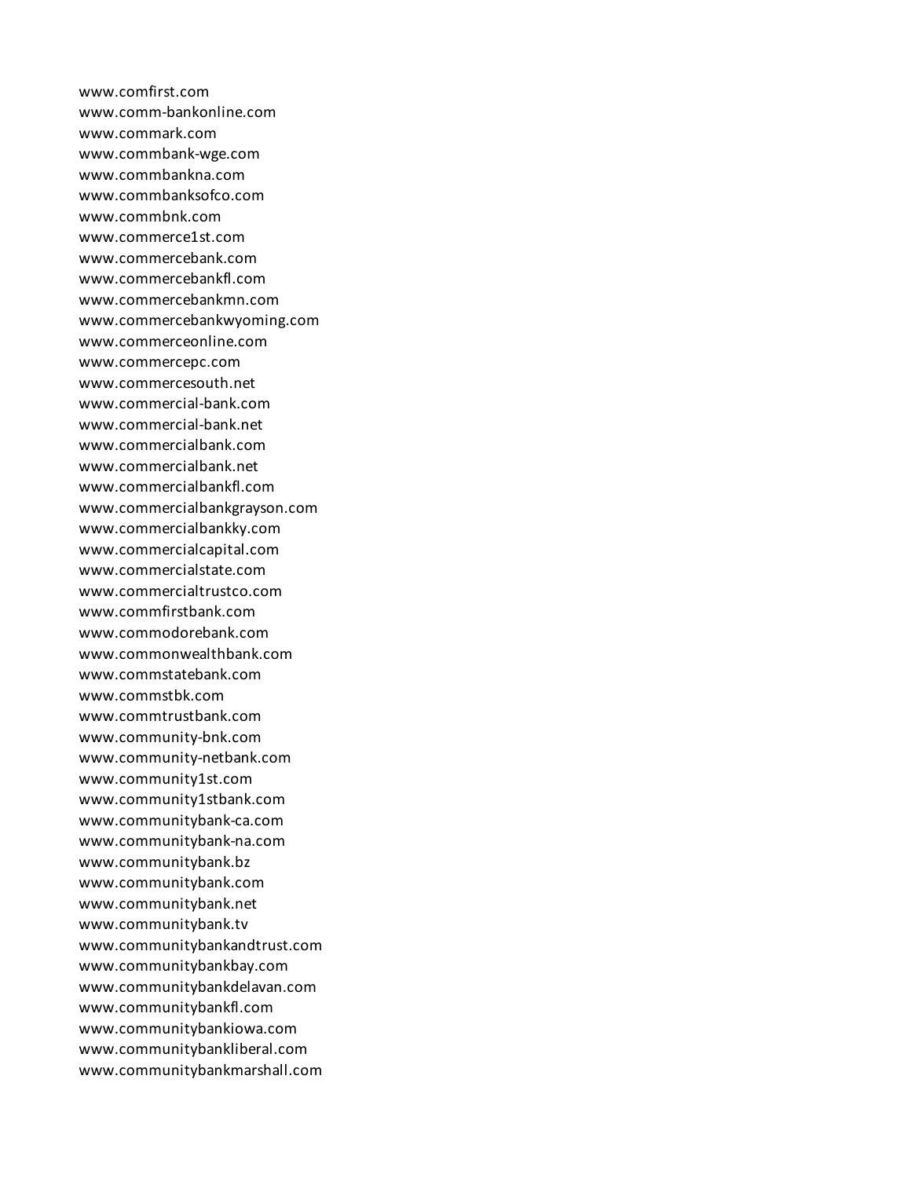www.comfirst.com
www.comm-bankonline.com
www.commark.com
www.commbank-wge.com
www.commbankna.com
www.commbanksofco.com
www.commbnk.com
www.commerce1st.com
www.commercebank.com
www.commercebankfl.com
www.commercebankmn.com
www.commercebankwyoming.com
www.commerceonline.com
www.commercepc.com
www.commercesouth.net
www.commercial-bank.com
www.commercial-bank.net
www.commercialbank.com
www.commercialbank.net
www.commercialbankfl.com
www.commercialbankgrayson.com
www.commercialbankky.com
www.commercialcapital.com
www.commercialstate.com
www.commercialtrustco.com
www.commfirstbank.com
www.commodorebank.com
www.commonwealthbank.com
www.commstatebank.com
www.commstbk.com
www.commtrustbank.com
www.community-bnk.com
www.community-netbank.com
www.community1st.com
www.community1stbank.com
www.communitybank-ca.com
www.communitybank-na.com
www.communitybank.bz
www.communitybank.com
www.communitybank.net
www.communitybank.tv
www.communitybankandtrust.com
www.communitybankbay.com
www.communitybankdelavan.com
www.communitybankfl.com
www.communitybankiowa.com
www.communitybankliberal.com
www.communitybankmarshall.com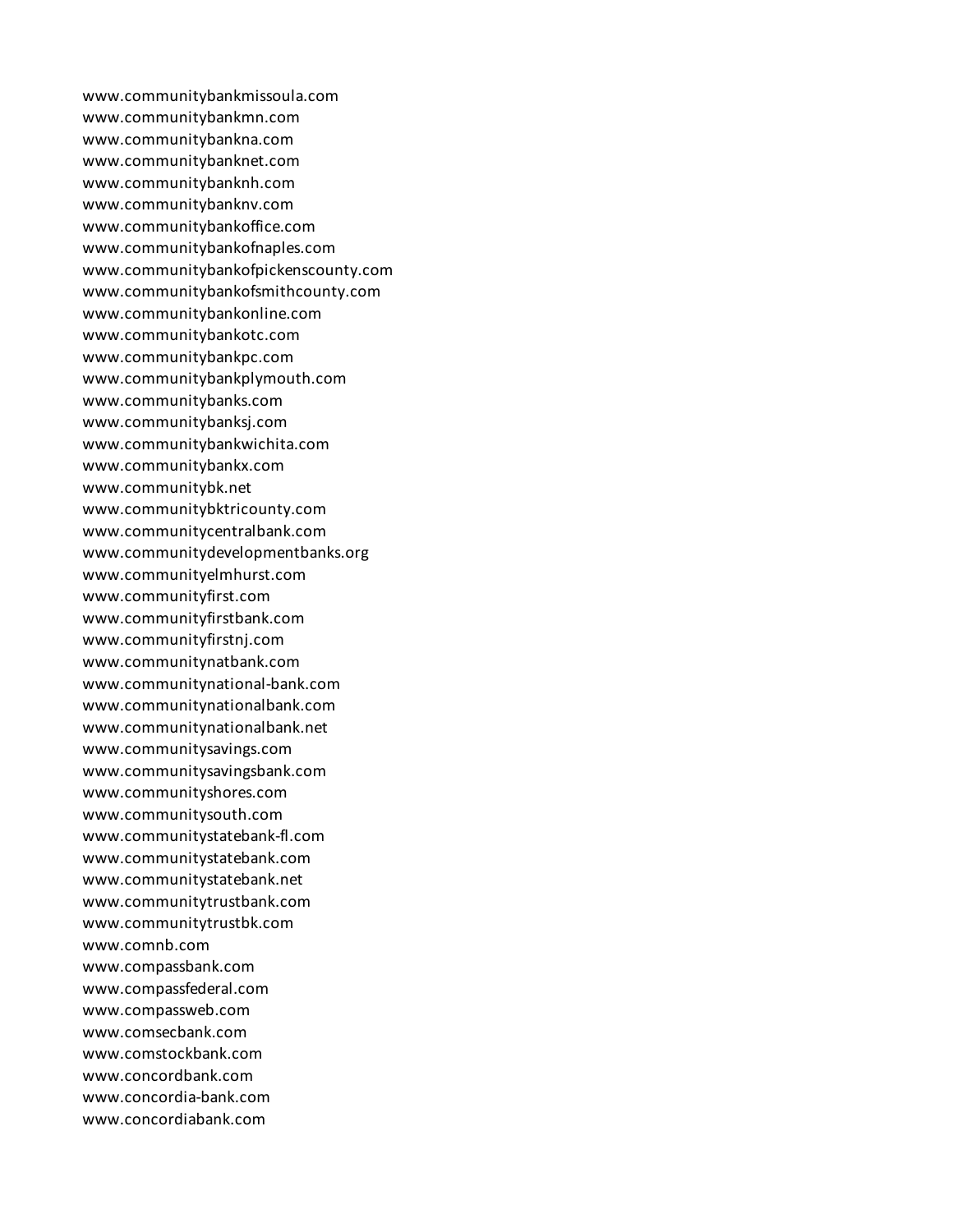www.communitybankmissoula.com
www.communitybankmn.com
www.communitybankna.com
www.communitybanknet.com
www.communitybanknh.com
www.communitybanknv.com
www.communitybankoffice.com
www.communitybankofnaples.com
www.communitybankofpickenscounty.com
www.communitybankofsmithcounty.com
www.communitybankonline.com
www.communitybankotc.com
www.communitybankpc.com
www.communitybankplymouth.com
www.communitybanks.com
www.communitybanksj.com
www.communitybankwichita.com
www.communitybankx.com
www.communitybk.net
www.communitybktricounty.com
www.communitycentralbank.com
www.communitydevelopmentbanks.org
www.communityelmhurst.com
www.communityfirst.com
www.communityfirstbank.com
www.communityfirstnj.com
www.communitynatbank.com
www.communitynational-bank.com
www.communitynationalbank.com
www.communitynationalbank.net
www.communitysavings.com
www.communitysavingsbank.com
www.communityshores.com
www.communitysouth.com
www.communitystatebank-fl.com
www.communitystatebank.com
www.communitystatebank.net
www.communitytrustbank.com
www.communitytrustbk.com
www.comnb.com
www.compassbank.com
www.compassfederal.com
www.compassweb.com
www.comsecbank.com
www.comstockbank.com
www.concordbank.com
www.concordia-bank.com
www.concordiabank.com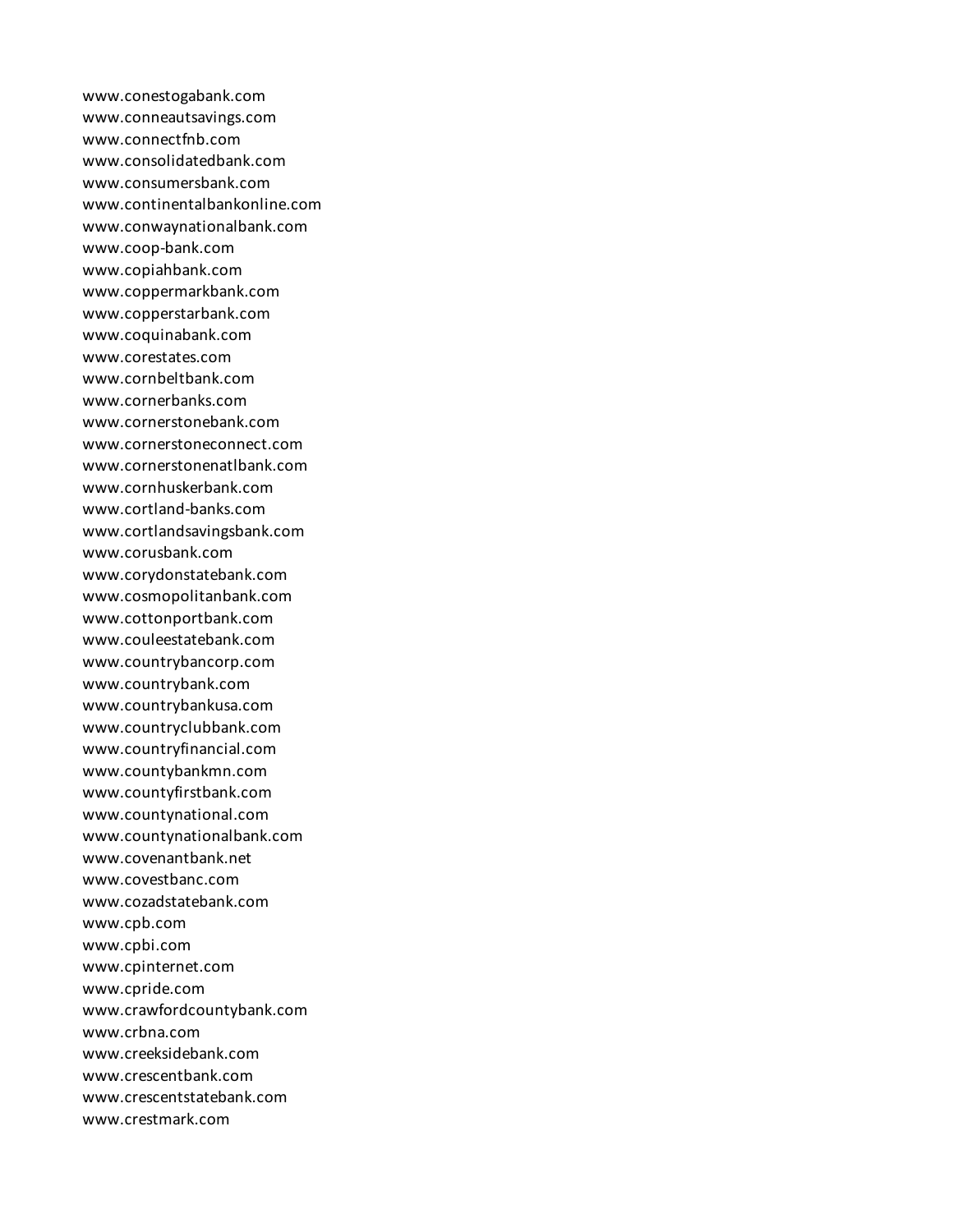www.conestogabank.com
www.conneautsavings.com
www.connectfnb.com
www.consolidatedbank.com
www.consumersbank.com
www.continentalbankonline.com
www.conwaynationalbank.com
www.coop-bank.com
www.copiahbank.com
www.coppermarkbank.com
www.copperstarbank.com
www.coquinabank.com
www.corestates.com
www.cornbeltbank.com
www.cornerbanks.com
www.cornerstonebank.com
www.cornerstoneconnect.com
www.cornerstonenatlbank.com
www.cornhuskerbank.com
www.cortland-banks.com
www.cortlandsavingsbank.com
www.corusbank.com
www.corydonstatebank.com
www.cosmopolitanbank.com
www.cottonportbank.com
www.couleestatebank.com
www.countrybancorp.com
www.countrybank.com
www.countrybankusa.com
www.countryclubbank.com
www.countryfinancial.com
www.countybankmn.com
www.countyfirstbank.com
www.countynational.com
www.countynationalbank.com
www.covenantbank.net
www.covestbanc.com
www.cozadstatebank.com
www.cpb.com
www.cpbi.com
www.cpinternet.com
www.cpride.com
www.crawfordcountybank.com
www.crbna.com
www.creeksidebank.com
www.crescentbank.com
www.crescentstatebank.com
www.crestmark.com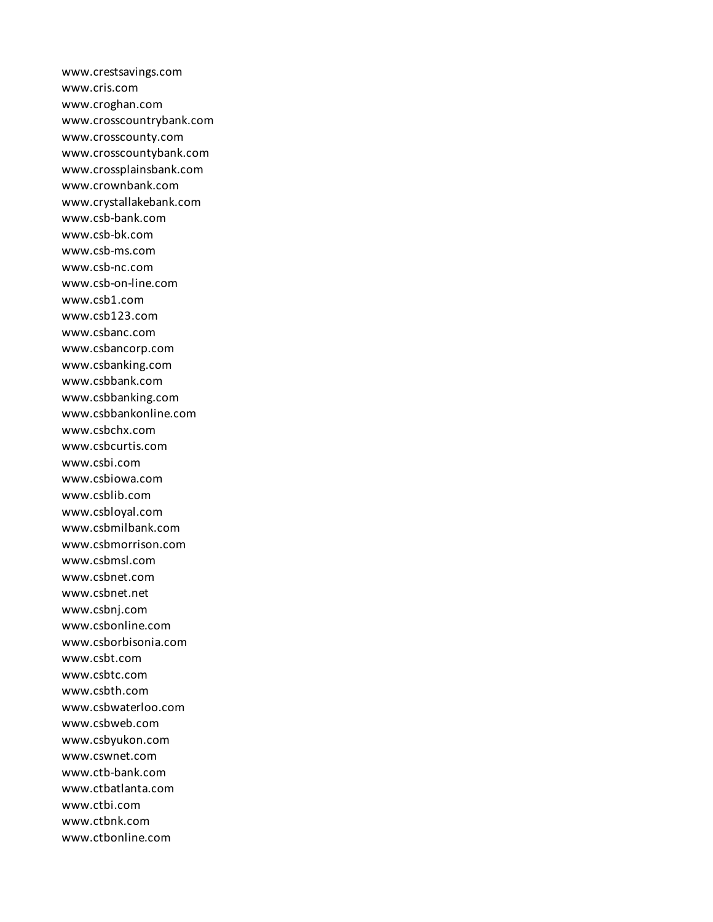www.crestsavings.com
www.cris.com
www.croghan.com
www.crosscountrybank.com
www.crosscounty.com
www.crosscountybank.com
www.crossplainsbank.com
www.crownbank.com
www.crystallakebank.com
www.csb-bank.com
www.csb-bk.com
www.csb-ms.com
www.csb-nc.com
www.csb-on-line.com
www.csb1.com
www.csb123.com
www.csbanc.com
www.csbancorp.com
www.csbanking.com
www.csbbank.com
www.csbbanking.com
www.csbbankonline.com
www.csbchx.com
www.csbcurtis.com
www.csbi.com
www.csbiowa.com
www.csblib.com
www.csbloyal.com
www.csbmilbank.com
www.csbmorrison.com
www.csbmsl.com
www.csbnet.com
www.csbnet.net
www.csbnj.com
www.csbonline.com
www.csborbisonia.com
www.csbt.com
www.csbtc.com
www.csbth.com
www.csbwaterloo.com
www.csbweb.com
www.csbyukon.com
www.cswnet.com
www.ctb-bank.com
www.ctbatlanta.com
www.ctbi.com
www.ctbnk.com
www.ctbonline.com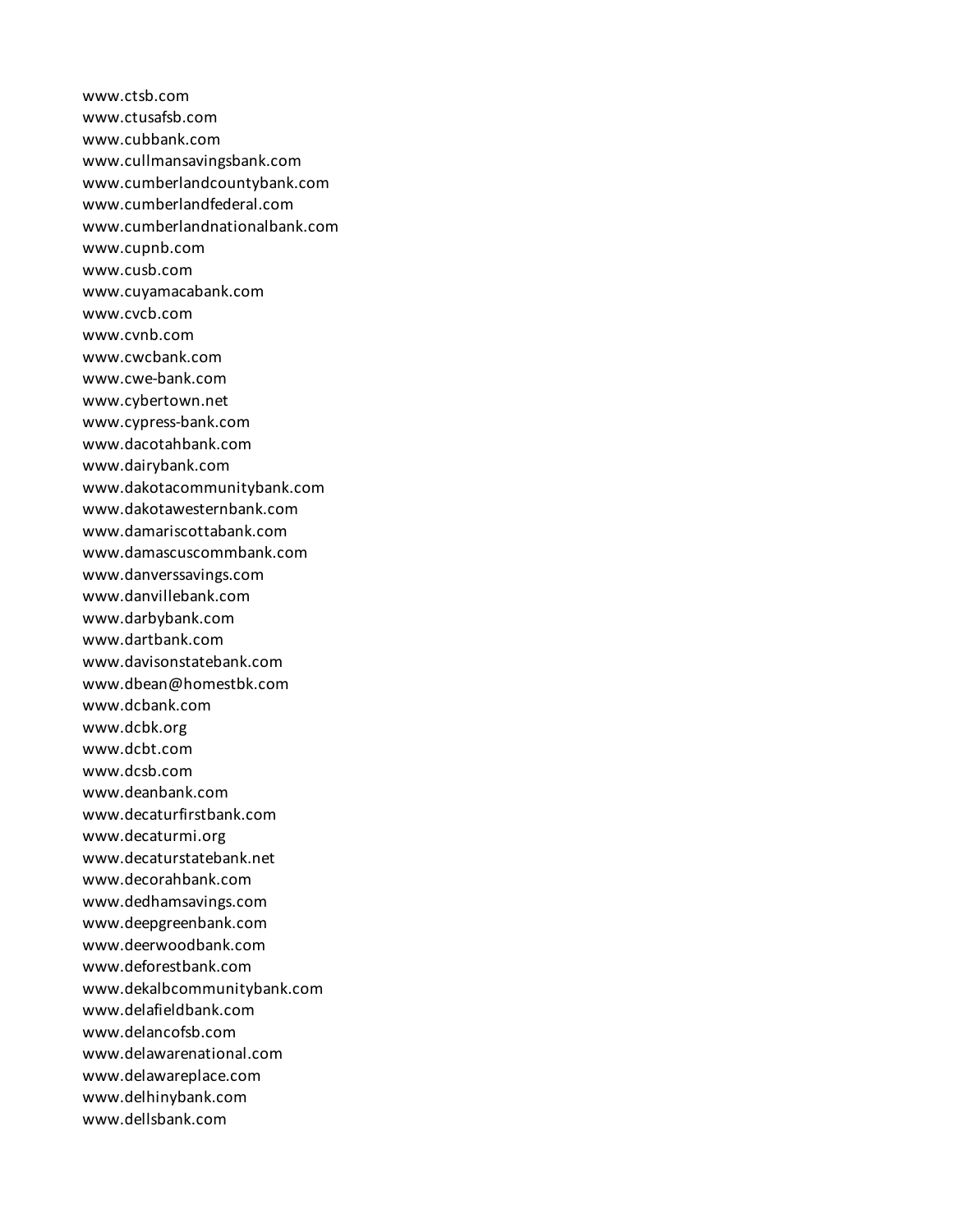www.ctsb.com
www.ctusafsb.com
www.cubbank.com
www.cullmansavingsbank.com
www.cumberlandcountybank.com
www.cumberlandfederal.com
www.cumberlandnationalbank.com
www.cupnb.com
www.cusb.com
www.cuyamacabank.com
www.cvcb.com
www.cvnb.com
www.cwcbank.com
www.cwe-bank.com
www.cybertown.net
www.cypress-bank.com
www.dacotahbank.com
www.dairybank.com
www.dakotacommunitybank.com
www.dakotawesternbank.com
www.damariscottabank.com
www.damascuscommbank.com
www.danverssavings.com
www.danvillebank.com
www.darbybank.com
www.dartbank.com
www.davisonstatebank.com
www.dbean@homestbk.com
www.dcbank.com
www.dcbk.org
www.dcbt.com
www.dcsb.com
www.deanbank.com
www.decaturfirstbank.com
www.decaturmi.org
www.decaturstatebank.net
www.decorahbank.com
www.dedhamsavings.com
www.deepgreenbank.com
www.deerwoodbank.com
www.deforestbank.com
www.dekalbcommunitybank.com
www.delafieldbank.com
www.delancofsb.com
www.delawarenational.com
www.delawareplace.com
www.delhinybank.com
www.dellsbank.com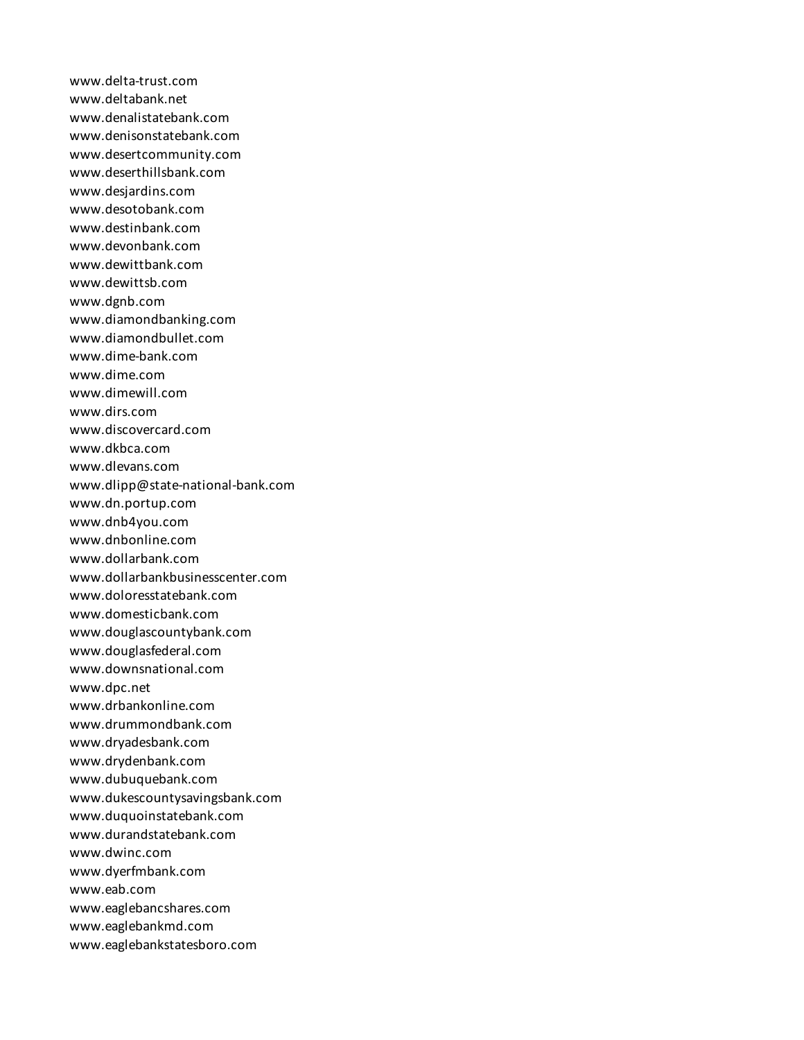www.delta-trust.com
www.deltabank.net
www.denalistatebank.com
www.denisonstatebank.com
www.desertcommunity.com
www.deserthillsbank.com
www.desjardins.com
www.desotobank.com
www.destinbank.com
www.devonbank.com
www.dewittbank.com
www.dewittsb.com
www.dgnb.com
www.diamondbanking.com
www.diamondbullet.com
www.dime-bank.com
www.dime.com
www.dimewill.com
www.dirs.com
www.discovercard.com
www.dkbca.com
www.dlevans.com
www.dlipp@state-national-bank.com
www.dn.portup.com
www.dnb4you.com
www.dnbonline.com
www.dollarbank.com
www.dollarbankbusinesscenter.com
www.doloresstatebank.com
www.domesticbank.com
www.douglascountybank.com
www.douglasfederal.com
www.downsnational.com
www.dpc.net
www.drbankonline.com
www.drummondbank.com
www.dryadesbank.com
www.drydenbank.com
www.dubuquebank.com
www.dukescountysavingsbank.com
www.duquoinstatebank.com
www.durandstatebank.com
www.dwinc.com
www.dyerfmbank.com
www.eab.com
www.eaglebancshares.com
www.eaglebankmd.com
www.eaglebankstatesboro.com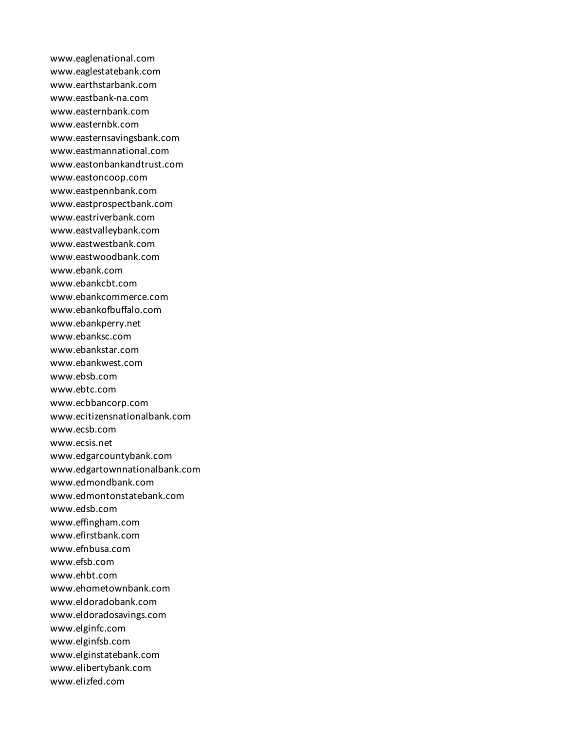www.eaglenational.com
www.eaglestatebank.com
www.earthstarbank.com
www.eastbank-na.com
www.easternbank.com
www.easternbk.com
www.easternsavingsbank.com
www.eastmannational.com
www.eastonbankandtrust.com
www.eastoncoop.com
www.eastpennbank.com
www.eastprospectbank.com
www.eastriverbank.com
www.eastvalleybank.com
www.eastwestbank.com
www.eastwoodbank.com
www.ebank.com
www.ebankcbt.com
www.ebankcommerce.com
www.ebankofbuffalo.com
www.ebankperry.net
www.ebanksc.com
www.ebankstar.com
www.ebankwest.com
www.ebsb.com
www.ebtc.com
www.ecbbancorp.com
www.ecitizensnationalbank.com
www.ecsb.com
www.ecsis.net
www.edgarcountybank.com
www.edgartownnationalbank.com
www.edmondbank.com
www.edmontonstatebank.com
www.edsb.com
www.effingham.com
www.efirstbank.com
www.efnbusa.com
www.efsb.com
www.ehbt.com
www.ehometownbank.com
www.eldoradobank.com
www.eldoradosavings.com
www.elginfc.com
www.elginfsb.com
www.elginstatebank.com
www.elibertybank.com
www.elizfed.com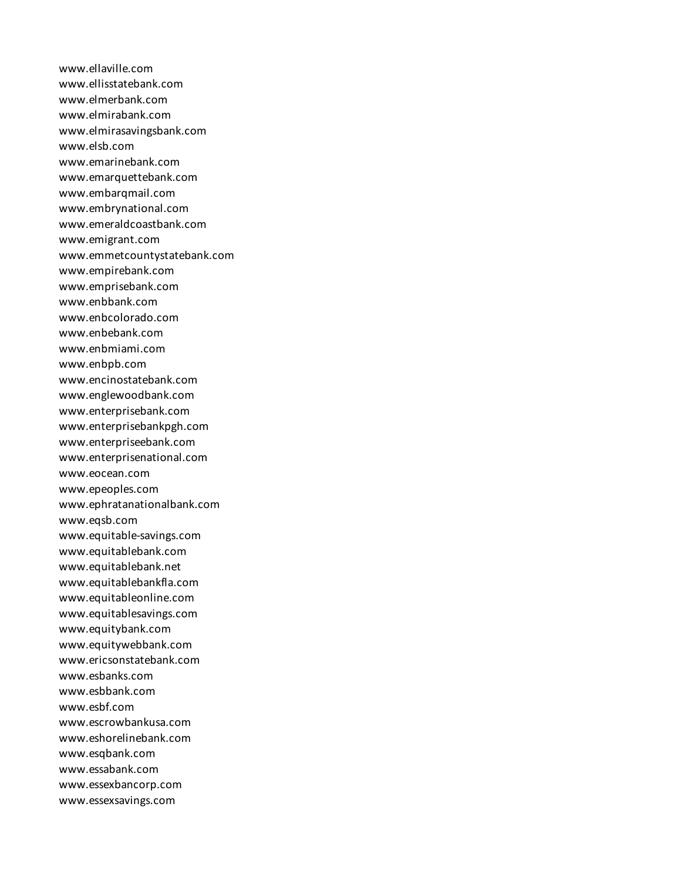www.ellaville.com
www.ellisstatebank.com
www.elmerbank.com
www.elmirabank.com
www.elmirasavingsbank.com
www.elsb.com
www.emarinebank.com
www.emarquettebank.com
www.embarqmail.com
www.embrynational.com
www.emeraldcoastbank.com
www.emigrant.com
www.emmetcountystatebank.com
www.empirebank.com
www.emprisebank.com
www.enbbank.com
www.enbcolorado.com
www.enbebank.com
www.enbmiami.com
www.enbpb.com
www.encinostatebank.com
www.englewoodbank.com
www.enterprisebank.com
www.enterprisebankpgh.com
www.enterpriseebank.com
www.enterprisenational.com
www.eocean.com
www.epeoples.com
www.ephratanationalbank.com
www.eqsb.com
www.equitable-savings.com
www.equitablebank.com
www.equitablebank.net
www.equitablebankfla.com
www.equitableonline.com
www.equitablesavings.com
www.equitybank.com
www.equitywebbank.com
www.ericsonstatebank.com
www.esbanks.com
www.esbbank.com
www.esbf.com
www.escrowbankusa.com
www.eshorelinebank.com
www.esqbank.com
www.essabank.com
www.essexbancorp.com
www.essexsavings.com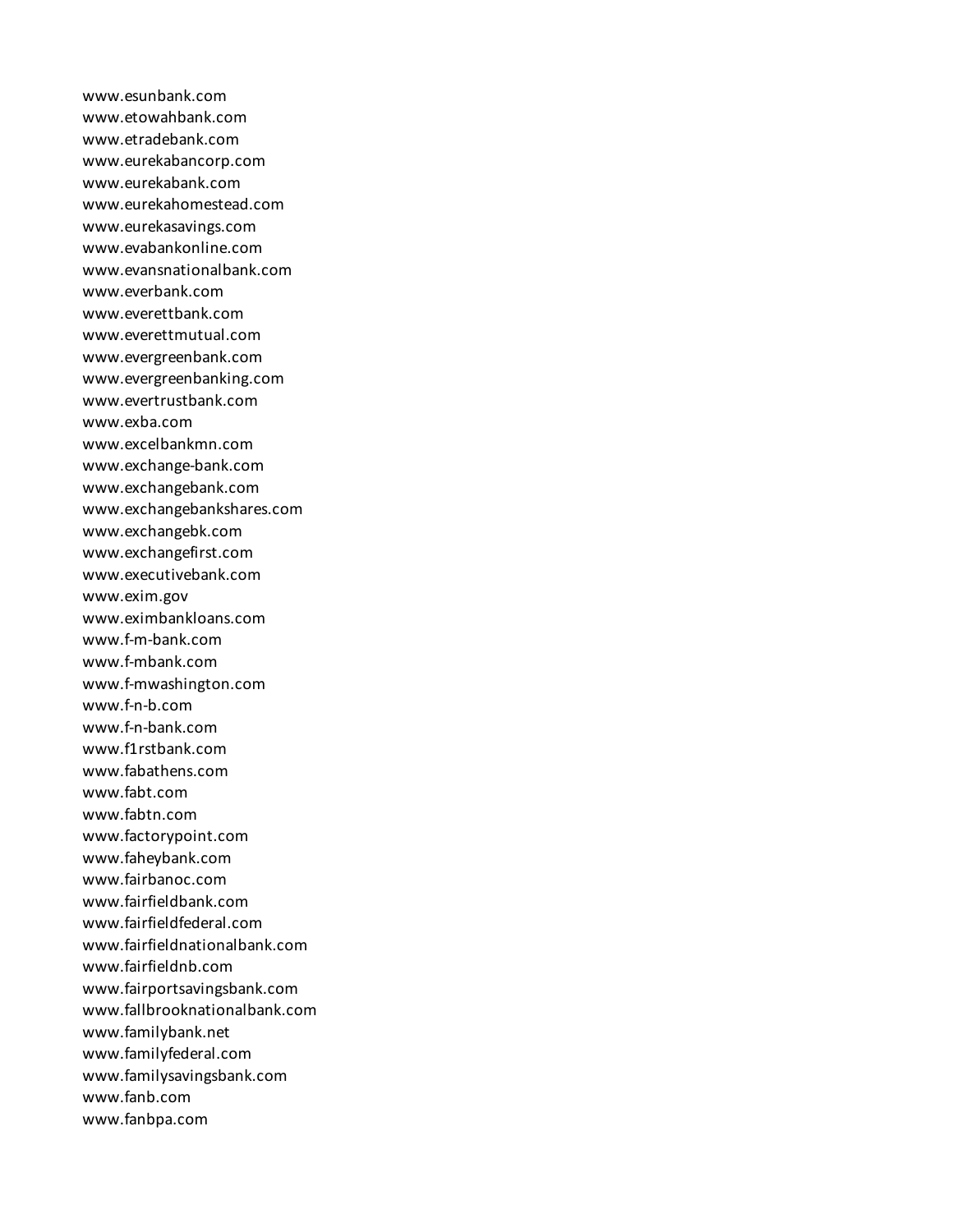www.esunbank.com
www.etowahbank.com
www.etradebank.com
www.eurekabancorp.com
www.eurekabank.com
www.eurekahomestead.com
www.eurekasavings.com
www.evabankonline.com
www.evansnationalbank.com
www.everbank.com
www.everettbank.com
www.everettmutual.com
www.evergreenbank.com
www.evergreenbanking.com
www.evertrustbank.com
www.exba.com
www.excelbankmn.com
www.exchange-bank.com
www.exchangebank.com
www.exchangebankshares.com
www.exchangebk.com
www.exchangefirst.com
www.executivebank.com
www.exim.gov
www.eximbankloans.com
www.f-m-bank.com
www.f-mbank.com
www.f-mwashington.com
www.f-n-b.com
www.f-n-bank.com
www.f1rstbank.com
www.fabathens.com
www.fabt.com
www.fabtn.com
www.factorypoint.com
www.faheybank.com
www.fairbanoc.com
www.fairfieldbank.com
www.fairfieldfederal.com
www.fairfieldnationalbank.com
www.fairfieldnb.com
www.fairportsavingsbank.com
www.fallbrooknationalbank.com
www.familybank.net
www.familyfederal.com
www.familysavingsbank.com
www.fanb.com
www.fanbpa.com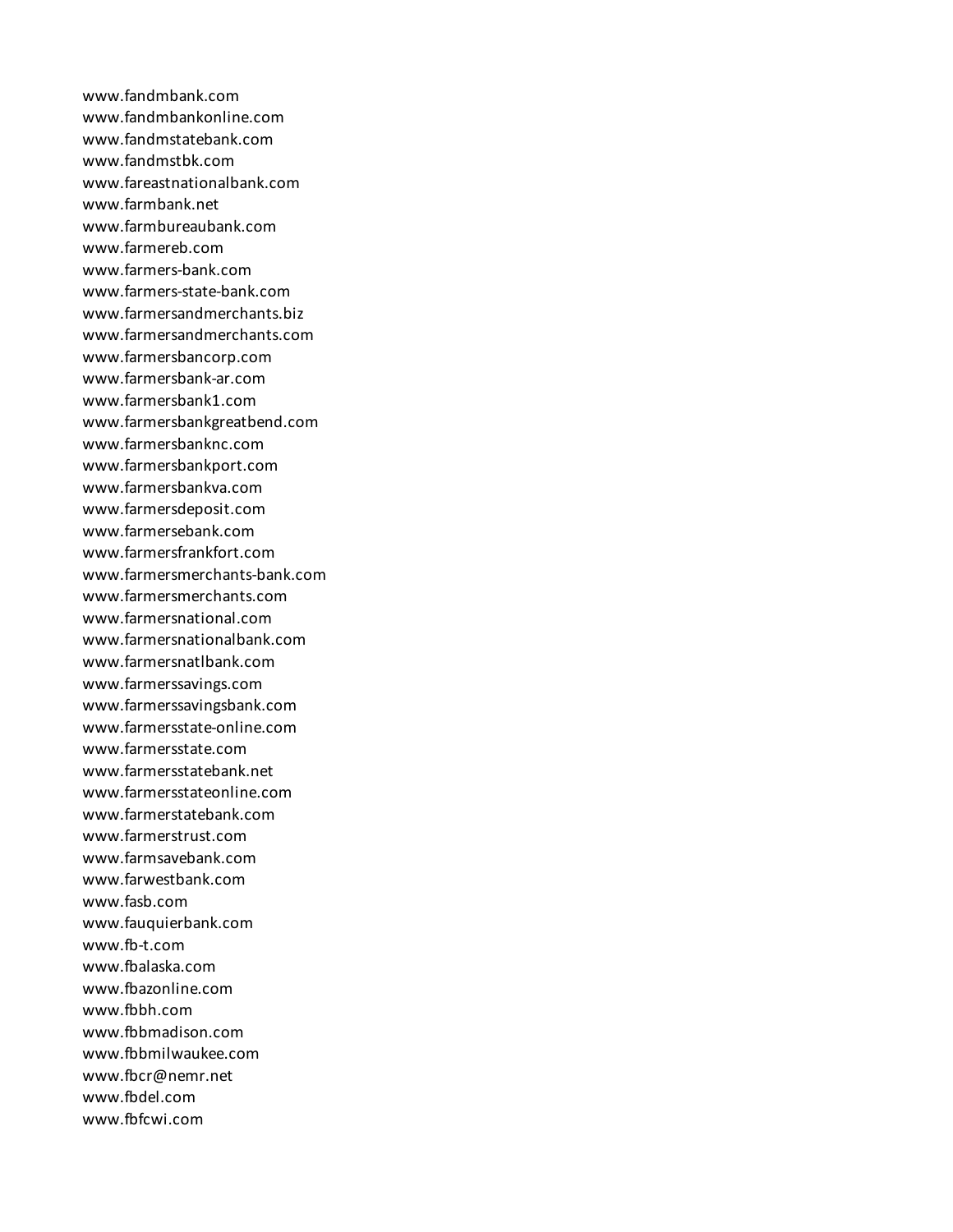www.fandmbank.com
www.fandmbankonline.com
www.fandmstatebank.com
www.fandmstbk.com
www.fareastnationalbank.com
www.farmbank.net
www.farmbureaubank.com
www.farmereb.com
www.farmers-bank.com
www.farmers-state-bank.com
www.farmersandmerchants.biz
www.farmersandmerchants.com
www.farmersbancorp.com
www.farmersbank-ar.com
www.farmersbank1.com
www.farmersbankgreatbend.com
www.farmersbanknc.com
www.farmersbankport.com
www.farmersbankva.com
www.farmersdeposit.com
www.farmersebank.com
www.farmersfrankfort.com
www.farmersmerchants-bank.com
www.farmersmerchants.com
www.farmersnational.com
www.farmersnationalbank.com
www.farmersnatlbank.com
www.farmerssavings.com
www.farmerssavingsbank.com
www.farmersstate-online.com
www.farmersstate.com
www.farmersstatebank.net
www.farmersstateonline.com
www.farmerstatebank.com
www.farmerstrust.com
www.farmsavebank.com
www.farwestbank.com
www.fasb.com
www.fauquierbank.com
www.fb-t.com
www.fbalaska.com
www.fbazonline.com
www.fbbh.com
www.fbbmadison.com
www.fbbmilwaukee.com
www.fbcr@nemr.net
www.fbdel.com
www.fbfcwi.com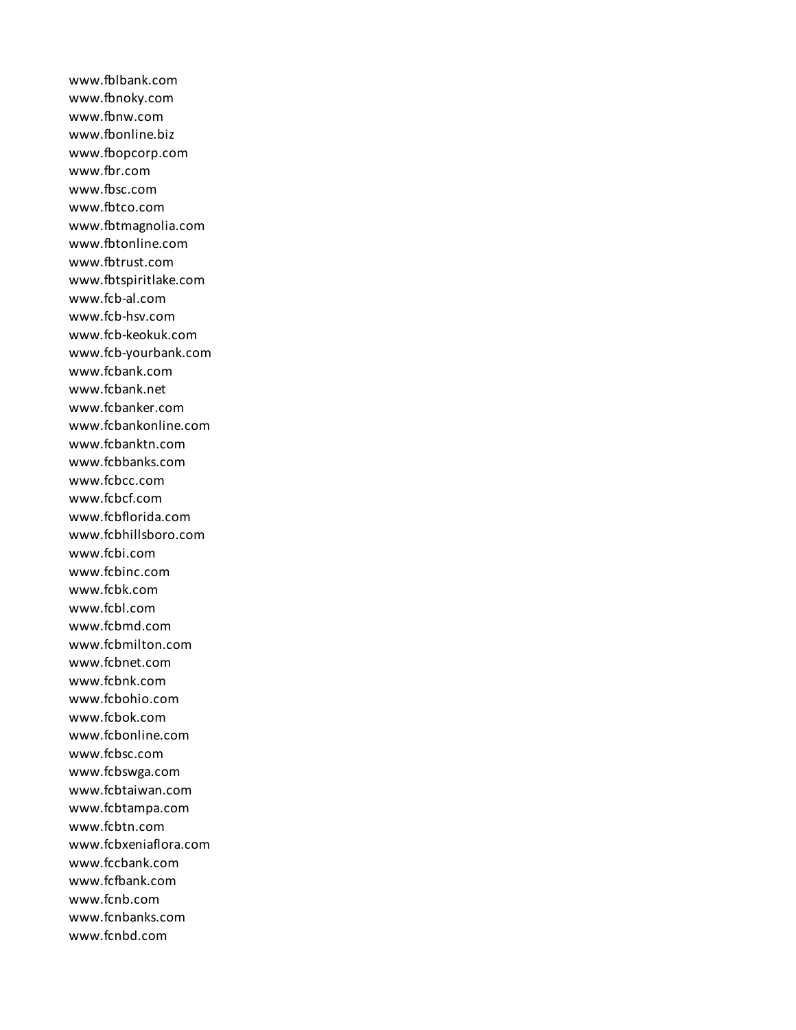www.fblbank.com
www.fbnoky.com
www.fbnw.com
www.fbonline.biz
www.fbopcorp.com
www.fbr.com
www.fbsc.com
www.fbtco.com
www.fbtmagnolia.com
www.fbtonline.com
www.fbtrust.com
www.fbtspiritlake.com
www.fcb-al.com
www.fcb-hsv.com
www.fcb-keokuk.com
www.fcb-yourbank.com
www.fcbank.com
www.fcbank.net
www.fcbanker.com
www.fcbankonline.com
www.fcbanktn.com
www.fcbbanks.com
www.fcbcc.com
www.fcbcf.com
www.fcbflorida.com
www.fcbhillsboro.com
www.fcbi.com
www.fcbinc.com
www.fcbk.com
www.fcbl.com
www.fcbmd.com
www.fcbmilton.com
www.fcbnet.com
www.fcbnk.com
www.fcbohio.com
www.fcbok.com
www.fcbonline.com
www.fcbsc.com
www.fcbswga.com
www.fcbtaiwan.com
www.fcbtampa.com
www.fcbtn.com
www.fcbxeniaflora.com
www.fccbank.com
www.fcfbank.com
www.fcnb.com
www.fcnbanks.com
www.fcnbd.com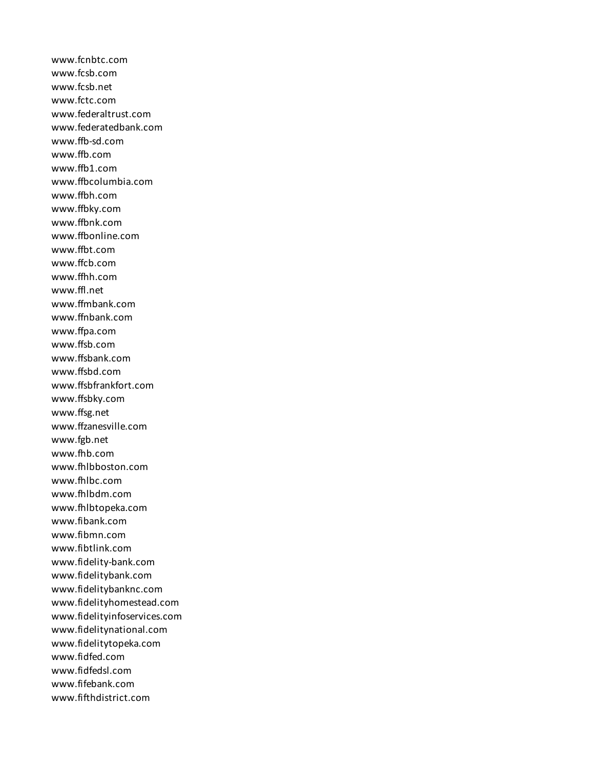www.fcnbtc.com
www.fcsb.com
www.fcsb.net
www.fctc.com
www.federaltrust.com
www.federatedbank.com
www.ffb-sd.com
www.ffb.com
www.ffb1.com
www.ffbcolumbia.com
www.ffbh.com
www.ffbky.com
www.ffbnk.com
www.ffbonline.com
www.ffbt.com
www.ffcb.com
www.ffhh.com
www.ffl.net
www.ffmbank.com
www.ffnbank.com
www.ffpa.com
www.ffsb.com
www.ffsbank.com
www.ffsbd.com
www.ffsbfrankfort.com
www.ffsbky.com
www.ffsg.net
www.ffzanesville.com
www.fgb.net
www.fhb.com
www.fhlbboston.com
www.fhlbc.com
www.fhlbdm.com
www.fhlbtopeka.com
www.fibank.com
www.fibmn.com
www.fibtlink.com
www.fidelity-bank.com
www.fidelitybank.com
www.fidelitybanknc.com
www.fidelityhomestead.com
www.fidelityinfoservices.com
www.fidelitynational.com
www.fidelitytopeka.com
www.fidfed.com
www.fidfedsl.com
www.fifebank.com
www.fifthdistrict.com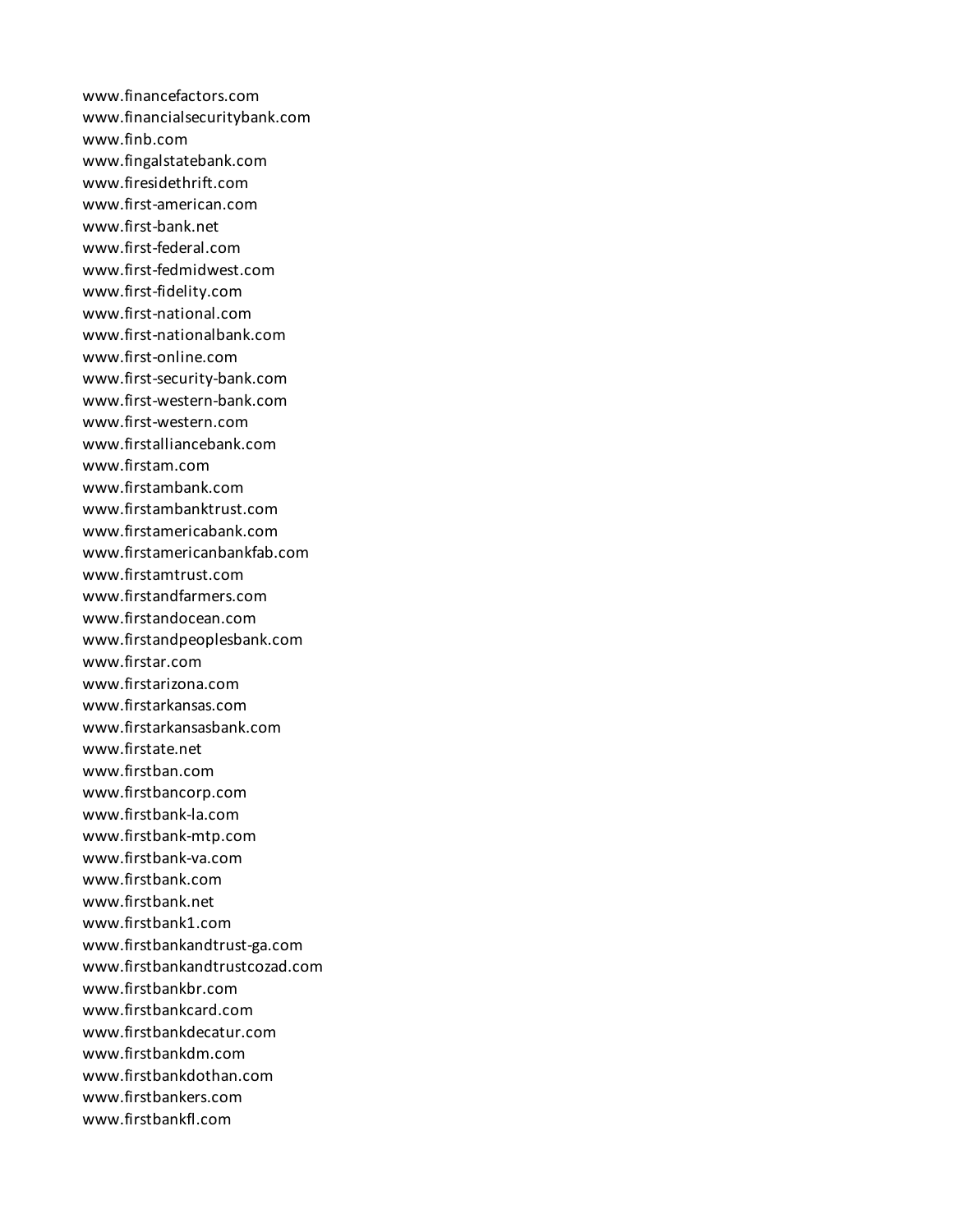www.financefactors.com
www.financialsecuritybank.com
www.finb.com
www.fingalstatebank.com
www.firesidethrift.com
www.first-american.com
www.first-bank.net
www.first-federal.com
www.first-fedmidwest.com
www.first-fidelity.com
www.first-national.com
www.first-nationalbank.com
www.first-online.com
www.first-security-bank.com
www.first-western-bank.com
www.first-western.com
www.firstalliancebank.com
www.firstam.com
www.firstambank.com
www.firstambanktrust.com
www.firstamericabank.com
www.firstamericanbankfab.com
www.firstamtrust.com
www.firstandfarmers.com
www.firstandocean.com
www.firstandpeoplesbank.com
www.firstar.com
www.firstarizona.com
www.firstarkansas.com
www.firstarkansasbank.com
www.firstate.net
www.firstban.com
www.firstbancorp.com
www.firstbank-la.com
www.firstbank-mtp.com
www.firstbank-va.com
www.firstbank.com
www.firstbank.net
www.firstbank1.com
www.firstbankandtrust-ga.com
www.firstbankandtrustcozad.com
www.firstbankbr.com
www.firstbankcard.com
www.firstbankdecatur.com
www.firstbankdm.com
www.firstbankdothan.com
www.firstbankers.com
www.firstbankfl.com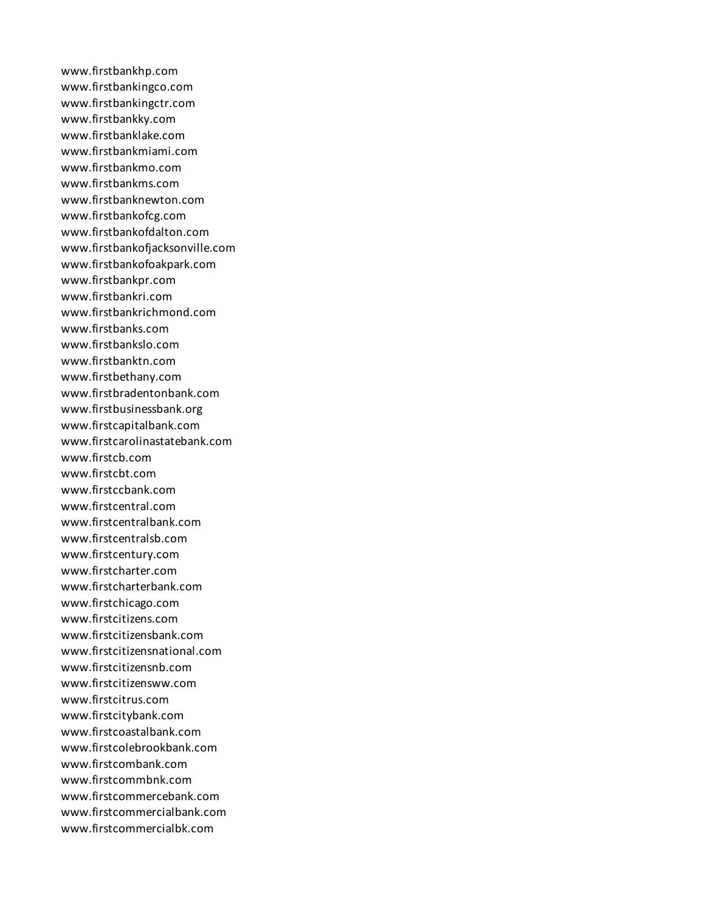www.firstbankhp.com
www.firstbankingco.com
www.firstbankingctr.com
www.firstbankky.com
www.firstbanklake.com
www.firstbankmiami.com
www.firstbankmo.com
www.firstbankms.com
www.firstbanknewton.com
www.firstbankofcg.com
www.firstbankofdalton.com
www.firstbankofjacksonville.com
www.firstbankofoakpark.com
www.firstbankpr.com
www.firstbankri.com
www.firstbankrichmond.com
www.firstbanks.com
www.firstbankslo.com
www.firstbanktn.com
www.firstbethany.com
www.firstbradentonbank.com
www.firstbusinessbank.org
www.firstcapitalbank.com
www.firstcarolinastatebank.com
www.firstcb.com
www.firstcbt.com
www.firstccbank.com
www.firstcentral.com
www.firstcentralbank.com
www.firstcentralsb.com
www.firstcentury.com
www.firstcharter.com
www.firstcharterbank.com
www.firstchicago.com
www.firstcitizens.com
www.firstcitizensbank.com
www.firstcitizensnational.com
www.firstcitizensnb.com
www.firstcitizensww.com
www.firstcitrus.com
www.firstcitybank.com
www.firstcoastalbank.com
www.firstcolebrookbank.com
www.firstcombank.com
www.firstcommbnk.com
www.firstcommercebank.com
www.firstcommercialbank.com
www.firstcommercialbk.com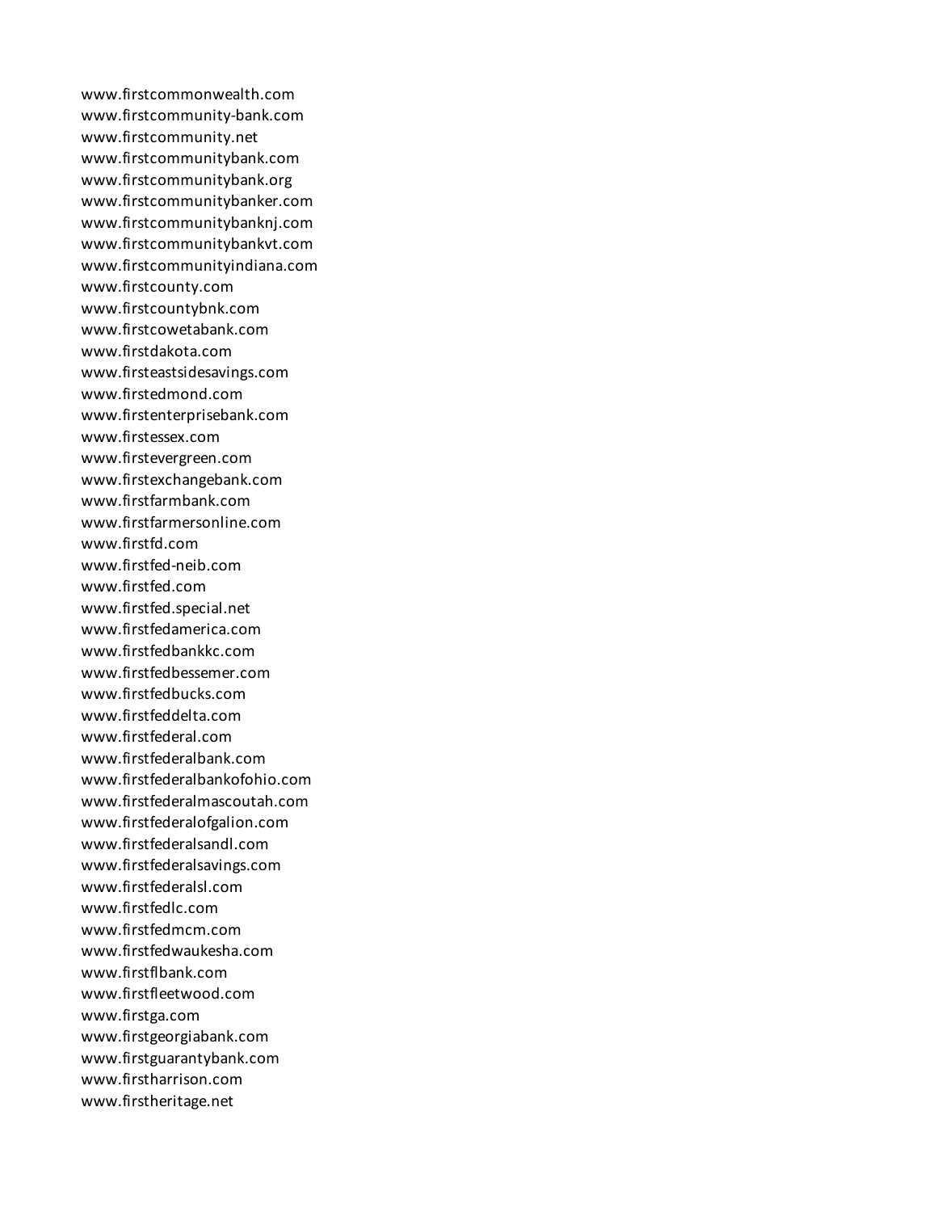www.firstcommonwealth.com
www.firstcommunity-bank.com
www.firstcommunity.net
www.firstcommunitybank.com
www.firstcommunitybank.org
www.firstcommunitybanker.com
www.firstcommunitybanknj.com
www.firstcommunitybankvt.com
www.firstcommunityindiana.com
www.firstcounty.com
www.firstcountybnk.com
www.firstcowetabank.com
www.firstdakota.com
www.firsteastsidesavings.com
www.firstedmond.com
www.firstenterprisebank.com
www.firstessex.com
www.firstevergreen.com
www.firstexchangebank.com
www.firstfarmbank.com
www.firstfarmersonline.com
www.firstfd.com
www.firstfed-neib.com
www.firstfed.com
www.firstfed.special.net
www.firstfedamerica.com
www.firstfedbankkc.com
www.firstfedbessemer.com
www.firstfedbucks.com
www.firstfeddelta.com
www.firstfederal.com
www.firstfederalbank.com
www.firstfederalbankofohio.com
www.firstfederalmascoutah.com
www.firstfederalofgalion.com
www.firstfederalsandl.com
www.firstfederalsavings.com
www.firstfederalsl.com
www.firstfedlc.com
www.firstfedmcm.com
www.firstfedwaukesha.com
www.firstflbank.com
www.firstfleetwood.com
www.firstga.com
www.firstgeorgiabank.com
www.firstguarantybank.com
www.firstharrison.com
www.firstheritage.net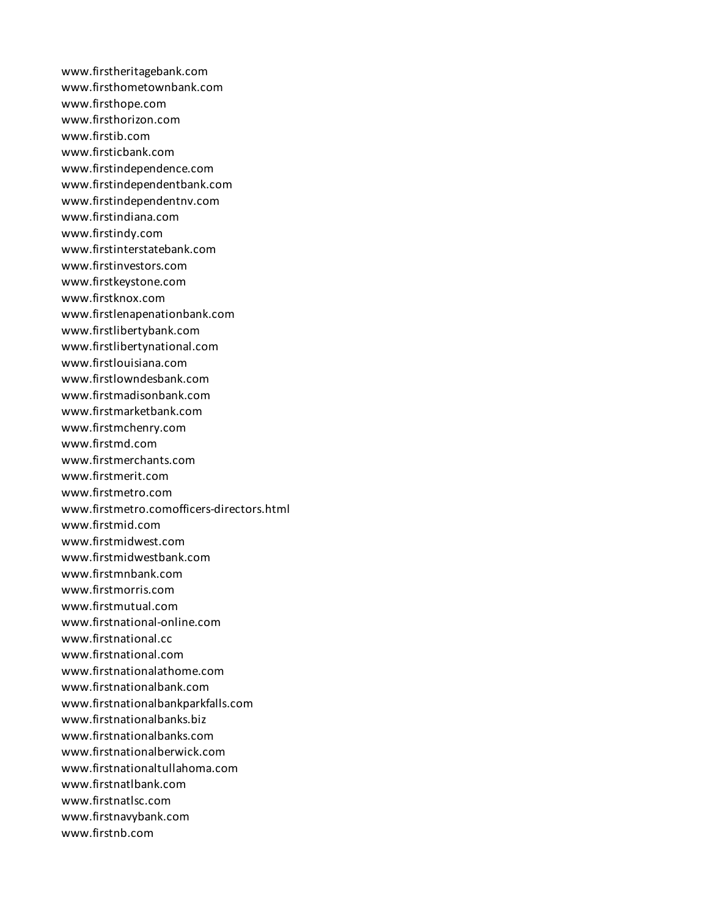www.firstheritagebank.com
www.firsthometownbank.com
www.firsthope.com
www.firsthorizon.com
www.firstib.com
www.firsticbank.com
www.firstindependence.com
www.firstindependentbank.com
www.firstindependentnv.com
www.firstindiana.com
www.firstindy.com
www.firstinterstatebank.com
www.firstinvestors.com
www.firstkeystone.com
www.firstknox.com
www.firstlenapenationbank.com
www.firstlibertybank.com
www.firstlibertynational.com
www.firstlouisiana.com
www.firstlowndesbank.com
www.firstmadisonbank.com
www.firstmarketbank.com
www.firstmchenry.com
www.firstmd.com
www.firstmerchants.com
www.firstmerit.com
www.firstmetro.com
www.firstmetro.comofficers-directors.html
www.firstmid.com
www.firstmidwest.com
www.firstmidwestbank.com
www.firstmnbank.com
www.firstmorris.com
www.firstmutual.com
www.firstnational-online.com
www.firstnational.cc
www.firstnational.com
www.firstnationalathome.com
www.firstnationalbank.com
www.firstnationalbankparkfalls.com
www.firstnationalbanks.biz
www.firstnationalbanks.com
www.firstnationalberwick.com
www.firstnationaltullahoma.com
www.firstnatlbank.com
www.firstnatlsc.com
www.firstnavybank.com
www.firstnb.com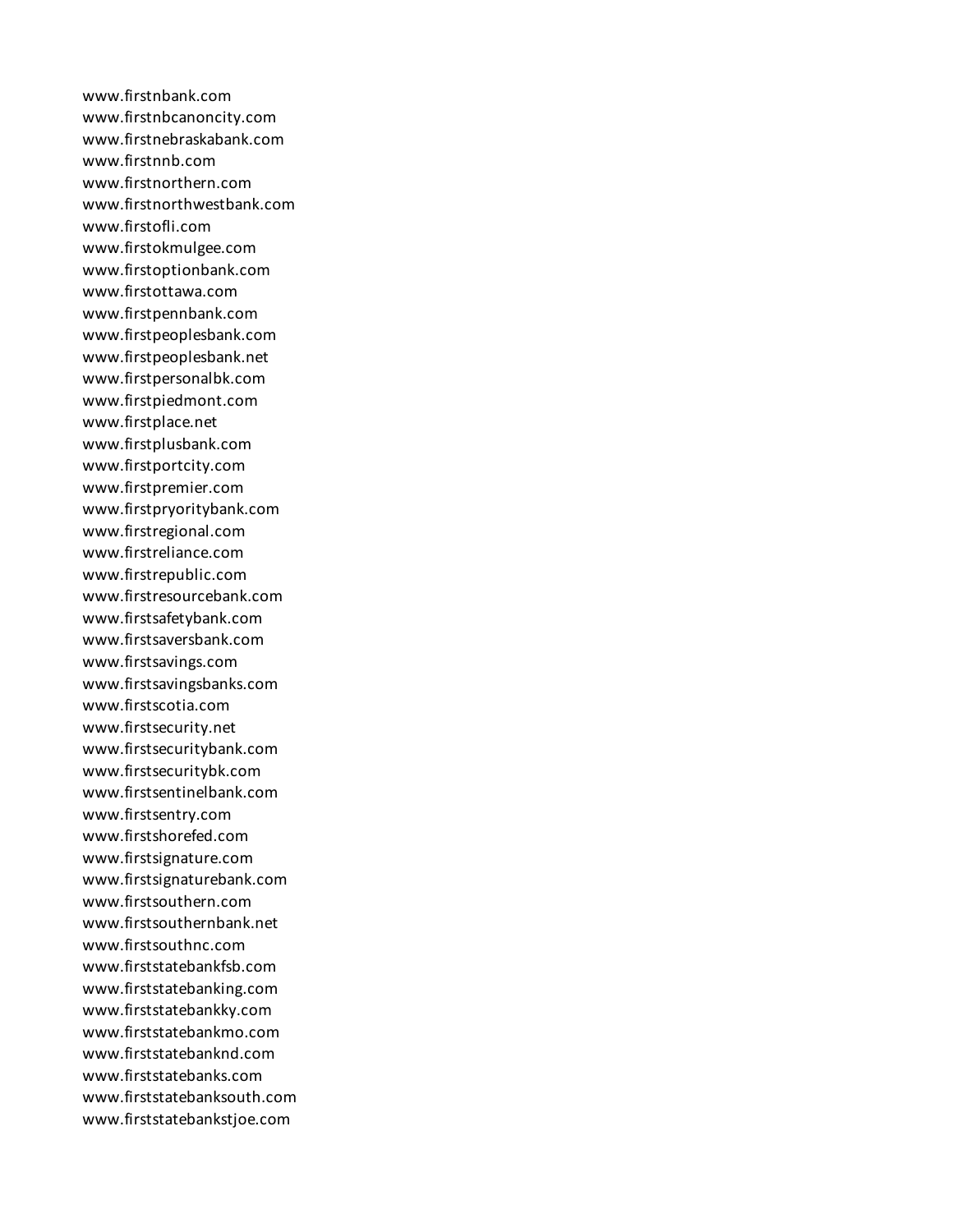www.firstnbank.com
www.firstnbcanoncity.com
www.firstnebraskabank.com
www.firstnnb.com
www.firstnorthern.com
www.firstnorthwestbank.com
www.firstofli.com
www.firstokmulgee.com
www.firstoptionbank.com
www.firstottawa.com
www.firstpennbank.com
www.firstpeoplesbank.com
www.firstpeoplesbank.net
www.firstpersonalbk.com
www.firstpiedmont.com
www.firstplace.net
www.firstplusbank.com
www.firstportcity.com
www.firstpremier.com
www.firstpryoritybank.com
www.firstregional.com
www.firstreliance.com
www.firstrepublic.com
www.firstresourcebank.com
www.firstsafetybank.com
www.firstsaversbank.com
www.firstsavings.com
www.firstsavingsbanks.com
www.firstscotia.com
www.firstsecurity.net
www.firstsecuritybank.com
www.firstsecuritybk.com
www.firstsentinelbank.com
www.firstsentry.com
www.firstshorefed.com
www.firstsignature.com
www.firstsignaturebank.com
www.firstsouthern.com
www.firstsouthernbank.net
www.firstsouthnc.com
www.firststatebankfsb.com
www.firststatebanking.com
www.firststatebankky.com
www.firststatebankmo.com
www.firststatebanknd.com
www.firststatebanks.com
www.firststatebanksouth.com
www.firststatebankstjoe.com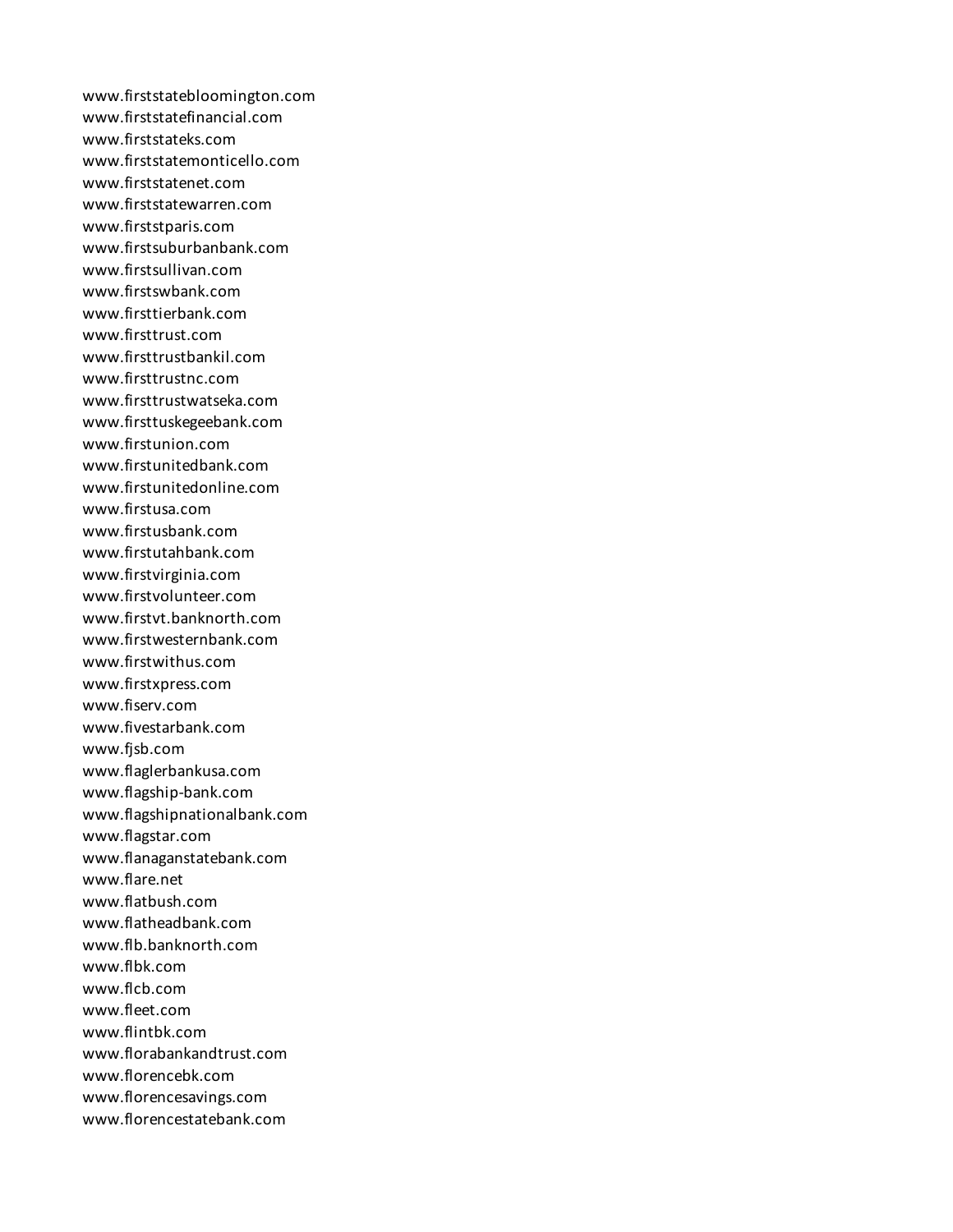www.firststatebloomington.com
www.firststatefinancial.com
www.firststateks.com
www.firststatemonticello.com
www.firststatenet.com
www.firststatewarren.com
www.firststparis.com
www.firstsuburbanbank.com
www.firstsullivan.com
www.firstswbank.com
www.firsttierbank.com
www.firsttrust.com
www.firsttrustbankil.com
www.firsttrustnc.com
www.firsttrustwatseka.com
www.firsttuskegeebank.com
www.firstunion.com
www.firstunitedbank.com
www.firstunitedonline.com
www.firstusa.com
www.firstusbank.com
www.firstutahbank.com
www.firstvirginia.com
www.firstvolunteer.com
www.firstvt.banknorth.com
www.firstwesternbank.com
www.firstwithus.com
www.firstxpress.com
www.fiserv.com
www.fivestarbank.com
www.fjsb.com
www.flaglerbankusa.com
www.flagship-bank.com
www.flagshipnationalbank.com
www.flagstar.com
www.flanaganstatebank.com
www.flare.net
www.flatbush.com
www.flatheadbank.com
www.flb.banknorth.com
www.flbk.com
www.flcb.com
www.fleet.com
www.flintbk.com
www.florabankandtrust.com
www.florencebk.com
www.florencesavings.com
www.florencestatebank.com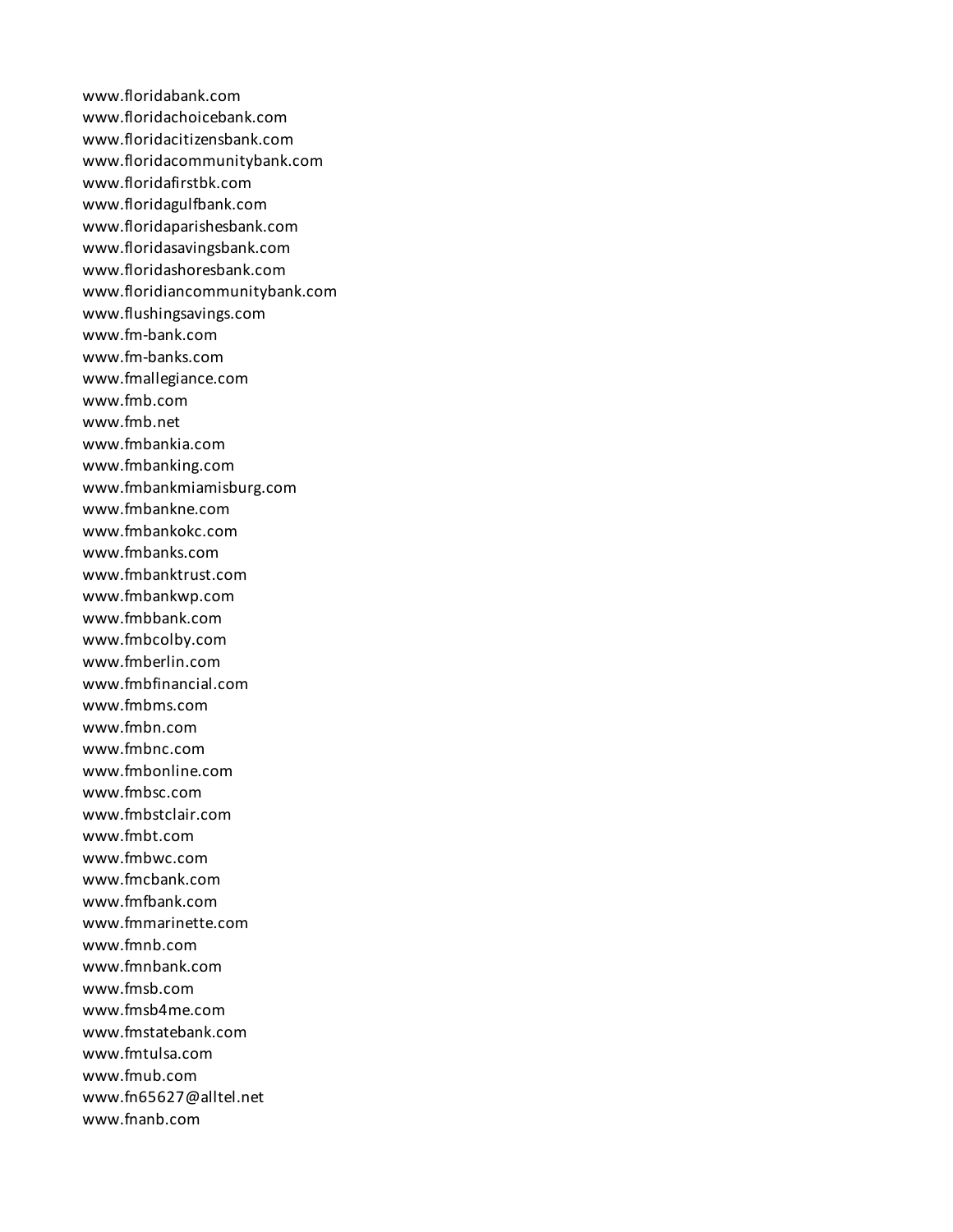www.floridabank.com
www.floridachoicebank.com
www.floridacitizensbank.com
www.floridacommunitybank.com
www.floridafirstbk.com
www.floridagulfbank.com
www.floridaparishesbank.com
www.floridasavingsbank.com
www.floridashoresbank.com
www.floridiancommunitybank.com
www.flushingsavings.com
www.fm-bank.com
www.fm-banks.com
www.fmallegiance.com
www.fmb.com
www.fmb.net
www.fmbankia.com
www.fmbanking.com
www.fmbankmiamisburg.com
www.fmbankne.com
www.fmbankokc.com
www.fmbanks.com
www.fmbanktrust.com
www.fmbankwp.com
www.fmbbank.com
www.fmbcolby.com
www.fmberlin.com
www.fmbfinancial.com
www.fmbms.com
www.fmbn.com
www.fmbnc.com
www.fmbonline.com
www.fmbsc.com
www.fmbstclair.com
www.fmbt.com
www.fmbwc.com
www.fmcbank.com
www.fmfbank.com
www.fmmarinette.com
www.fmnb.com
www.fmnbank.com
www.fmsb.com
www.fmsb4me.com
www.fmstatebank.com
www.fmtulsa.com
www.fmub.com
www.fn65627@alltel.net
www.fnanb.com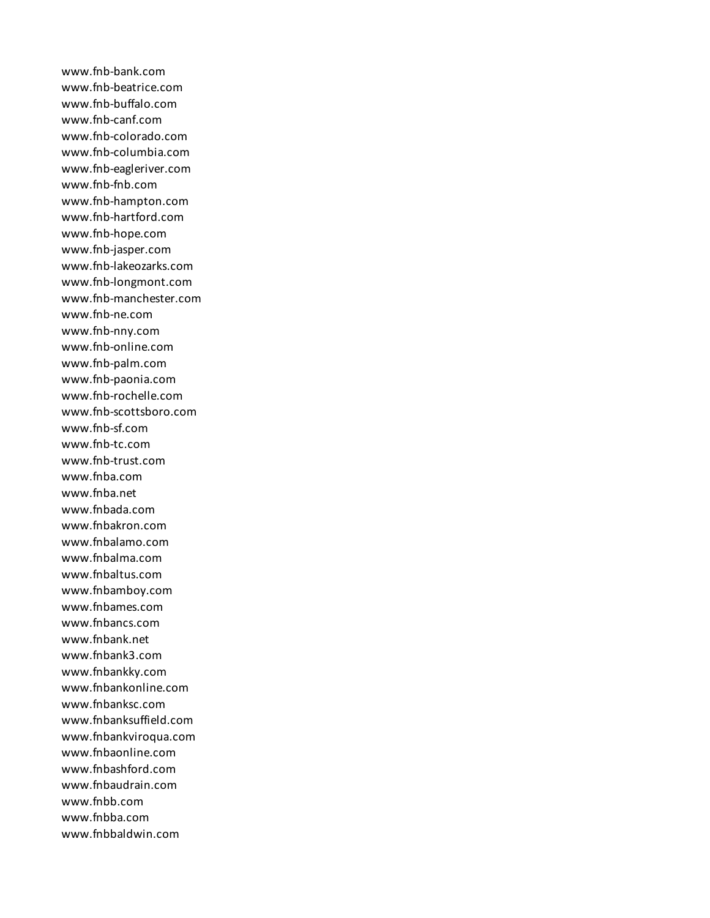www.fnb-bank.com
www.fnb-beatrice.com
www.fnb-buffalo.com
www.fnb-canf.com
www.fnb-colorado.com
www.fnb-columbia.com
www.fnb-eagleriver.com
www.fnb-fnb.com
www.fnb-hampton.com
www.fnb-hartford.com
www.fnb-hope.com
www.fnb-jasper.com
www.fnb-lakeozarks.com
www.fnb-longmont.com
www.fnb-manchester.com
www.fnb-ne.com
www.fnb-nny.com
www.fnb-online.com
www.fnb-palm.com
www.fnb-paonia.com
www.fnb-rochelle.com
www.fnb-scottsboro.com
www.fnb-sf.com
www.fnb-tc.com
www.fnb-trust.com
www.fnba.com
www.fnba.net
www.fnbada.com
www.fnbakron.com
www.fnbalamo.com
www.fnbalma.com
www.fnbaltus.com
www.fnbamboy.com
www.fnbames.com
www.fnbancs.com
www.fnbank.net
www.fnbank3.com
www.fnbankky.com
www.fnbankonline.com
www.fnbanksc.com
www.fnbanksuffield.com
www.fnbankviroqua.com
www.fnbaonline.com
www.fnbashford.com
www.fnbaudrain.com
www.fnbb.com
www.fnbba.com
www.fnbbaldwin.com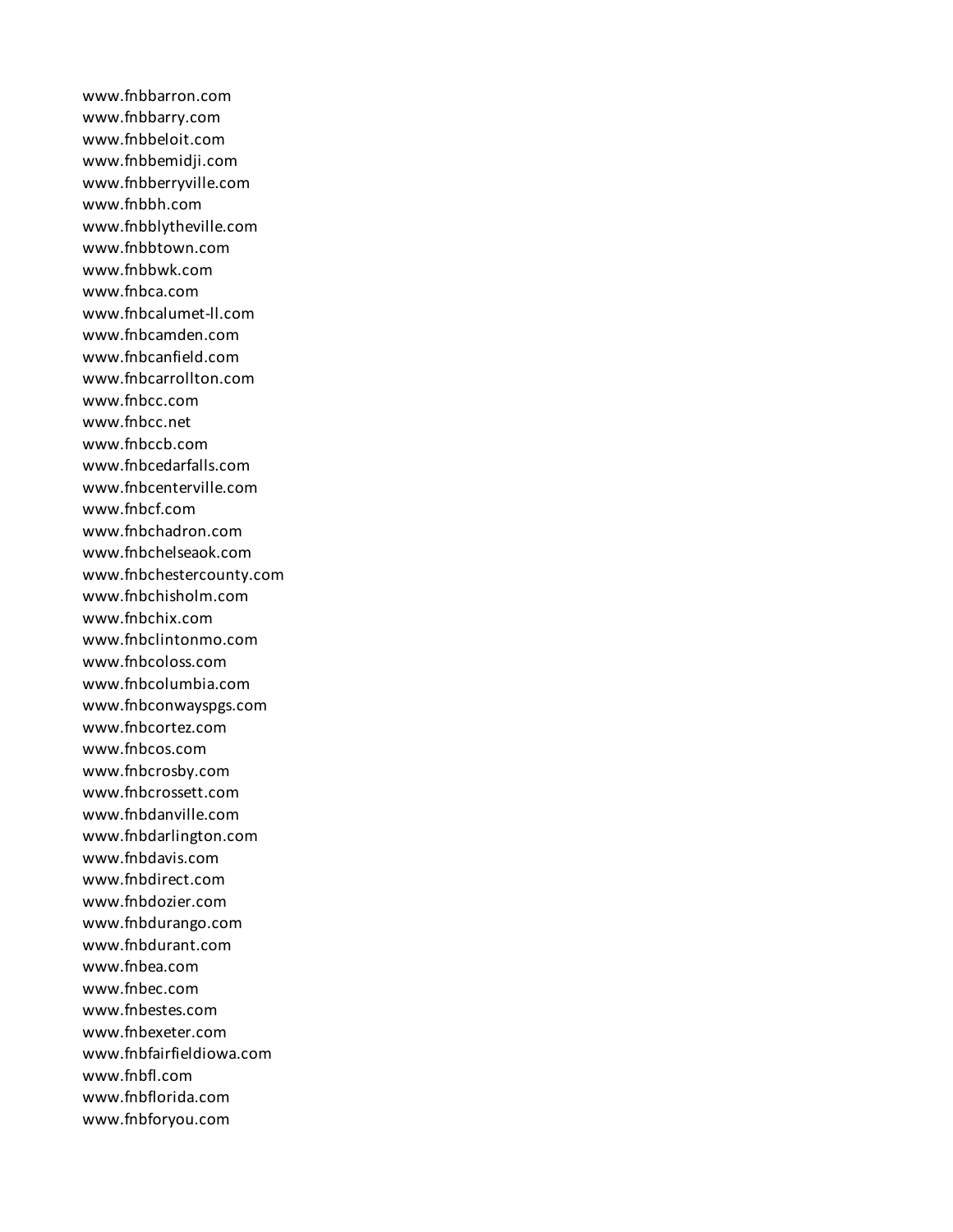www.fnbbarron.com
www.fnbbarry.com
www.fnbbeloit.com
www.fnbbemidji.com
www.fnbberryville.com
www.fnbbh.com
www.fnbblytheville.com
www.fnbbtown.com
www.fnbbwk.com
www.fnbca.com
www.fnbcalumet-ll.com
www.fnbcamden.com
www.fnbcanfield.com
www.fnbcarrollton.com
www.fnbcc.com
www.fnbcc.net
www.fnbccb.com
www.fnbcedarfalls.com
www.fnbcenterville.com
www.fnbcf.com
www.fnbchadron.com
www.fnbchelseaok.com
www.fnbchestercounty.com
www.fnbchisholm.com
www.fnbchix.com
www.fnbclintonmo.com
www.fnbcoloss.com
www.fnbcolumbia.com
www.fnbconwayspgs.com
www.fnbcortez.com
www.fnbcos.com
www.fnbcrosby.com
www.fnbcrossett.com
www.fnbdanville.com
www.fnbdarlington.com
www.fnbdavis.com
www.fnbdirect.com
www.fnbdozier.com
www.fnbdurango.com
www.fnbdurant.com
www.fnbea.com
www.fnbec.com
www.fnbestes.com
www.fnbexeter.com
www.fnbfairfieldiowa.com
www.fnbfl.com
www.fnbflorida.com
www.fnbforyou.com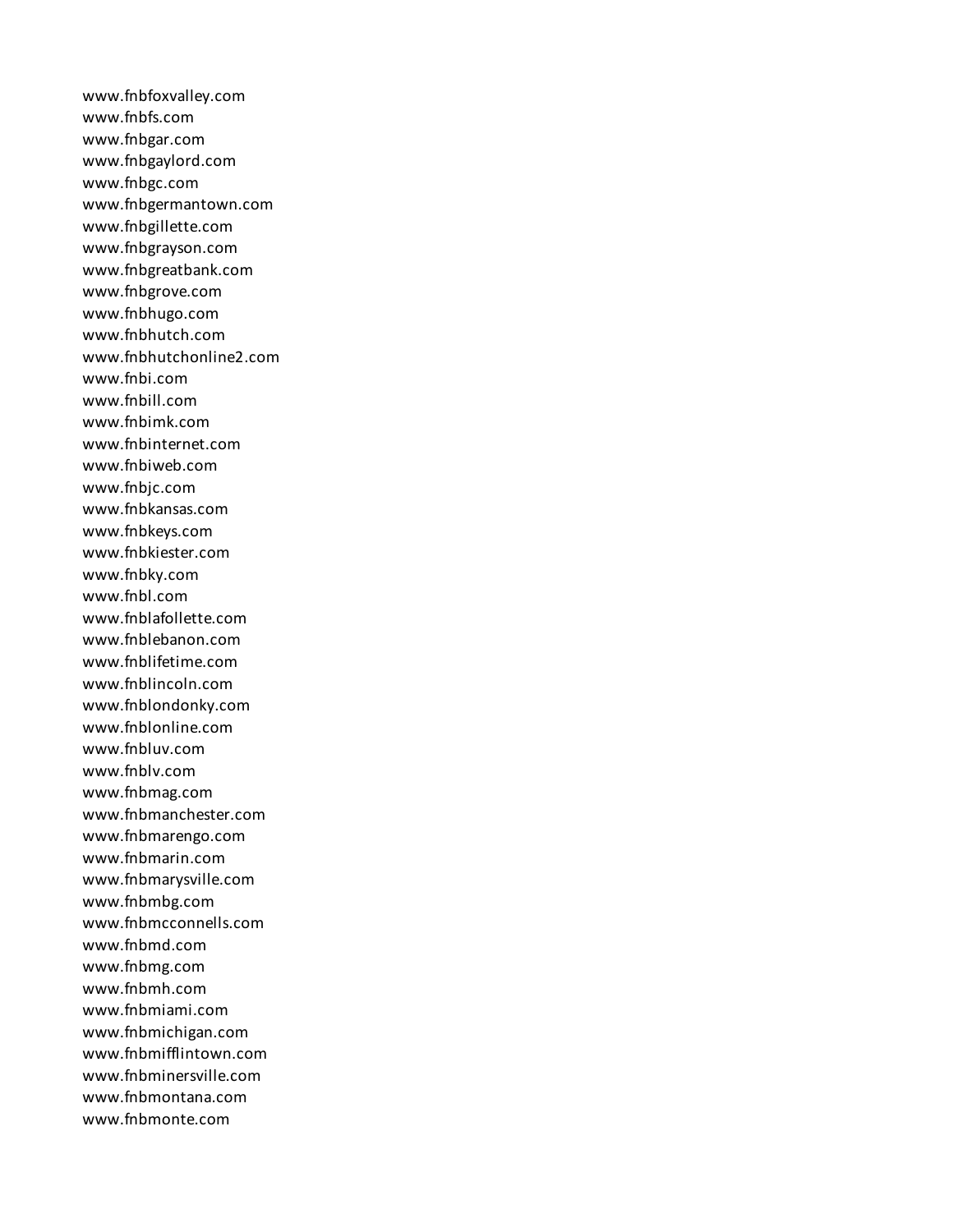www.fnbfoxvalley.com
www.fnbfs.com
www.fnbgar.com
www.fnbgaylord.com
www.fnbgc.com
www.fnbgermantown.com
www.fnbgillette.com
www.fnbgrayson.com
www.fnbgreatbank.com
www.fnbgrove.com
www.fnbhugo.com
www.fnbhutch.com
www.fnbhutchonline2.com
www.fnbi.com
www.fnbill.com
www.fnbimk.com
www.fnbinternet.com
www.fnbiweb.com
www.fnbjc.com
www.fnbkansas.com
www.fnbkeys.com
www.fnbkiester.com
www.fnbky.com
www.fnbl.com
www.fnblafollette.com
www.fnblebanon.com
www.fnblifetime.com
www.fnblincoln.com
www.fnblondonky.com
www.fnblonline.com
www.fnbluv.com
www.fnblv.com
www.fnbmag.com
www.fnbmanchester.com
www.fnbmarengo.com
www.fnbmarin.com
www.fnbmarysville.com
www.fnbmbg.com
www.fnbmcconnells.com
www.fnbmd.com
www.fnbmg.com
www.fnbmh.com
www.fnbmiami.com
www.fnbmichigan.com
www.fnbmifflintown.com
www.fnbminersville.com
www.fnbmontana.com
www.fnbmonte.com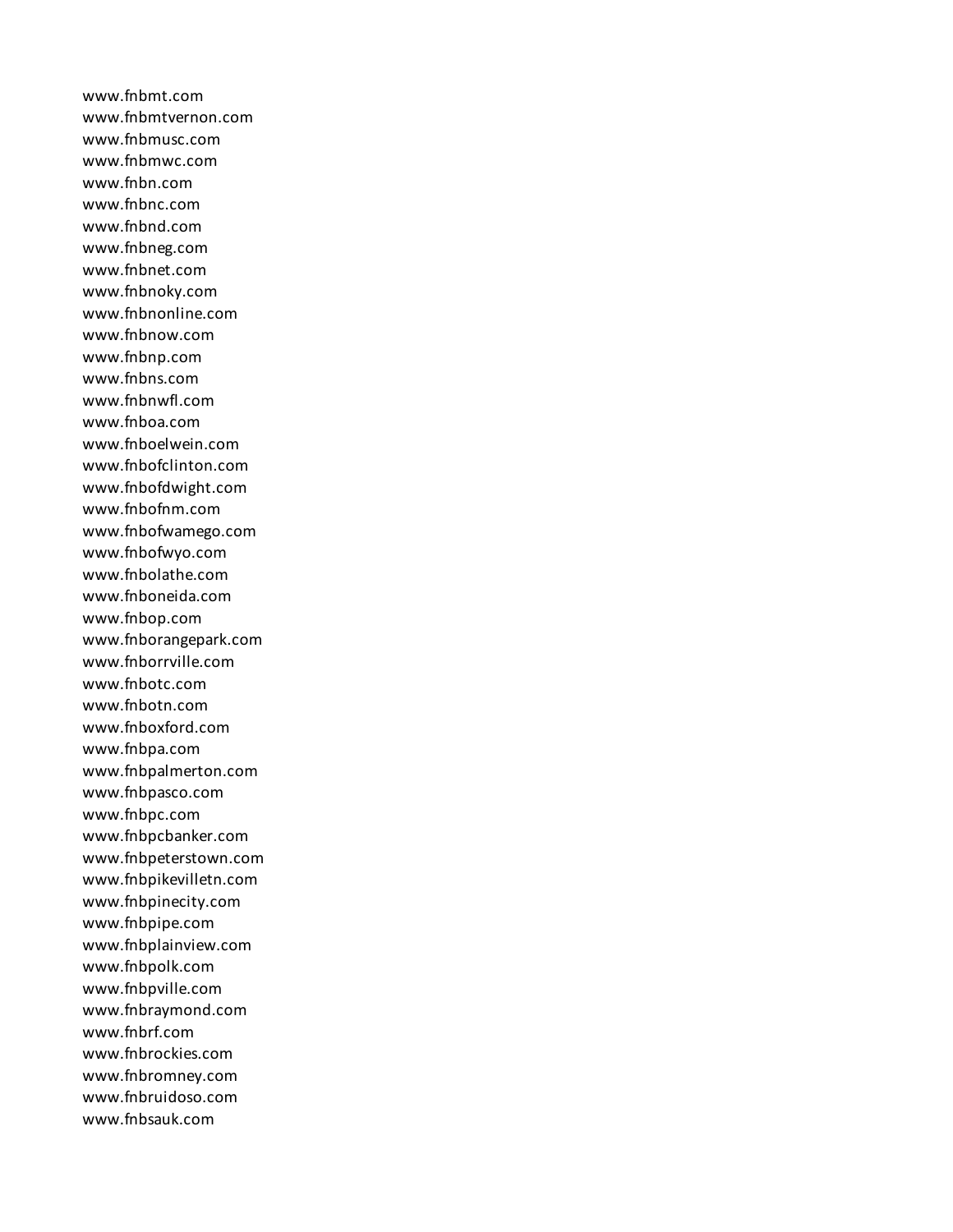www.fnbmt.com
www.fnbmtvernon.com
www.fnbmusc.com
www.fnbmwc.com
www.fnbn.com
www.fnbnc.com
www.fnbnd.com
www.fnbneg.com
www.fnbnet.com
www.fnbnoky.com
www.fnbnonline.com
www.fnbnow.com
www.fnbnp.com
www.fnbns.com
www.fnbnwfl.com
www.fnboa.com
www.fnboelwein.com
www.fnbofclinton.com
www.fnbofdwight.com
www.fnbofnm.com
www.fnbofwamego.com
www.fnbofwyo.com
www.fnbolathe.com
www.fnboneida.com
www.fnbop.com
www.fnborangepark.com
www.fnborrville.com
www.fnbotc.com
www.fnbotn.com
www.fnboxford.com
www.fnbpa.com
www.fnbpalmerton.com
www.fnbpasco.com
www.fnbpc.com
www.fnbpcbanker.com
www.fnbpeterstown.com
www.fnbpikevilletn.com
www.fnbpinecity.com
www.fnbpipe.com
www.fnbplainview.com
www.fnbpolk.com
www.fnbpville.com
www.fnbraymond.com
www.fnbrf.com
www.fnbrockies.com
www.fnbromney.com
www.fnbruidoso.com
www.fnbsauk.com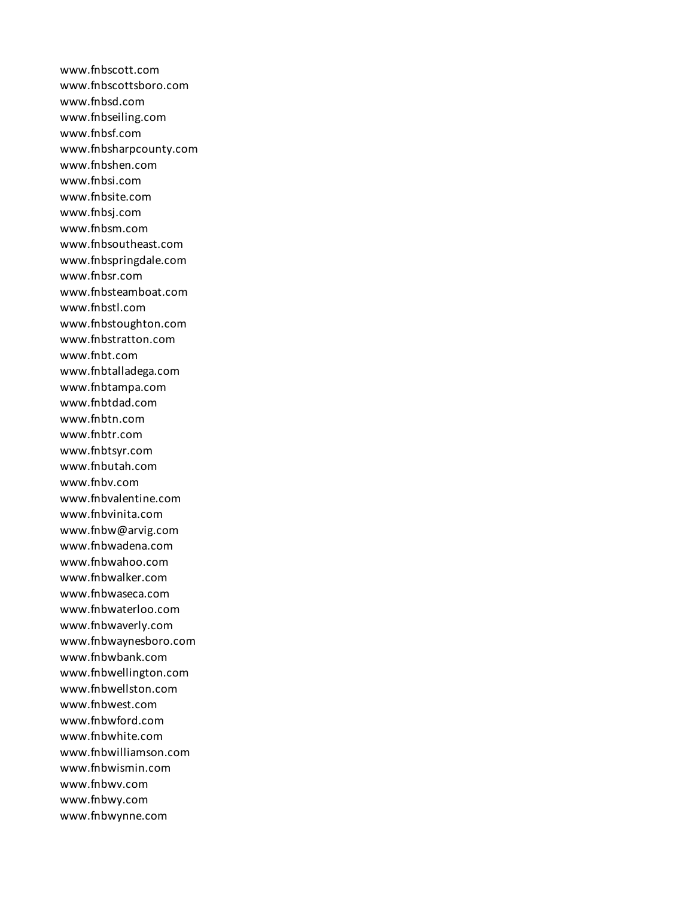www.fnbscott.com
www.fnbscottsboro.com
www.fnbsd.com
www.fnbseiling.com
www.fnbsf.com
www.fnbsharpcounty.com
www.fnbshen.com
www.fnbsi.com
www.fnbsite.com
www.fnbsj.com
www.fnbsm.com
www.fnbsoutheast.com
www.fnbspringdale.com
www.fnbsr.com
www.fnbsteamboat.com
www.fnbstl.com
www.fnbstoughton.com
www.fnbstratton.com
www.fnbt.com
www.fnbtalladega.com
www.fnbtampa.com
www.fnbtdad.com
www.fnbtn.com
www.fnbtr.com
www.fnbtsyr.com
www.fnbutah.com
www.fnbv.com
www.fnbvalentine.com
www.fnbvinita.com
www.fnbw@arvig.com
www.fnbwadena.com
www.fnbwahoo.com
www.fnbwalker.com
www.fnbwaseca.com
www.fnbwaterloo.com
www.fnbwaverly.com
www.fnbwaynesboro.com
www.fnbwbank.com
www.fnbwellington.com
www.fnbwellston.com
www.fnbwest.com
www.fnbwford.com
www.fnbwhite.com
www.fnbwilliamson.com
www.fnbwismin.com
www.fnbwv.com
www.fnbwy.com
www.fnbwynne.com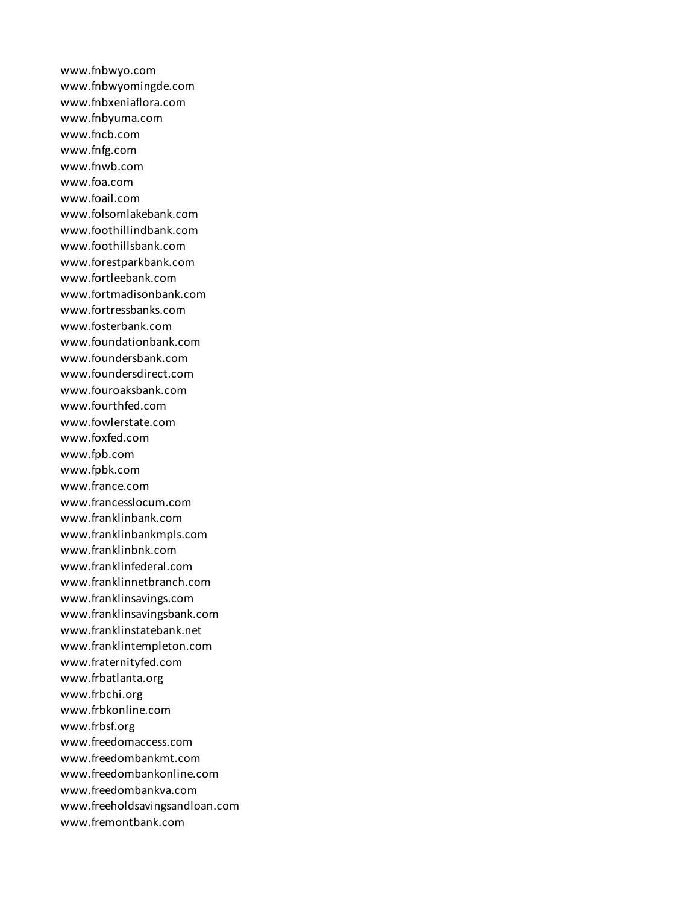www.fnbwyo.com
www.fnbwyomingde.com
www.fnbxeniaflora.com
www.fnbyuma.com
www.fncb.com
www.fnfg.com
www.fnwb.com
www.foa.com
www.foail.com
www.folsomlakebank.com
www.foothillindbank.com
www.foothillsbank.com
www.forestparkbank.com
www.fortleebank.com
www.fortmadisonbank.com
www.fortressbanks.com
www.fosterbank.com
www.foundationbank.com
www.foundersbank.com
www.foundersdirect.com
www.fouroaksbank.com
www.fourthfed.com
www.fowlerstate.com
www.foxfed.com
www.fpb.com
www.fpbk.com
www.france.com
www.francesslocum.com
www.franklinbank.com
www.franklinbankmpls.com
www.franklinbnk.com
www.franklinfederal.com
www.franklinnetbranch.com
www.franklinsavings.com
www.franklinsavingsbank.com
www.franklinstatebank.net
www.franklintempleton.com
www.fraternityfed.com
www.frbatlanta.org
www.frbchi.org
www.frbkonline.com
www.frbsf.org
www.freedomaccess.com
www.freedombankmt.com
www.freedombankonline.com
www.freedombankva.com
www.freeholdsavingsandloan.com
www.fremontbank.com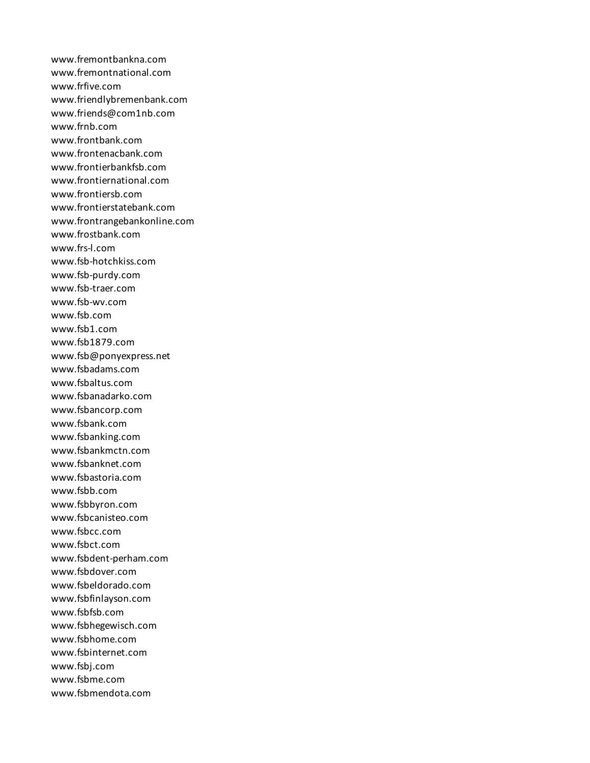www.fremontbankna.com
www.fremontnational.com
www.frfive.com
www.friendlybremenbank.com
www.friends@com1nb.com
www.frnb.com
www.frontbank.com
www.frontenacbank.com
www.frontierbankfsb.com
www.frontiernational.com
www.frontiersb.com
www.frontierstatebank.com
www.frontrangebankonline.com
www.frostbank.com
www.frs-l.com
www.fsb-hotchkiss.com
www.fsb-purdy.com
www.fsb-traer.com
www.fsb-wv.com
www.fsb.com
www.fsb1.com
www.fsb1879.com
www.fsb@ponyexpress.net
www.fsbadams.com
www.fsbaltus.com
www.fsbanadarko.com
www.fsbancorp.com
www.fsbank.com
www.fsbanking.com
www.fsbankmctn.com
www.fsbanknet.com
www.fsbastoria.com
www.fsbb.com
www.fsbbyron.com
www.fsbcanisteo.com
www.fsbcc.com
www.fsbct.com
www.fsbdent-perham.com
www.fsbdover.com
www.fsbeldorado.com
www.fsbfinlayson.com
www.fsbfsb.com
www.fsbhegewisch.com
www.fsbhome.com
www.fsbinternet.com
www.fsbj.com
www.fsbme.com
www.fsbmendota.com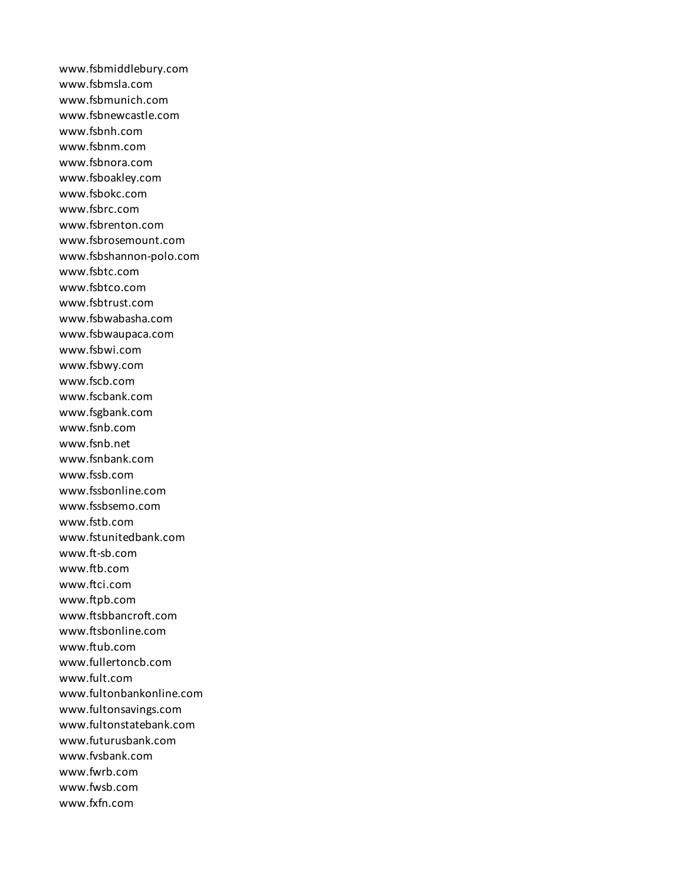www.fsbmiddlebury.com
www.fsbmsla.com
www.fsbmunich.com
www.fsbnewcastle.com
www.fsbnh.com
www.fsbnm.com
www.fsbnora.com
www.fsboakley.com
www.fsbokc.com
www.fsbrc.com
www.fsbrenton.com
www.fsbrosemount.com
www.fsbshannon-polo.com
www.fsbtc.com
www.fsbtco.com
www.fsbtrust.com
www.fsbwabasha.com
www.fsbwaupaca.com
www.fsbwi.com
www.fsbwy.com
www.fscb.com
www.fscbank.com
www.fsgbank.com
www.fsnb.com
www.fsnb.net
www.fsnbank.com
www.fssb.com
www.fssbonline.com
www.fssbsemo.com
www.fstb.com
www.fstunitedbank.com
www.ft-sb.com
www.ftb.com
www.ftci.com
www.ftpb.com
www.ftsbbancroft.com
www.ftsbonline.com
www.ftub.com
www.fullertoncb.com
www.fult.com
www.fultonbankonline.com
www.fultonsavings.com
www.fultonstatebank.com
www.futurusbank.com
www.fvsbank.com
www.fwrb.com
www.fwsb.com
www.fxfn.com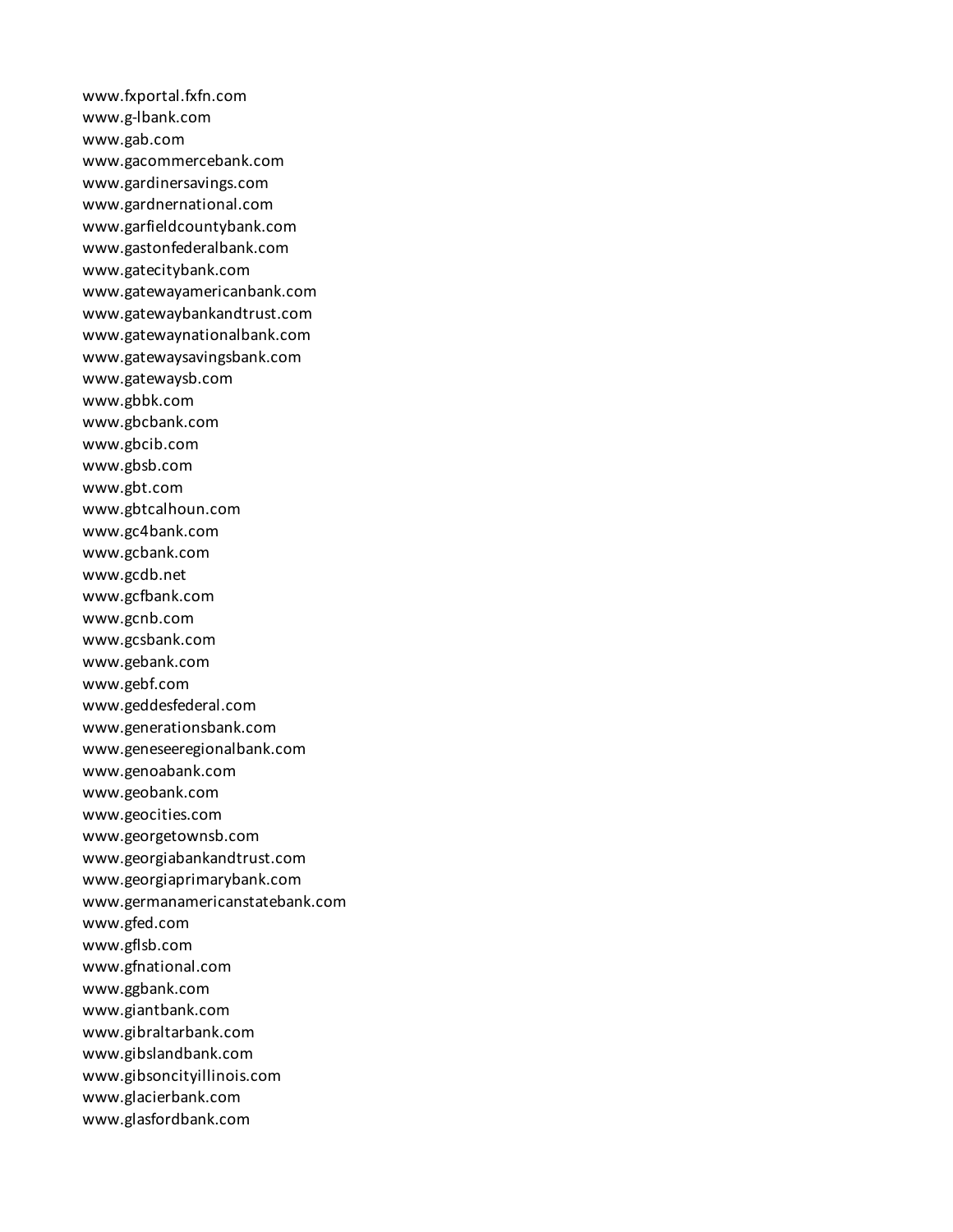www.fxportal.fxfn.com
www.g-lbank.com
www.gab.com
www.gacommercebank.com
www.gardinersavings.com
www.gardnernational.com
www.garfieldcountybank.com
www.gastonfederalbank.com
www.gatecitybank.com
www.gatewayamericanbank.com
www.gatewaybankandtrust.com
www.gatewaynationalbank.com
www.gatewaysavingsbank.com
www.gatewaysb.com
www.gbbk.com
www.gbcbank.com
www.gbcib.com
www.gbsb.com
www.gbt.com
www.gbtcalhoun.com
www.gc4bank.com
www.gcbank.com
www.gcdb.net
www.gcfbank.com
www.gcnb.com
www.gcsbank.com
www.gebank.com
www.gebf.com
www.geddesfederal.com
www.generationsbank.com
www.geneseeregionalbank.com
www.genoabank.com
www.geobank.com
www.geocities.com
www.georgetownsb.com
www.georgiabankandtrust.com
www.georgiaprimarybank.com
www.germanamericanstatebank.com
www.gfed.com
www.gflsb.com
www.gfnational.com
www.ggbank.com
www.giantbank.com
www.gibraltarbank.com
www.gibslandbank.com
www.gibsoncityillinois.com
www.glacierbank.com
www.glasfordbank.com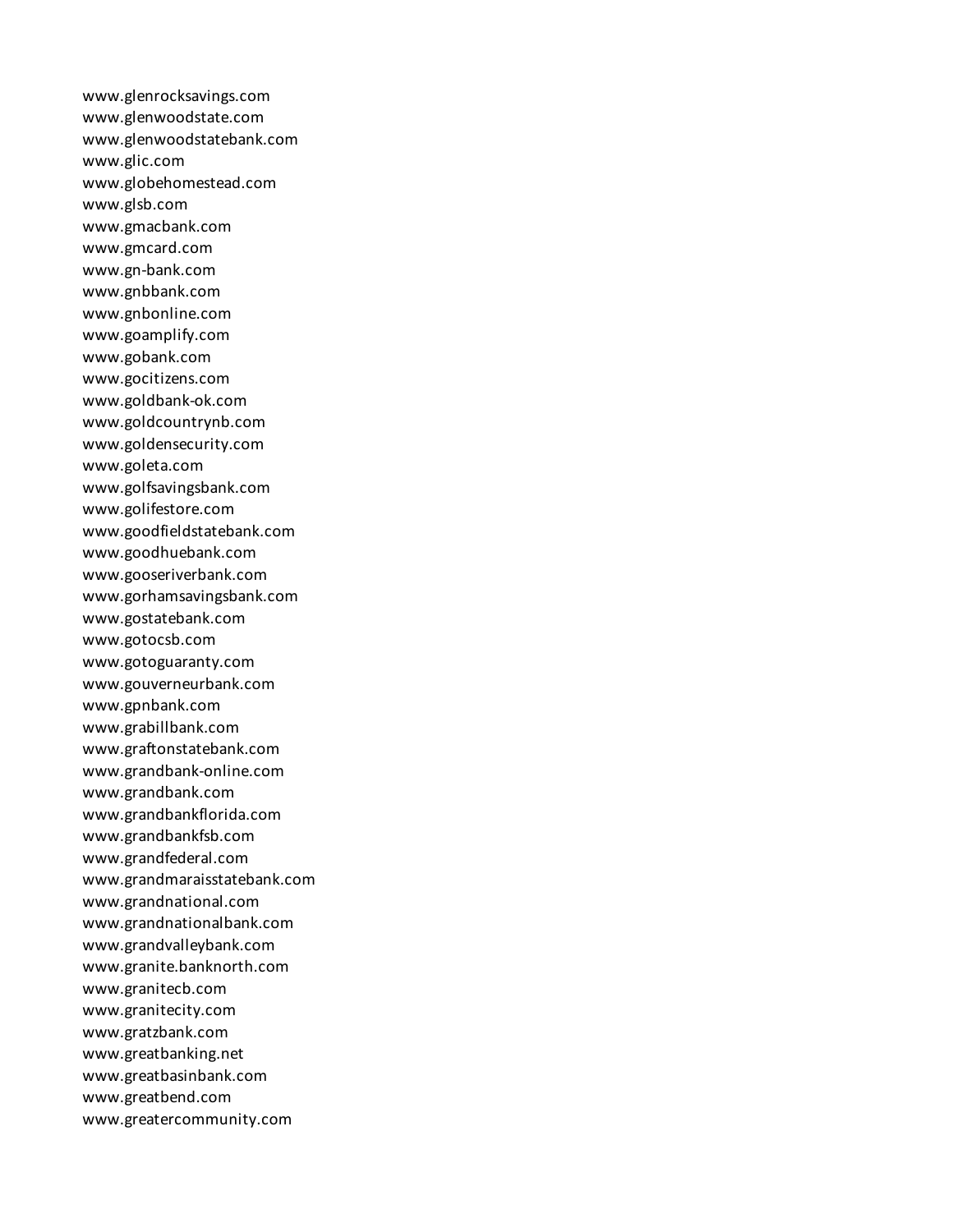www.glenrocksavings.com
www.glenwoodstate.com
www.glenwoodstatebank.com
www.glic.com
www.globehomestead.com
www.glsb.com
www.gmacbank.com
www.gmcard.com
www.gn-bank.com
www.gnbbank.com
www.gnbonline.com
www.goamplify.com
www.gobank.com
www.gocitizens.com
www.goldbank-ok.com
www.goldcountrynb.com
www.goldensecurity.com
www.goleta.com
www.golfsavingsbank.com
www.golifestore.com
www.goodfieldstatebank.com
www.goodhuebank.com
www.gooseriverbank.com
www.gorhamsavingsbank.com
www.gostatebank.com
www.gotocsb.com
www.gotoguaranty.com
www.gouverneurbank.com
www.gpnbank.com
www.grabillbank.com
www.graftonstatebank.com
www.grandbank-online.com
www.grandbank.com
www.grandbankflorida.com
www.grandbankfsb.com
www.grandfederal.com
www.grandmaraisstatebank.com
www.grandnational.com
www.grandnationalbank.com
www.grandvalleybank.com
www.granite.banknorth.com
www.granitecb.com
www.granitecity.com
www.gratzbank.com
www.greatbanking.net
www.greatbasinbank.com
www.greatbend.com
www.greatercommunity.com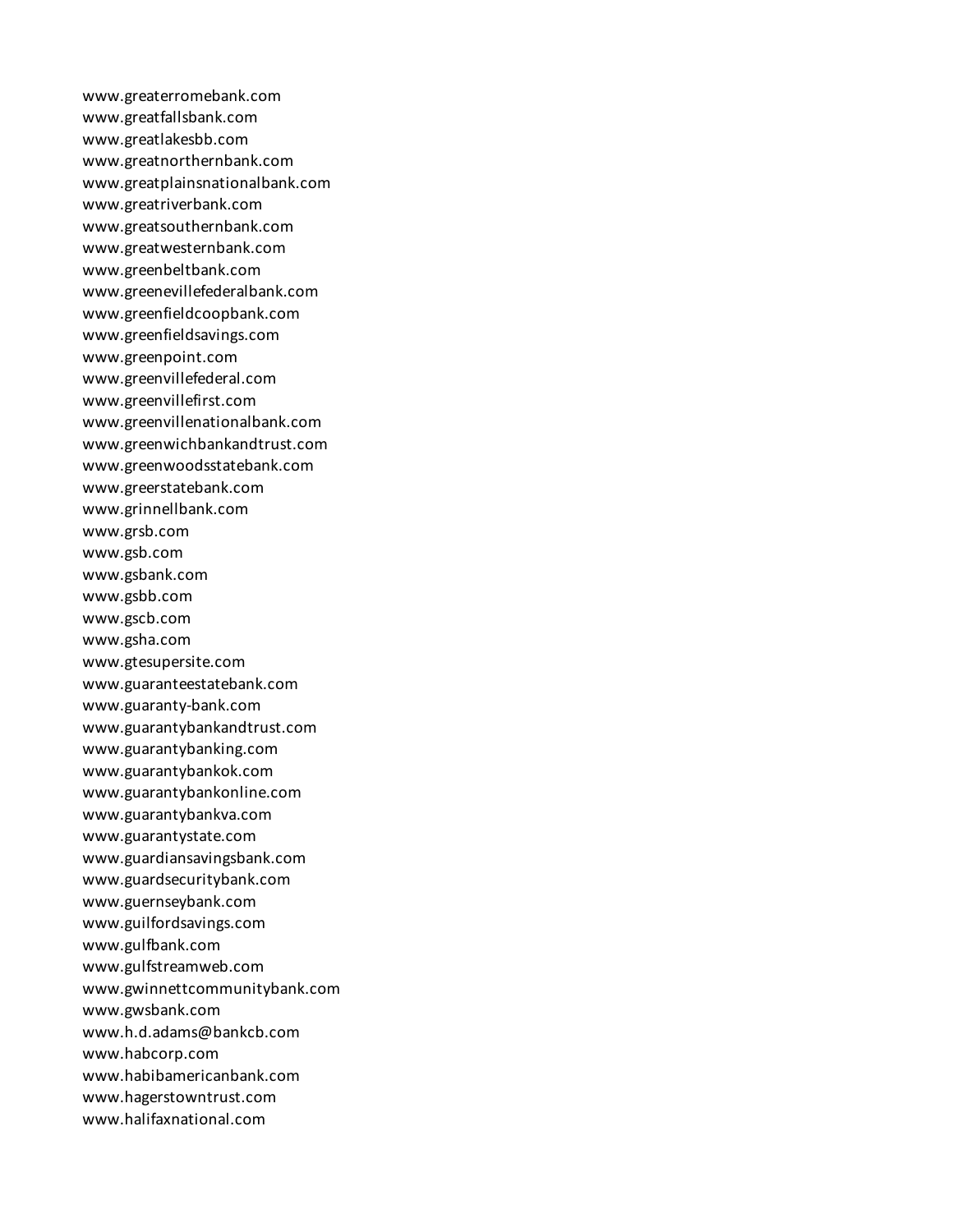www.greaterromebank.com
www.greatfallsbank.com
www.greatlakesbb.com
www.greatnorthernbank.com
www.greatplainsnationalbank.com
www.greatriverbank.com
www.greatsouthernbank.com
www.greatwesternbank.com
www.greenbeltbank.com
www.greenevillefederalbank.com
www.greenfieldcoopbank.com
www.greenfieldsavings.com
www.greenpoint.com
www.greenvillefederal.com
www.greenvillefirst.com
www.greenvillenationalbank.com
www.greenwichbankandtrust.com
www.greenwoodsstatebank.com
www.greerstatebank.com
www.grinnellbank.com
www.grsb.com
www.gsb.com
www.gsbank.com
www.gsbb.com
www.gscb.com
www.gsha.com
www.gtesupersite.com
www.guaranteestatebank.com
www.guaranty-bank.com
www.guarantybankandtrust.com
www.guarantybanking.com
www.guarantybankok.com
www.guarantybankonline.com
www.guarantybankva.com
www.guarantystate.com
www.guardiansavingsbank.com
www.guardsecuritybank.com
www.guernseybank.com
www.guilfordsavings.com
www.gulfbank.com
www.gulfstreamweb.com
www.gwinnettcommunitybank.com
www.gwsbank.com
www.h.d.adams@bankcb.com
www.habcorp.com
www.habibamericanbank.com
www.hagerstowntrust.com
www.halifaxnational.com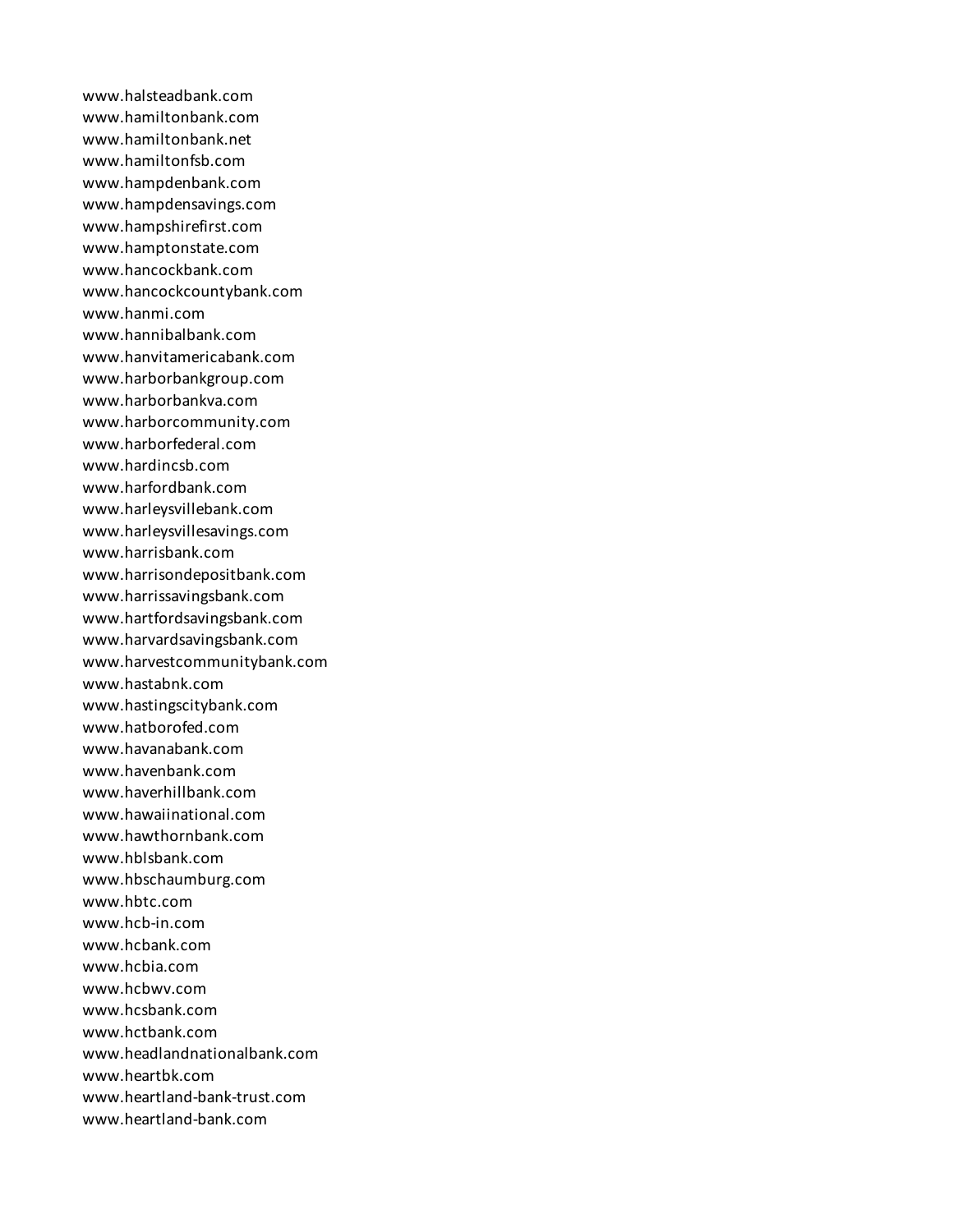www.halsteadbank.com
www.hamiltonbank.com
www.hamiltonbank.net
www.hamiltonfsb.com
www.hampdenbank.com
www.hampdensavings.com
www.hampshirefirst.com
www.hamptonstate.com
www.hancockbank.com
www.hancockcountybank.com
www.hanmi.com
www.hannibalbank.com
www.hanvitamericabank.com
www.harborbankgroup.com
www.harborbankva.com
www.harborcommunity.com
www.harborfederal.com
www.hardincsb.com
www.harfordbank.com
www.harleysvillebank.com
www.harleysvillesavings.com
www.harrisbank.com
www.harrisondepositbank.com
www.harrissavingsbank.com
www.hartfordsavingsbank.com
www.harvardsavingsbank.com
www.harvestcommunitybank.com
www.hastabnk.com
www.hastingscitybank.com
www.hatborofed.com
www.havanabank.com
www.havenbank.com
www.haverhillbank.com
www.hawaiinational.com
www.hawthornbank.com
www.hblsbank.com
www.hbschaumburg.com
www.hbtc.com
www.hcb-in.com
www.hcbank.com
www.hcbia.com
www.hcbwv.com
www.hcsbank.com
www.hctbank.com
www.headlandnationalbank.com
www.heartbk.com
www.heartland-bank-trust.com
www.heartland-bank.com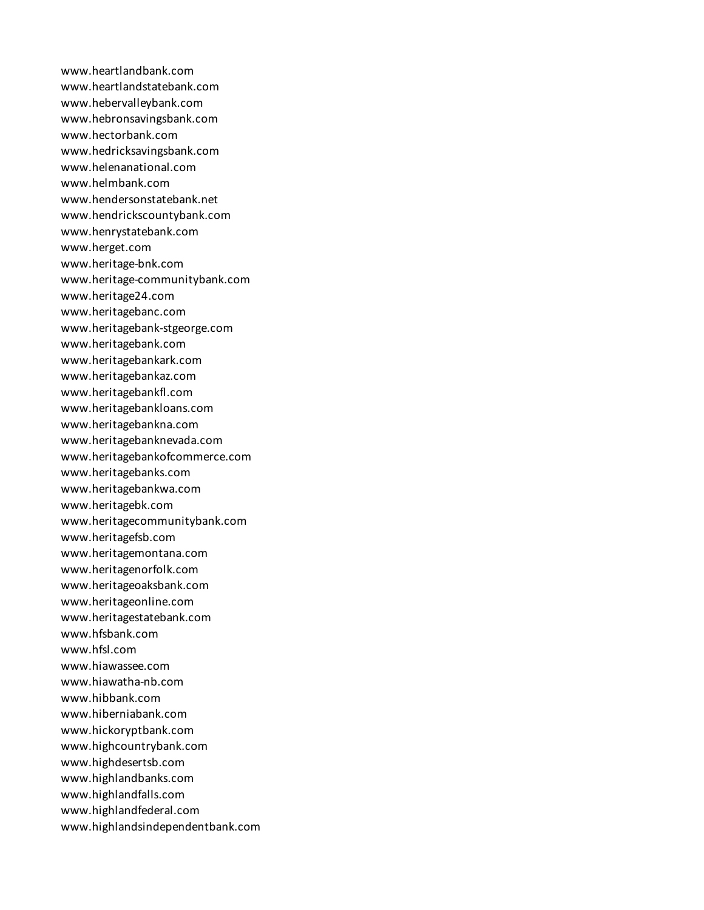www.heartlandbank.com
www.heartlandstatebank.com
www.hebervalleybank.com
www.hebronsavingsbank.com
www.hectorbank.com
www.hedricksavingsbank.com
www.helenanational.com
www.helmbank.com
www.hendersonstatebank.net
www.hendrickscountybank.com
www.henrystatebank.com
www.herget.com
www.heritage-bnk.com
www.heritage-communitybank.com
www.heritage24.com
www.heritagebanc.com
www.heritagebank-stgeorge.com
www.heritagebank.com
www.heritagebankark.com
www.heritagebankaz.com
www.heritagebankfl.com
www.heritagebankloans.com
www.heritagebankna.com
www.heritagebanknevada.com
www.heritagebankofcommerce.com
www.heritagebanks.com
www.heritagebankwa.com
www.heritagebk.com
www.heritagecommunitybank.com
www.heritagefsb.com
www.heritagemontana.com
www.heritagenorfolk.com
www.heritageoaksbank.com
www.heritageonline.com
www.heritagestatebank.com
www.hfsbank.com
www.hfsl.com
www.hiawassee.com
www.hiawatha-nb.com
www.hibbank.com
www.hiberniabank.com
www.hickoryptbank.com
www.highcountrybank.com
www.highdesertsb.com
www.highlandbanks.com
www.highlandfalls.com
www.highlandfederal.com
www.highlandsindependentbank.com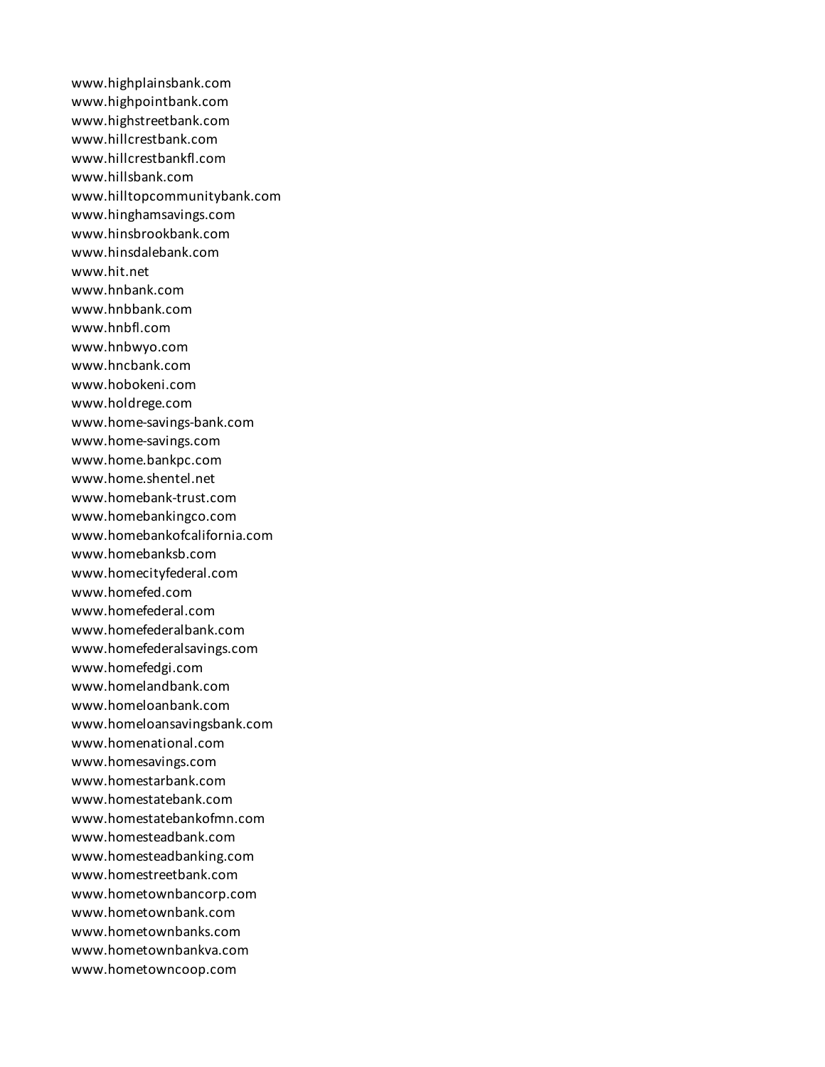www.highplainsbank.com
www.highpointbank.com
www.highstreetbank.com
www.hillcrestbank.com
www.hillcrestbankfl.com
www.hillsbank.com
www.hilltopcommunitybank.com
www.hinghamsavings.com
www.hinsbrookbank.com
www.hinsdalebank.com
www.hit.net
www.hnbank.com
www.hnbbank.com
www.hnbfl.com
www.hnbwyo.com
www.hncbank.com
www.hobokeni.com
www.holdrege.com
www.home-savings-bank.com
www.home-savings.com
www.home.bankpc.com
www.home.shentel.net
www.homebank-trust.com
www.homebankingco.com
www.homebankofcalifornia.com
www.homebanksb.com
www.homecityfederal.com
www.homefed.com
www.homefederal.com
www.homefederalbank.com
www.homefederalsavings.com
www.homefedgi.com
www.homelandbank.com
www.homeloanbank.com
www.homeloansavingsbank.com
www.homenational.com
www.homesavings.com
www.homestarbank.com
www.homestatebank.com
www.homestatebankofmn.com
www.homesteadbank.com
www.homesteadbanking.com
www.homestreetbank.com
www.hometownbancorp.com
www.hometownbank.com
www.hometownbanks.com
www.hometownbankva.com
www.hometowncoop.com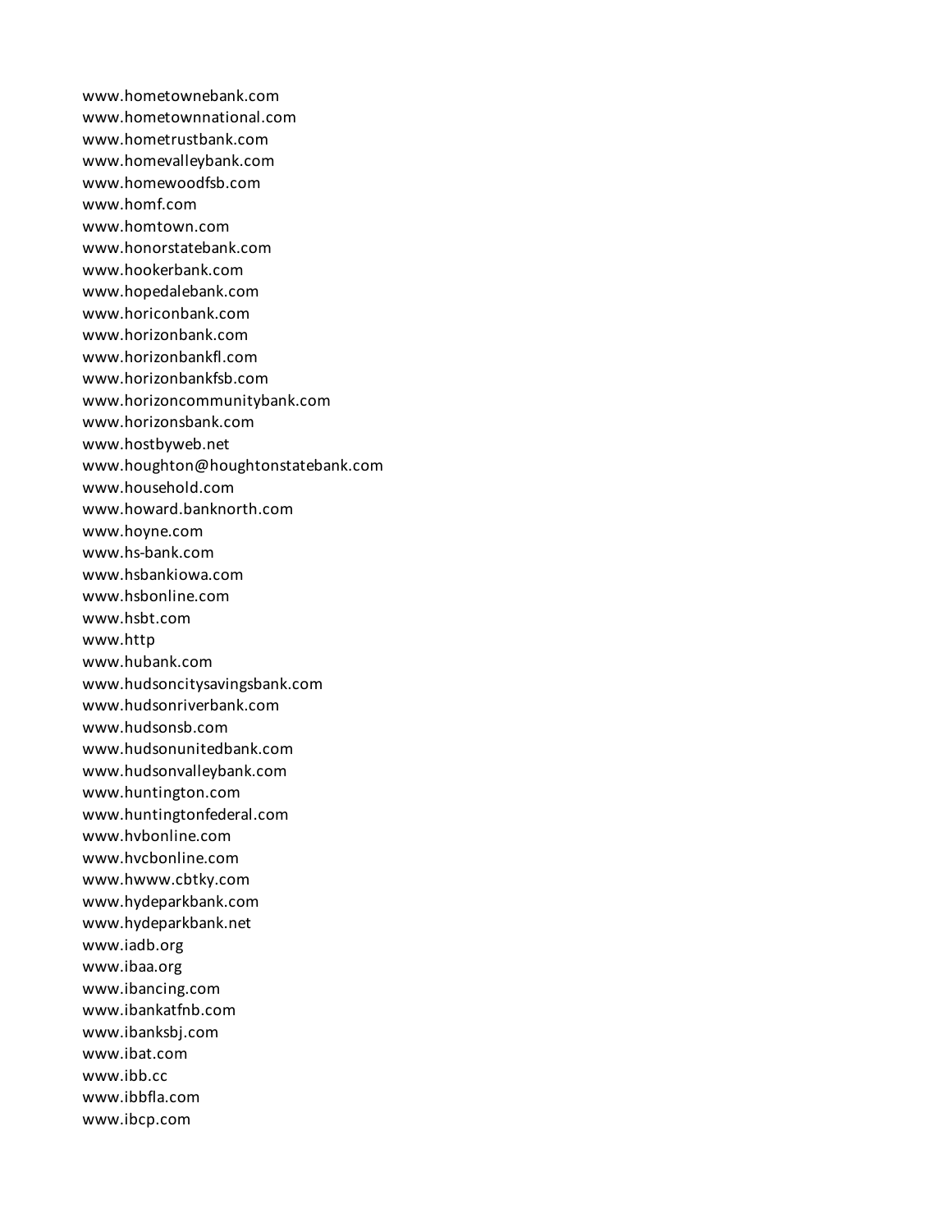www.hometownebank.com
www.hometownnational.com
www.hometrustbank.com
www.homevalleybank.com
www.homewoodfsb.com
www.homf.com
www.homtown.com
www.honorstatebank.com
www.hookerbank.com
www.hopedalebank.com
www.horiconbank.com
www.horizonbank.com
www.horizonbankfl.com
www.horizonbankfsb.com
www.horizoncommunitybank.com
www.horizonsbank.com
www.hostbyweb.net
www.houghton@houghtonstatebank.com
www.household.com
www.howard.banknorth.com
www.hoyne.com
www.hs-bank.com
www.hsbankiowa.com
www.hsbonline.com
www.hsbt.com
www.http
www.hubank.com
www.hudsoncitysavingsbank.com
www.hudsonriverbank.com
www.hudsonsb.com
www.hudsonunitedbank.com
www.hudsonvalleybank.com
www.huntington.com
www.huntingtonfederal.com
www.hvbonline.com
www.hvcbonline.com
www.hwww.cbtky.com
www.hydeparkbank.com
www.hydeparkbank.net
www.iadb.org
www.ibaa.org
www.ibancing.com
www.ibankatfnb.com
www.ibanksbj.com
www.ibat.com
www.ibb.cc
www.ibbfla.com
www.ibcp.com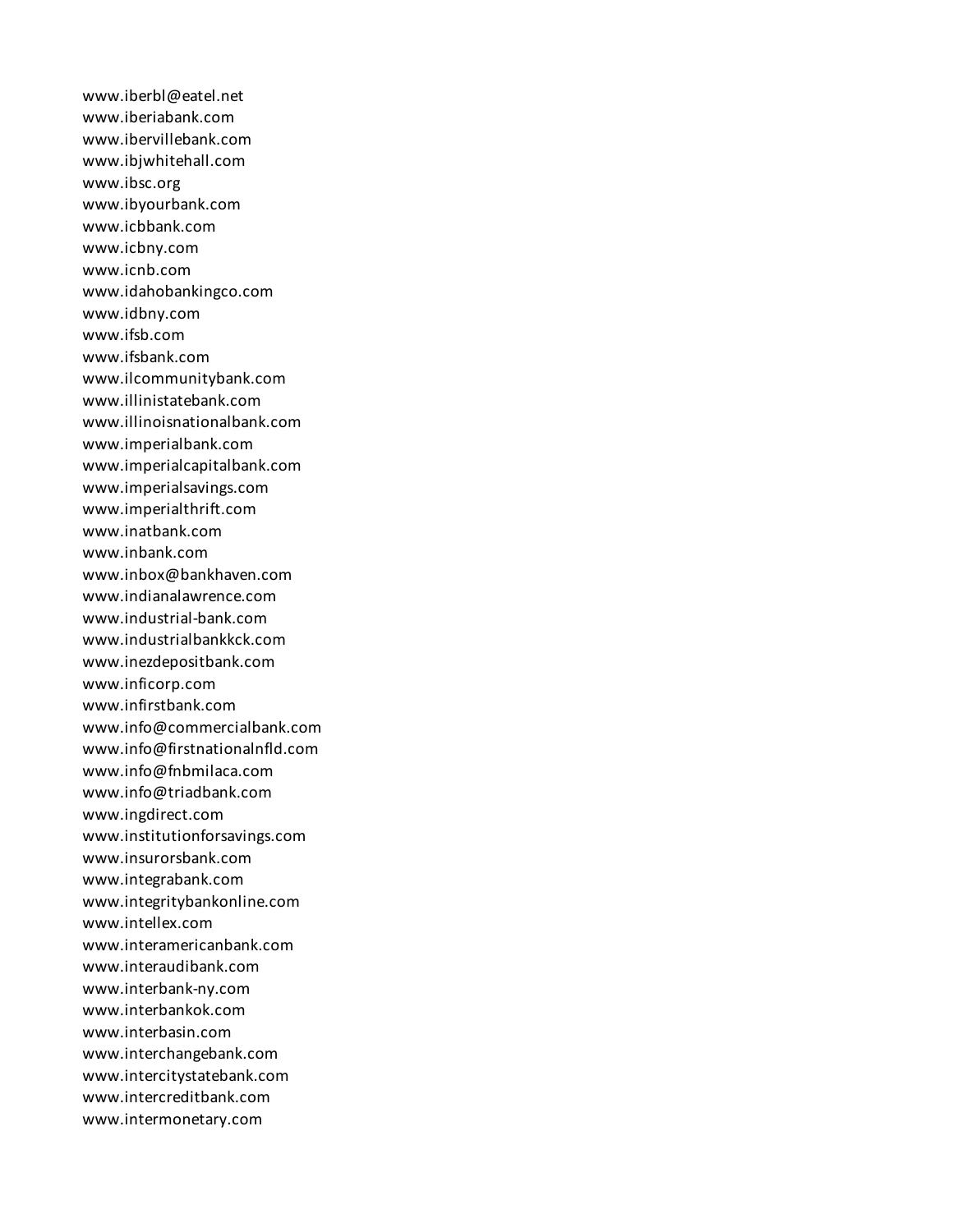www.iberbl@eatel.net
www.iberiabank.com
www.ibervillebank.com
www.ibjwhitehall.com
www.ibsc.org
www.ibyourbank.com
www.icbbank.com
www.icbny.com
www.icnb.com
www.idahobankingco.com
www.idbny.com
www.ifsb.com
www.ifsbank.com
www.ilcommunitybank.com
www.illinistatebank.com
www.illinoisnationalbank.com
www.imperialbank.com
www.imperialcapitalbank.com
www.imperialsavings.com
www.imperialthrift.com
www.inatbank.com
www.inbank.com
www.inbox@bankhaven.com
www.indianalawrence.com
www.industrial-bank.com
www.industrialbankkck.com
www.inezdepositbank.com
www.inficorp.com
www.infirstbank.com
www.info@commercialbank.com
www.info@firstnationalnfld.com
www.info@fnbmilaca.com
www.info@triadbank.com
www.ingdirect.com
www.institutionforsavings.com
www.insurorsbank.com
www.integrabank.com
www.integritybankonline.com
www.intellex.com
www.interamericanbank.com
www.interaudibank.com
www.interbank-ny.com
www.interbankok.com
www.interbasin.com
www.interchangebank.com
www.intercitystatebank.com
www.intercreditbank.com
www.intermonetary.com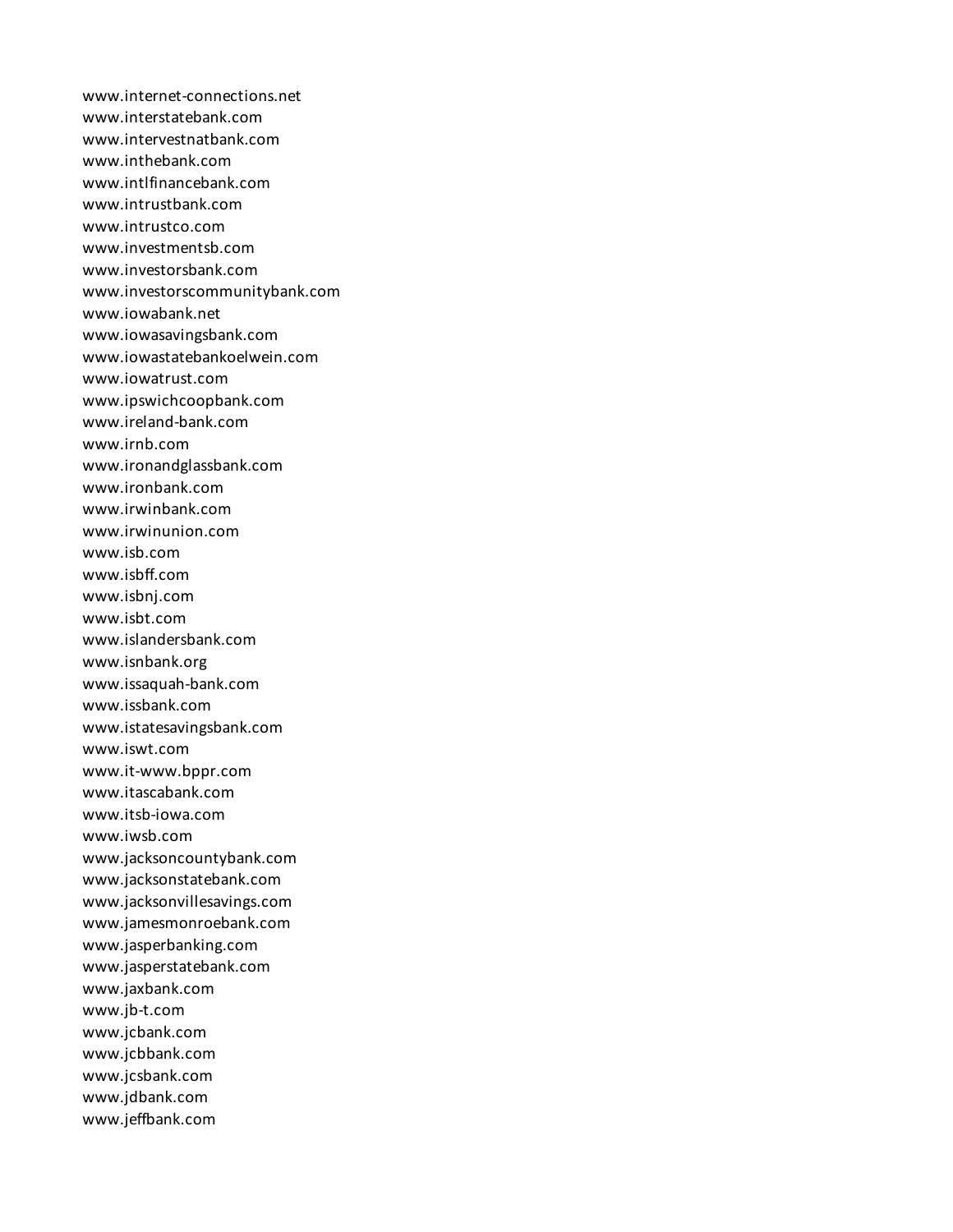www.internet-connections.net
www.interstatebank.com
www.intervestnatbank.com
www.inthebank.com
www.intlfinancebank.com
www.intrustbank.com
www.intrustco.com
www.investmentsb.com
www.investorsbank.com
www.investorscommunitybank.com
www.iowabank.net
www.iowasavingsbank.com
www.iowastatebankoelwein.com
www.iowatrust.com
www.ipswichcoopbank.com
www.ireland-bank.com
www.irnb.com
www.ironandglassbank.com
www.ironbank.com
www.irwinbank.com
www.irwinunion.com
www.isb.com
www.isbff.com
www.isbnj.com
www.isbt.com
www.islandersbank.com
www.isnbank.org
www.issaquah-bank.com
www.issbank.com
www.istatesavingsbank.com
www.iswt.com
www.it-www.bppr.com
www.itascabank.com
www.itsb-iowa.com
www.iwsb.com
www.jacksoncountybank.com
www.jacksonstatebank.com
www.jacksonvillesavings.com
www.jamesmonroebank.com
www.jasperbanking.com
www.jasperstatebank.com
www.jaxbank.com
www.jb-t.com
www.jcbank.com
www.jcbbank.com
www.jcsbank.com
www.jdbank.com
www.jeffbank.com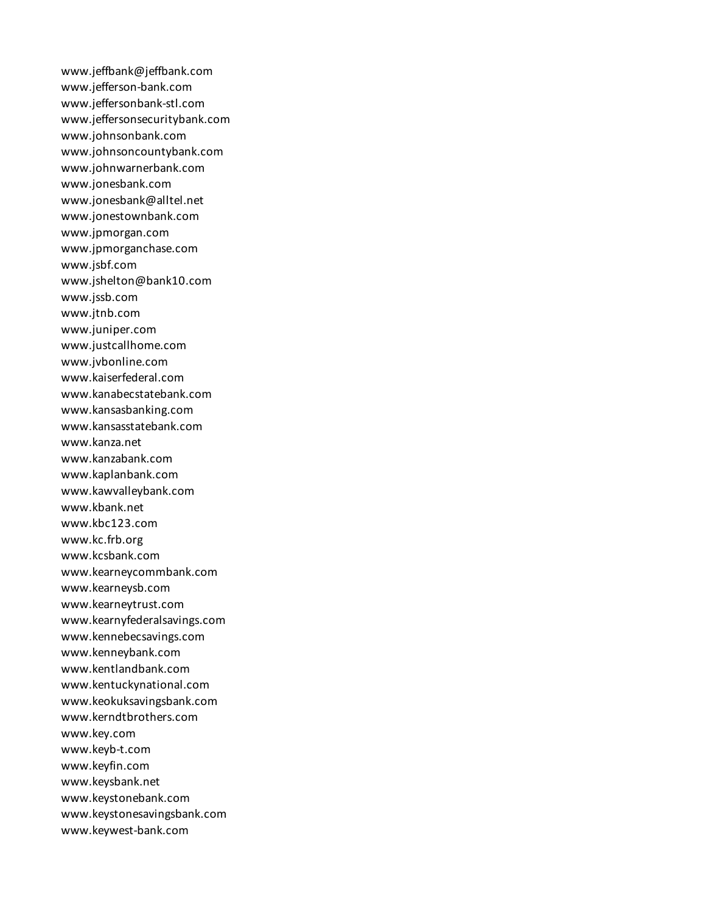www.jeffbank@jeffbank.com
www.jefferson-bank.com
www.jeffersonbank-stl.com
www.jeffersonsecuritybank.com
www.johnsonbank.com
www.johnsoncountybank.com
www.johnwarnerbank.com
www.jonesbank.com
www.jonesbank@alltel.net
www.jonestownbank.com
www.jpmorgan.com
www.jpmorganchase.com
www.jsbf.com
www.jshelton@bank10.com
www.jssb.com
www.jtnb.com
www.juniper.com
www.justcallhome.com
www.jvbonline.com
www.kaiserfederal.com
www.kanabecstatebank.com
www.kansasbanking.com
www.kansasstatebank.com
www.kanza.net
www.kanzabank.com
www.kaplanbank.com
www.kawvalleybank.com
www.kbank.net
www.kbc123.com
www.kc.frb.org
www.kcsbank.com
www.kearneycommbank.com
www.kearneysb.com
www.kearneytrust.com
www.kearnyfederalsavings.com
www.kennebecsavings.com
www.kenneybank.com
www.kentlandbank.com
www.kentuckynational.com
www.keokuksavingsbank.com
www.kerndtbrothers.com
www.key.com
www.keyb-t.com
www.keyfin.com
www.keysbank.net
www.keystonebank.com
www.keystonesavingsbank.com
www.keywest-bank.com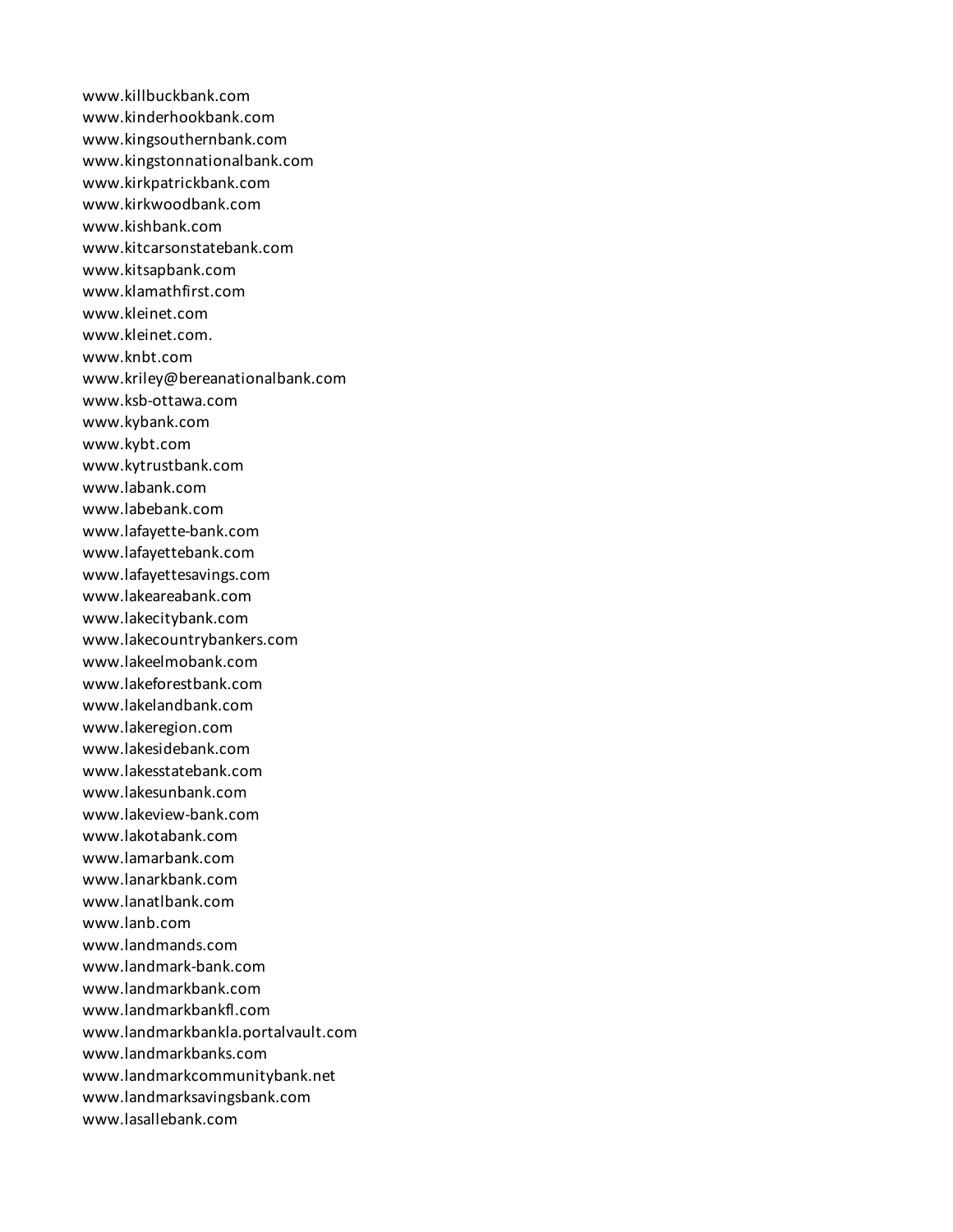www.killbuckbank.com
www.kinderhookbank.com
www.kingsouthernbank.com
www.kingstonnationalbank.com
www.kirkpatrickbank.com
www.kirkwoodbank.com
www.kishbank.com
www.kitcarsonstatebank.com
www.kitsapbank.com
www.klamathfirst.com
www.kleinet.com
www.kleinet.com.
www.knbt.com
www.kriley@bereanationalbank.com
www.ksb-ottawa.com
www.kybank.com
www.kybt.com
www.kytrustbank.com
www.labank.com
www.labebank.com
www.lafayette-bank.com
www.lafayettebank.com
www.lafayettesavings.com
www.lakeareabank.com
www.lakecitybank.com
www.lakecountrybankers.com
www.lakeelmobank.com
www.lakeforestbank.com
www.lakelandbank.com
www.lakeregion.com
www.lakesidebank.com
www.lakesstatebank.com
www.lakesunbank.com
www.lakeview-bank.com
www.lakotabank.com
www.lamarbank.com
www.lanarkbank.com
www.lanatlbank.com
www.lanb.com
www.landmands.com
www.landmark-bank.com
www.landmarkbank.com
www.landmarkbankfl.com
www.landmarkbankla.portalvault.com
www.landmarkbanks.com
www.landmarkcommunitybank.net
www.landmarksavingsbank.com
www.lasallebank.com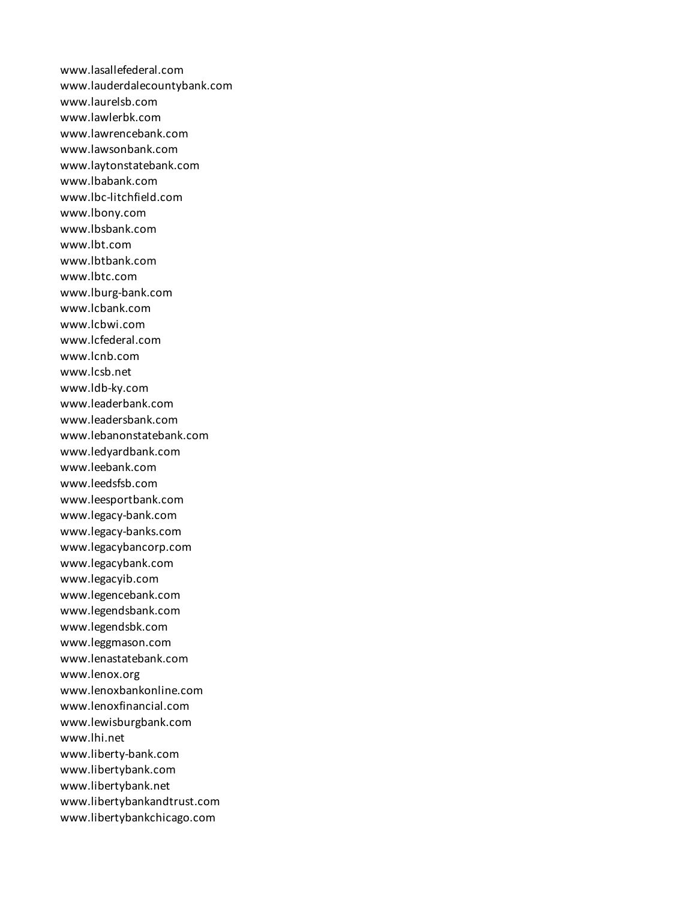www.lasallefederal.com
www.lauderdalecountybank.com
www.laurelsb.com
www.lawlerbk.com
www.lawrencebank.com
www.lawsonbank.com
www.laytonstatebank.com
www.lbabank.com
www.lbc-litchfield.com
www.lbony.com
www.lbsbank.com
www.lbt.com
www.lbtbank.com
www.lbtc.com
www.lburg-bank.com
www.lcbank.com
www.lcbwi.com
www.lcfederal.com
www.lcnb.com
www.lcsb.net
www.ldb-ky.com
www.leaderbank.com
www.leadersbank.com
www.lebanonstatebank.com
www.ledyardbank.com
www.leebank.com
www.leedsfsb.com
www.leesportbank.com
www.legacy-bank.com
www.legacy-banks.com
www.legacybancorp.com
www.legacybank.com
www.legacyib.com
www.legencebank.com
www.legendsbank.com
www.legendsbk.com
www.leggmason.com
www.lenastatebank.com
www.lenox.org
www.lenoxbankonline.com
www.lenoxfinancial.com
www.lewisburgbank.com
www.lhi.net
www.liberty-bank.com
www.libertybank.com
www.libertybank.net
www.libertybankandtrust.com
www.libertybankchicago.com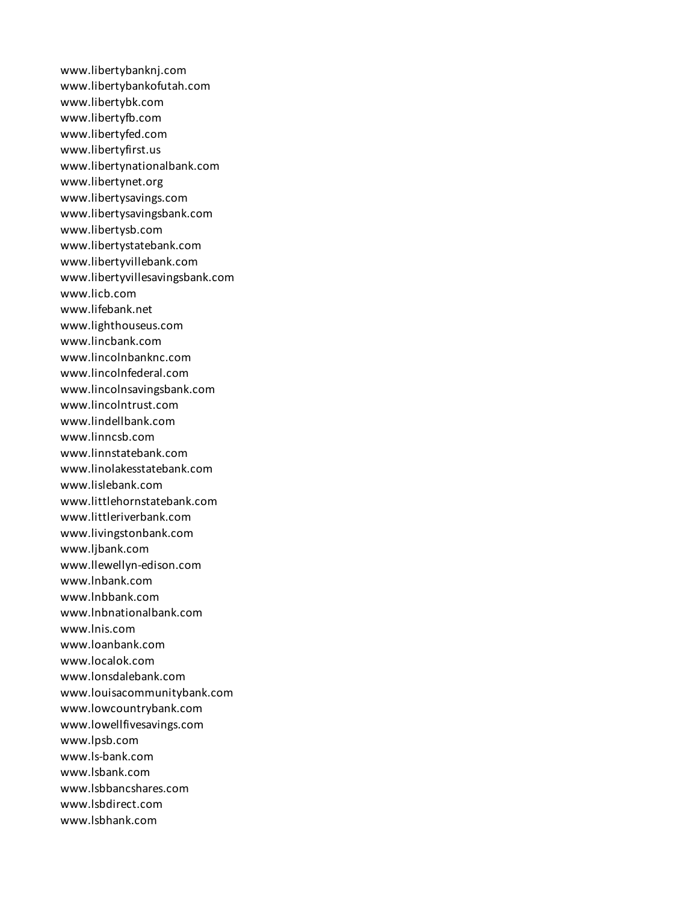www.libertybanknj.com
www.libertybankofutah.com
www.libertybk.com
www.libertyfb.com
www.libertyfed.com
www.libertyfirst.us
www.libertynationalbank.com
www.libertynet.org
www.libertysavings.com
www.libertysavingsbank.com
www.libertysb.com
www.libertystatebank.com
www.libertyvillebank.com
www.libertyvillesavingsbank.com
www.licb.com
www.lifebank.net
www.lighthouseus.com
www.lincbank.com
www.lincolnbanknc.com
www.lincolnfederal.com
www.lincolnsavingsbank.com
www.lincolntrust.com
www.lindellbank.com
www.linncsb.com
www.linnstatebank.com
www.linolakesstatebank.com
www.lislebank.com
www.littlehornstatebank.com
www.littleriverbank.com
www.livingstonbank.com
www.ljbank.com
www.llewellyn-edison.com
www.lnbank.com
www.lnbbank.com
www.lnbnationalbank.com
www.lnis.com
www.loanbank.com
www.localok.com
www.lonsdalebank.com
www.louisacommunitybank.com
www.lowcountrybank.com
www.lowellfivesavings.com
www.lpsb.com
www.ls-bank.com
www.lsbank.com
www.lsbbancshares.com
www.lsbdirect.com
www.lsbhank.com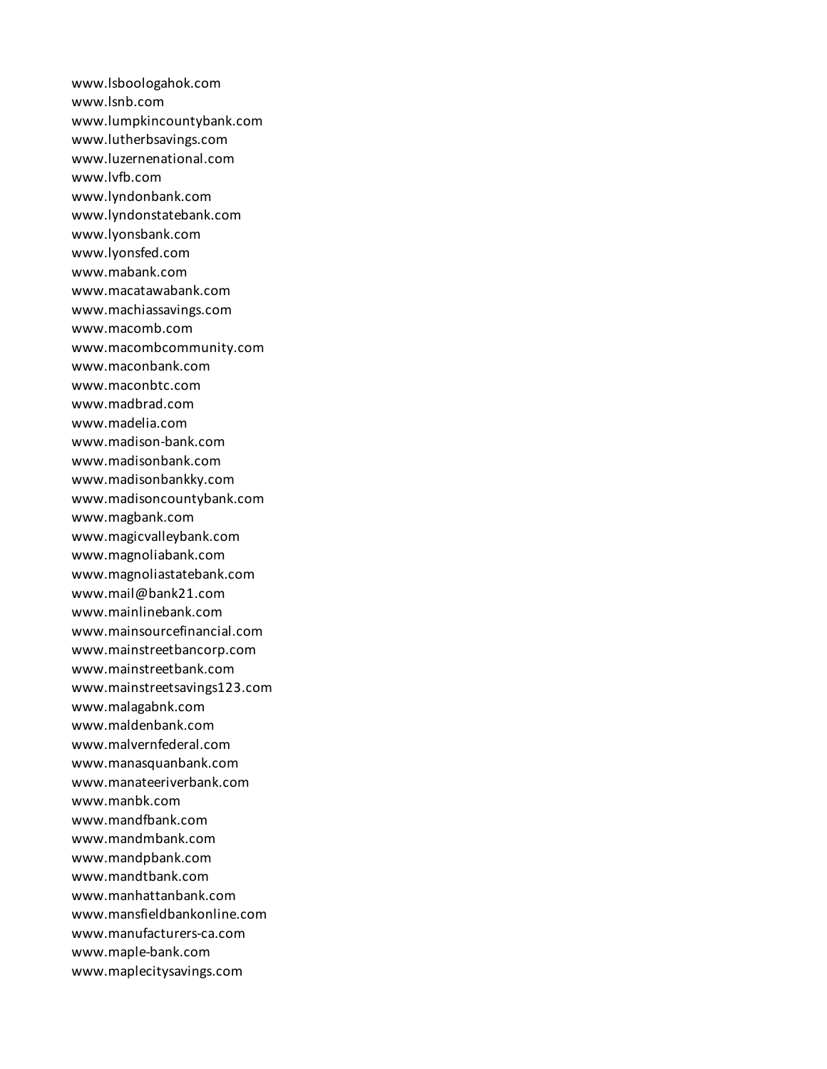www.lsboologahok.com
www.lsnb.com
www.lumpkincountybank.com
www.lutherbsavings.com
www.luzernenational.com
www.lvfb.com
www.lyndonbank.com
www.lyndonstatebank.com
www.lyonsbank.com
www.lyonsfed.com
www.mabank.com
www.macatawabank.com
www.machiassavings.com
www.macomb.com
www.macombcommunity.com
www.maconbank.com
www.maconbtc.com
www.madbrad.com
www.madelia.com
www.madison-bank.com
www.madisonbank.com
www.madisonbankky.com
www.madisoncountybank.com
www.magbank.com
www.magicvalleybank.com
www.magnoliabank.com
www.magnoliastatebank.com
www.mail@bank21.com
www.mainlinebank.com
www.mainsourcefinancial.com
www.mainstreetbancorp.com
www.mainstreetbank.com
www.mainstreetsavings123.com
www.malagabnk.com
www.maldenbank.com
www.malvernfederal.com
www.manasquanbank.com
www.manateeriverbank.com
www.manbk.com
www.mandfbank.com
www.mandmbank.com
www.mandpbank.com
www.mandtbank.com
www.manhattanbank.com
www.mansfieldbankonline.com
www.manufacturers-ca.com
www.maple-bank.com
www.maplecitysavings.com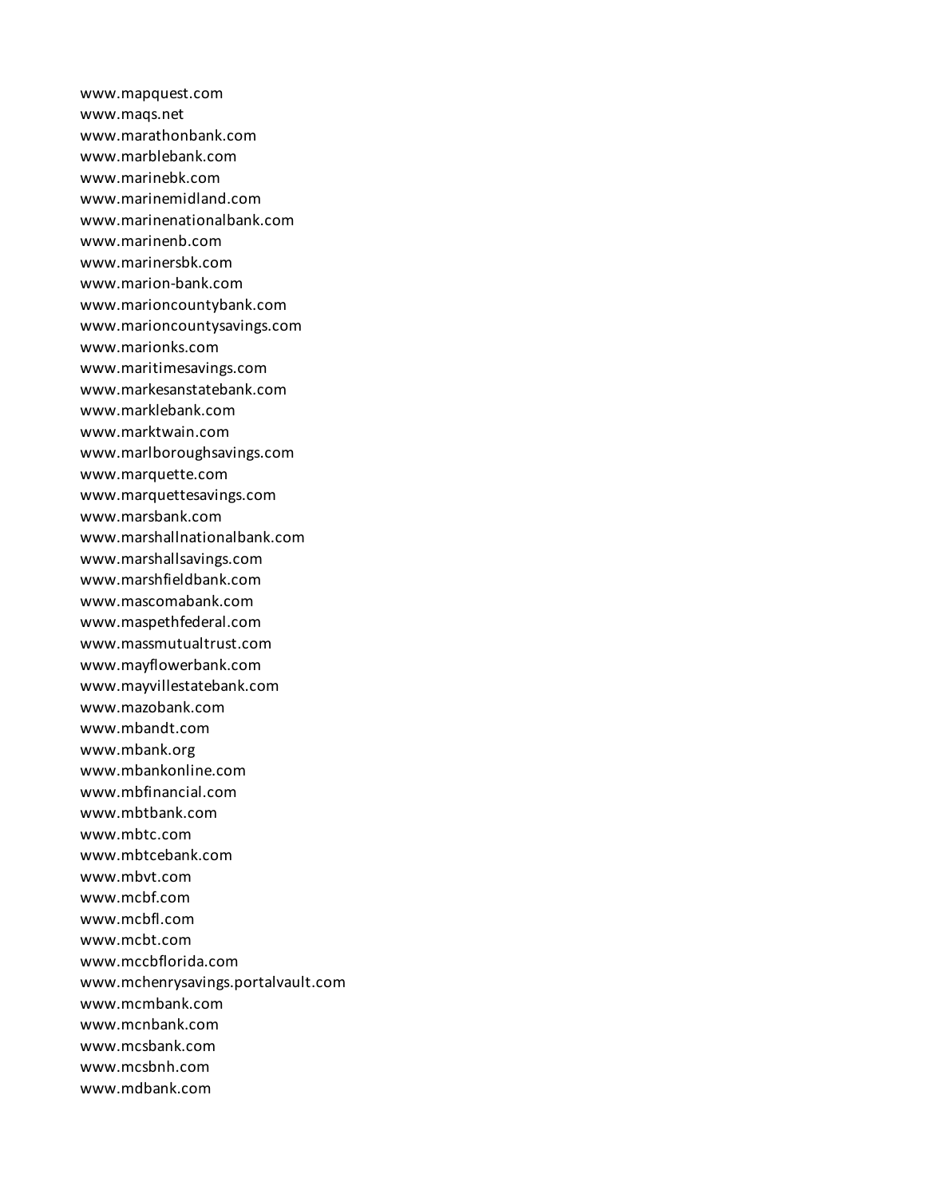www.mapquest.com
www.maqs.net
www.marathonbank.com
www.marblebank.com
www.marinebk.com
www.marinemidland.com
www.marinenationalbank.com
www.marinenb.com
www.marinersbk.com
www.marion-bank.com
www.marioncountybank.com
www.marioncountysavings.com
www.marionks.com
www.maritimesavings.com
www.markesanstatebank.com
www.marklebank.com
www.marktwain.com
www.marlboroughsavings.com
www.marquette.com
www.marquettesavings.com
www.marsbank.com
www.marshallnationalbank.com
www.marshallsavings.com
www.marshfieldbank.com
www.mascomabank.com
www.maspethfederal.com
www.massmutualtrust.com
www.mayflowerbank.com
www.mayvillestatebank.com
www.mazobank.com
www.mbandt.com
www.mbank.org
www.mbankonline.com
www.mbfinancial.com
www.mbtbank.com
www.mbtc.com
www.mbtcebank.com
www.mbvt.com
www.mcbf.com
www.mcbfl.com
www.mcbt.com
www.mccbflorida.com
www.mchenrysavings.portalvault.com
www.mcmbank.com
www.mcnbank.com
www.mcsbank.com
www.mcsbnh.com
www.mdbank.com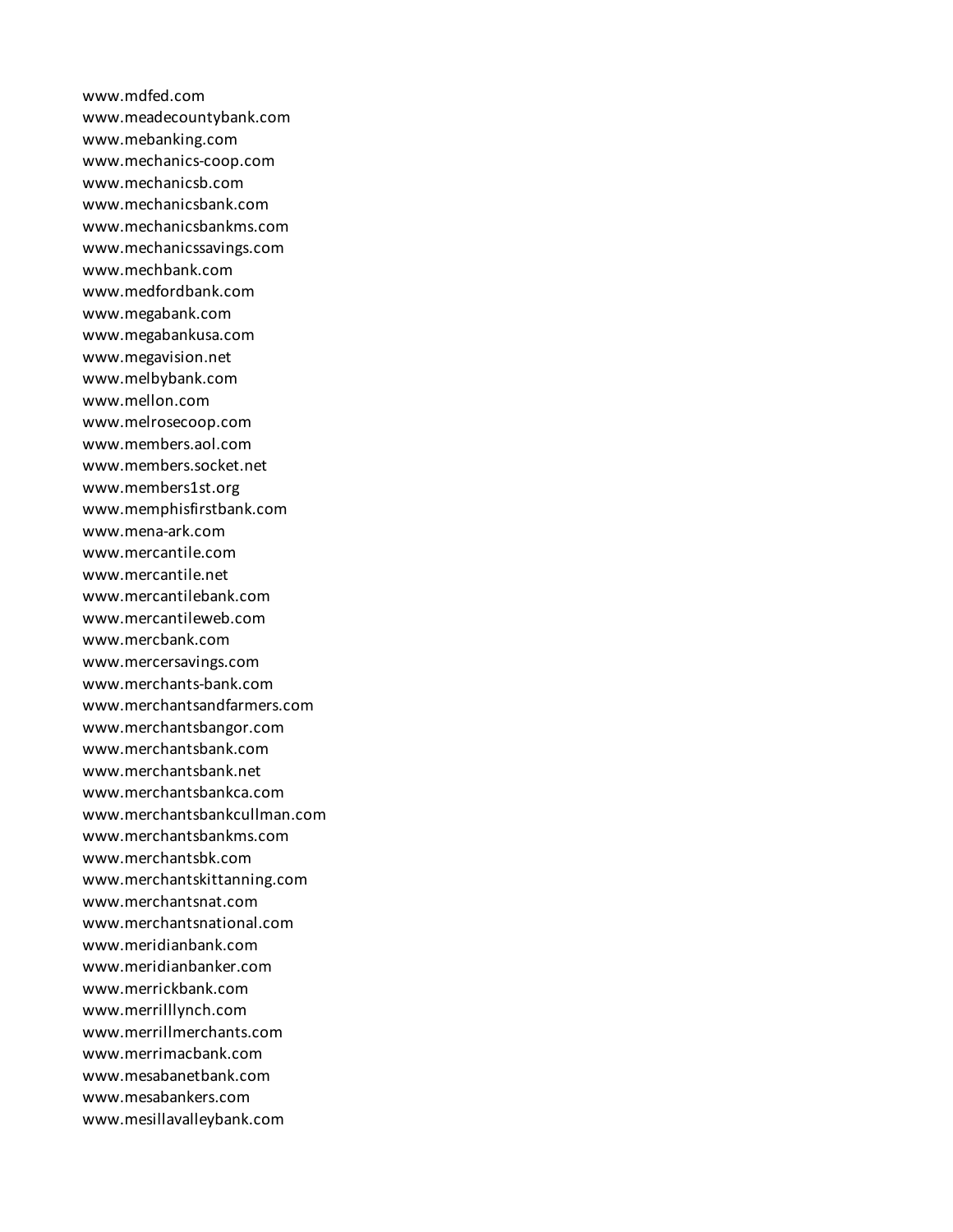www.mdfed.com
www.meadecountybank.com
www.mebanking.com
www.mechanics-coop.com
www.mechanicsb.com
www.mechanicsbank.com
www.mechanicsbankms.com
www.mechanicssavings.com
www.mechbank.com
www.medfordbank.com
www.megabank.com
www.megabankusa.com
www.megavision.net
www.melbybank.com
www.mellon.com
www.melrosecoop.com
www.members.aol.com
www.members.socket.net
www.members1st.org
www.memphisfirstbank.com
www.mena-ark.com
www.mercantile.com
www.mercantile.net
www.mercantilebank.com
www.mercantileweb.com
www.mercbank.com
www.mercersavings.com
www.merchants-bank.com
www.merchantsandfarmers.com
www.merchantsbangor.com
www.merchantsbank.com
www.merchantsbank.net
www.merchantsbankca.com
www.merchantsbankcullman.com
www.merchantsbankms.com
www.merchantsbk.com
www.merchantskittanning.com
www.merchantsnat.com
www.merchantsnational.com
www.meridianbank.com
www.meridianbanker.com
www.merrickbank.com
www.merrilllynch.com
www.merrillmerchants.com
www.merrimacbank.com
www.mesabanetbank.com
www.mesabankers.com
www.mesillavalleybank.com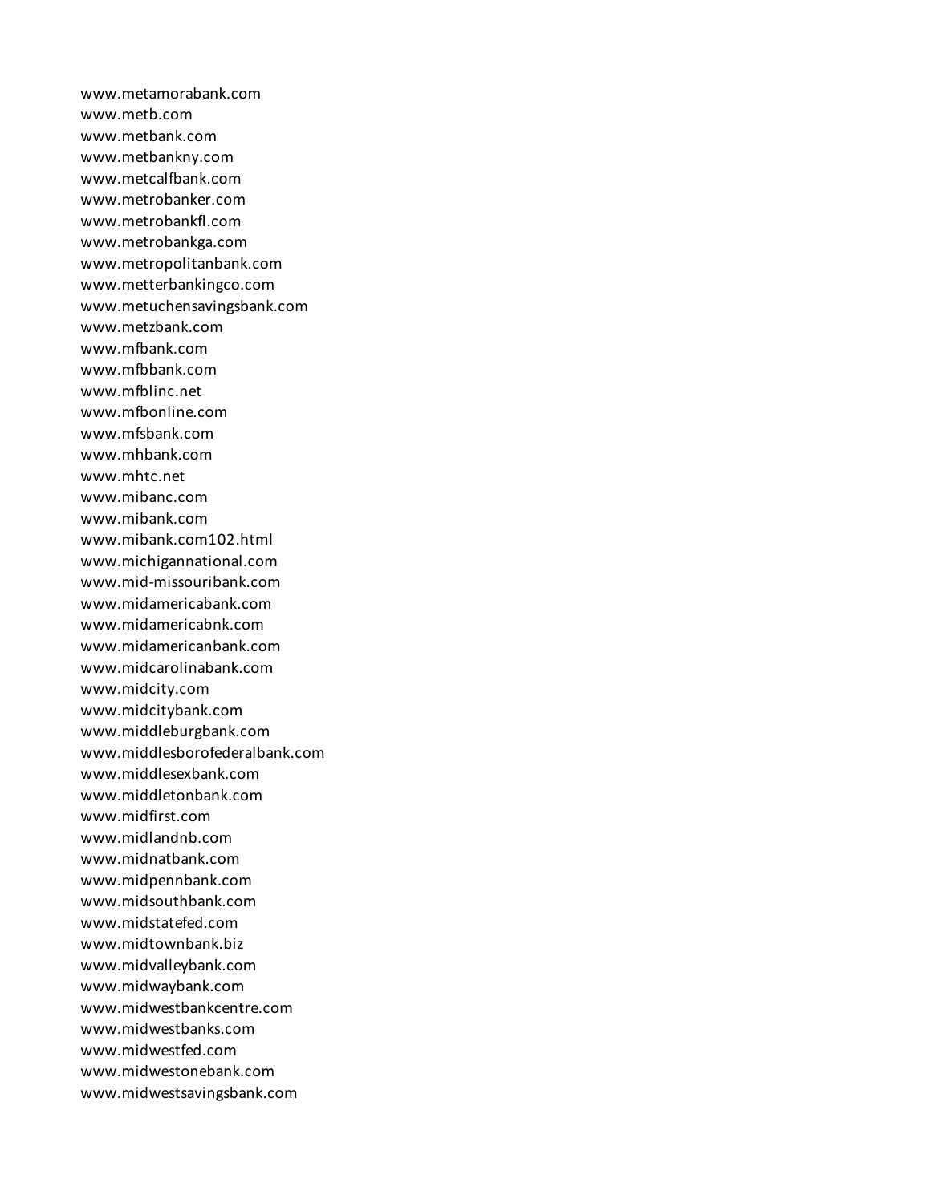www.metamorabank.com
www.metb.com
www.metbank.com
www.metbankny.com
www.metcalfbank.com
www.metrobanker.com
www.metrobankfl.com
www.metrobankga.com
www.metropolitanbank.com
www.metterbankingco.com
www.metuchensavingsbank.com
www.metzbank.com
www.mfbank.com
www.mfbbank.com
www.mfblinc.net
www.mfbonline.com
www.mfsbank.com
www.mhbank.com
www.mhtc.net
www.mibanc.com
www.mibank.com
www.mibank.com102.html
www.michigannational.com
www.mid-missouribank.com
www.midamericabank.com
www.midamericabnk.com
www.midamericanbank.com
www.midcarolinabank.com
www.midcity.com
www.midcitybank.com
www.middleburgbank.com
www.middlesborofederalbank.com
www.middlesexbank.com
www.middletonbank.com
www.midfirst.com
www.midlandnb.com
www.midnatbank.com
www.midpennbank.com
www.midsouthbank.com
www.midstatefed.com
www.midtownbank.biz
www.midvalleybank.com
www.midwaybank.com
www.midwestbankcentre.com
www.midwestbanks.com
www.midwestfed.com
www.midwestonebank.com
www.midwestsavingsbank.com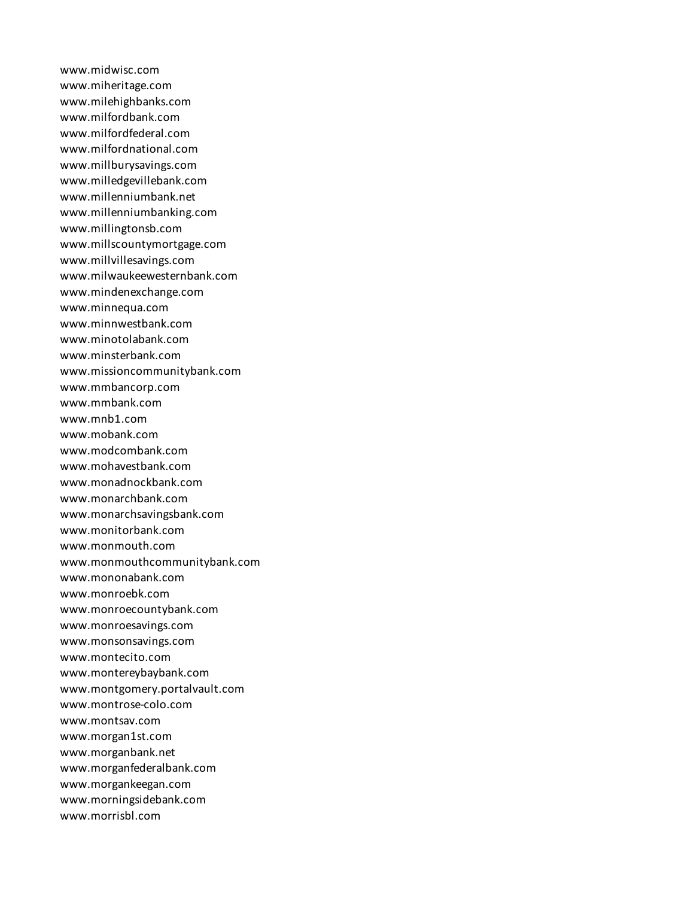www.midwisc.com
www.miheritage.com
www.milehighbanks.com
www.milfordbank.com
www.milfordfederal.com
www.milfordnational.com
www.millburysavings.com
www.milledgevillebank.com
www.millenniumbank.net
www.millenniumbanking.com
www.millingtonsb.com
www.millscountymortgage.com
www.millvillesavings.com
www.milwaukeewesternbank.com
www.mindenexchange.com
www.minnequa.com
www.minnwestbank.com
www.minotolabank.com
www.minsterbank.com
www.missioncommunitybank.com
www.mmbancorp.com
www.mmbank.com
www.mnb1.com
www.mobank.com
www.modcombank.com
www.mohavestbank.com
www.monadnockbank.com
www.monarchbank.com
www.monarchsavingsbank.com
www.monitorbank.com
www.monmouth.com
www.monmouthcommunitybank.com
www.mononabank.com
www.monroebk.com
www.monroecountybank.com
www.monroesavings.com
www.monsonsavings.com
www.montecito.com
www.montereybaybank.com
www.montgomery.portalvault.com
www.montrose-colo.com
www.montsav.com
www.morgan1st.com
www.morganbank.net
www.morganfederalbank.com
www.morgankeegan.com
www.morningsidebank.com
www.morrisbl.com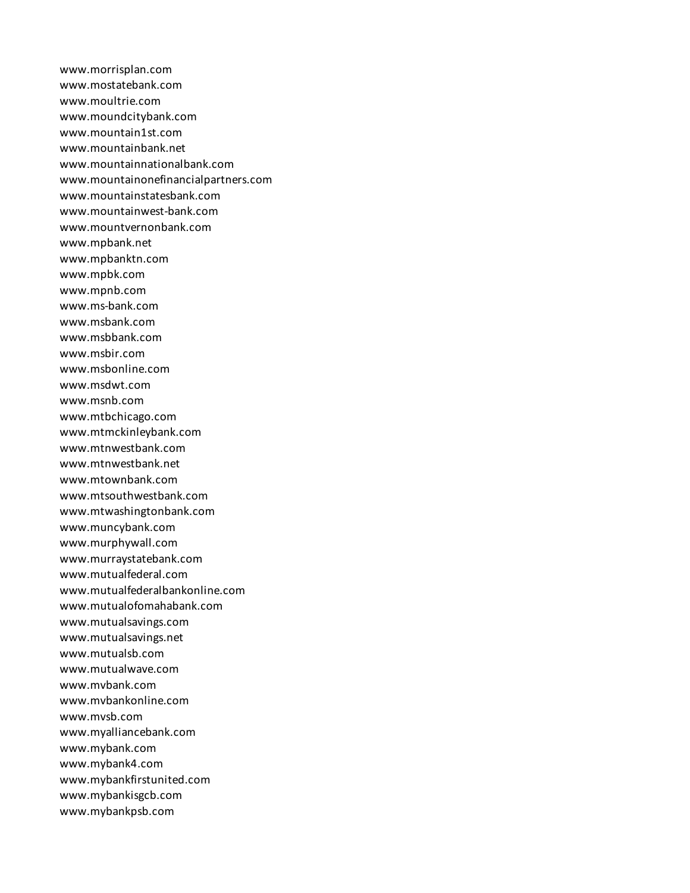www.morrisplan.com
www.mostatebank.com
www.moultrie.com
www.moundcitybank.com
www.mountain1st.com
www.mountainbank.net
www.mountainnationalbank.com
www.mountainonefinancialpartners.com
www.mountainstatesbank.com
www.mountainwest-bank.com
www.mountvernonbank.com
www.mpbank.net
www.mpbanktn.com
www.mpbk.com
www.mpnb.com
www.ms-bank.com
www.msbank.com
www.msbbank.com
www.msbir.com
www.msbonline.com
www.msdwt.com
www.msnb.com
www.mtbchicago.com
www.mtmckinleybank.com
www.mtnwestbank.com
www.mtnwestbank.net
www.mtownbank.com
www.mtsouthwestbank.com
www.mtwashingtonbank.com
www.muncybank.com
www.murphywall.com
www.murraystatebank.com
www.mutualfederal.com
www.mutualfederalbankonline.com
www.mutualofomahabank.com
www.mutualsavings.com
www.mutualsavings.net
www.mutualsb.com
www.mutualwave.com
www.mvbank.com
www.mvbankonline.com
www.mvsb.com
www.myalliancebank.com
www.mybank.com
www.mybank4.com
www.mybankfirstunited.com
www.mybankisgcb.com
www.mybankpsb.com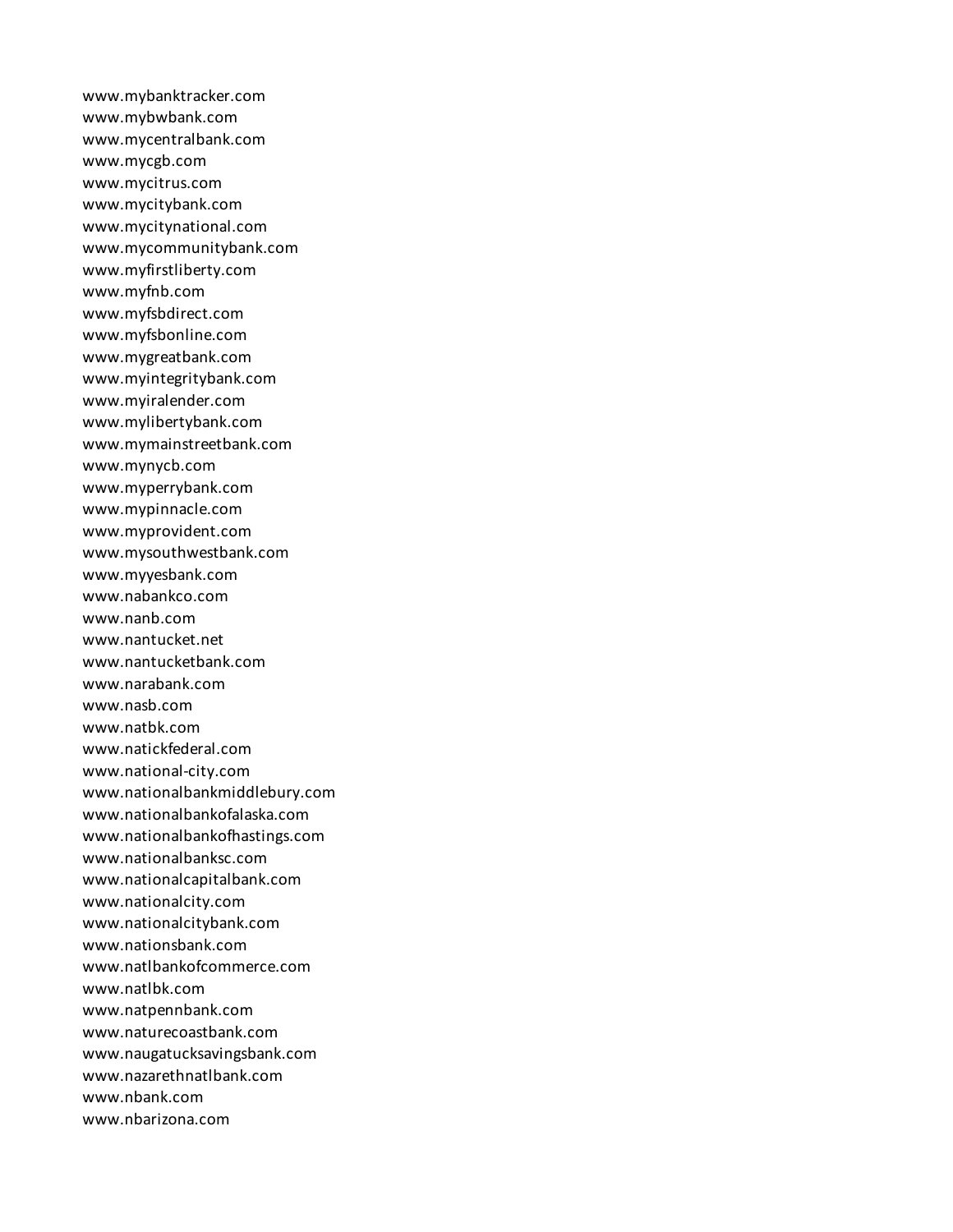www.mybanktracker.com
www.mybwbank.com
www.mycentralbank.com
www.mycgb.com
www.mycitrus.com
www.mycitybank.com
www.mycitynational.com
www.mycommunitybank.com
www.myfirstliberty.com
www.myfnb.com
www.myfsbdirect.com
www.myfsbonline.com
www.mygreatbank.com
www.myintegritybank.com
www.myiralender.com
www.mylibertybank.com
www.mymainstreetbank.com
www.mynycb.com
www.myperrybank.com
www.mypinnacle.com
www.myprovident.com
www.mysouthwestbank.com
www.myyesbank.com
www.nabankco.com
www.nanb.com
www.nantucket.net
www.nantucketbank.com
www.narabank.com
www.nasb.com
www.natbk.com
www.natickfederal.com
www.national-city.com
www.nationalbankmiddlebury.com
www.nationalbankofalaska.com
www.nationalbankofhastings.com
www.nationalbanksc.com
www.nationalcapitalbank.com
www.nationalcity.com
www.nationalcitybank.com
www.nationsbank.com
www.natlbankofcommerce.com
www.natlbk.com
www.natpennbank.com
www.naturecoastbank.com
www.naugatucksavingsbank.com
www.nazarethnatlbank.com
www.nbank.com
www.nbarizona.com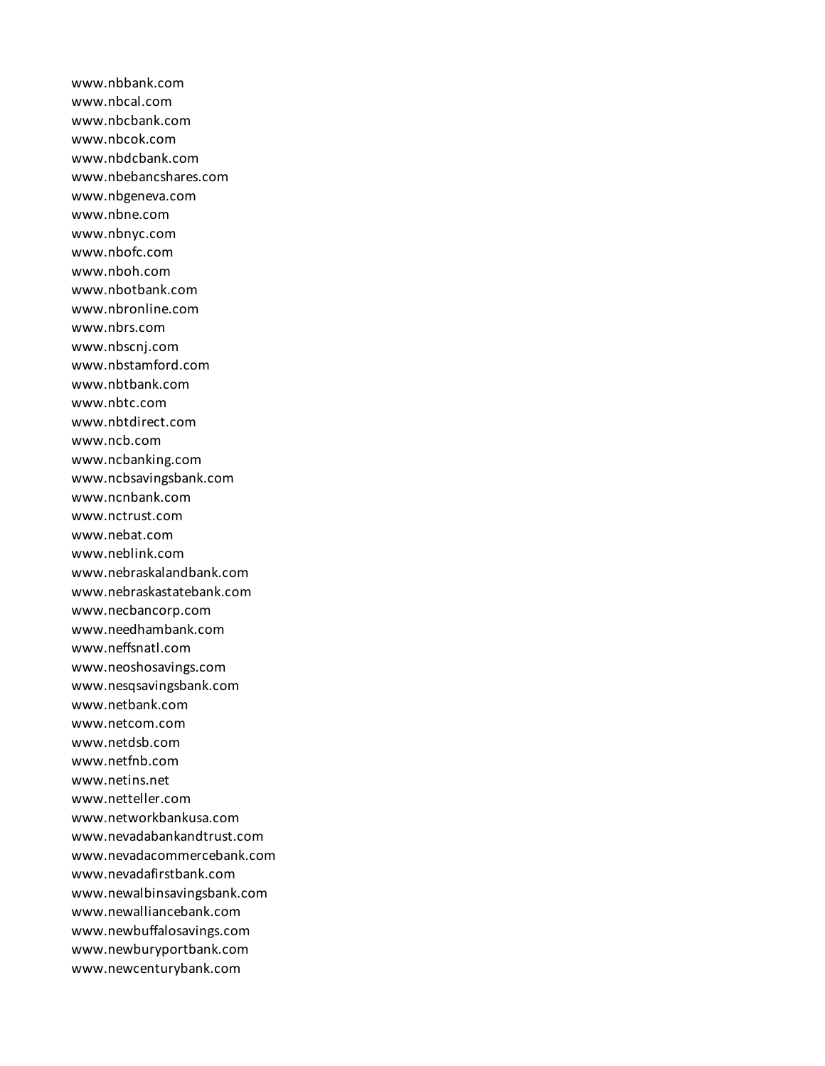www.nbbank.com
www.nbcal.com
www.nbcbank.com
www.nbcok.com
www.nbdcbank.com
www.nbebancshares.com
www.nbgeneva.com
www.nbne.com
www.nbnyc.com
www.nbofc.com
www.nboh.com
www.nbotbank.com
www.nbronline.com
www.nbrs.com
www.nbscnj.com
www.nbstamford.com
www.nbtbank.com
www.nbtc.com
www.nbtdirect.com
www.ncb.com
www.ncbanking.com
www.ncbsavingsbank.com
www.ncnbank.com
www.nctrust.com
www.nebat.com
www.neblink.com
www.nebraskalandbank.com
www.nebraskastatebank.com
www.necbancorp.com
www.needhambank.com
www.neffsnatl.com
www.neoshosavings.com
www.nesqsavingsbank.com
www.netbank.com
www.netcom.com
www.netdsb.com
www.netfnb.com
www.netins.net
www.netteller.com
www.networkbankusa.com
www.nevadabankandtrust.com
www.nevadacommercebank.com
www.nevadafirstbank.com
www.newalbinsavingsbank.com
www.newalliancebank.com
www.newbuffalosavings.com
www.newburyportbank.com
www.newcenturybank.com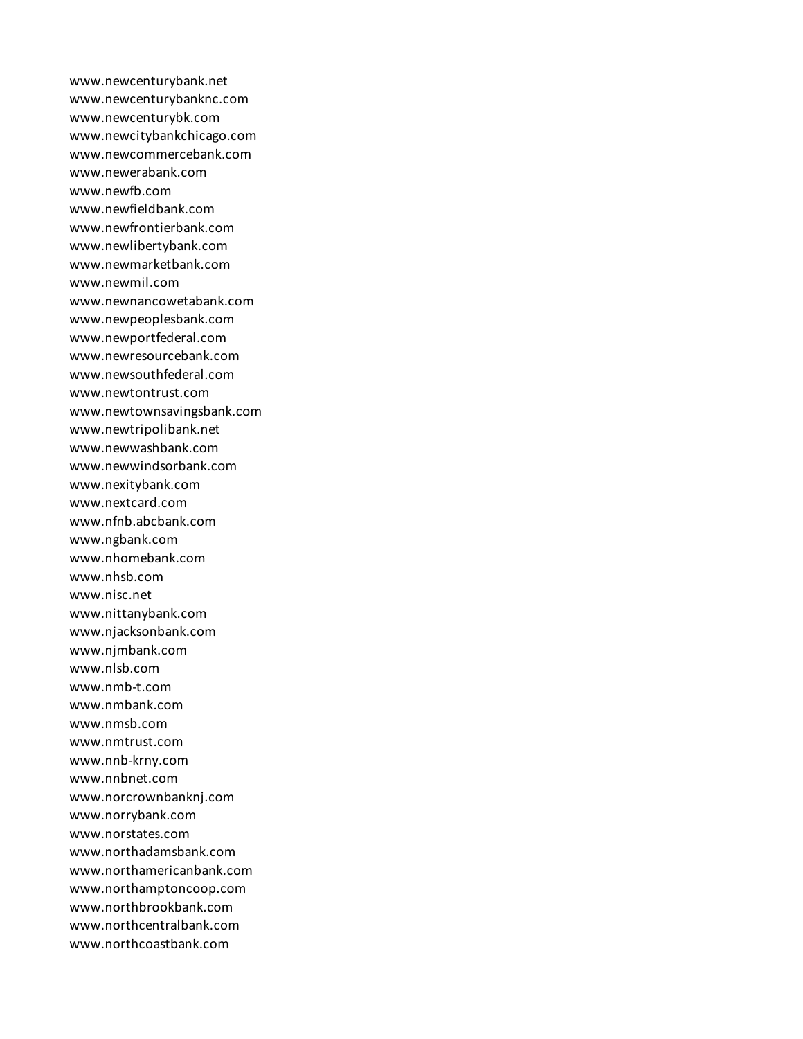www.newcenturybank.net
www.newcenturybanknc.com
www.newcenturybk.com
www.newcitybankchicago.com
www.newcommercebank.com
www.newerabank.com
www.newfb.com
www.newfieldbank.com
www.newfrontierbank.com
www.newlibertybank.com
www.newmarketbank.com
www.newmil.com
www.newnancowetabank.com
www.newpeoplesbank.com
www.newportfederal.com
www.newresourcebank.com
www.newsouthfederal.com
www.newtontrust.com
www.newtownsavingsbank.com
www.newtripolibank.net
www.newwashbank.com
www.newwindsorbank.com
www.nexitybank.com
www.nextcard.com
www.nfnb.abcbank.com
www.ngbank.com
www.nhomebank.com
www.nhsb.com
www.nisc.net
www.nittanybank.com
www.njacksonbank.com
www.njmbank.com
www.nlsb.com
www.nmb-t.com
www.nmbank.com
www.nmsb.com
www.nmtrust.com
www.nnb-krny.com
www.nnbnet.com
www.norcrownbanknj.com
www.norrybank.com
www.norstates.com
www.northadamsbank.com
www.northamericanbank.com
www.northamptoncoop.com
www.northbrookbank.com
www.northcentralbank.com
www.northcoastbank.com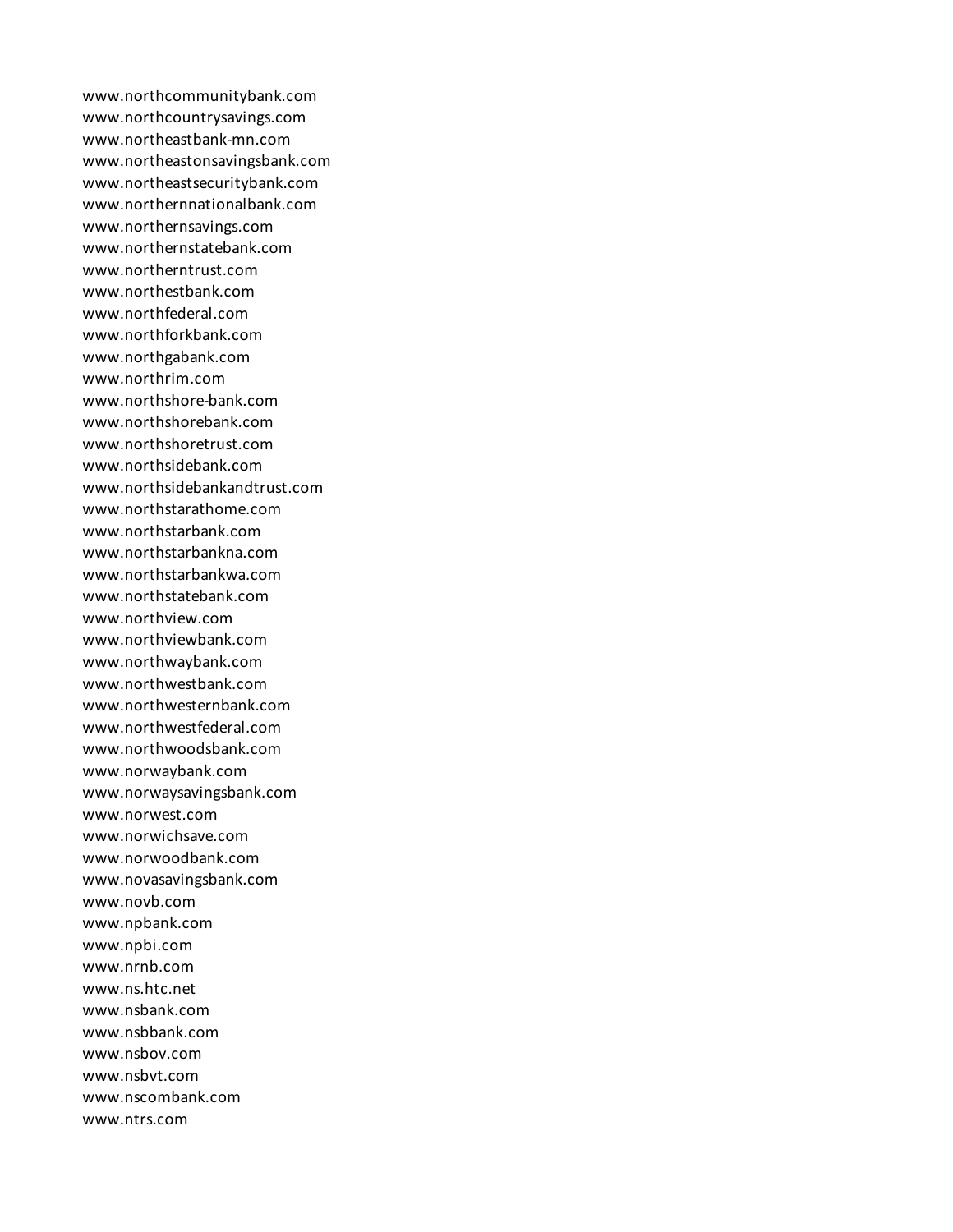www.northcommunitybank.com
www.northcountrysavings.com
www.northeastbank-mn.com
www.northeastonsavingsbank.com
www.northeastsecuritybank.com
www.northernnationalbank.com
www.northernsavings.com
www.northernstatebank.com
www.northerntrust.com
www.northestbank.com
www.northfederal.com
www.northforkbank.com
www.northgabank.com
www.northrim.com
www.northshore-bank.com
www.northshorebank.com
www.northshoretrust.com
www.northsidebank.com
www.northsidebankandtrust.com
www.northstarathome.com
www.northstarbank.com
www.northstarbankna.com
www.northstarbankwa.com
www.northstatebank.com
www.northview.com
www.northviewbank.com
www.northwaybank.com
www.northwestbank.com
www.northwesternbank.com
www.northwestfederal.com
www.northwoodsbank.com
www.norwaybank.com
www.norwaysavingsbank.com
www.norwest.com
www.norwichsave.com
www.norwoodbank.com
www.novasavingsbank.com
www.novb.com
www.npbank.com
www.npbi.com
www.nrnb.com
www.ns.htc.net
www.nsbank.com
www.nsbbank.com
www.nsbov.com
www.nsbvt.com
www.nscombank.com
www.ntrs.com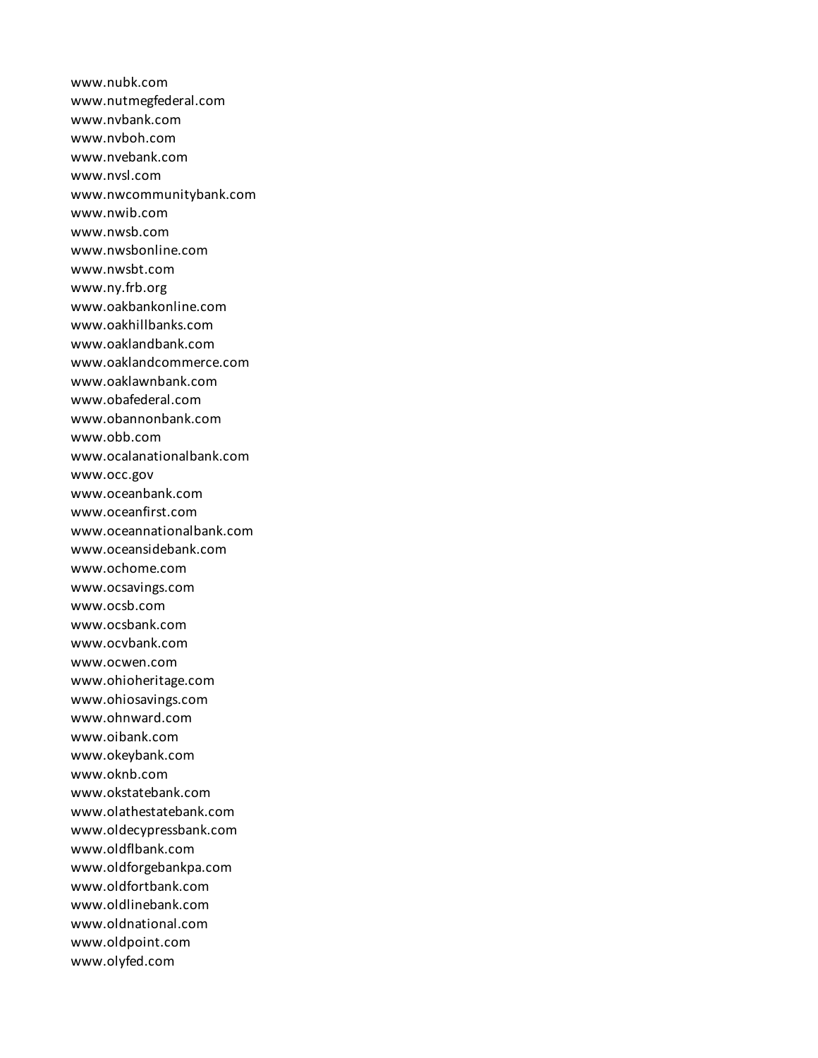www.nubk.com
www.nutmegfederal.com
www.nvbank.com
www.nvboh.com
www.nvebank.com
www.nvsl.com
www.nwcommunitybank.com
www.nwib.com
www.nwsb.com
www.nwsbonline.com
www.nwsbt.com
www.ny.frb.org
www.oakbankonline.com
www.oakhillbanks.com
www.oaklandbank.com
www.oaklandcommerce.com
www.oaklawnbank.com
www.obafederal.com
www.obannonbank.com
www.obb.com
www.ocalanationalbank.com
www.occ.gov
www.oceanbank.com
www.oceanfirst.com
www.oceannationalbank.com
www.oceansidebank.com
www.ochome.com
www.ocsavings.com
www.ocsb.com
www.ocsbank.com
www.ocvbank.com
www.ocwen.com
www.ohioheritage.com
www.ohiosavings.com
www.ohnward.com
www.oibank.com
www.okeybank.com
www.oknb.com
www.okstatebank.com
www.olathestatebank.com
www.oldecypressbank.com
www.oldflbank.com
www.oldforgebankpa.com
www.oldfortbank.com
www.oldlinebank.com
www.oldnational.com
www.oldpoint.com
www.olyfed.com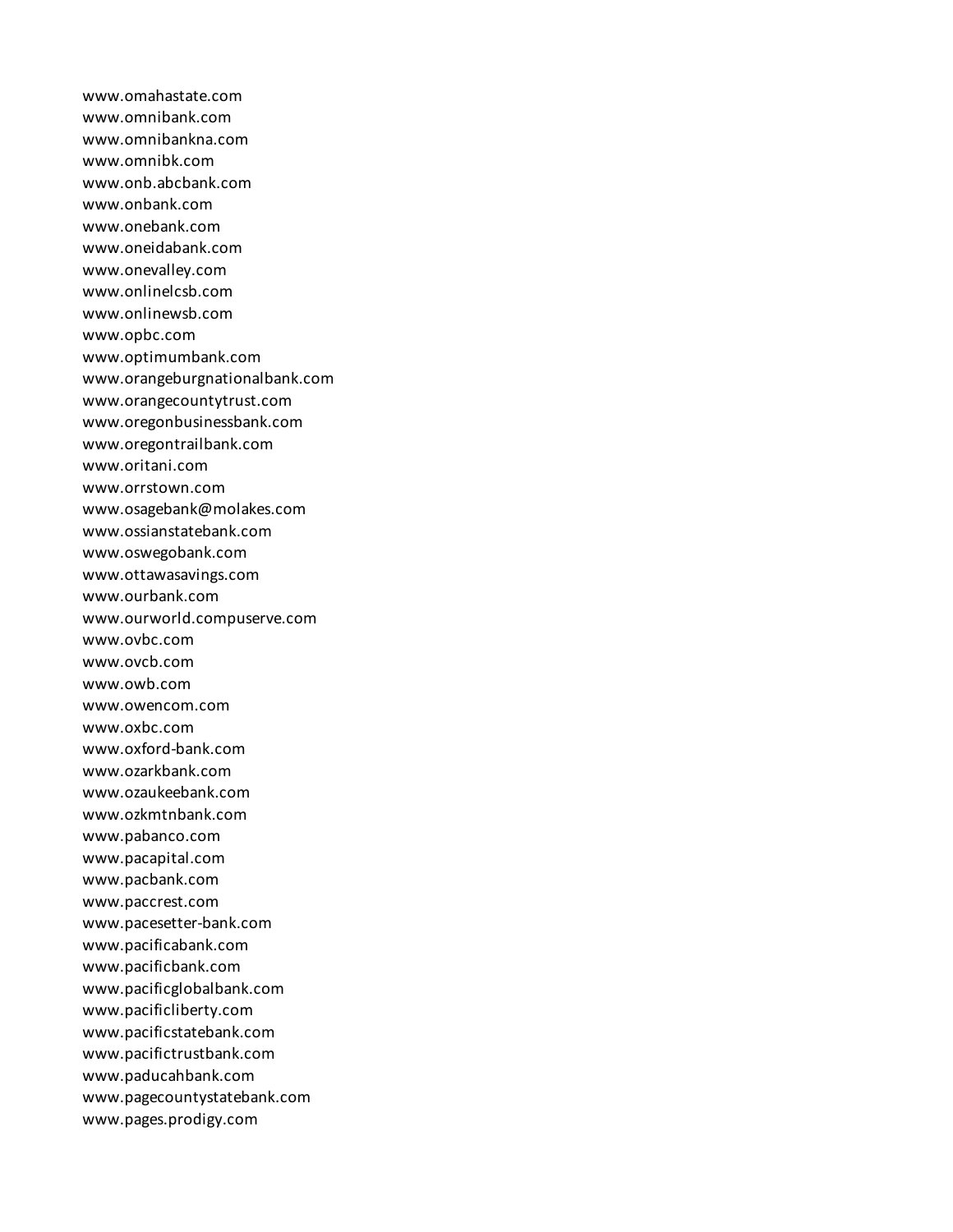www.omahastate.com
www.omnibank.com
www.omnibankna.com
www.omnibk.com
www.onb.abcbank.com
www.onbank.com
www.onebank.com
www.oneidabank.com
www.onevalley.com
www.onlinelcsb.com
www.onlinewsb.com
www.opbc.com
www.optimumbank.com
www.orangeburgnationalbank.com
www.orangecountytrust.com
www.oregonbusinessbank.com
www.oregontrailbank.com
www.oritani.com
www.orrstown.com
www.osagebank@molakes.com
www.ossianstatebank.com
www.oswegobank.com
www.ottawasavings.com
www.ourbank.com
www.ourworld.compuserve.com
www.ovbc.com
www.ovcb.com
www.owb.com
www.owencom.com
www.oxbc.com
www.oxford-bank.com
www.ozarkbank.com
www.ozaukeebank.com
www.ozkmtnbank.com
www.pabanco.com
www.pacapital.com
www.pacbank.com
www.paccrest.com
www.pacesetter-bank.com
www.pacificabank.com
www.pacificbank.com
www.pacificglobalbank.com
www.pacificliberty.com
www.pacificstatebank.com
www.pacifictrustbank.com
www.paducahbank.com
www.pagecountystatebank.com
www.pages.prodigy.com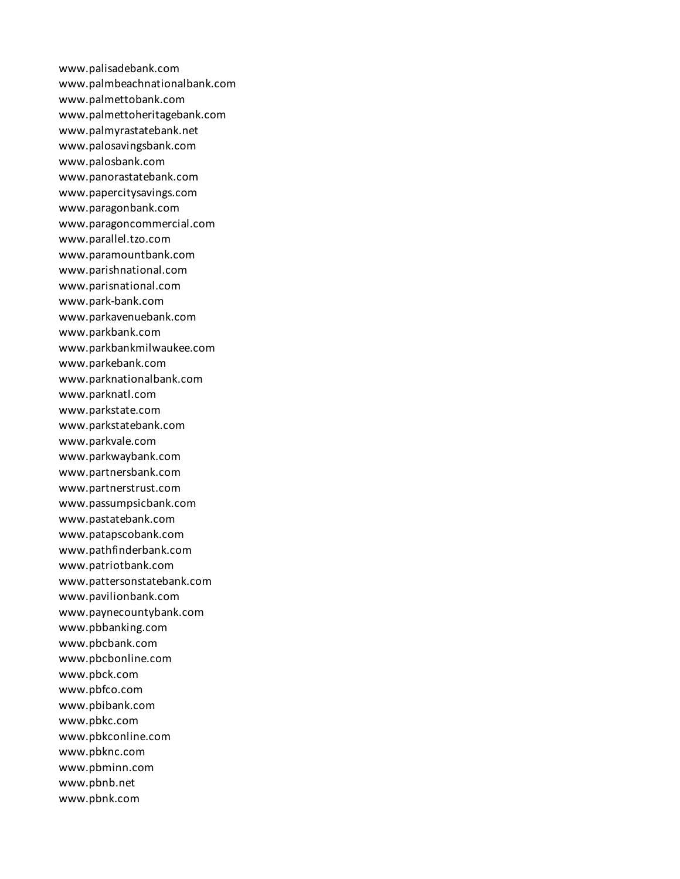www.palisadebank.com
www.palmbeachnationalbank.com
www.palmettobank.com
www.palmettoheritagebank.com
www.palmyrastatebank.net
www.palosavingsbank.com
www.palosbank.com
www.panorastatebank.com
www.papercitysavings.com
www.paragonbank.com
www.paragoncommercial.com
www.parallel.tzo.com
www.paramountbank.com
www.parishnational.com
www.parisnational.com
www.park-bank.com
www.parkavenuebank.com
www.parkbank.com
www.parkbankmilwaukee.com
www.parkebank.com
www.parknationalbank.com
www.parknatl.com
www.parkstate.com
www.parkstatebank.com
www.parkvale.com
www.parkwaybank.com
www.partnersbank.com
www.partnerstrust.com
www.passumpsicbank.com
www.pastatebank.com
www.patapscobank.com
www.pathfinderbank.com
www.patriotbank.com
www.pattersonstatebank.com
www.pavilionbank.com
www.paynecountybank.com
www.pbbanking.com
www.pbcbank.com
www.pbcbonline.com
www.pbck.com
www.pbfco.com
www.pbibank.com
www.pbkc.com
www.pbkconline.com
www.pbknc.com
www.pbminn.com
www.pbnb.net
www.pbnk.com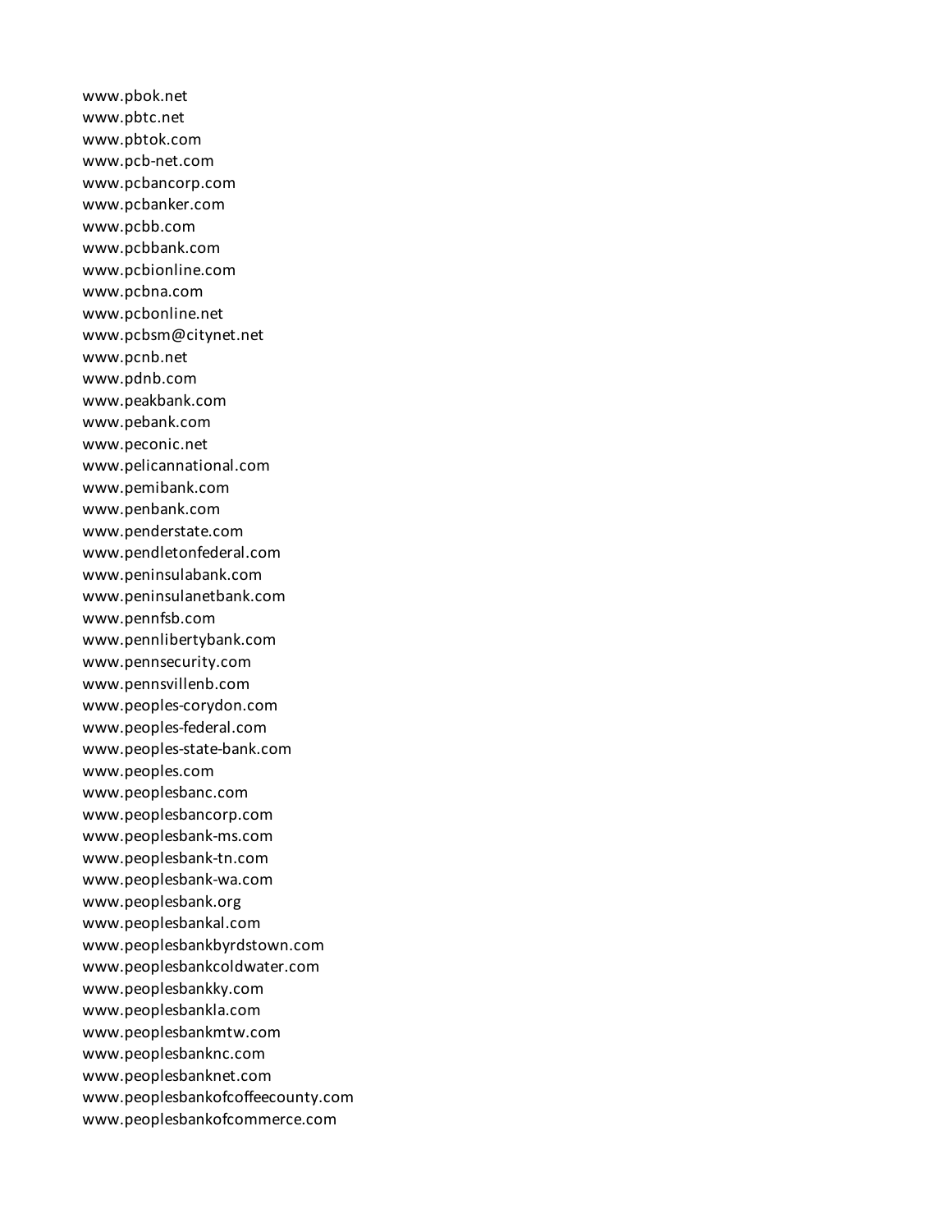www.pbok.net
www.pbtc.net
www.pbtok.com
www.pcb-net.com
www.pcbancorp.com
www.pcbanker.com
www.pcbb.com
www.pcbbank.com
www.pcbionline.com
www.pcbna.com
www.pcbonline.net
www.pcbsm@citynet.net
www.pcnb.net
www.pdnb.com
www.peakbank.com
www.pebank.com
www.peconic.net
www.pelicannational.com
www.pemibank.com
www.penbank.com
www.penderstate.com
www.pendletonfederal.com
www.peninsulabank.com
www.peninsulanetbank.com
www.pennfsb.com
www.pennlibertybank.com
www.pennsecurity.com
www.pennsvillenb.com
www.peoples-corydon.com
www.peoples-federal.com
www.peoples-state-bank.com
www.peoples.com
www.peoplesbanc.com
www.peoplesbancorp.com
www.peoplesbank-ms.com
www.peoplesbank-tn.com
www.peoplesbank-wa.com
www.peoplesbank.org
www.peoplesbankal.com
www.peoplesbankbyrdstown.com
www.peoplesbankcoldwater.com
www.peoplesbankky.com
www.peoplesbankla.com
www.peoplesbankmtw.com
www.peoplesbanknc.com
www.peoplesbanknet.com
www.peoplesbankofcoffeecounty.com
www.peoplesbankofcommerce.com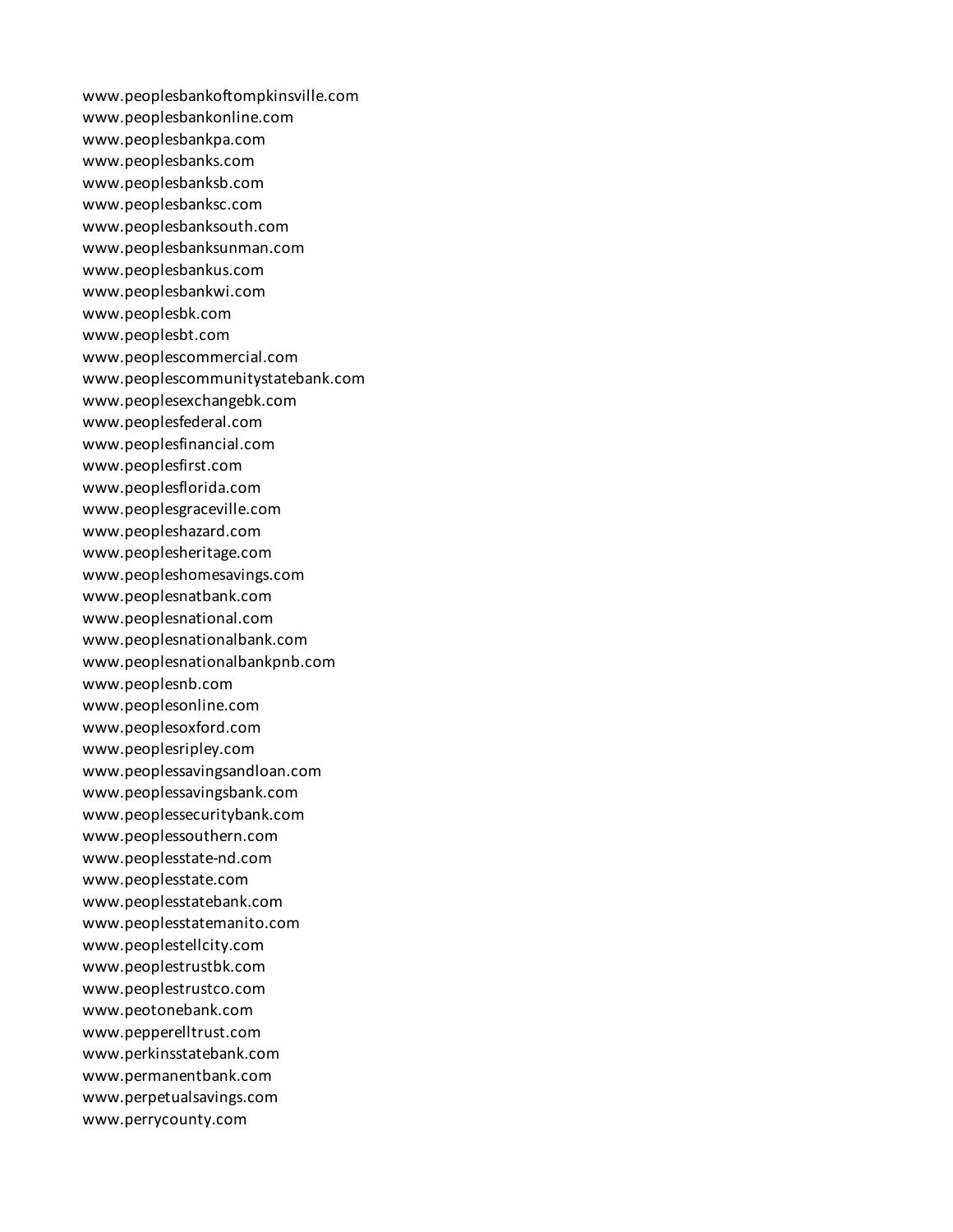www.peoplesbankoftompkinsville.com
www.peoplesbankonline.com
www.peoplesbankpa.com
www.peoplesbanks.com
www.peoplesbanksb.com
www.peoplesbanksc.com
www.peoplesbanksouth.com
www.peoplesbanksunman.com
www.peoplesbankus.com
www.peoplesbankwi.com
www.peoplesbk.com
www.peoplesbt.com
www.peoplescommercial.com
www.peoplescommunitystatebank.com
www.peoplesexchangebk.com
www.peoplesfederal.com
www.peoplesfinancial.com
www.peoplesfirst.com
www.peoplesflorida.com
www.peoplesgraceville.com
www.peopleshazard.com
www.peoplesheritage.com
www.peopleshomesavings.com
www.peoplesnatbank.com
www.peoplesnational.com
www.peoplesnationalbank.com
www.peoplesnationalbankpnb.com
www.peoplesnb.com
www.peoplesonline.com
www.peoplesoxford.com
www.peoplesripley.com
www.peoplessavingsandloan.com
www.peoplessavingsbank.com
www.peoplessecuritybank.com
www.peoplessouthern.com
www.peoplesstate-nd.com
www.peoplesstate.com
www.peoplesstatebank.com
www.peoplesstatemanito.com
www.peoplestellcity.com
www.peoplestrustbk.com
www.peoplestrustco.com
www.peotonebank.com
www.pepperelltrust.com
www.perkinsstatebank.com
www.permanentbank.com
www.perpetualsavings.com
www.perrycounty.com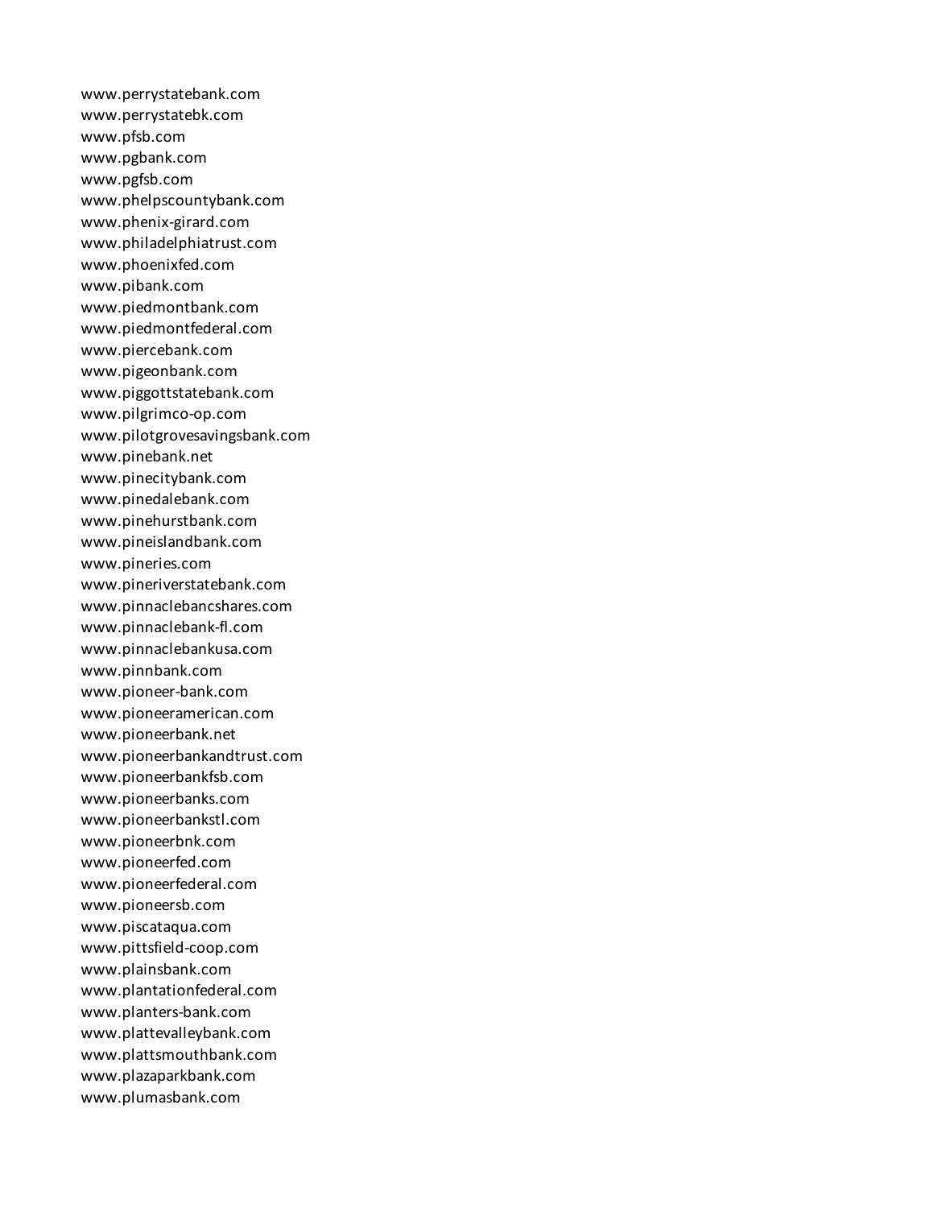www.perrystatebank.com
www.perrystatebk.com
www.pfsb.com
www.pgbank.com
www.pgfsb.com
www.phelpscountybank.com
www.phenix-girard.com
www.philadelphiatrust.com
www.phoenixfed.com
www.pibank.com
www.piedmontbank.com
www.piedmontfederal.com
www.piercebank.com
www.pigeonbank.com
www.piggottstatebank.com
www.pilgrimco-op.com
www.pilotgrovesavingsbank.com
www.pinebank.net
www.pinecitybank.com
www.pinedalebank.com
www.pinehurstbank.com
www.pineislandbank.com
www.pineries.com
www.pineriverstatebank.com
www.pinnaclebancshares.com
www.pinnaclebank-fl.com
www.pinnaclebankusa.com
www.pinnbank.com
www.pioneer-bank.com
www.pioneeramerican.com
www.pioneerbank.net
www.pioneerbankandtrust.com
www.pioneerbankfsb.com
www.pioneerbanks.com
www.pioneerbankstl.com
www.pioneerbnk.com
www.pioneerfed.com
www.pioneerfederal.com
www.pioneersb.com
www.piscataqua.com
www.pittsfield-coop.com
www.plainsbank.com
www.plantationfederal.com
www.planters-bank.com
www.plattevalleybank.com
www.plattsmouthbank.com
www.plazaparkbank.com
www.plumasbank.com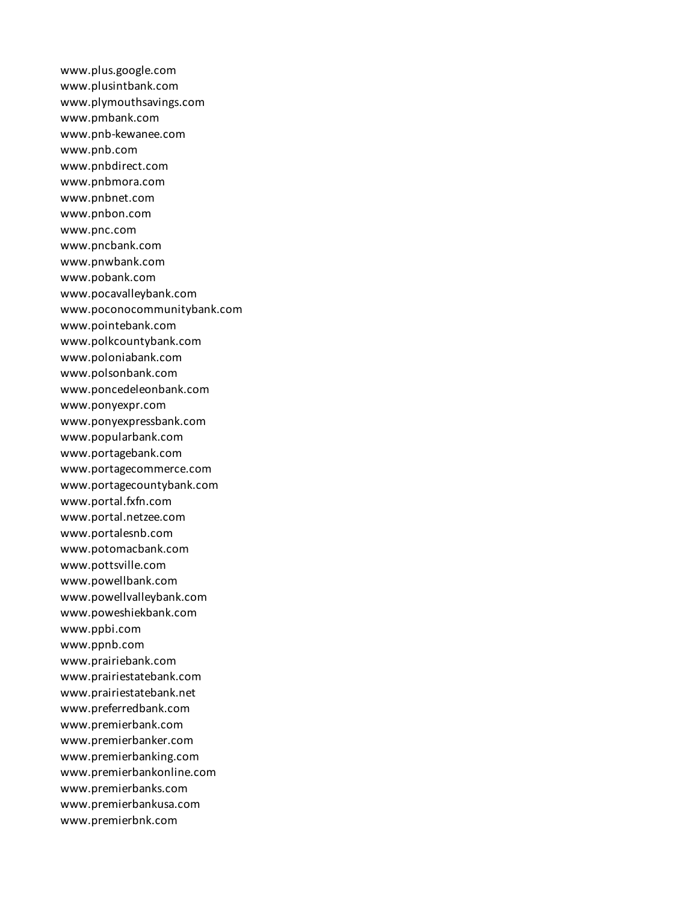www.plus.google.com
www.plusintbank.com
www.plymouthsavings.com
www.pmbank.com
www.pnb-kewanee.com
www.pnb.com
www.pnbdirect.com
www.pnbmora.com
www.pnbnet.com
www.pnbon.com
www.pnc.com
www.pncbank.com
www.pnwbank.com
www.pobank.com
www.pocavalleybank.com
www.poconocommunitybank.com
www.pointebank.com
www.polkcountybank.com
www.poloniabank.com
www.polsonbank.com
www.poncedeleonbank.com
www.ponyexpr.com
www.ponyexpressbank.com
www.popularbank.com
www.portagebank.com
www.portagecommerce.com
www.portagecountybank.com
www.portal.fxfn.com
www.portal.netzee.com
www.portalesnb.com
www.potomacbank.com
www.pottsville.com
www.powellbank.com
www.powellvalleybank.com
www.poweshiekbank.com
www.ppbi.com
www.ppnb.com
www.prairiebank.com
www.prairiestatebank.com
www.prairiestatebank.net
www.preferredbank.com
www.premierbank.com
www.premierbanker.com
www.premierbanking.com
www.premierbankonline.com
www.premierbanks.com
www.premierbankusa.com
www.premierbnk.com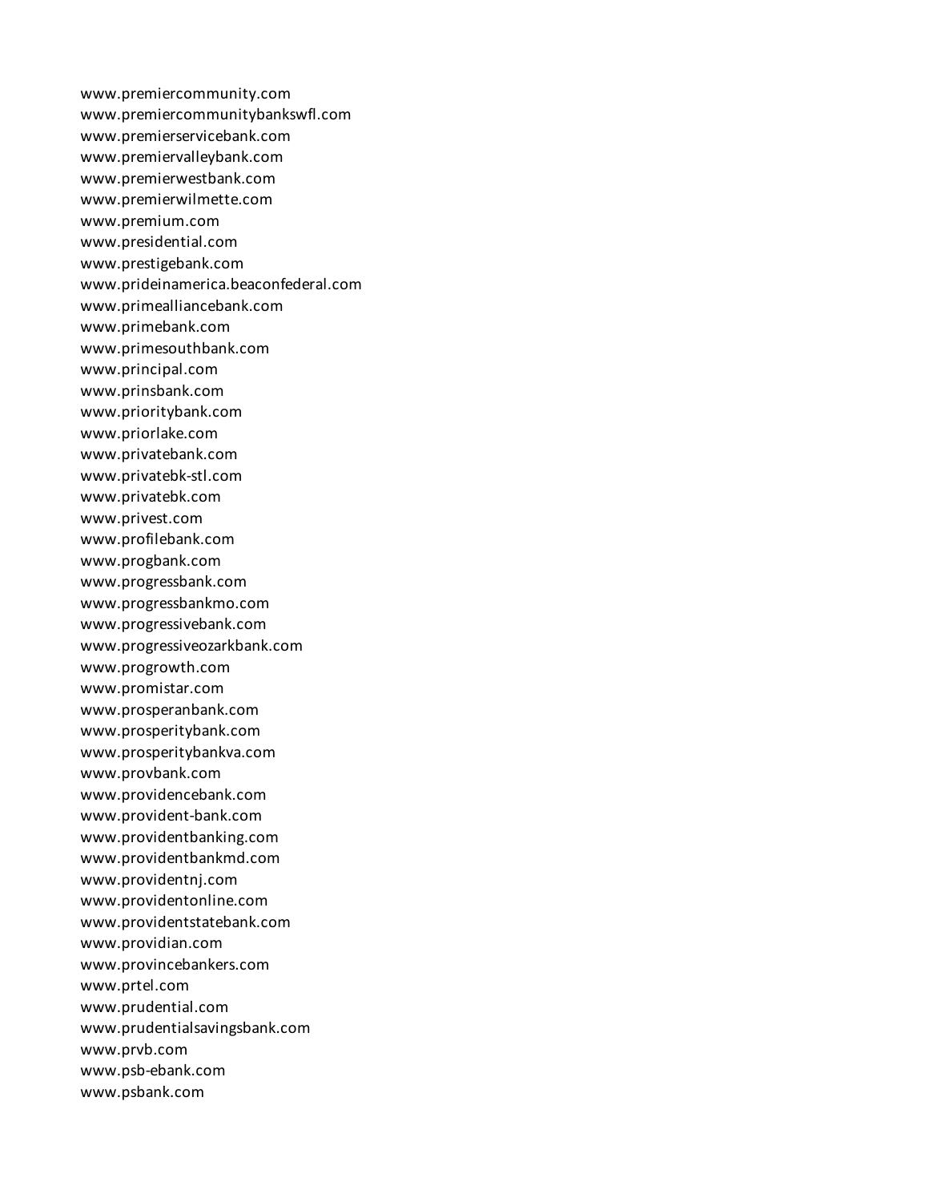www.premiercommunity.com
www.premiercommunitybankswfl.com
www.premierservicebank.com
www.premiervalleybank.com
www.premierwestbank.com
www.premierwilmette.com
www.premium.com
www.presidential.com
www.prestigebank.com
www.prideinamerica.beaconfederal.com
www.primealliancebank.com
www.primebank.com
www.primesouthbank.com
www.principal.com
www.prinsbank.com
www.prioritybank.com
www.priorlake.com
www.privatebank.com
www.privatebk-stl.com
www.privatebk.com
www.privest.com
www.profilebank.com
www.progbank.com
www.progressbank.com
www.progressbankmo.com
www.progressivebank.com
www.progressiveozarkbank.com
www.progrowth.com
www.promistar.com
www.prosperanbank.com
www.prosperitybank.com
www.prosperitybankva.com
www.provbank.com
www.providencebank.com
www.provident-bank.com
www.providentbanking.com
www.providentbankmd.com
www.providentnj.com
www.providentonline.com
www.providentstatebank.com
www.providian.com
www.provincebankers.com
www.prtel.com
www.prudential.com
www.prudentialsavingsbank.com
www.prvb.com
www.psb-ebank.com
www.psbank.com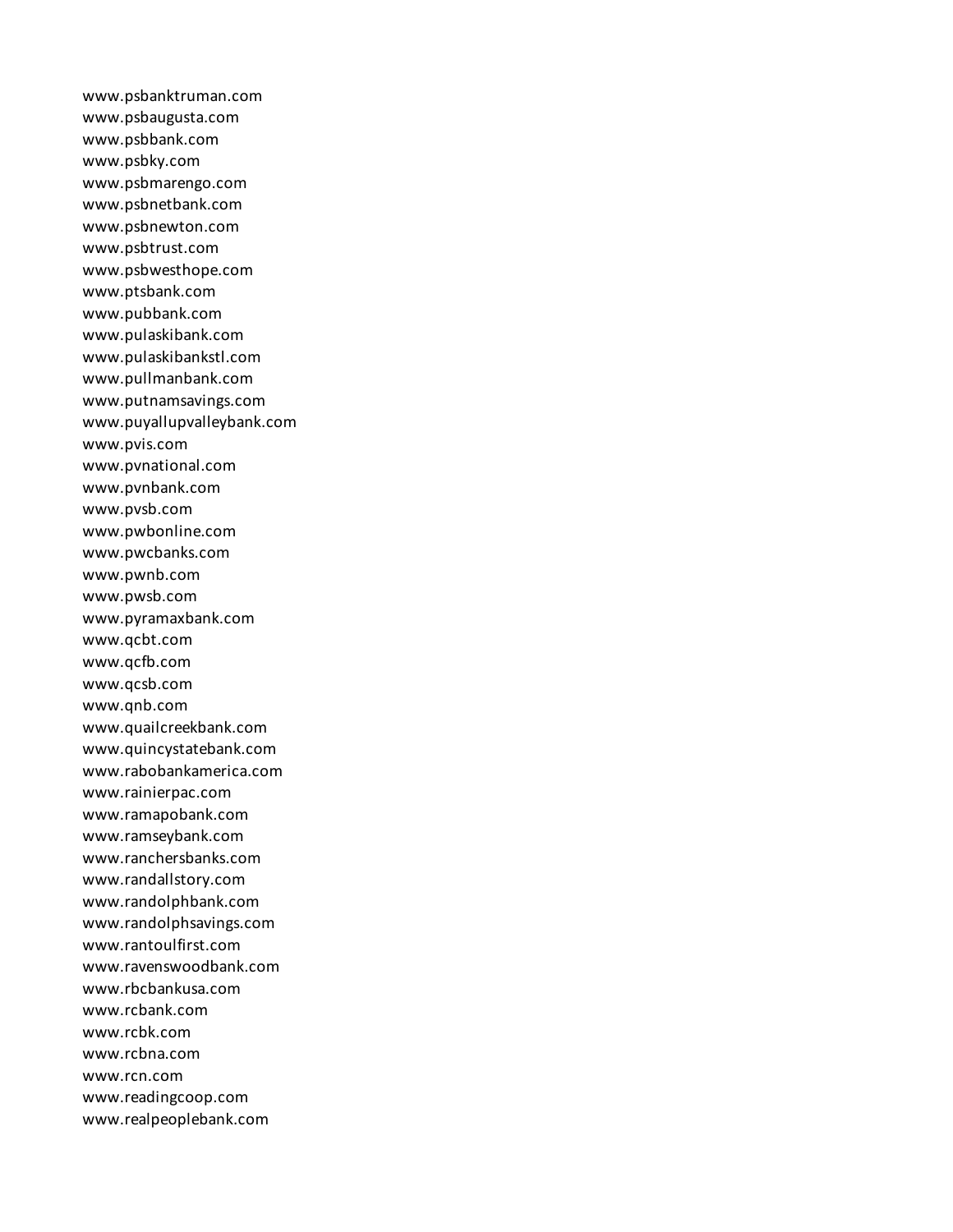www.psbanktruman.com
www.psbaugusta.com
www.psbbank.com
www.psbky.com
www.psbmarengo.com
www.psbnetbank.com
www.psbnewton.com
www.psbtrust.com
www.psbwesthope.com
www.ptsbank.com
www.pubbank.com
www.pulaskibank.com
www.pulaskibankstl.com
www.pullmanbank.com
www.putnamsavings.com
www.puyallupvalleybank.com
www.pvis.com
www.pvnational.com
www.pvnbank.com
www.pvsb.com
www.pwbonline.com
www.pwcbanks.com
www.pwnb.com
www.pwsb.com
www.pyramaxbank.com
www.qcbt.com
www.qcfb.com
www.qcsb.com
www.qnb.com
www.quailcreekbank.com
www.quincystatebank.com
www.rabobankamerica.com
www.rainierpac.com
www.ramapobank.com
www.ramseybank.com
www.ranchersbanks.com
www.randallstory.com
www.randolphbank.com
www.randolphsavings.com
www.rantoulfirst.com
www.ravenswoodbank.com
www.rbcbankusa.com
www.rcbank.com
www.rcbk.com
www.rcbna.com
www.rcn.com
www.readingcoop.com
www.realpeoplebank.com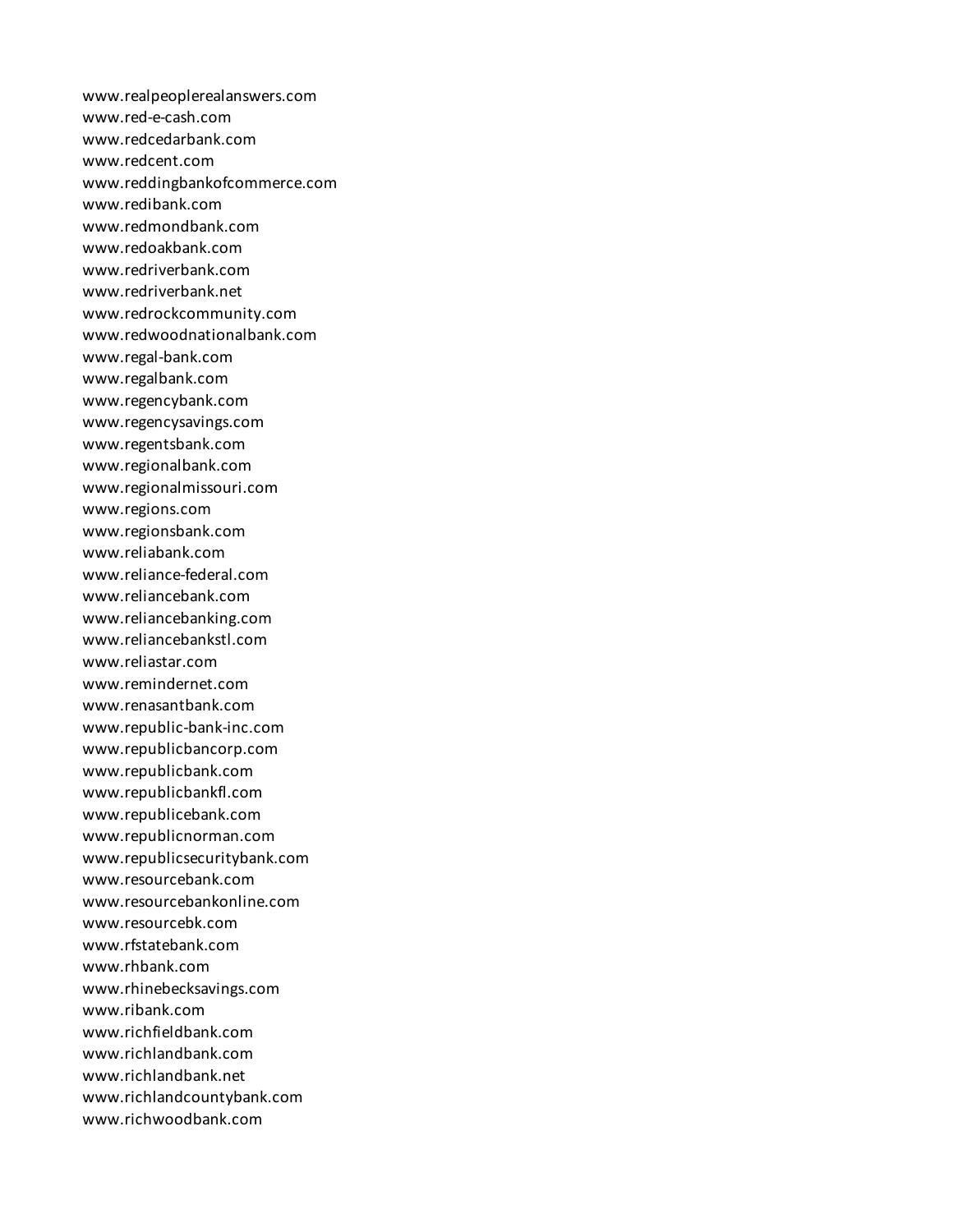www.realpeoplerealanswers.com
www.red-e-cash.com
www.redcedarbank.com
www.redcent.com
www.reddingbankofcommerce.com
www.redibank.com
www.redmondbank.com
www.redoakbank.com
www.redriverbank.com
www.redriverbank.net
www.redrockcommunity.com
www.redwoodnationalbank.com
www.regal-bank.com
www.regalbank.com
www.regencybank.com
www.regencysavings.com
www.regentsbank.com
www.regionalbank.com
www.regionalmissouri.com
www.regions.com
www.regionsbank.com
www.reliabank.com
www.reliance-federal.com
www.reliancebank.com
www.reliancebanking.com
www.reliancebankstl.com
www.reliastar.com
www.remindernet.com
www.renasantbank.com
www.republic-bank-inc.com
www.republicbancorp.com
www.republicbank.com
www.republicbankfl.com
www.republicebank.com
www.republicnorman.com
www.republicsecuritybank.com
www.resourcebank.com
www.resourcebankonline.com
www.resourcebk.com
www.rfstatebank.com
www.rhbank.com
www.rhinebecksavings.com
www.ribank.com
www.richfieldbank.com
www.richlandbank.com
www.richlandbank.net
www.richlandcountybank.com
www.richwoodbank.com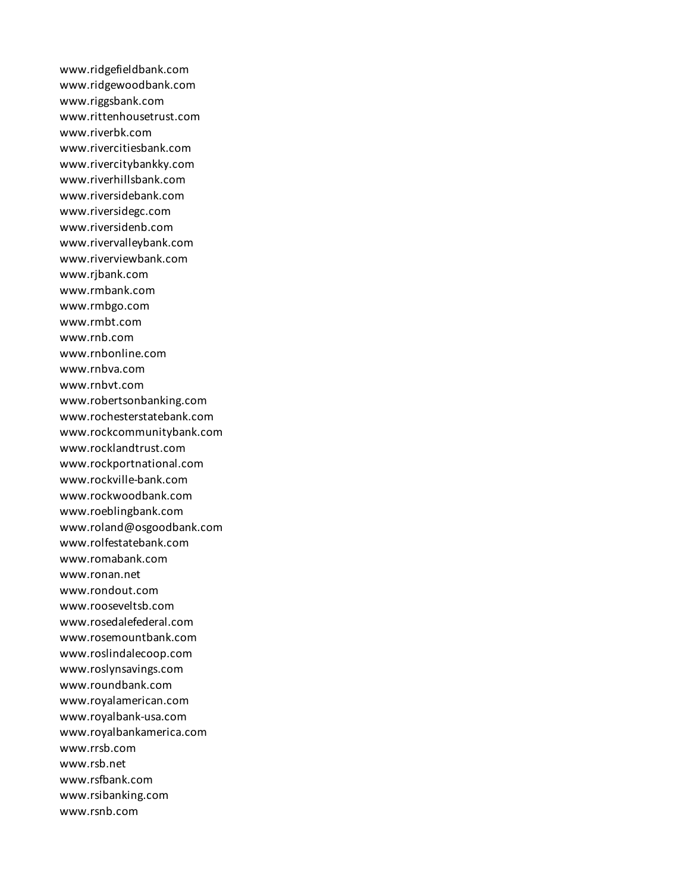www.ridgefieldbank.com
www.ridgewoodbank.com
www.riggsbank.com
www.rittenhousetrust.com
www.riverbk.com
www.rivercitiesbank.com
www.rivercitybankky.com
www.riverhillsbank.com
www.riversidebank.com
www.riversidegc.com
www.riversidenb.com
www.rivervalleybank.com
www.riverviewbank.com
www.rjbank.com
www.rmbank.com
www.rmbgo.com
www.rmbt.com
www.rnb.com
www.rnbonline.com
www.rnbva.com
www.rnbvt.com
www.robertsonbanking.com
www.rochesterstatebank.com
www.rockcommunitybank.com
www.rocklandtrust.com
www.rockportnational.com
www.rockville-bank.com
www.rockwoodbank.com
www.roeblingbank.com
www.roland@osgoodbank.com
www.rolfestatebank.com
www.romabank.com
www.ronan.net
www.rondout.com
www.rooseveltsb.com
www.rosedalefederal.com
www.rosemountbank.com
www.roslindalecoop.com
www.roslynsavings.com
www.roundbank.com
www.royalamerican.com
www.royalbank-usa.com
www.royalbankamerica.com
www.rrsb.com
www.rsb.net
www.rsfbank.com
www.rsibanking.com
www.rsnb.com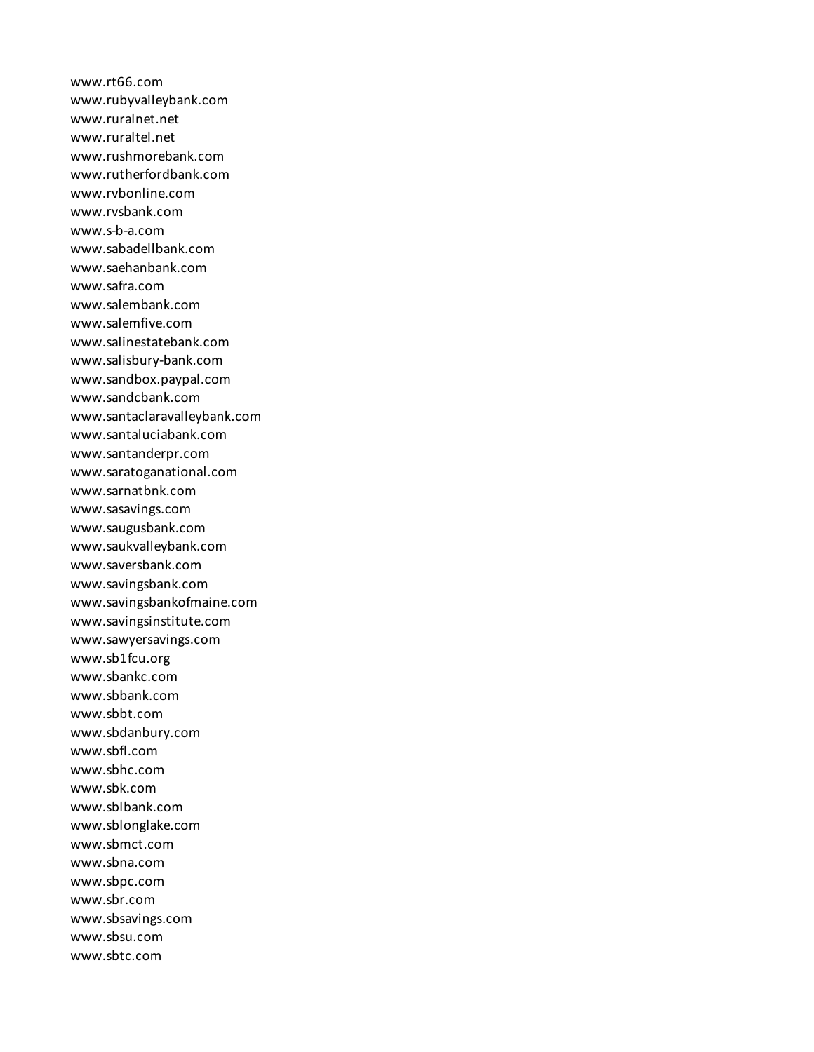www.rt66.com
www.rubyvalleybank.com
www.ruralnet.net
www.ruraltel.net
www.rushmorebank.com
www.rutherfordbank.com
www.rvbonline.com
www.rvsbank.com
www.s-b-a.com
www.sabadellbank.com
www.saehanbank.com
www.safra.com
www.salembank.com
www.salemfive.com
www.salinestatebank.com
www.salisbury-bank.com
www.sandbox.paypal.com
www.sandcbank.com
www.santaclaravalleybank.com
www.santaluciabank.com
www.santanderpr.com
www.saratoganational.com
www.sarnatbnk.com
www.sasavings.com
www.saugusbank.com
www.saukvalleybank.com
www.saversbank.com
www.savingsbank.com
www.savingsbankofmaine.com
www.savingsinstitute.com
www.sawyersavings.com
www.sb1fcu.org
www.sbankc.com
www.sbbank.com
www.sbbt.com
www.sbdanbury.com
www.sbfl.com
www.sbhc.com
www.sbk.com
www.sblbank.com
www.sblonglake.com
www.sbmct.com
www.sbna.com
www.sbpc.com
www.sbr.com
www.sbsavings.com
www.sbsu.com
www.sbtc.com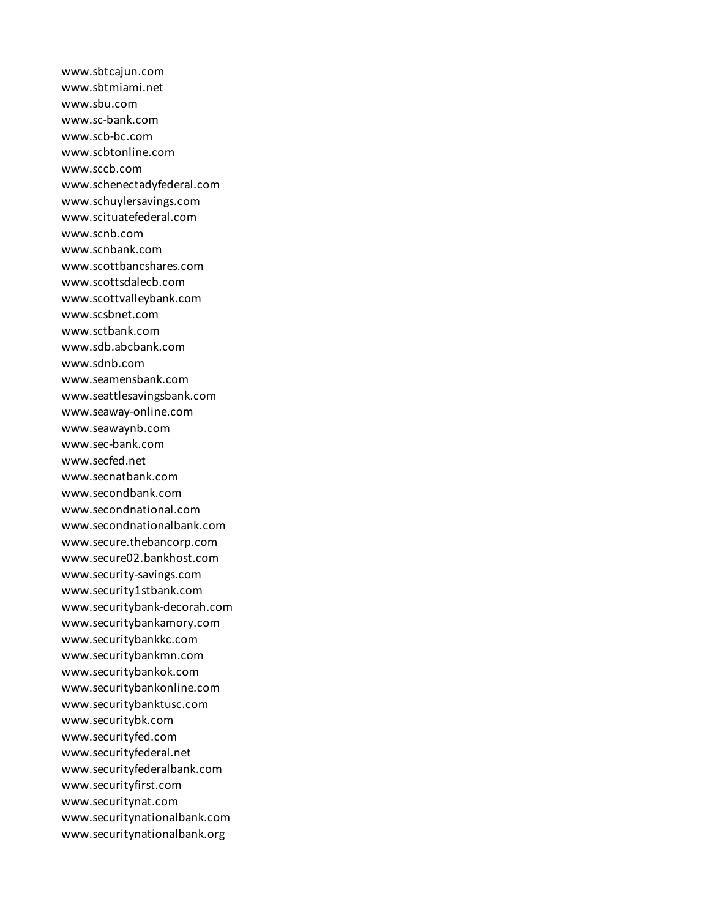www.sbtcajun.com
www.sbtmiami.net
www.sbu.com
www.sc-bank.com
www.scb-bc.com
www.scbtonline.com
www.sccb.com
www.schenectadyfederal.com
www.schuylersavings.com
www.scituatefederal.com
www.scnb.com
www.scnbank.com
www.scottbancshares.com
www.scottsdalecb.com
www.scottvalleybank.com
www.scsbnet.com
www.sctbank.com
www.sdb.abcbank.com
www.sdnb.com
www.seamensbank.com
www.seattlesavingsbank.com
www.seaway-online.com
www.seawaynb.com
www.sec-bank.com
www.secfed.net
www.secnatbank.com
www.secondbank.com
www.secondnational.com
www.secondnationalbank.com
www.secure.thebancorp.com
www.secure02.bankhost.com
www.security-savings.com
www.security1stbank.com
www.securitybank-decorah.com
www.securitybankamory.com
www.securitybankkc.com
www.securitybankmn.com
www.securitybankok.com
www.securitybankonline.com
www.securitybanktusc.com
www.securitybk.com
www.securityfed.com
www.securityfederal.net
www.securityfederalbank.com
www.securityfirst.com
www.securitynat.com
www.securitynationalbank.com
www.securitynationalbank.org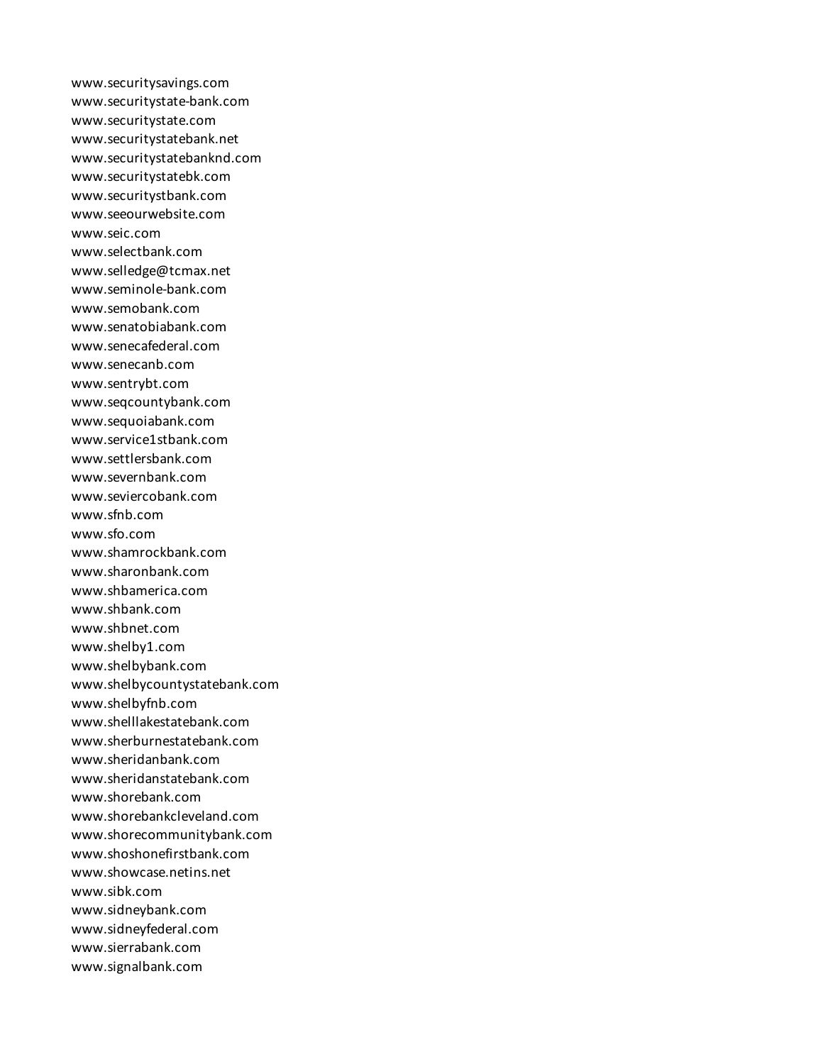www.securitysavings.com
www.securitystate-bank.com
www.securitystate.com
www.securitystatebank.net
www.securitystatebanknd.com
www.securitystatebk.com
www.securitystbank.com
www.seeourwebsite.com
www.seic.com
www.selectbank.com
www.selledge@tcmax.net
www.seminole-bank.com
www.semobank.com
www.senatobiabank.com
www.senecafederal.com
www.senecanb.com
www.sentrybt.com
www.seqcountybank.com
www.sequoiabank.com
www.service1stbank.com
www.settlersbank.com
www.severnbank.com
www.seviercobank.com
www.sfnb.com
www.sfo.com
www.shamrockbank.com
www.sharonbank.com
www.shbamerica.com
www.shbank.com
www.shbnet.com
www.shelby1.com
www.shelbybank.com
www.shelbycountystatebank.com
www.shelbyfnb.com
www.shelllakestatebank.com
www.sherburnestatebank.com
www.sheridanbank.com
www.sheridanstatebank.com
www.shorebank.com
www.shorebankcleveland.com
www.shorecommunitybank.com
www.shoshonefirstbank.com
www.showcase.netins.net
www.sibk.com
www.sidneybank.com
www.sidneyfederal.com
www.sierrabank.com
www.signalbank.com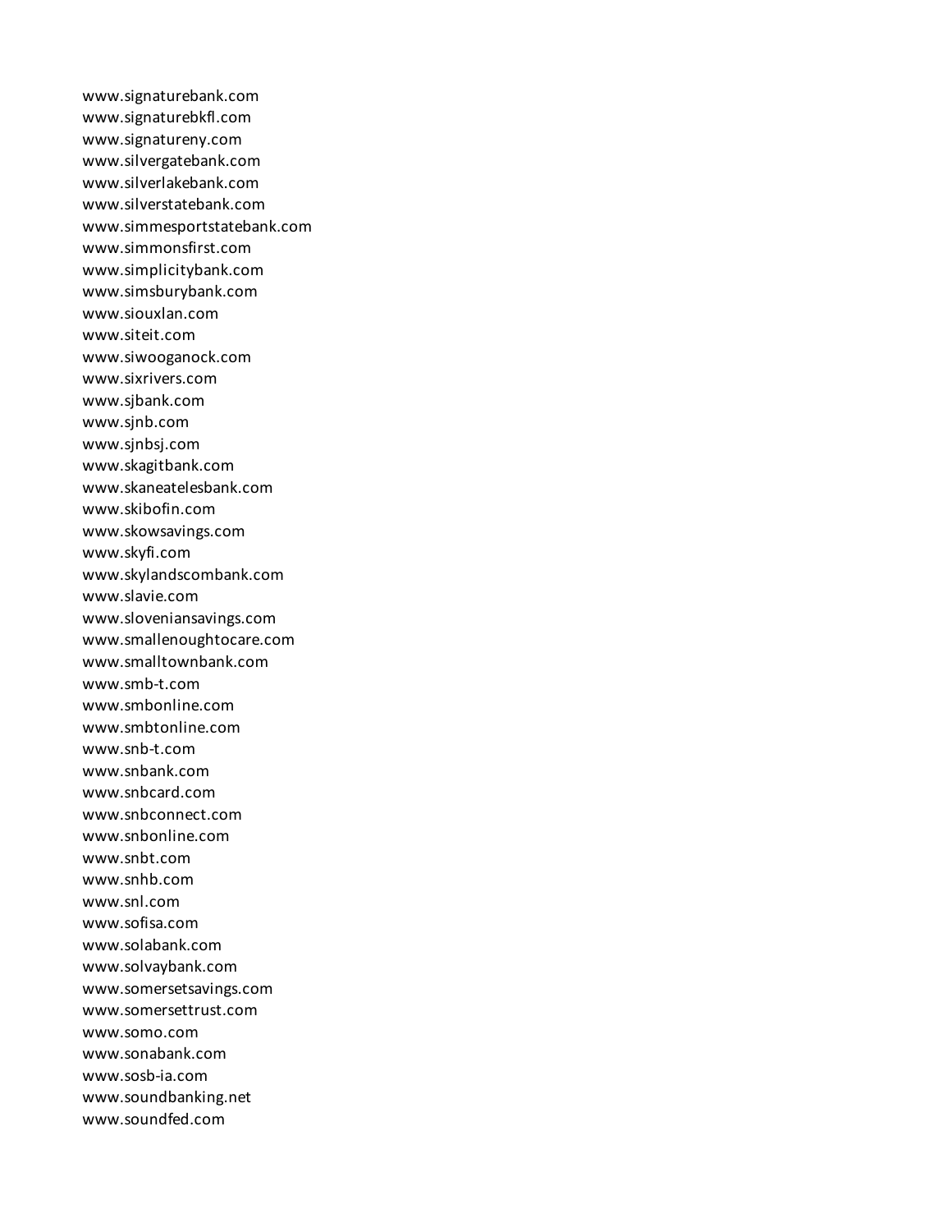www.signaturebank.com
www.signaturebkfl.com
www.signatureny.com
www.silvergatebank.com
www.silverlakebank.com
www.silverstatebank.com
www.simmesportstatebank.com
www.simmonsfirst.com
www.simplicitybank.com
www.simsburybank.com
www.siouxlan.com
www.siteit.com
www.siwooganock.com
www.sixrivers.com
www.sjbank.com
www.sjnb.com
www.sjnbsj.com
www.skagitbank.com
www.skaneatelesbank.com
www.skibofin.com
www.skowsavings.com
www.skyfi.com
www.skylandscombank.com
www.slavie.com
www.sloveniansavings.com
www.smallenoughtocare.com
www.smalltownbank.com
www.smb-t.com
www.smbonline.com
www.smbtonline.com
www.snb-t.com
www.snbank.com
www.snbcard.com
www.snbconnect.com
www.snbonline.com
www.snbt.com
www.snhb.com
www.snl.com
www.sofisa.com
www.solabank.com
www.solvaybank.com
www.somersetsavings.com
www.somersettrust.com
www.somo.com
www.sonabank.com
www.sosb-ia.com
www.soundbanking.net
www.soundfed.com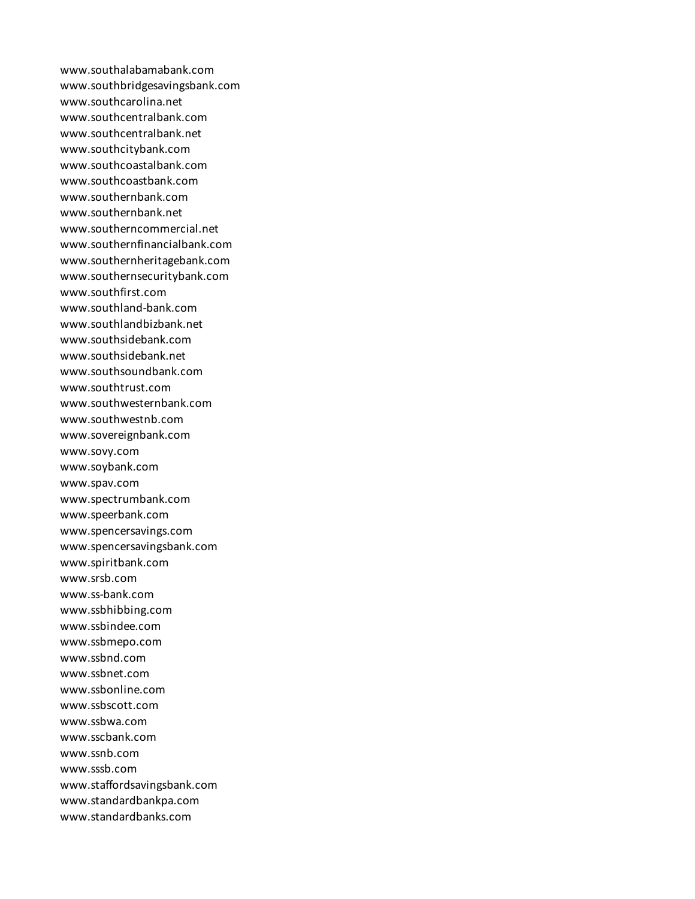www.southalabamabank.com
www.southbridgesavingsbank.com
www.southcarolina.net
www.southcentralbank.com
www.southcentralbank.net
www.southcitybank.com
www.southcoastalbank.com
www.southcoastbank.com
www.southernbank.com
www.southernbank.net
www.southerncommercial.net
www.southernfinancialbank.com
www.southernheritagebank.com
www.southernsecuritybank.com
www.southfirst.com
www.southland-bank.com
www.southlandbizbank.net
www.southsidebank.com
www.southsidebank.net
www.southsoundbank.com
www.southtrust.com
www.southwesternbank.com
www.southwestnb.com
www.sovereignbank.com
www.sovy.com
www.soybank.com
www.spav.com
www.spectrumbank.com
www.speerbank.com
www.spencersavings.com
www.spencersavingsbank.com
www.spiritbank.com
www.srsb.com
www.ss-bank.com
www.ssbhibbing.com
www.ssbindee.com
www.ssbmepo.com
www.ssbnd.com
www.ssbnet.com
www.ssbonline.com
www.ssbscott.com
www.ssbwa.com
www.sscbank.com
www.ssnb.com
www.sssb.com
www.staffordsavingsbank.com
www.standardbankpa.com
www.standardbanks.com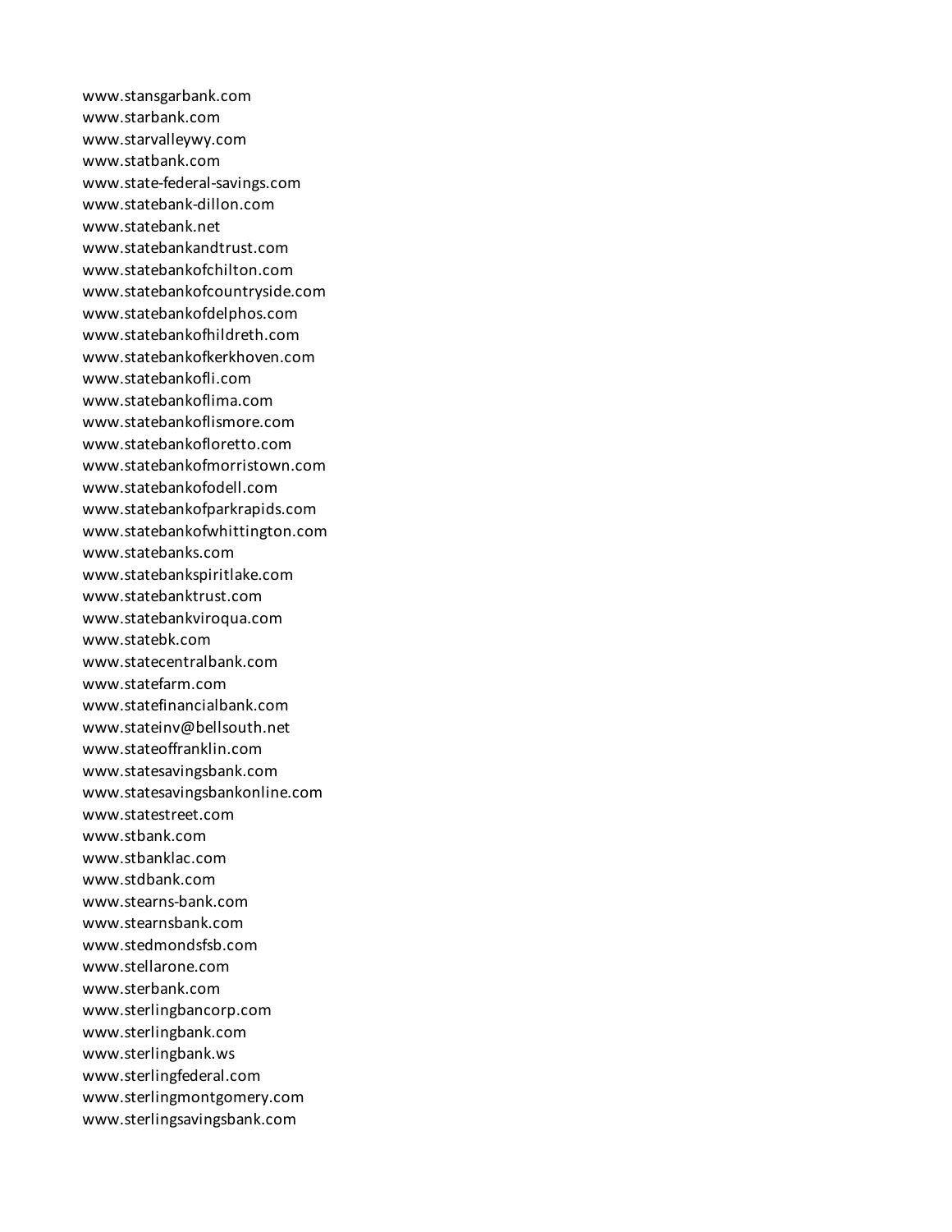www.stansgarbank.com
www.starbank.com
www.starvalleywy.com
www.statbank.com
www.state-federal-savings.com
www.statebank-dillon.com
www.statebank.net
www.statebankandtrust.com
www.statebankofchilton.com
www.statebankofcountryside.com
www.statebankofdelphos.com
www.statebankofhildreth.com
www.statebankofkerkhoven.com
www.statebankofli.com
www.statebankoflima.com
www.statebankoflismore.com
www.statebankofloretto.com
www.statebankofmorristown.com
www.statebankofodell.com
www.statebankofparkrapids.com
www.statebankofwhittington.com
www.statebanks.com
www.statebankspiritlake.com
www.statebanktrust.com
www.statebankviroqua.com
www.statebk.com
www.statecentralbank.com
www.statefarm.com
www.statefinancialbank.com
www.stateinv@bellsouth.net
www.stateoffranklin.com
www.statesavingsbank.com
www.statesavingsbankonline.com
www.statestreet.com
www.stbank.com
www.stbanklac.com
www.stdbank.com
www.stearns-bank.com
www.stearnsbank.com
www.stedmondsfsb.com
www.stellarone.com
www.sterbank.com
www.sterlingbancorp.com
www.sterlingbank.com
www.sterlingbank.ws
www.sterlingfederal.com
www.sterlingmontgomery.com
www.sterlingsavingsbank.com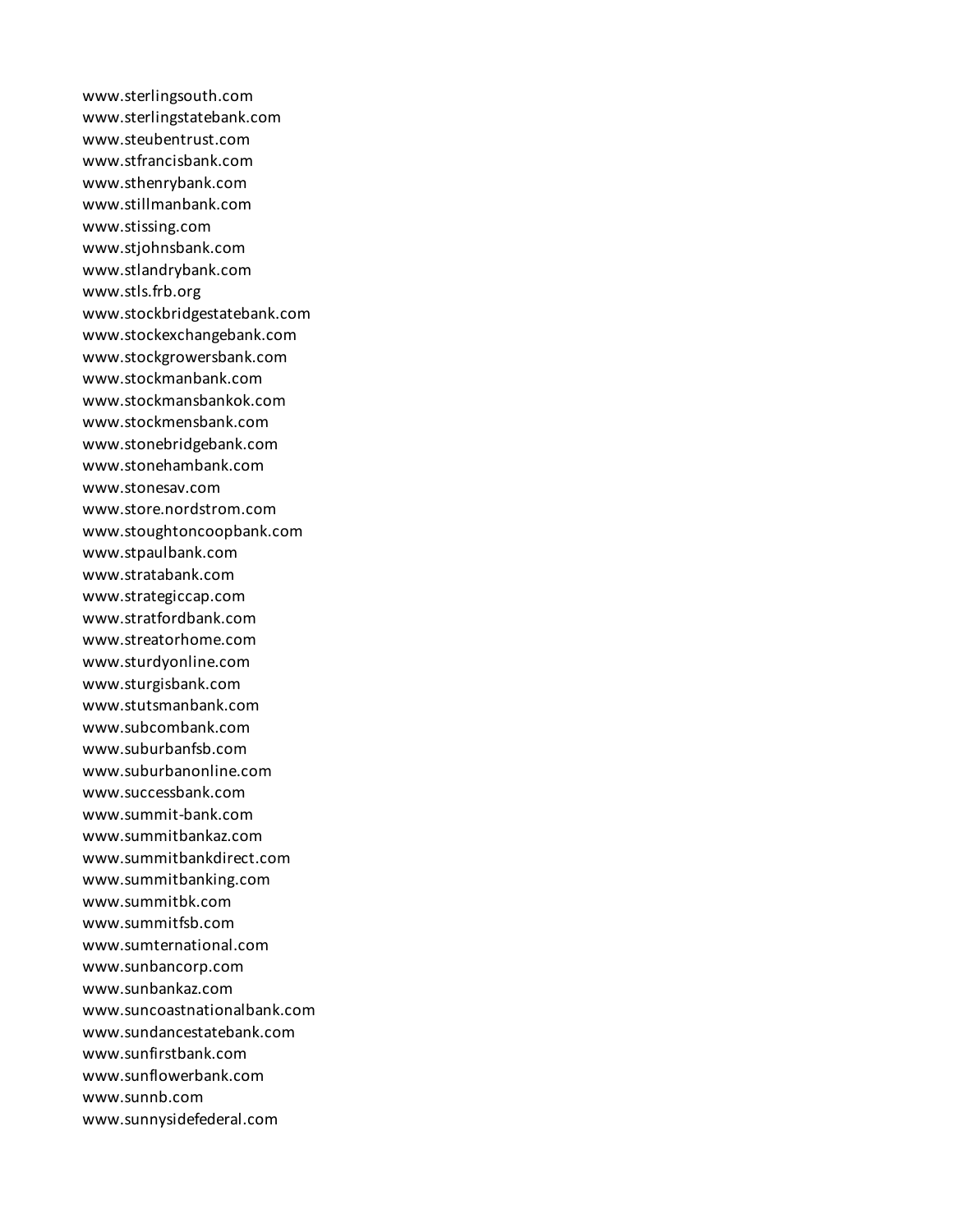www.sterlingsouth.com
www.sterlingstatebank.com
www.steubentrust.com
www.stfrancisbank.com
www.sthenrybank.com
www.stillmanbank.com
www.stissing.com
www.stjohnsbank.com
www.stlandrybank.com
www.stls.frb.org
www.stockbridgestatebank.com
www.stockexchangebank.com
www.stockgrowersbank.com
www.stockmanbank.com
www.stockmansbankok.com
www.stockmensbank.com
www.stonebridgebank.com
www.stonehambank.com
www.stonesav.com
www.store.nordstrom.com
www.stoughtoncoopbank.com
www.stpaulbank.com
www.stratabank.com
www.strategiccap.com
www.stratfordbank.com
www.streatorhome.com
www.sturdyonline.com
www.sturgisbank.com
www.stutsmanbank.com
www.subcombank.com
www.suburbanfsb.com
www.suburbanonline.com
www.successbank.com
www.summit-bank.com
www.summitbankaz.com
www.summitbankdirect.com
www.summitbanking.com
www.summitbk.com
www.summitfsb.com
www.sumternational.com
www.sunbancorp.com
www.sunbankaz.com
www.suncoastnationalbank.com
www.sundancestatebank.com
www.sunfirstbank.com
www.sunflowerbank.com
www.sunnb.com
www.sunnysidefederal.com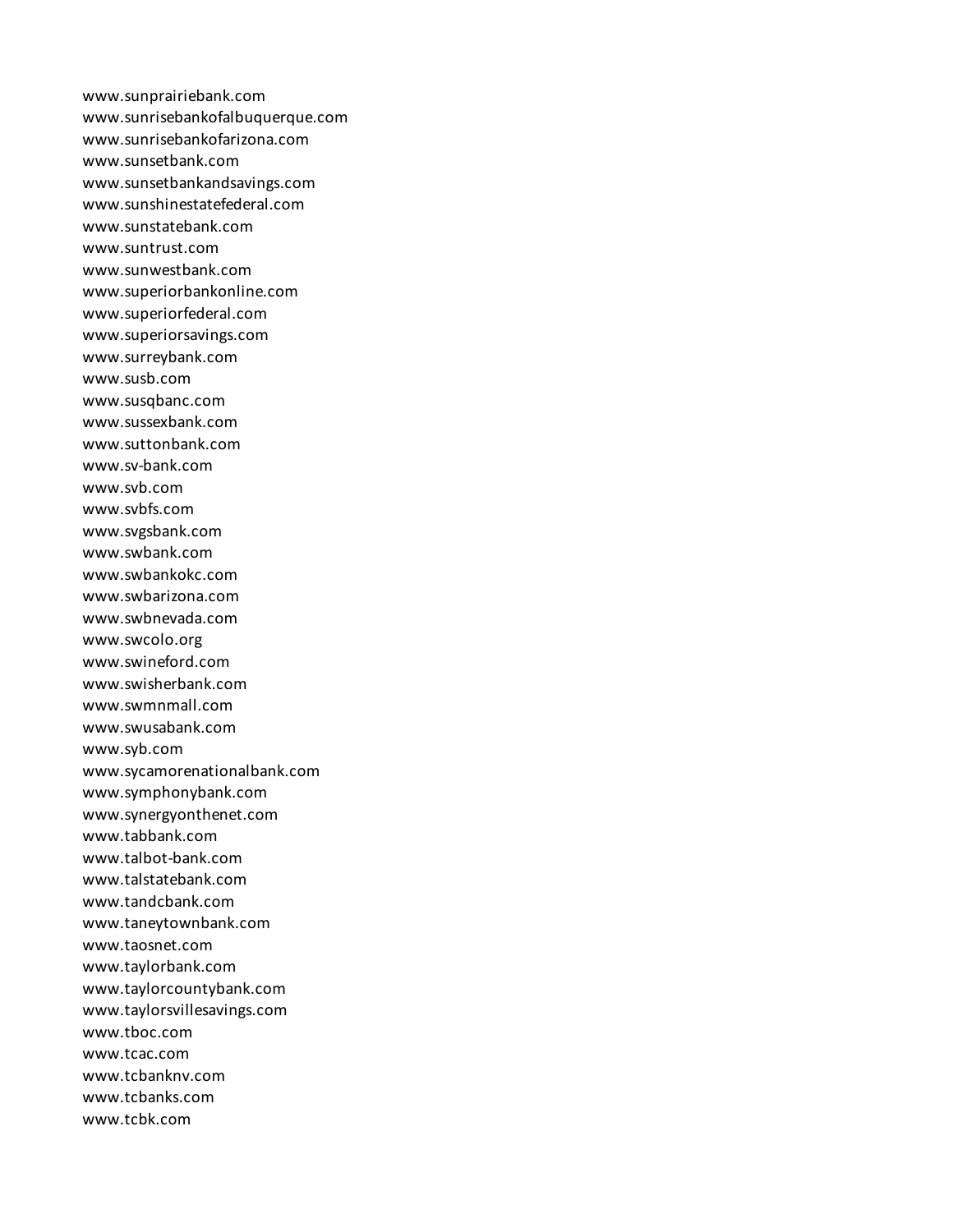www.sunprairiebank.com
www.sunrisebankofalbuquerque.com
www.sunrisebankofarizona.com
www.sunsetbank.com
www.sunsetbankandsavings.com
www.sunshinestatefederal.com
www.sunstatebank.com
www.suntrust.com
www.sunwestbank.com
www.superiorbankonline.com
www.superiorfederal.com
www.superiorsavings.com
www.surreybank.com
www.susb.com
www.susqbanc.com
www.sussexbank.com
www.suttonbank.com
www.sv-bank.com
www.svb.com
www.svbfs.com
www.svgsbank.com
www.swbank.com
www.swbankokc.com
www.swbarizona.com
www.swbnevada.com
www.swcolo.org
www.swineford.com
www.swisherbank.com
www.swmnmall.com
www.swusabank.com
www.syb.com
www.sycamorenationalbank.com
www.symphonybank.com
www.synergyonthenet.com
www.tabbank.com
www.talbot-bank.com
www.talstatebank.com
www.tandcbank.com
www.taneytownbank.com
www.taosnet.com
www.taylorbank.com
www.taylorcountybank.com
www.taylorsvillesavings.com
www.tboc.com
www.tcac.com
www.tcbanknv.com
www.tcbanks.com
www.tcbk.com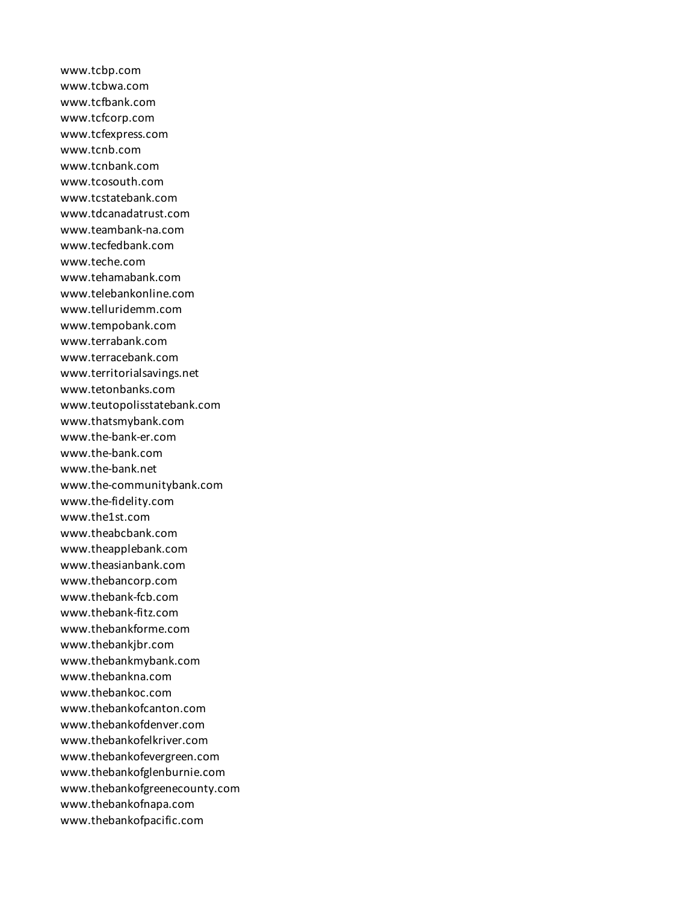www.tcbp.com
www.tcbwa.com
www.tcfbank.com
www.tcfcorp.com
www.tcfexpress.com
www.tcnb.com
www.tcnbank.com
www.tcosouth.com
www.tcstatebank.com
www.tdcanadatrust.com
www.teambank-na.com
www.tecfedbank.com
www.teche.com
www.tehamabank.com
www.telebankonline.com
www.telluridemm.com
www.tempobank.com
www.terrabank.com
www.terracebank.com
www.territorialsavings.net
www.tetonbanks.com
www.teutopolisstatebank.com
www.thatsmybank.com
www.the-bank-er.com
www.the-bank.com
www.the-bank.net
www.the-communitybank.com
www.the-fidelity.com
www.the1st.com
www.theabcbank.com
www.theapplebank.com
www.theasianbank.com
www.thebancorp.com
www.thebank-fcb.com
www.thebank-fitz.com
www.thebankforme.com
www.thebankjbr.com
www.thebankmybank.com
www.thebankna.com
www.thebankoc.com
www.thebankofcanton.com
www.thebankofdenver.com
www.thebankofelkriver.com
www.thebankofevergreen.com
www.thebankofglenburnie.com
www.thebankofgreenecounty.com
www.thebankofnapa.com
www.thebankofpacific.com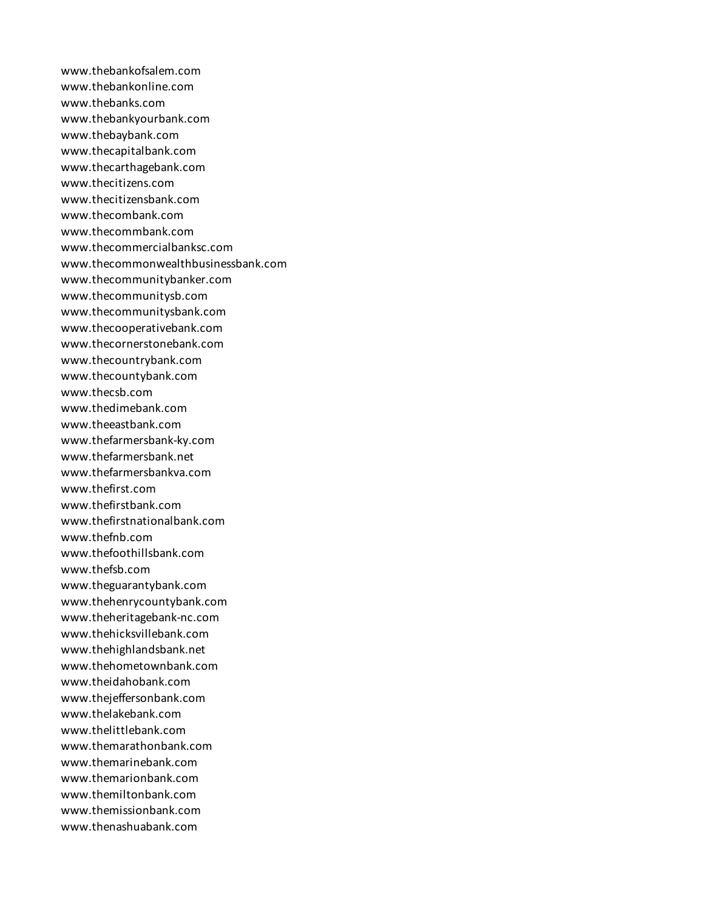www.thebankofsalem.com
www.thebankonline.com
www.thebanks.com
www.thebankyourbank.com
www.thebaybank.com
www.thecapitalbank.com
www.thecarthagebank.com
www.thecitizens.com
www.thecitizensbank.com
www.thecombank.com
www.thecommbank.com
www.thecommercialbanksc.com
www.thecommonwealthbusinessbank.com
www.thecommunitybanker.com
www.thecommunitysb.com
www.thecommunitysbank.com
www.thecooperativebank.com
www.thecornerstonebank.com
www.thecountrybank.com
www.thecountybank.com
www.thecsb.com
www.thedimebank.com
www.theeastbank.com
www.thefarmersbank-ky.com
www.thefarmersbank.net
www.thefarmersbankva.com
www.thefirst.com
www.thefirstbank.com
www.thefirstnationalbank.com
www.thefnb.com
www.thefoothillsbank.com
www.thefsb.com
www.theguarantybank.com
www.thehenrycountybank.com
www.theheritagebank-nc.com
www.thehicksvillebank.com
www.thehighlandsbank.net
www.thehometownbank.com
www.theidahobank.com
www.thejeffersonbank.com
www.thelakebank.com
www.thelittlebank.com
www.themarathonbank.com
www.themarinebank.com
www.themarionbank.com
www.themiltonbank.com
www.themissionbank.com
www.thenashuabank.com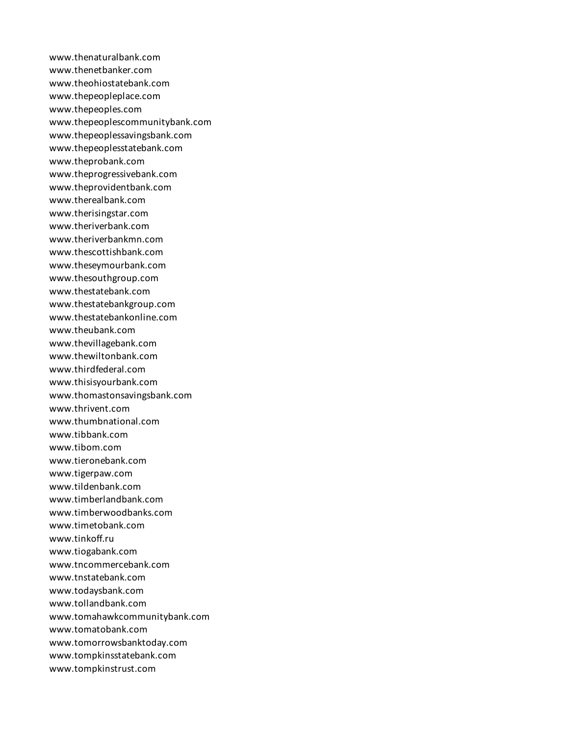www.thenaturalbank.com
www.thenetbanker.com
www.theohiostatebank.com
www.thepeopleplace.com
www.thepeoples.com
www.thepeoplescommunitybank.com
www.thepeoplessavingsbank.com
www.thepeoplesstatebank.com
www.theprobank.com
www.theprogressivebank.com
www.theprovidentbank.com
www.therealbank.com
www.therisingstar.com
www.theriverbank.com
www.theriverbankmn.com
www.thescottishbank.com
www.theseymourbank.com
www.thesouthgroup.com
www.thestatebank.com
www.thestatebankgroup.com
www.thestatebankonline.com
www.theubank.com
www.thevillagebank.com
www.thewiltonbank.com
www.thirdfederal.com
www.thisisyourbank.com
www.thomastonsavingsbank.com
www.thrivent.com
www.thumbnational.com
www.tibbank.com
www.tibom.com
www.tieronebank.com
www.tigerpaw.com
www.tildenbank.com
www.timberlandbank.com
www.timberwoodbanks.com
www.timetobank.com
www.tinkoff.ru
www.tiogabank.com
www.tncommercebank.com
www.tnstatebank.com
www.todaysbank.com
www.tollandbank.com
www.tomahawkcommunitybank.com
www.tomatobank.com
www.tomorrowsbanktoday.com
www.tompkinsstatebank.com
www.tompkinstrust.com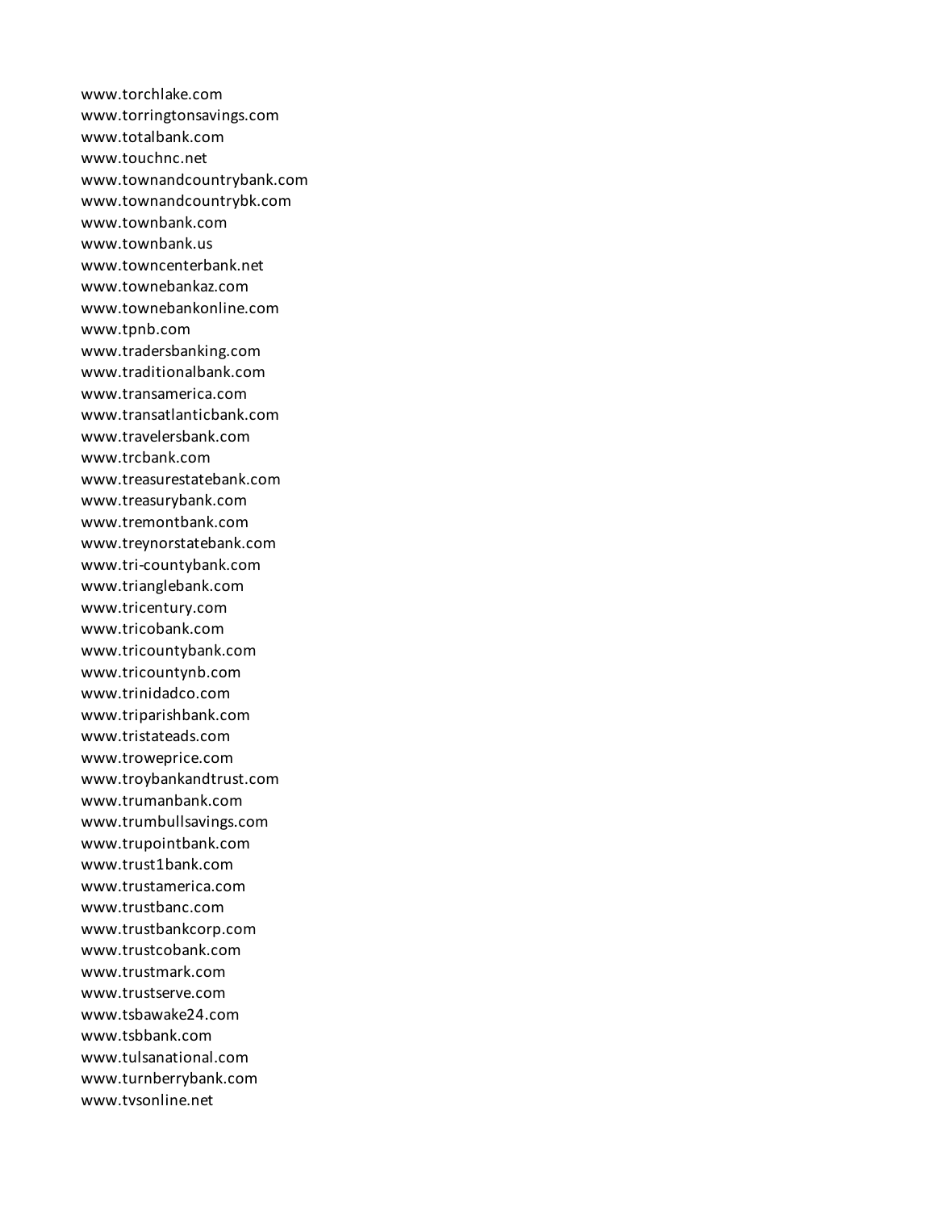www.torchlake.com
www.torringtonsavings.com
www.totalbank.com
www.touchnc.net
www.townandcountrybank.com
www.townandcountrybk.com
www.townbank.com
www.townbank.us
www.towncenterbank.net
www.townebankaz.com
www.townebankonline.com
www.tpnb.com
www.tradersbanking.com
www.traditionalbank.com
www.transamerica.com
www.transatlanticbank.com
www.travelersbank.com
www.trcbank.com
www.treasurestatebank.com
www.treasurybank.com
www.tremontbank.com
www.treynorstatebank.com
www.tri-countybank.com
www.trianglebank.com
www.tricentury.com
www.tricobank.com
www.tricountybank.com
www.tricountynb.com
www.trinidadco.com
www.triparishbank.com
www.tristateads.com
www.troweprice.com
www.troybankandtrust.com
www.trumanbank.com
www.trumbullsavings.com
www.trupointbank.com
www.trust1bank.com
www.trustamerica.com
www.trustbanc.com
www.trustbankcorp.com
www.trustcobank.com
www.trustmark.com
www.trustserve.com
www.tsbawake24.com
www.tsbbank.com
www.tulsanational.com
www.turnberrybank.com
www.tvsonline.net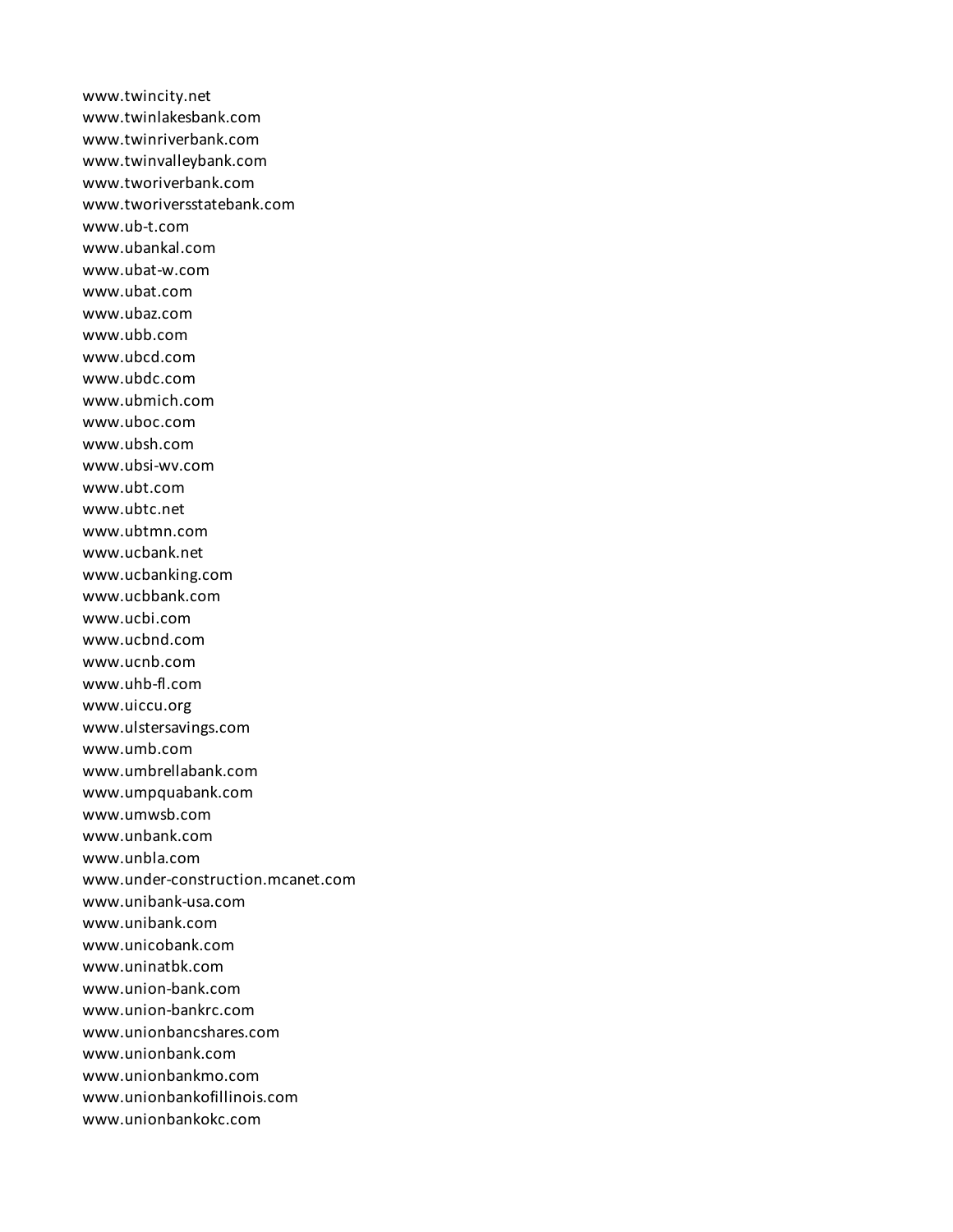www.twincity.net
www.twinlakesbank.com
www.twinriverbank.com
www.twinvalleybank.com
www.tworiverbank.com
www.tworiversstatebank.com
www.ub-t.com
www.ubankal.com
www.ubat-w.com
www.ubat.com
www.ubaz.com
www.ubb.com
www.ubcd.com
www.ubdc.com
www.ubmich.com
www.uboc.com
www.ubsh.com
www.ubsi-wv.com
www.ubt.com
www.ubtc.net
www.ubtmn.com
www.ucbank.net
www.ucbanking.com
www.ucbbank.com
www.ucbi.com
www.ucbnd.com
www.ucnb.com
www.uhb-fl.com
www.uiccu.org
www.ulstersavings.com
www.umb.com
www.umbrellabank.com
www.umpquabank.com
www.umwsb.com
www.unbank.com
www.unbla.com
www.under-construction.mcanet.com
www.unibank-usa.com
www.unibank.com
www.unicobank.com
www.uninatbk.com
www.union-bank.com
www.union-bankrc.com
www.unionbancshares.com
www.unionbank.com
www.unionbankmo.com
www.unionbankofillinois.com
www.unionbankokc.com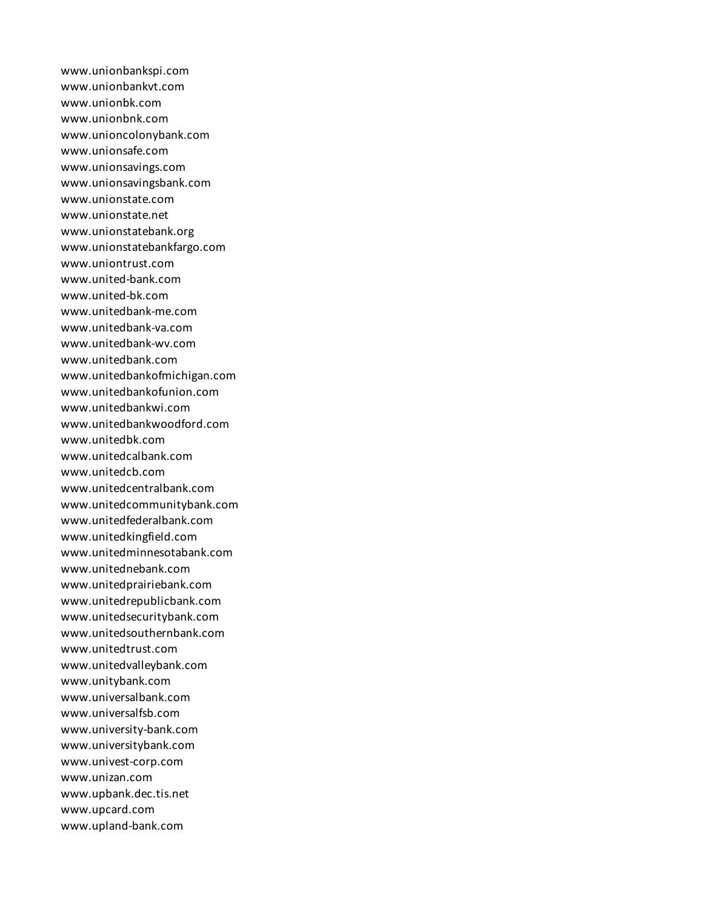www.unionbankspi.com
www.unionbankvt.com
www.unionbk.com
www.unionbnk.com
www.unioncolonybank.com
www.unionsafe.com
www.unionsavings.com
www.unionsavingsbank.com
www.unionstate.com
www.unionstate.net
www.unionstatebank.org
www.unionstatebankfargo.com
www.uniontrust.com
www.united-bank.com
www.united-bk.com
www.unitedbank-me.com
www.unitedbank-va.com
www.unitedbank-wv.com
www.unitedbank.com
www.unitedbankofmichigan.com
www.unitedbankofunion.com
www.unitedbankwi.com
www.unitedbankwoodford.com
www.unitedbk.com
www.unitedcalbank.com
www.unitedcb.com
www.unitedcentralbank.com
www.unitedcommunitybank.com
www.unitedfederalbank.com
www.unitedkingfield.com
www.unitedminnesotabank.com
www.unitednebank.com
www.unitedprairiebank.com
www.unitedrepublicbank.com
www.unitedsecuritybank.com
www.unitedsouthernbank.com
www.unitedtrust.com
www.unitedvalleybank.com
www.unitybank.com
www.universalbank.com
www.universalfsb.com
www.university-bank.com
www.universitybank.com
www.univest-corp.com
www.unizan.com
www.upbank.dec.tis.net
www.upcard.com
www.upland-bank.com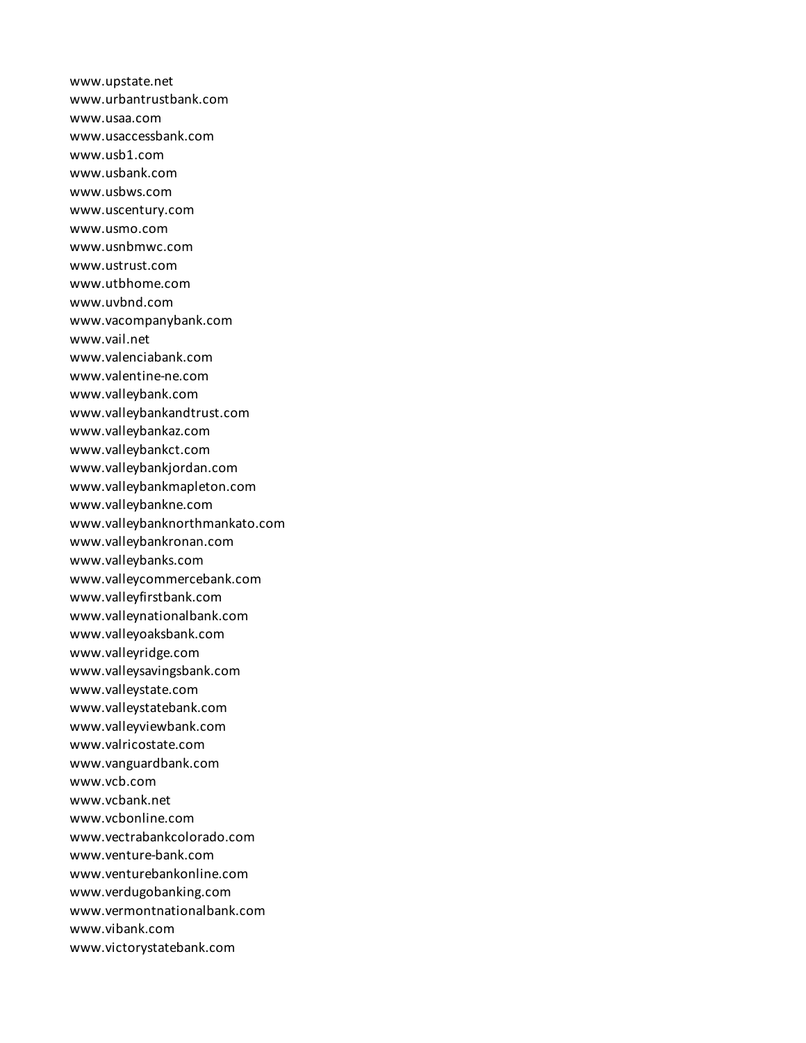www.upstate.net
www.urbantrustbank.com
www.usaa.com
www.usaccessbank.com
www.usb1.com
www.usbank.com
www.usbws.com
www.uscentury.com
www.usmo.com
www.usnbmwc.com
www.ustrust.com
www.utbhome.com
www.uvbnd.com
www.vacompanybank.com
www.vail.net
www.valenciabank.com
www.valentine-ne.com
www.valleybank.com
www.valleybankandtrust.com
www.valleybankaz.com
www.valleybankct.com
www.valleybankjordan.com
www.valleybankmapleton.com
www.valleybankne.com
www.valleybanknorthmankato.com
www.valleybankronan.com
www.valleybanks.com
www.valleycommercebank.com
www.valleyfirstbank.com
www.valleynationalbank.com
www.valleyoaksbank.com
www.valleyridge.com
www.valleysavingsbank.com
www.valleystate.com
www.valleystatebank.com
www.valleyviewbank.com
www.valricostate.com
www.vanguardbank.com
www.vcb.com
www.vcbank.net
www.vcbonline.com
www.vectrabankcolorado.com
www.venture-bank.com
www.venturebankonline.com
www.verdugobanking.com
www.vermontnationalbank.com
www.vibank.com
www.victorystatebank.com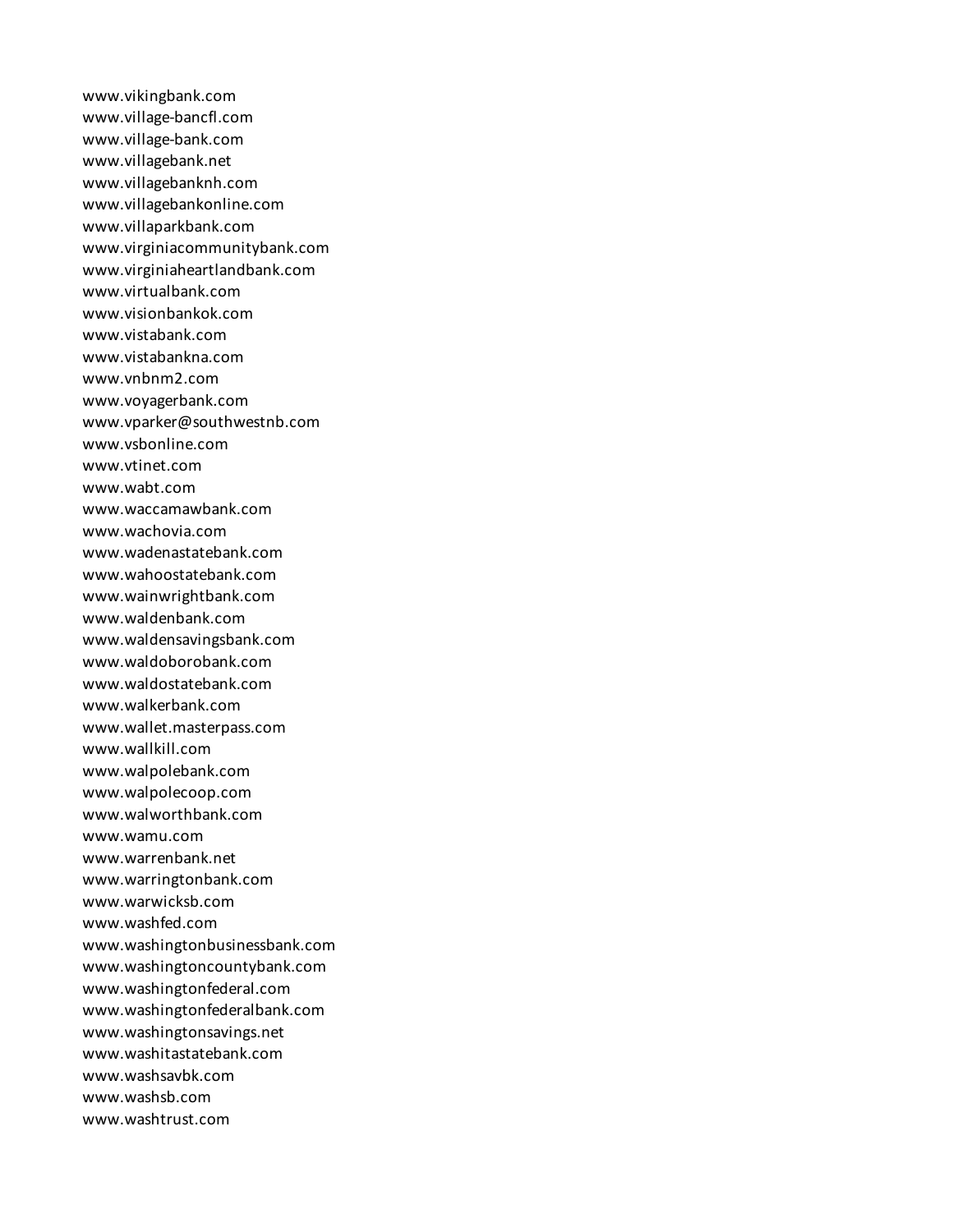www.vikingbank.com
www.village-bancfl.com
www.village-bank.com
www.villagebank.net
www.villagebanknh.com
www.villagebankonline.com
www.villaparkbank.com
www.virginiacommunitybank.com
www.virginiaheartlandbank.com
www.virtualbank.com
www.visionbankok.com
www.vistabank.com
www.vistabankna.com
www.vnbnm2.com
www.voyagerbank.com
www.vparker@southwestnb.com
www.vsbonline.com
www.vtinet.com
www.wabt.com
www.waccamawbank.com
www.wachovia.com
www.wadenastatebank.com
www.wahoostatebank.com
www.wainwrightbank.com
www.waldenbank.com
www.waldensavingsbank.com
www.waldoborobank.com
www.waldostatebank.com
www.walkerbank.com
www.wallet.masterpass.com
www.wallkill.com
www.walpolebank.com
www.walpolecoop.com
www.walworthbank.com
www.wamu.com
www.warrenbank.net
www.warringtonbank.com
www.warwicksb.com
www.washfed.com
www.washingtonbusinessbank.com
www.washingtoncountybank.com
www.washingtonfederal.com
www.washingtonfederalbank.com
www.washingtonsavings.net
www.washitastatebank.com
www.washsavbk.com
www.washsb.com
www.washtrust.com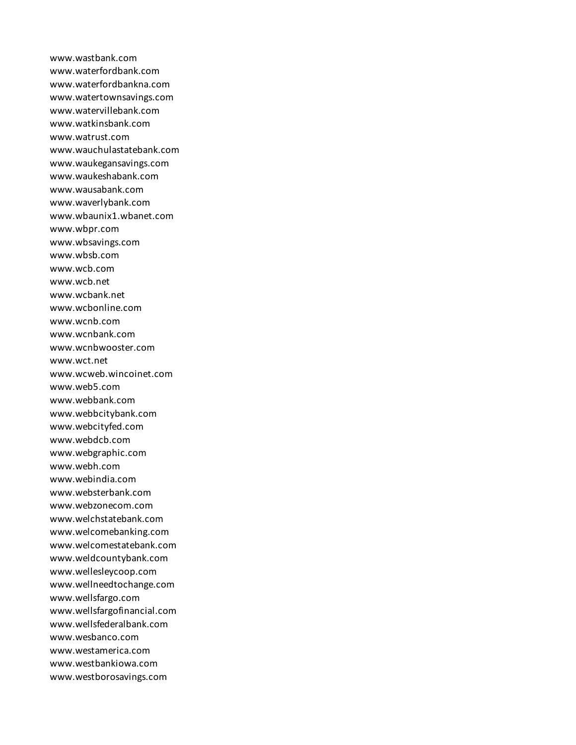www.wastbank.com
www.waterfordbank.com
www.waterfordbankna.com
www.watertownsavings.com
www.watervillebank.com
www.watkinsbank.com
www.watrust.com
www.wauchulastatebank.com
www.waukegansavings.com
www.waukeshabank.com
www.wausabank.com
www.waverlybank.com
www.wbaunix1.wbanet.com
www.wbpr.com
www.wbsavings.com
www.wbsb.com
www.wcb.com
www.wcb.net
www.wcbank.net
www.wcbonline.com
www.wcnb.com
www.wcnbank.com
www.wcnbwooster.com
www.wct.net
www.wcweb.wincoinet.com
www.web5.com
www.webbank.com
www.webbcitybank.com
www.webcityfed.com
www.webdcb.com
www.webgraphic.com
www.webh.com
www.webindia.com
www.websterbank.com
www.webzonecom.com
www.welchstatebank.com
www.welcomebanking.com
www.welcomestatebank.com
www.weldcountybank.com
www.wellesleycoop.com
www.wellneedtochange.com
www.wellsfargo.com
www.wellsfargofinancial.com
www.wellsfederalbank.com
www.wesbanco.com
www.westamerica.com
www.westbankiowa.com
www.westborosavings.com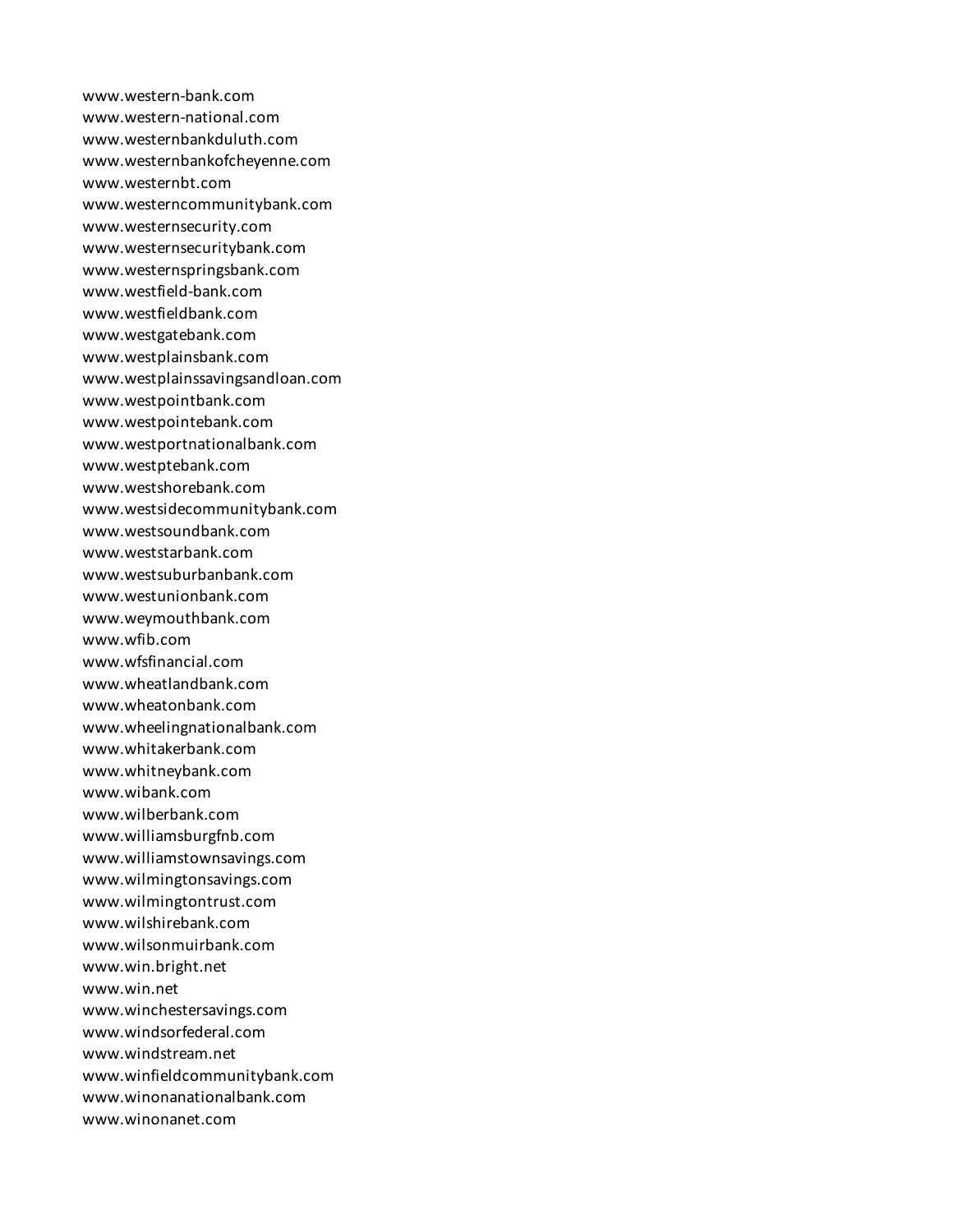www.western-bank.com
www.western-national.com
www.westernbankduluth.com
www.westernbankofcheyenne.com
www.westernbt.com
www.westerncommunitybank.com
www.westernsecurity.com
www.westernsecuritybank.com
www.westernspringsbank.com
www.westfield-bank.com
www.westfieldbank.com
www.westgatebank.com
www.westplainsbank.com
www.westplainssavingsandloan.com
www.westpointbank.com
www.westpointebank.com
www.westportnationalbank.com
www.westptebank.com
www.westshorebank.com
www.westsidecommunitybank.com
www.westsoundbank.com
www.weststarbank.com
www.westsuburbanbank.com
www.westunionbank.com
www.weymouthbank.com
www.wfib.com
www.wfsfinancial.com
www.wheatlandbank.com
www.wheatonbank.com
www.wheelingnationalbank.com
www.whitakerbank.com
www.whitneybank.com
www.wibank.com
www.wilberbank.com
www.williamsburgfnb.com
www.williamstownsavings.com
www.wilmingtonsavings.com
www.wilmingtontrust.com
www.wilshirebank.com
www.wilsonmuirbank.com
www.win.bright.net
www.win.net
www.winchestersavings.com
www.windsorfederal.com
www.windstream.net
www.winfieldcommunitybank.com
www.winonanationalbank.com
www.winonanet.com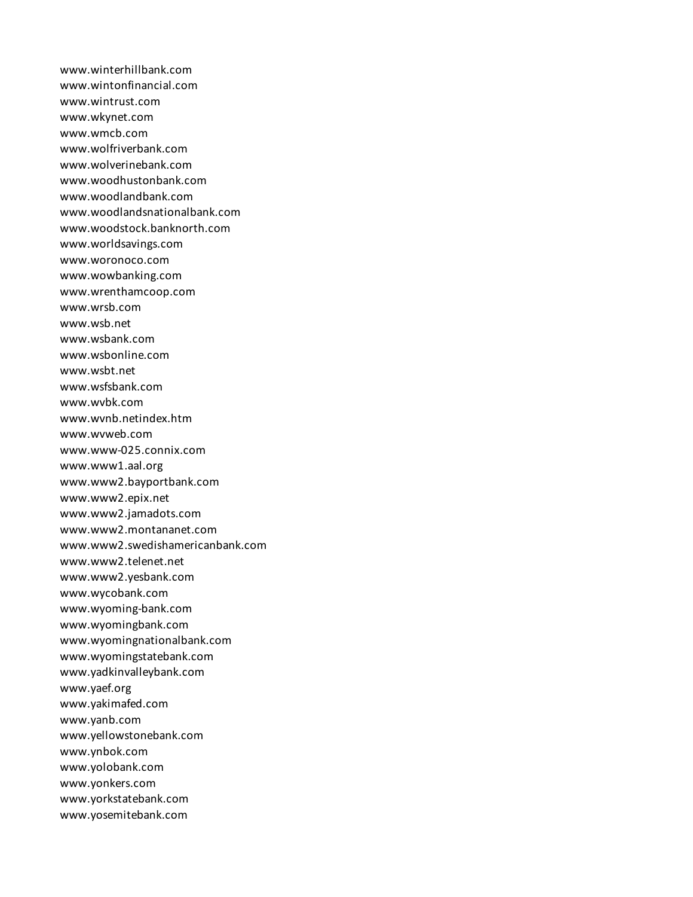www.winterhillbank.com
www.wintonfinancial.com
www.wintrust.com
www.wkynet.com
www.wmcb.com
www.wolfriverbank.com
www.wolverinebank.com
www.woodhustonbank.com
www.woodlandbank.com
www.woodlandsnationalbank.com
www.woodstock.banknorth.com
www.worldsavings.com
www.woronoco.com
www.wowbanking.com
www.wrenthamcoop.com
www.wrsb.com
www.wsb.net
www.wsbank.com
www.wsbonline.com
www.wsbt.net
www.wsfsbank.com
www.wvbk.com
www.wvnb.netindex.htm
www.wvweb.com
www.www-025.connix.com
www.www1.aal.org
www.www2.bayportbank.com
www.www2.epix.net
www.www2.jamadots.com
www.www2.montananet.com
www.www2.swedishamericanbank.com
www.www2.telenet.net
www.www2.yesbank.com
www.wycobank.com
www.wyoming-bank.com
www.wyomingbank.com
www.wyomingnationalbank.com
www.wyomingstatebank.com
www.yadkinvalleybank.com
www.yaef.org
www.yakimafed.com
www.yanb.com
www.yellowstonebank.com
www.ynbok.com
www.yolobank.com
www.yonkers.com
www.yorkstatebank.com
www.yosemitebank.com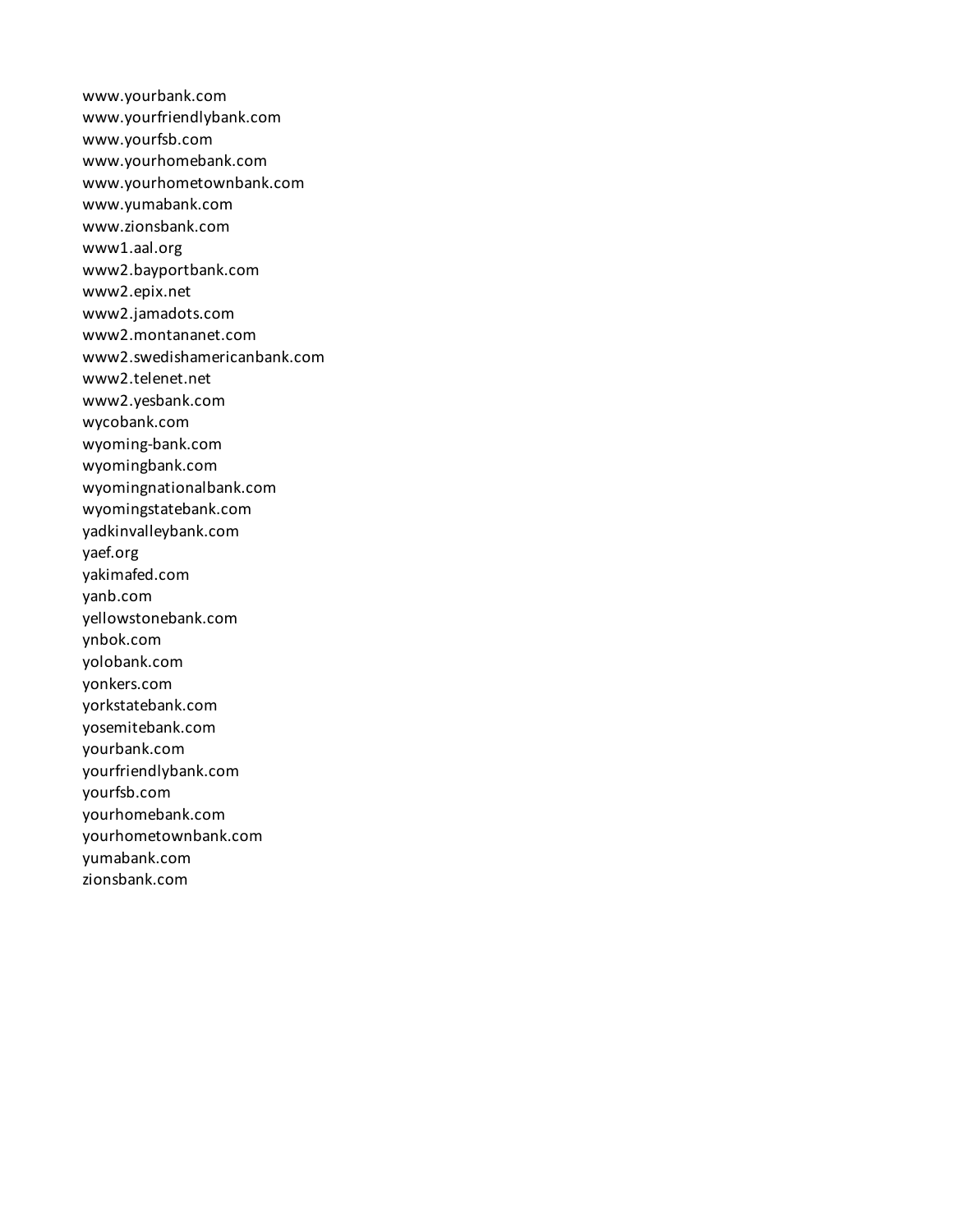www.yourbank.com
www.yourfriendlybank.com
www.yourfsb.com
www.yourhomebank.com
www.yourhometownbank.com
www.yumabank.com
www.zionsbank.com
www1.aal.org
www2.bayportbank.com
www2.epix.net
www2.jamadots.com
www2.montananet.com
www2.swedishamericanbank.com
www2.telenet.net
www2.yesbank.com
wycobank.com
wyoming-bank.com
wyomingbank.com
wyomingnationalbank.com
wyomingstatebank.com
yadkinvalleybank.com
yaef.org
yakimafed.com
yanb.com
yellowstonebank.com
ynbok.com
yolobank.com
yonkers.com
yorkstatebank.com
yosemitebank.com
yourbank.com
yourfriendlybank.com
yourfsb.com
yourhomebank.com
yourhometownbank.com
yumabank.com
zionsbank.com